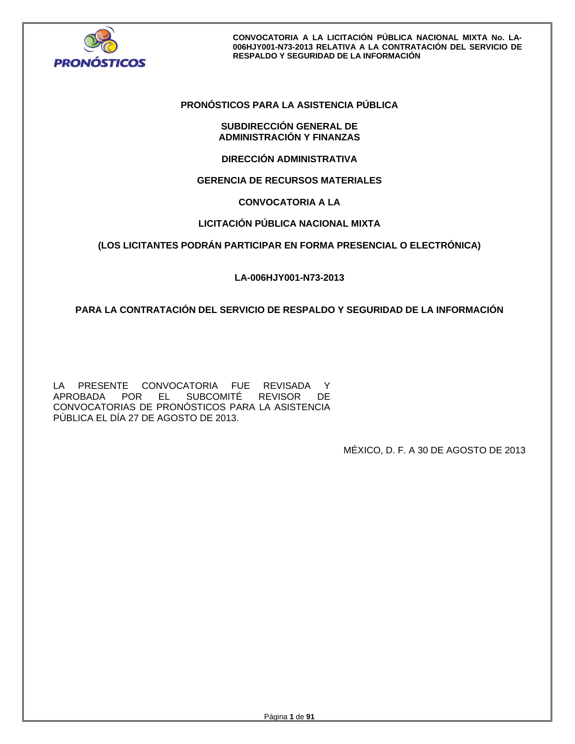# PRONÓSTICOS PARA LA ASISTENCIA PÚBLICA

## SUBDIRECCIÓN GENERAL DE ADMINISTRACIÓN Y FINANZAS

## DIRECCIÓN ADMINISTRATIVA

## GERENCIA DE RECURSOS MATERIALES

## CONVOCATORIA A LA

## LICITACIÓN PÚBLICA NACIONAL MIXTA

**(LOS LICITANTES PODRÁN PARTICIPAR EN FORMA PRESENCIAL O ELECTRÓNICA)**

**LA-006HJY001-N73-2013**

**PARA LA CONTRATACIÓN DEL SERVICIO DE RESPALDO Y SEGURIDAD DE LA INFORMACIÓN**

LA PRESENTE CONVOCATORIA FUE REVISADA Y APROBADA POR EL SUBCOMITÉ REVISOR DE CONVOCATORIAS DE PRONÓSTICOS PARA LA ASISTENCIA PÚBLICA EL DÍA 27 DE AGOSTO DE 2013.

MÉXICO, D. F. A 30 DE AGOSTO DE 2013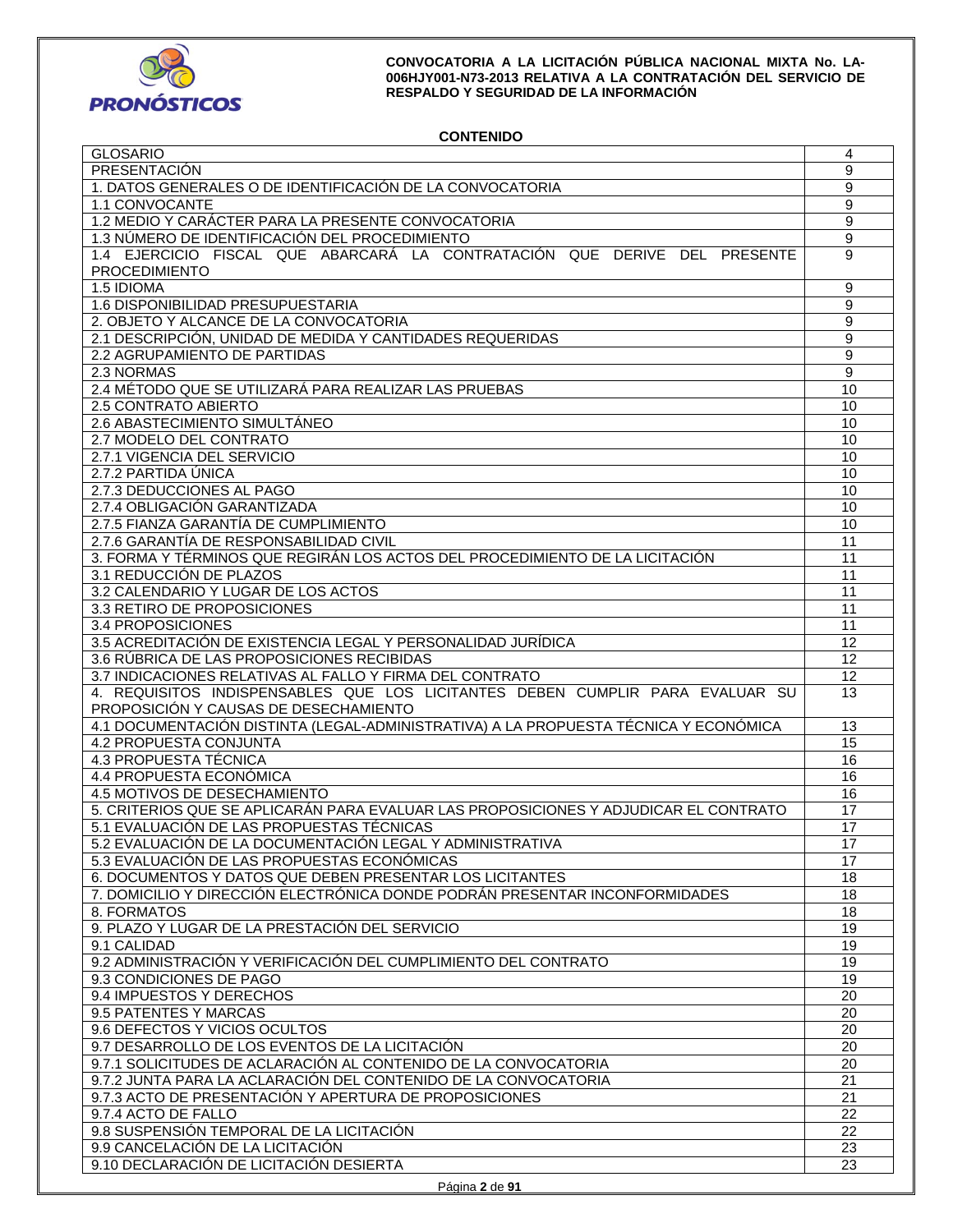**CONVOCATORIA A LA LICITACIÓN PÚBLICA NACIONAL MIXTA No. LA-006HJY001-N73-2013 RELATIVA A LA CONTRATACIÓN DEL SERVICIO DE RESPALDO Y SEGURIDAD DE LA INFORMACIÓN**

## CONTENIDO

| | |
|---|---|
| GLOSARIO | 4 |
| PRESENTACIÓN | 9 |
| 1. DATOS GENERALES O DE IDENTIFICACIÓN DE LA CONVOCATORIA | 9 |
| 1.1 CONVOCANTE | 9 |
| 1.2 MEDIO Y CARÁCTER PARA LA PRESENTE CONVOCATORIA | 9 |
| 1.3 NÚMERO DE IDENTIFICACIÓN DEL PROCEDIMIENTO | 9 |
| 1.4 EJERCICIO FISCAL QUE ABARCARÁ LA CONTRATACIÓN QUE DERIVE DEL PRESENTE PROCEDIMIENTO | 9 |
| 1.5 IDIOMA | 9 |
| 1.6 DISPONIBILIDAD PRESUPUESTARIA | 9 |
| 2. OBJETO Y ALCANCE DE LA CONVOCATORIA | 9 |
| 2.1 DESCRIPCIÓN, UNIDAD DE MEDIDA Y CANTIDADES REQUERIDAS | 9 |
| 2.2 AGRUPAMIENTO DE PARTIDAS | 9 |
| 2.3 NORMAS | 9 |
| 2.4 MÉTODO QUE SE UTILIZARÁ PARA REALIZAR LAS PRUEBAS | 10 |
| 2.5 CONTRATO ABIERTO | 10 |
| 2.6 ABASTECIMIENTO SIMULTÁNEO | 10 |
| 2.7 MODELO DEL CONTRATO | 10 |
| 2.7.1 VIGENCIA DEL SERVICIO | 10 |
| 2.7.2 PARTIDA ÚNICA | 10 |
| 2.7.3 DEDUCCIONES AL PAGO | 10 |
| 2.7.4 OBLIGACIÓN GARANTIZADA | 10 |
| 2.7.5 FIANZA GARANTÍA DE CUMPLIMIENTO | 10 |
| 2.7.6 GARANTÍA DE RESPONSABILIDAD CIVIL | 11 |
| 3. FORMA Y TÉRMINOS QUE REGIRÁN LOS ACTOS DEL PROCEDIMIENTO DE LA LICITACIÓN | 11 |
| 3.1 REDUCCIÓN DE PLAZOS | 11 |
| 3.2 CALENDARIO Y LUGAR DE LOS ACTOS | 11 |
| 3.3 RETIRO DE PROPOSICIONES | 11 |
| 3.4 PROPOSICIONES | 11 |
| 3.5 ACREDITACIÓN DE EXISTENCIA LEGAL Y PERSONALIDAD JURÍDICA | 12 |
| 3.6 RÚBRICA DE LAS PROPOSICIONES RECIBIDAS | 12 |
| 3.7 INDICACIONES RELATIVAS AL FALLO Y FIRMA DEL CONTRATO | 12 |
| 4. REQUISITOS INDISPENSABLES QUE LOS LICITANTES DEBEN CUMPLIR PARA EVALUAR SU PROPOSICIÓN Y CAUSAS DE DESECHAMIENTO | 13 |
| 4.1 DOCUMENTACIÓN DISTINTA (LEGAL-ADMINISTRATIVA) A LA PROPUESTA TÉCNICA Y ECONÓMICA | 13 |
| 4.2 PROPUESTA CONJUNTA | 15 |
| 4.3 PROPUESTA TÉCNICA | 16 |
| 4.4 PROPUESTA ECONÓMICA | 16 |
| 4.5 MOTIVOS DE DESECHAMIENTO | 16 |
| 5. CRITERIOS QUE SE APLICARÁN PARA EVALUAR LAS PROPOSICIONES Y ADJUDICAR EL CONTRATO | 17 |
| 5.1 EVALUACIÓN DE LAS PROPUESTAS TÉCNICAS | 17 |
| 5.2 EVALUACIÓN DE LA DOCUMENTACIÓN LEGAL Y ADMINISTRATIVA | 17 |
| 5.3 EVALUACIÓN DE LAS PROPUESTAS ECONÓMICAS | 17 |
| 6. DOCUMENTOS Y DATOS QUE DEBEN PRESENTAR LOS LICITANTES | 18 |
| 7. DOMICILIO Y DIRECCIÓN ELECTRÓNICA DONDE PODRÁN PRESENTAR INCONFORMIDADES | 18 |
| 8. FORMATOS | 18 |
| 9. PLAZO Y LUGAR DE LA PRESTACIÓN DEL SERVICIO | 19 |
| 9.1 CALIDAD | 19 |
| 9.2 ADMINISTRACIÓN Y VERIFICACIÓN DEL CUMPLIMIENTO DEL CONTRATO | 19 |
| 9.3 CONDICIONES DE PAGO | 19 |
| 9.4 IMPUESTOS Y DERECHOS | 20 |
| 9.5 PATENTES Y MARCAS | 20 |
| 9.6 DEFECTOS Y VICIOS OCULTOS | 20 |
| 9.7 DESARROLLO DE LOS EVENTOS DE LA LICITACIÓN | 20 |
| 9.7.1 SOLICITUDES DE ACLARACIÓN AL CONTENIDO DE LA CONVOCATORIA | 20 |
| 9.7.2 JUNTA PARA LA ACLARACIÓN DEL CONTENIDO DE LA CONVOCATORIA | 21 |
| 9.7.3 ACTO DE PRESENTACIÓN Y APERTURA DE PROPOSICIONES | 21 |
| 9.7.4 ACTO DE FALLO | 22 |
| 9.8 SUSPENSIÓN TEMPORAL DE LA LICITACIÓN | 22 |
| 9.9 CANCELACIÓN DE LA LICITACIÓN | 23 |
| 9.10 DECLARACIÓN DE LICITACIÓN DESIERTA | 23 |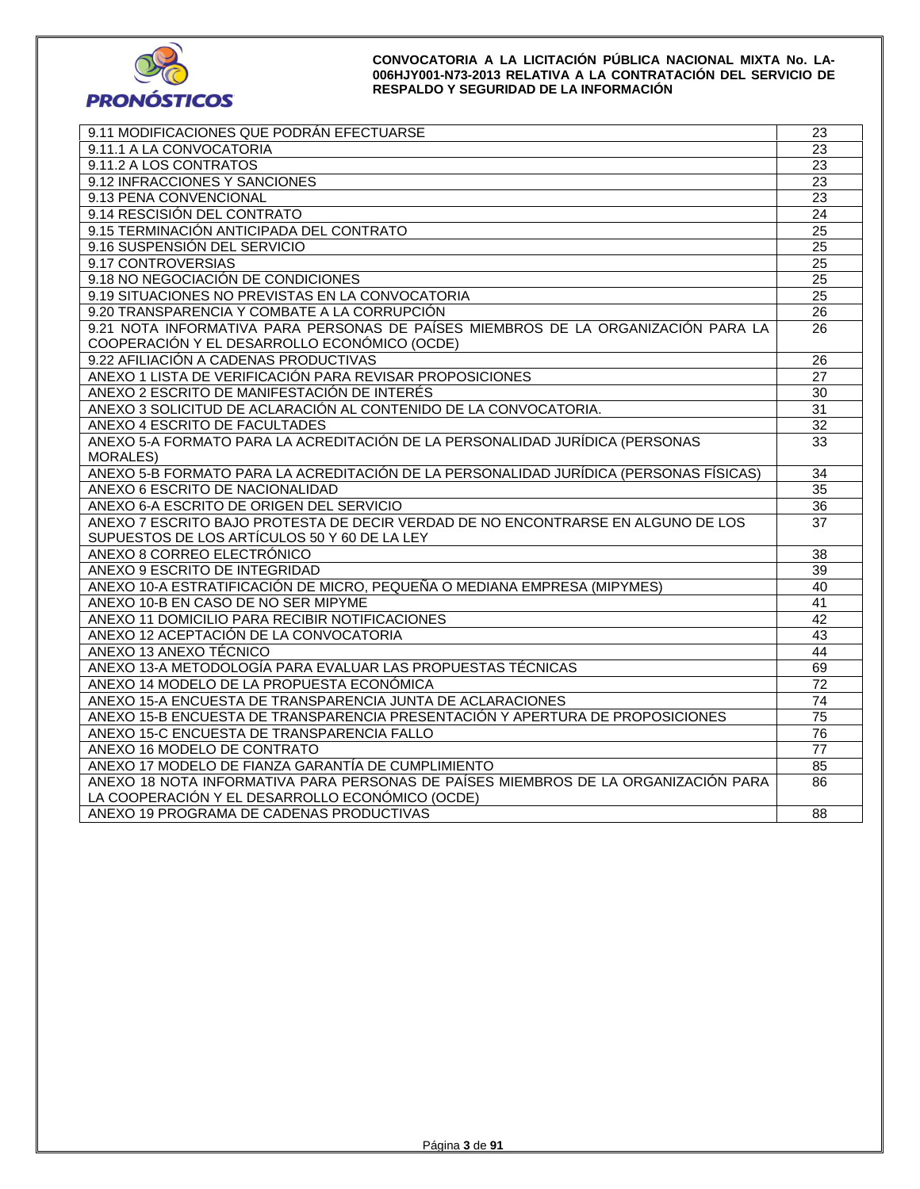| | |
|---|---|
| 9.11 MODIFICACIONES QUE PODRÁN EFECTUARSE | 23 |
| 9.11.1 A LA CONVOCATORIA | 23 |
| 9.11.2 A LOS CONTRATOS | 23 |
| 9.12 INFRACCIONES Y SANCIONES | 23 |
| 9.13 PENA CONVENCIONAL | 23 |
| 9.14 RESCISIÓN DEL CONTRATO | 24 |
| 9.15 TERMINACIÓN ANTICIPADA DEL CONTRATO | 25 |
| 9.16 SUSPENSIÓN DEL SERVICIO | 25 |
| 9.17 CONTROVERSIAS | 25 |
| 9.18 NO NEGOCIACIÓN DE CONDICIONES | 25 |
| 9.19 SITUACIONES NO PREVISTAS EN LA CONVOCATORIA | 25 |
| 9.20 TRANSPARENCIA Y COMBATE A LA CORRUPCIÓN | 26 |
| 9.21 NOTA INFORMATIVA PARA PERSONAS DE PAÍSES MIEMBROS DE LA ORGANIZACIÓN PARA LA COOPERACIÓN Y EL DESARROLLO ECONÓMICO (OCDE) | 26 |
| 9.22 AFILIACIÓN A CADENAS PRODUCTIVAS | 26 |
| ANEXO 1 LISTA DE VERIFICACIÓN PARA REVISAR PROPOSICIONES | 27 |
| ANEXO 2 ESCRITO DE MANIFESTACIÓN DE INTERÉS | 30 |
| ANEXO 3 SOLICITUD DE ACLARACIÓN AL CONTENIDO DE LA CONVOCATORIA. | 31 |
| ANEXO 4 ESCRITO DE FACULTADES | 32 |
| ANEXO 5-A FORMATO PARA LA ACREDITACIÓN DE LA PERSONALIDAD JURÍDICA (PERSONAS MORALES) | 33 |
| ANEXO 5-B FORMATO PARA LA ACREDITACIÓN DE LA PERSONALIDAD JURÍDICA (PERSONAS FÍSICAS) | 34 |
| ANEXO 6 ESCRITO DE NACIONALIDAD | 35 |
| ANEXO 6-A ESCRITO DE ORIGEN DEL SERVICIO | 36 |
| ANEXO 7 ESCRITO BAJO PROTESTA DE DECIR VERDAD DE NO ENCONTRARSE EN ALGUNO DE LOS SUPUESTOS DE LOS ARTÍCULOS 50 Y 60 DE LA LEY | 37 |
| ANEXO 8 CORREO ELECTRÓNICO | 38 |
| ANEXO 9 ESCRITO DE INTEGRIDAD | 39 |
| ANEXO 10-A ESTRATIFICACIÓN DE MICRO, PEQUEÑA O MEDIANA EMPRESA (MIPYMES) | 40 |
| ANEXO 10-B EN CASO DE NO SER MIPYME | 41 |
| ANEXO 11 DOMICILIO PARA RECIBIR NOTIFICACIONES | 42 |
| ANEXO 12 ACEPTACIÓN DE LA CONVOCATORIA | 43 |
| ANEXO 13 ANEXO TÉCNICO | 44 |
| ANEXO 13-A METODOLOGÍA PARA EVALUAR LAS PROPUESTAS TÉCNICAS | 69 |
| ANEXO 14 MODELO DE LA PROPUESTA ECONÓMICA | 72 |
| ANEXO 15-A ENCUESTA DE TRANSPARENCIA JUNTA DE ACLARACIONES | 74 |
| ANEXO 15-B ENCUESTA DE TRANSPARENCIA PRESENTACIÓN Y APERTURA DE PROPOSICIONES | 75 |
| ANEXO 15-C ENCUESTA DE TRANSPARENCIA FALLO | 76 |
| ANEXO 16 MODELO DE CONTRATO | 77 |
| ANEXO 17 MODELO DE FIANZA GARANTÍA DE CUMPLIMIENTO | 85 |
| ANEXO 18 NOTA INFORMATIVA PARA PERSONAS DE PAÍSES MIEMBROS DE LA ORGANIZACIÓN PARA LA COOPERACIÓN Y EL DESARROLLO ECONÓMICO (OCDE) | 86 |
| ANEXO 19 PROGRAMA DE CADENAS PRODUCTIVAS | 88 |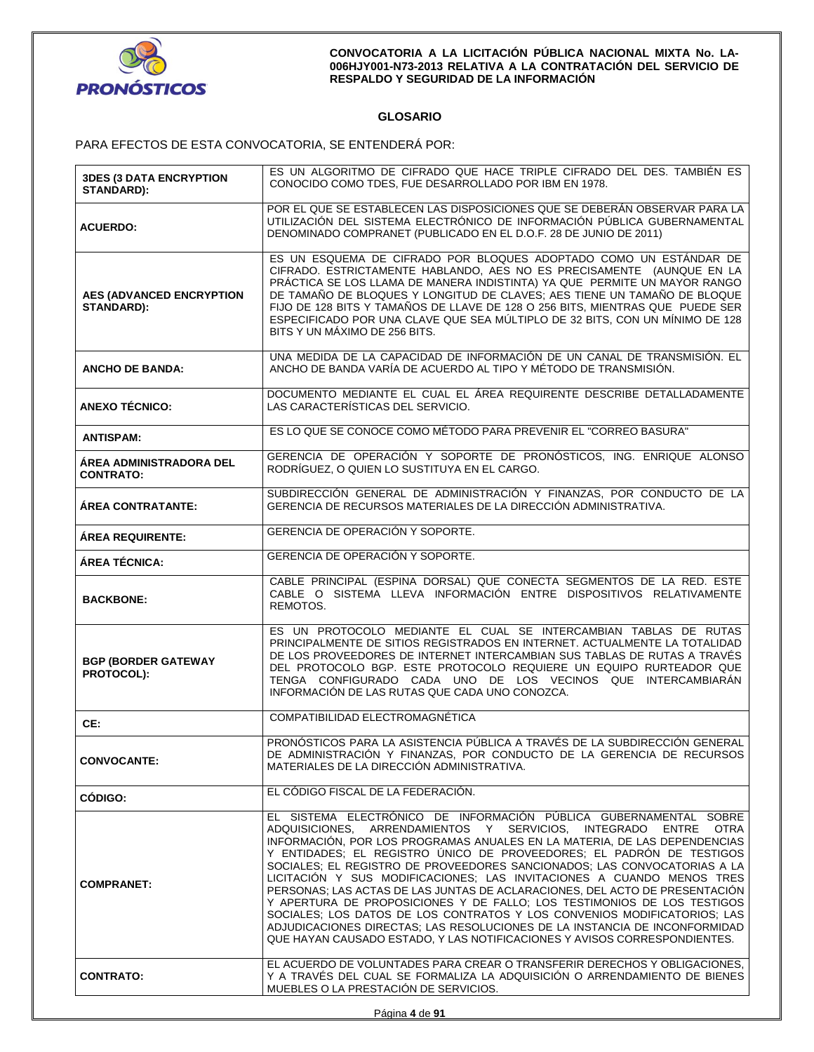## GLOSARIO

PARA EFECTOS DE ESTA CONVOCATORIA, SE ENTENDERÁ POR:

| | |
|---|---|
| **3DES (3 DATA ENCRYPTION STANDARD):** | ES UN ALGORITMO DE CIFRADO QUE HACE TRIPLE CIFRADO DEL DES. TAMBIÉN ES CONOCIDO COMO TDES, FUE DESARROLLADO POR IBM EN 1978. |
| **ACUERDO:** | POR EL QUE SE ESTABLECEN LAS DISPOSICIONES QUE SE DEBERÁN OBSERVAR PARA LA UTILIZACIÓN DEL SISTEMA ELECTRÓNICO DE INFORMACIÓN PÚBLICA GUBERNAMENTAL DENOMINADO COMPRANET (PUBLICADO EN EL D.O.F. 28 DE JUNIO DE 2011) |
| **AES (ADVANCED ENCRYPTION STANDARD):** | ES UN ESQUEMA DE CIFRADO POR BLOQUES ADOPTADO COMO UN ESTÁNDAR DE CIFRADO. ESTRICTAMENTE HABLANDO, AES NO ES PRECISAMENTE (AUNQUE EN LA PRÁCTICA SE LOS LLAMA DE MANERA INDISTINTA) YA QUE PERMITE UN MAYOR RANGO DE TAMAÑO DE BLOQUES Y LONGITUD DE CLAVES; AES TIENE UN TAMAÑO DE BLOQUE FIJO DE 128 BITS Y TAMAÑOS DE LLAVE DE 128 O 256 BITS, MIENTRAS QUE PUEDE SER ESPECIFICADO POR UNA CLAVE QUE SEA MÚLTIPLO DE 32 BITS, CON UN MÍNIMO DE 128 BITS Y UN MÁXIMO DE 256 BITS. |
| **ANCHO DE BANDA:** | UNA MEDIDA DE LA CAPACIDAD DE INFORMACIÓN DE UN CANAL DE TRANSMISIÓN. EL ANCHO DE BANDA VARÍA DE ACUERDO AL TIPO Y MÉTODO DE TRANSMISIÓN. |
| **ANEXO TÉCNICO:** | DOCUMENTO MEDIANTE EL CUAL EL ÁREA REQUIRENTE DESCRIBE DETALLADAMENTE LAS CARACTERÍSTICAS DEL SERVICIO. |
| **ANTISPAM:** | ES LO QUE SE CONOCE COMO MÉTODO PARA PREVENIR EL "CORREO BASURA" |
| **ÁREA ADMINISTRADORA DEL CONTRATO:** | GERENCIA DE OPERACIÓN Y SOPORTE DE PRONÓSTICOS, ING. ENRIQUE ALONSO RODRÍGUEZ, O QUIEN LO SUSTITUYA EN EL CARGO. |
| **ÁREA CONTRATANTE:** | SUBDIRECCIÓN GENERAL DE ADMINISTRACIÓN Y FINANZAS, POR CONDUCTO DE LA GERENCIA DE RECURSOS MATERIALES DE LA DIRECCIÓN ADMINISTRATIVA. |
| **ÁREA REQUIRENTE:** | GERENCIA DE OPERACIÓN Y SOPORTE. |
| **ÁREA TÉCNICA:** | GERENCIA DE OPERACIÓN Y SOPORTE. |
| **BACKBONE:** | CABLE PRINCIPAL (ESPINA DORSAL) QUE CONECTA SEGMENTOS DE LA RED. ESTE CABLE O SISTEMA LLEVA INFORMACIÓN ENTRE DISPOSITIVOS RELATIVAMENTE REMOTOS. |
| **BGP (BORDER GATEWAY PROTOCOL):** | ES UN PROTOCOLO MEDIANTE EL CUAL SE INTERCAMBIAN TABLAS DE RUTAS PRINCIPALMENTE DE SITIOS REGISTRADOS EN INTERNET. ACTUALMENTE LA TOTALIDAD DE LOS PROVEEDORES DE INTERNET INTERCAMBIAN SUS TABLAS DE RUTAS A TRAVÉS DEL PROTOCOLO BGP. ESTE PROTOCOLO REQUIERE UN EQUIPO RURTEADOR QUE TENGA CONFIGURADO CADA UNO DE LOS VECINOS QUE INTERCAMBIARÁN INFORMACIÓN DE LAS RUTAS QUE CADA UNO CONOZCA. |
| **CE:** | COMPATIBILIDAD ELECTROMAGNÉTICA |
| **CONVOCANTE:** | PRONÓSTICOS PARA LA ASISTENCIA PÚBLICA A TRAVÉS DE LA SUBDIRECCIÓN GENERAL DE ADMINISTRACIÓN Y FINANZAS, POR CONDUCTO DE LA GERENCIA DE RECURSOS MATERIALES DE LA DIRECCIÓN ADMINISTRATIVA. |
| **CÓDIGO:** | EL CÓDIGO FISCAL DE LA FEDERACIÓN. |
| **COMPRANET:** | EL SISTEMA ELECTRÓNICO DE INFORMACIÓN PÚBLICA GUBERNAMENTAL SOBRE ADQUISICIONES, ARRENDAMIENTOS Y SERVICIOS, INTEGRADO ENTRE OTRA INFORMACIÓN, POR LOS PROGRAMAS ANUALES EN LA MATERIA, DE LAS DEPENDENCIAS Y ENTIDADES; EL REGISTRO ÚNICO DE PROVEEDORES; EL PADRÓN DE TESTIGOS SOCIALES; EL REGISTRO DE PROVEEDORES SANCIONADOS; LAS CONVOCATORIAS A LA LICITACIÓN Y SUS MODIFICACIONES; LAS INVITACIONES A CUANDO MENOS TRES PERSONAS; LAS ACTAS DE LAS JUNTAS DE ACLARACIONES, DEL ACTO DE PRESENTACIÓN Y APERTURA DE PROPOSICIONES Y DE FALLO; LOS TESTIMONIOS DE LOS TESTIGOS SOCIALES; LOS DATOS DE LOS CONTRATOS Y LOS CONVENIOS MODIFICATORIOS; LAS ADJUDICACIONES DIRECTAS; LAS RESOLUCIONES DE LA INSTANCIA DE INCONFORMIDAD QUE HAYAN CAUSADO ESTADO, Y LAS NOTIFICACIONES Y AVISOS CORRESPONDIENTES. |
| **CONTRATO:** | EL ACUERDO DE VOLUNTADES PARA CREAR O TRANSFERIR DERECHOS Y OBLIGACIONES, Y A TRAVÉS DEL CUAL SE FORMALIZA LA ADQUISICIÓN O ARRENDAMIENTO DE BIENES MUEBLES O LA PRESTACIÓN DE SERVICIOS. |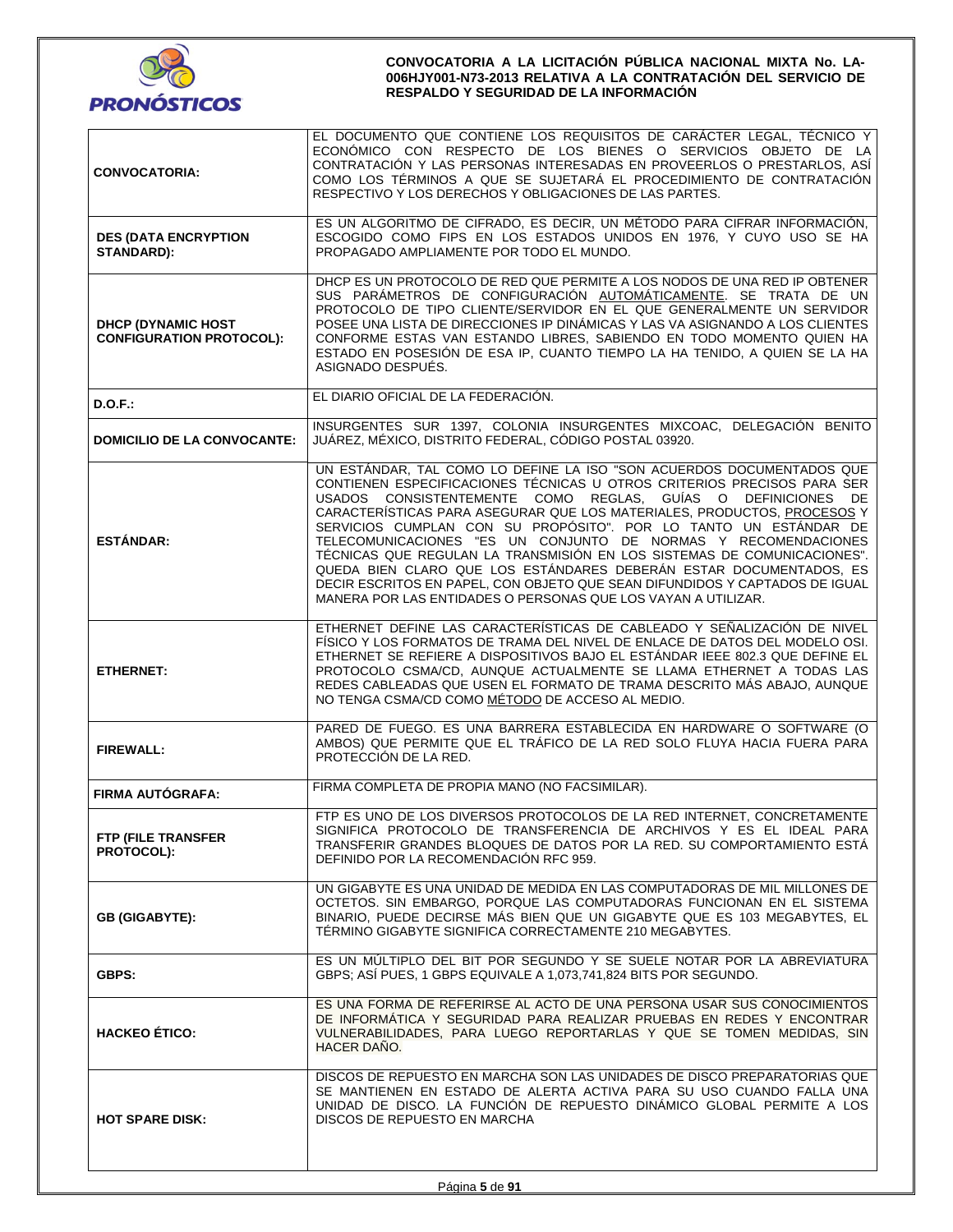| | |
|---|---|
| **CONVOCATORIA:** | EL DOCUMENTO QUE CONTIENE LOS REQUISITOS DE CARÁCTER LEGAL, TÉCNICO Y ECONÓMICO CON RESPECTO DE LOS BIENES O SERVICIOS OBJETO DE LA CONTRATACIÓN Y LAS PERSONAS INTERESADAS EN PROVEERLOS O PRESTARLOS, ASÍ COMO LOS TÉRMINOS A QUE SE SUJETARÁ EL PROCEDIMIENTO DE CONTRATACIÓN RESPECTIVO Y LOS DERECHOS Y OBLIGACIONES DE LAS PARTES. |
| **DES (DATA ENCRYPTION STANDARD):** | ES UN ALGORITMO DE CIFRADO, ES DECIR, UN MÉTODO PARA CIFRAR INFORMACIÓN, ESCOGIDO COMO FIPS EN LOS ESTADOS UNIDOS EN 1976, Y CUYO USO SE HA PROPAGADO AMPLIAMENTE POR TODO EL MUNDO. |
| **DHCP (DYNAMIC HOST CONFIGURATION PROTOCOL):** | DHCP ES UN PROTOCOLO DE RED QUE PERMITE A LOS NODOS DE UNA RED IP OBTENER SUS PARÁMETROS DE CONFIGURACIÓN AUTOMÁTICAMENTE. SE TRATA DE UN PROTOCOLO DE TIPO CLIENTE/SERVIDOR EN EL QUE GENERALMENTE UN SERVIDOR POSEE UNA LISTA DE DIRECCIONES IP DINÁMICAS Y LAS VA ASIGNANDO A LOS CLIENTES CONFORME ESTAS VAN ESTANDO LIBRES, SABIENDO EN TODO MOMENTO QUIEN HA ESTADO EN POSESIÓN DE ESA IP, CUANTO TIEMPO LA HA TENIDO, A QUIEN SE LA HA ASIGNADO DESPUÉS. |
| **D.O.F.:** | EL DIARIO OFICIAL DE LA FEDERACIÓN. |
| **DOMICILIO DE LA CONVOCANTE:** | INSURGENTES SUR 1397, COLONIA INSURGENTES MIXCOAC, DELEGACIÓN BENITO JUÁREZ, MÉXICO, DISTRITO FEDERAL, CÓDIGO POSTAL 03920. |
| **ESTÁNDAR:** | UN ESTÁNDAR, TAL COMO LO DEFINE LA ISO "SON ACUERDOS DOCUMENTADOS QUE CONTIENEN ESPECIFICACIONES TÉCNICAS U OTROS CRITERIOS PRECISOS PARA SER USADOS CONSISTENTEMENTE COMO REGLAS, GUÍAS O DEFINICIONES DE CARACTERÍSTICAS PARA ASEGURAR QUE LOS MATERIALES, PRODUCTOS, PROCESOS Y SERVICIOS CUMPLAN CON SU PROPÓSITO". POR LO TANTO UN ESTÁNDAR DE TELECOMUNICACIONES "ES UN CONJUNTO DE NORMAS Y RECOMENDACIONES TÉCNICAS QUE REGULAN LA TRANSMISIÓN EN LOS SISTEMAS DE COMUNICACIONES". QUEDA BIEN CLARO QUE LOS ESTÁNDARES DEBERÁN ESTAR DOCUMENTADOS, ES DECIR ESCRITOS EN PAPEL, CON OBJETO QUE SEAN DIFUNDIDOS Y CAPTADOS DE IGUAL MANERA POR LAS ENTIDADES O PERSONAS QUE LOS VAYAN A UTILIZAR. |
| **ETHERNET:** | ETHERNET DEFINE LAS CARACTERÍSTICAS DE CABLEADO Y SEÑALIZACIÓN DE NIVEL FÍSICO Y LOS FORMATOS DE TRAMA DEL NIVEL DE ENLACE DE DATOS DEL MODELO OSI. ETHERNET SE REFIERE A DISPOSITIVOS BAJO EL ESTÁNDAR IEEE 802.3 QUE DEFINE EL PROTOCOLO CSMA/CD, AUNQUE ACTUALMENTE SE LLAMA ETHERNET A TODAS LAS REDES CABLEADAS QUE USEN EL FORMATO DE TRAMA DESCRITO MÁS ABAJO, AUNQUE NO TENGA CSMA/CD COMO MÉTODO DE ACCESO AL MEDIO. |
| **FIREWALL:** | PARED DE FUEGO. ES UNA BARRERA ESTABLECIDA EN HARDWARE O SOFTWARE (O AMBOS) QUE PERMITE QUE EL TRÁFICO DE LA RED SOLO FLUYA HACIA FUERA PARA PROTECCIÓN DE LA RED. |
| **FIRMA AUTÓGRAFA:** | FIRMA COMPLETA DE PROPIA MANO (NO FACSIMILAR). |
| **FTP (FILE TRANSFER PROTOCOL):** | FTP ES UNO DE LOS DIVERSOS PROTOCOLOS DE LA RED INTERNET, CONCRETAMENTE SIGNIFICA PROTOCOLO DE TRANSFERENCIA DE ARCHIVOS Y ES EL IDEAL PARA TRANSFERIR GRANDES BLOQUES DE DATOS POR LA RED. SU COMPORTAMIENTO ESTÁ DEFINIDO POR LA RECOMENDACIÓN RFC 959. |
| **GB (GIGABYTE):** | UN GIGABYTE ES UNA UNIDAD DE MEDIDA EN LAS COMPUTADORAS DE MIL MILLONES DE OCTETOS. SIN EMBARGO, PORQUE LAS COMPUTADORAS FUNCIONAN EN EL SISTEMA BINARIO, PUEDE DECIRSE MÁS BIEN QUE UN GIGABYTE QUE ES 103 MEGABYTES, EL TÉRMINO GIGABYTE SIGNIFICA CORRECTAMENTE 210 MEGABYTES. |
| **GBPS:** | ES UN MÚLTIPLO DEL BIT POR SEGUNDO Y SE SUELE NOTAR POR LA ABREVIATURA GBPS; ASÍ PUES, 1 GBPS EQUIVALE A 1,073,741,824 BITS POR SEGUNDO. |
| **HACKEO ÉTICO:** | ES UNA FORMA DE REFERIRSE AL ACTO DE UNA PERSONA USAR SUS CONOCIMIENTOS DE INFORMÁTICA Y SEGURIDAD PARA REALIZAR PRUEBAS EN REDES Y ENCONTRAR VULNERABILIDADES, PARA LUEGO REPORTARLAS Y QUE SE TOMEN MEDIDAS, SIN HACER DAÑO. |
| **HOT SPARE DISK:** | DISCOS DE REPUESTO EN MARCHA SON LAS UNIDADES DE DISCO PREPARATORIAS QUE SE MANTIENEN EN ESTADO DE ALERTA ACTIVA PARA SU USO CUANDO FALLA UNA UNIDAD DE DISCO. LA FUNCIÓN DE REPUESTO DINÁMICO GLOBAL PERMITE A LOS DISCOS DE REPUESTO EN MARCHA |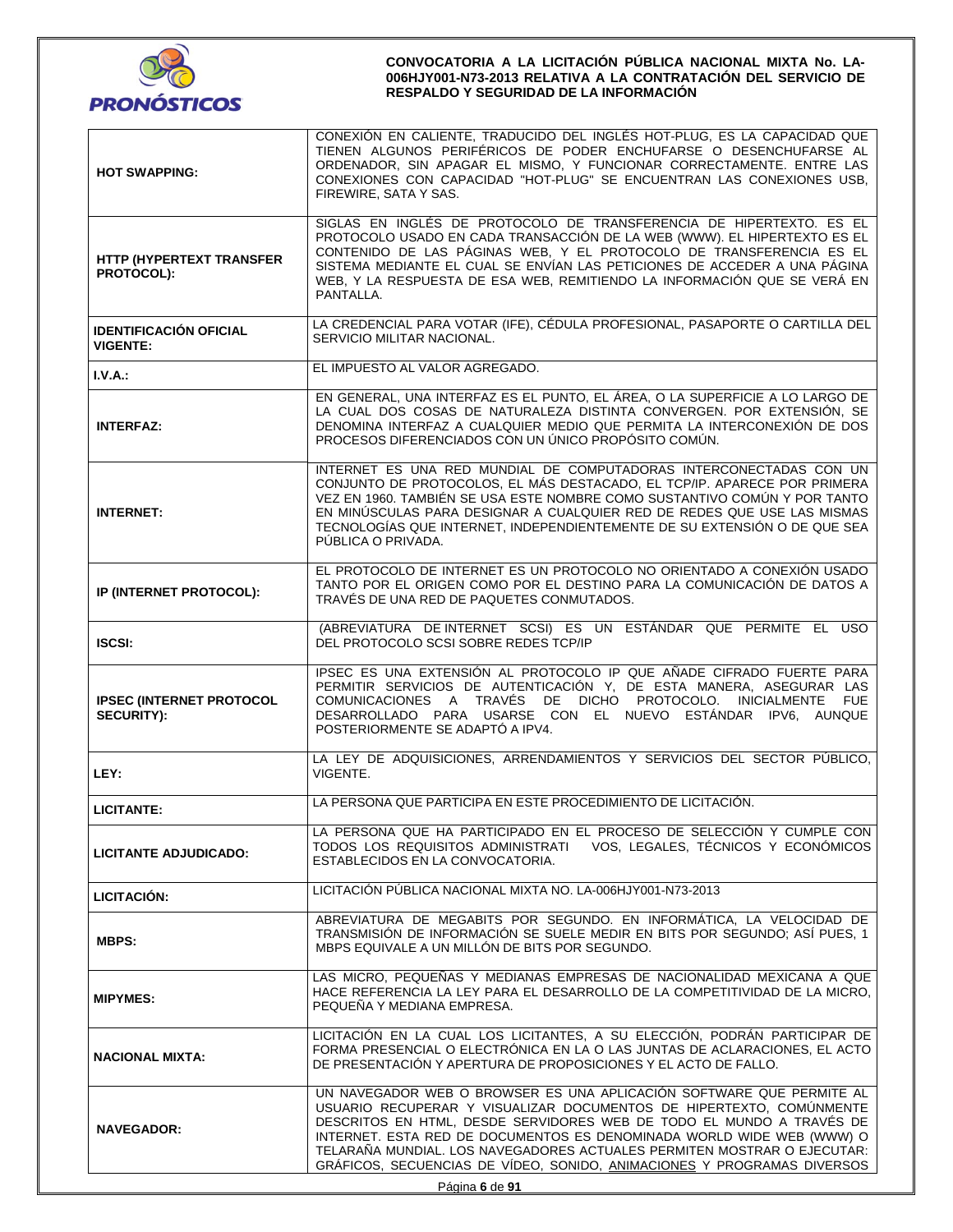| | |
|---|---|
| **HOT SWAPPING:** | CONEXIÓN EN CALIENTE, TRADUCIDO DEL INGLÉS HOT-PLUG, ES LA CAPACIDAD QUE TIENEN ALGUNOS PERIFÉRICOS DE PODER ENCHUFARSE O DESENCHUFARSE AL ORDENADOR, SIN APAGAR EL MISMO, Y FUNCIONAR CORRECTAMENTE. ENTRE LAS CONEXIONES CON CAPACIDAD "HOT-PLUG" SE ENCUENTRAN LAS CONEXIONES USB, FIREWIRE, SATA Y SAS. |
| **HTTP (HYPERTEXT TRANSFER PROTOCOL):** | SIGLAS EN INGLÉS DE PROTOCOLO DE TRANSFERENCIA DE HIPERTEXTO. ES EL PROTOCOLO USADO EN CADA TRANSACCIÓN DE LA WEB (WWW). EL HIPERTEXTO ES EL CONTENIDO DE LAS PÁGINAS WEB, Y EL PROTOCOLO DE TRANSFERENCIA ES EL SISTEMA MEDIANTE EL CUAL SE ENVÍAN LAS PETICIONES DE ACCEDER A UNA PÁGINA WEB, Y LA RESPUESTA DE ESA WEB, REMITIENDO LA INFORMACIÓN QUE SE VERÁ EN PANTALLA. |
| **IDENTIFICACIÓN OFICIAL VIGENTE:** | LA CREDENCIAL PARA VOTAR (IFE), CÉDULA PROFESIONAL, PASAPORTE O CARTILLA DEL SERVICIO MILITAR NACIONAL. |
| **I.V.A.:** | EL IMPUESTO AL VALOR AGREGADO. |
| **INTERFAZ:** | EN GENERAL, UNA INTERFAZ ES EL PUNTO, EL ÁREA, O LA SUPERFICIE A LO LARGO DE LA CUAL DOS COSAS DE NATURALEZA DISTINTA CONVERGEN. POR EXTENSIÓN, SE DENOMINA INTERFAZ A CUALQUIER MEDIO QUE PERMITA LA INTERCONEXIÓN DE DOS PROCESOS DIFERENCIADOS CON UN ÚNICO PROPÓSITO COMÚN. |
| **INTERNET:** | INTERNET ES UNA RED MUNDIAL DE COMPUTADORAS INTERCONECTADAS CON UN CONJUNTO DE PROTOCOLOS, EL MÁS DESTACADO, EL TCP/IP. APARECE POR PRIMERA VEZ EN 1960. TAMBIÉN SE USA ESTE NOMBRE COMO SUSTANTIVO COMÚN Y POR TANTO EN MINÚSCULAS PARA DESIGNAR A CUALQUIER RED DE REDES QUE USE LAS MISMAS TECNOLOGÍAS QUE INTERNET, INDEPENDIENTEMENTE DE SU EXTENSIÓN O DE QUE SEA PÚBLICA O PRIVADA. |
| **IP (INTERNET PROTOCOL):** | EL PROTOCOLO DE INTERNET ES UN PROTOCOLO NO ORIENTADO A CONEXIÓN USADO TANTO POR EL ORIGEN COMO POR EL DESTINO PARA LA COMUNICACIÓN DE DATOS A TRAVÉS DE UNA RED DE PAQUETES CONMUTADOS. |
| **ISCSI:** | (ABREVIATURA DE INTERNET SCSI) ES UN ESTÁNDAR QUE PERMITE EL USO DEL PROTOCOLO SCSI SOBRE REDES TCP/IP |
| **IPSEC (INTERNET PROTOCOL SECURITY):** | IPSEC ES UNA EXTENSIÓN AL PROTOCOLO IP QUE AÑADE CIFRADO FUERTE PARA PERMITIR SERVICIOS DE AUTENTICACIÓN Y, DE ESTA MANERA, ASEGURAR LAS COMUNICACIONES A TRAVÉS DE DICHO PROTOCOLO. INICIALMENTE FUE DESARROLLADO PARA USARSE CON EL NUEVO ESTÁNDAR IPV6, AUNQUE POSTERIORMENTE SE ADAPTÓ A IPV4. |
| **LEY:** | LA LEY DE ADQUISICIONES, ARRENDAMIENTOS Y SERVICIOS DEL SECTOR PÚBLICO, VIGENTE. |
| **LICITANTE:** | LA PERSONA QUE PARTICIPA EN ESTE PROCEDIMIENTO DE LICITACIÓN. |
| **LICITANTE ADJUDICADO:** | LA PERSONA QUE HA PARTICIPADO EN EL PROCESO DE SELECCIÓN Y CUMPLE CON TODOS LOS REQUISITOS ADMINISTRATIVOS, LEGALES, TÉCNICOS Y ECONÓMICOS ESTABLECIDOS EN LA CONVOCATORIA. |
| **LICITACIÓN:** | LICITACIÓN PÚBLICA NACIONAL MIXTA NO. LA-006HJY001-N73-2013 |
| **MBPS:** | ABREVIATURA DE MEGABITS POR SEGUNDO. EN INFORMÁTICA, LA VELOCIDAD DE TRANSMISIÓN DE INFORMACIÓN SE SUELE MEDIR EN BITS POR SEGUNDO; ASÍ PUES, 1 MBPS EQUIVALE A UN MILLÓN DE BITS POR SEGUNDO. |
| **MIPYMES:** | LAS MICRO, PEQUEÑAS Y MEDIANAS EMPRESAS DE NACIONALIDAD MEXICANA A QUE HACE REFERENCIA LA LEY PARA EL DESARROLLO DE LA COMPETITIVIDAD DE LA MICRO, PEQUEÑA Y MEDIANA EMPRESA. |
| **NACIONAL MIXTA:** | LICITACIÓN EN LA CUAL LOS LICITANTES, A SU ELECCIÓN, PODRÁN PARTICIPAR DE FORMA PRESENCIAL O ELECTRÓNICA EN LA O LAS JUNTAS DE ACLARACIONES, EL ACTO DE PRESENTACIÓN Y APERTURA DE PROPOSICIONES Y EL ACTO DE FALLO. |
| **NAVEGADOR:** | UN NAVEGADOR WEB O BROWSER ES UNA APLICACIÓN SOFTWARE QUE PERMITE AL USUARIO RECUPERAR Y VISUALIZAR DOCUMENTOS DE HIPERTEXTO, COMÚNMENTE DESCRITOS EN HTML, DESDE SERVIDORES WEB DE TODO EL MUNDO A TRAVÉS DE INTERNET. ESTA RED DE DOCUMENTOS ES DENOMINADA WORLD WIDE WEB (WWW) O TELARAÑA MUNDIAL. LOS NAVEGADORES ACTUALES PERMITEN MOSTRAR O EJECUTAR: GRÁFICOS, SECUENCIAS DE VÍDEO, SONIDO, ANIMACIONES Y PROGRAMAS DIVERSOS |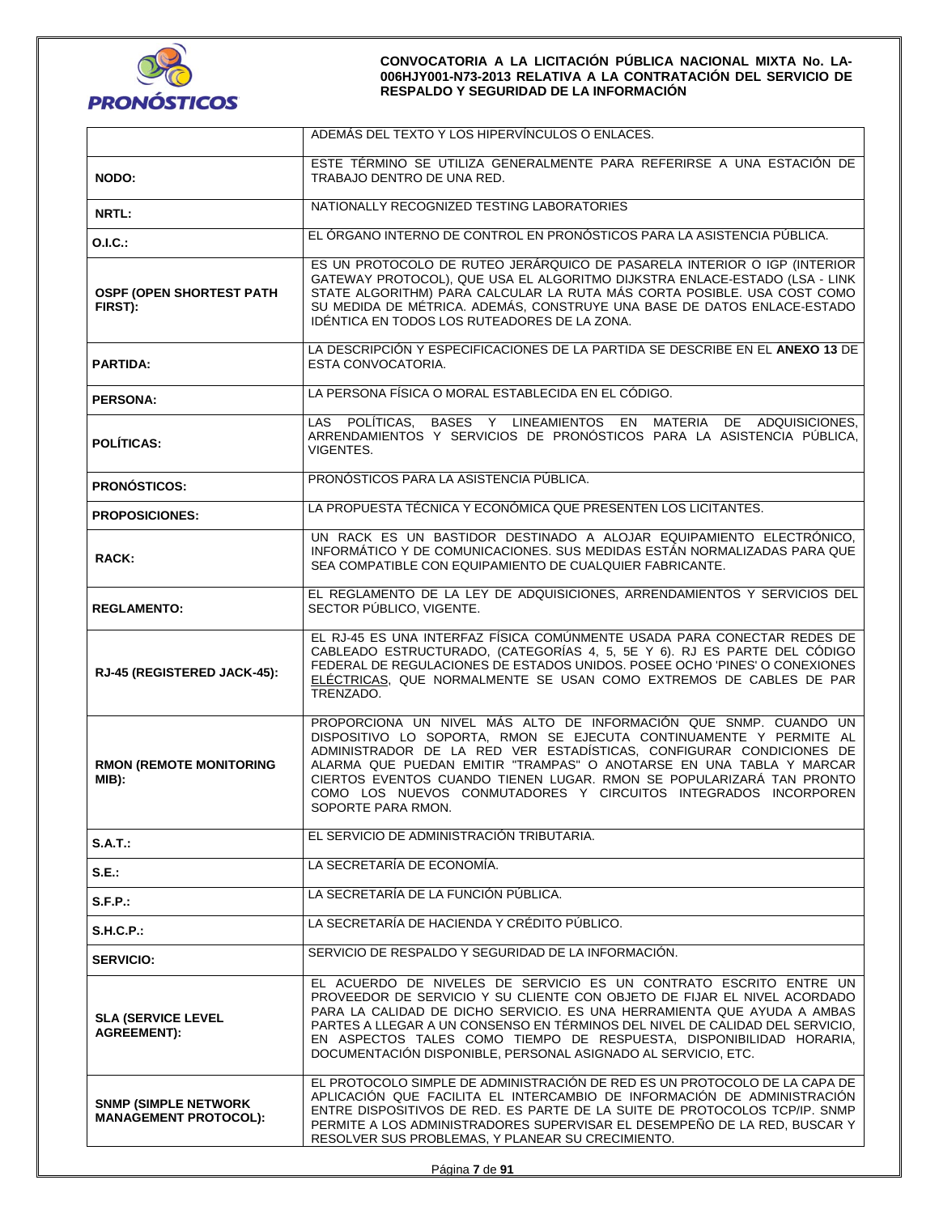| | |
|---|---|
| | ADEMÁS DEL TEXTO Y LOS HIPERVÍNCULOS O ENLACES. |
| **NODO:** | ESTE TÉRMINO SE UTILIZA GENERALMENTE PARA REFERIRSE A UNA ESTACIÓN DE TRABAJO DENTRO DE UNA RED. |
| **NRTL:** | NATIONALLY RECOGNIZED TESTING LABORATORIES |
| **O.I.C.:** | EL ÓRGANO INTERNO DE CONTROL EN PRONÓSTICOS PARA LA ASISTENCIA PÚBLICA. |
| **OSPF (OPEN SHORTEST PATH FIRST):** | ES UN PROTOCOLO DE RUTEO JERÁRQUICO DE PASARELA INTERIOR O IGP (INTERIOR GATEWAY PROTOCOL), QUE USA EL ALGORITMO DIJKSTRA ENLACE-ESTADO (LSA - LINK STATE ALGORITHM) PARA CALCULAR LA RUTA MÁS CORTA POSIBLE. USA COST COMO SU MEDIDA DE MÉTRICA. ADEMÁS, CONSTRUYE UNA BASE DE DATOS ENLACE-ESTADO IDÉNTICA EN TODOS LOS RUTEADORES DE LA ZONA. |
| **PARTIDA:** | LA DESCRIPCIÓN Y ESPECIFICACIONES DE LA PARTIDA SE DESCRIBE EN EL **ANEXO 13** DE ESTA CONVOCATORIA. |
| **PERSONA:** | LA PERSONA FÍSICA O MORAL ESTABLECIDA EN EL CÓDIGO. |
| **POLÍTICAS:** | LAS POLÍTICAS, BASES Y LINEAMIENTOS EN MATERIA DE ADQUISICIONES, ARRENDAMIENTOS Y SERVICIOS DE PRONÓSTICOS PARA LA ASISTENCIA PÚBLICA, VIGENTES. |
| **PRONÓSTICOS:** | PRONÓSTICOS PARA LA ASISTENCIA PÚBLICA. |
| **PROPOSICIONES:** | LA PROPUESTA TÉCNICA Y ECONÓMICA QUE PRESENTEN LOS LICITANTES. |
| **RACK:** | UN RACK ES UN BASTIDOR DESTINADO A ALOJAR EQUIPAMIENTO ELECTRÓNICO, INFORMÁTICO Y DE COMUNICACIONES. SUS MEDIDAS ESTÁN NORMALIZADAS PARA QUE SEA COMPATIBLE CON EQUIPAMIENTO DE CUALQUIER FABRICANTE. |
| **REGLAMENTO:** | EL REGLAMENTO DE LA LEY DE ADQUISICIONES, ARRENDAMIENTOS Y SERVICIOS DEL SECTOR PÚBLICO, VIGENTE. |
| **RJ-45 (REGISTERED JACK-45):** | EL RJ-45 ES UNA INTERFAZ FÍSICA COMÚNMENTE USADA PARA CONECTAR REDES DE CABLEADO ESTRUCTURADO, (CATEGORÍAS 4, 5, 5E Y 6). RJ ES PARTE DEL CÓDIGO FEDERAL DE REGULACIONES DE ESTADOS UNIDOS. POSEE OCHO 'PINES' O CONEXIONES ELÉCTRICAS, QUE NORMALMENTE SE USAN COMO EXTREMOS DE CABLES DE PAR TRENZADO. |
| **RMON (REMOTE MONITORING MIB):** | PROPORCIONA UN NIVEL MÁS ALTO DE INFORMACIÓN QUE SNMP. CUANDO UN DISPOSITIVO LO SOPORTA, RMON SE EJECUTA CONTINUAMENTE Y PERMITE AL ADMINISTRADOR DE LA RED VER ESTADÍSTICAS, CONFIGURAR CONDICIONES DE ALARMA QUE PUEDAN EMITIR "TRAMPAS" O ANOTARSE EN UNA TABLA Y MARCAR CIERTOS EVENTOS CUANDO TIENEN LUGAR. RMON SE POPULARIZARÁ TAN PRONTO COMO LOS NUEVOS CONMUTADORES Y CIRCUITOS INTEGRADOS INCORPOREN SOPORTE PARA RMON. |
| **S.A.T.:** | EL SERVICIO DE ADMINISTRACIÓN TRIBUTARIA. |
| **S.E.:** | LA SECRETARÍA DE ECONOMÍA. |
| **S.F.P.:** | LA SECRETARÍA DE LA FUNCIÓN PÚBLICA. |
| **S.H.C.P.:** | LA SECRETARÍA DE HACIENDA Y CRÉDITO PÚBLICO. |
| **SERVICIO:** | SERVICIO DE RESPALDO Y SEGURIDAD DE LA INFORMACIÓN. |
| **SLA (SERVICE LEVEL AGREEMENT):** | EL ACUERDO DE NIVELES DE SERVICIO ES UN CONTRATO ESCRITO ENTRE UN PROVEEDOR DE SERVICIO Y SU CLIENTE CON OBJETO DE FIJAR EL NIVEL ACORDADO PARA LA CALIDAD DE DICHO SERVICIO. ES UNA HERRAMIENTA QUE AYUDA A AMBAS PARTES A LLEGAR A UN CONSENSO EN TÉRMINOS DEL NIVEL DE CALIDAD DEL SERVICIO, EN ASPECTOS TALES COMO TIEMPO DE RESPUESTA, DISPONIBILIDAD HORARIA, DOCUMENTACIÓN DISPONIBLE, PERSONAL ASIGNADO AL SERVICIO, ETC. |
| **SNMP (SIMPLE NETWORK MANAGEMENT PROTOCOL):** | EL PROTOCOLO SIMPLE DE ADMINISTRACIÓN DE RED ES UN PROTOCOLO DE LA CAPA DE APLICACIÓN QUE FACILITA EL INTERCAMBIO DE INFORMACIÓN DE ADMINISTRACIÓN ENTRE DISPOSITIVOS DE RED. ES PARTE DE LA SUITE DE PROTOCOLOS TCP/IP. SNMP PERMITE A LOS ADMINISTRADORES SUPERVISAR EL DESEMPEÑO DE LA RED, BUSCAR Y RESOLVER SUS PROBLEMAS, Y PLANEAR SU CRECIMIENTO. |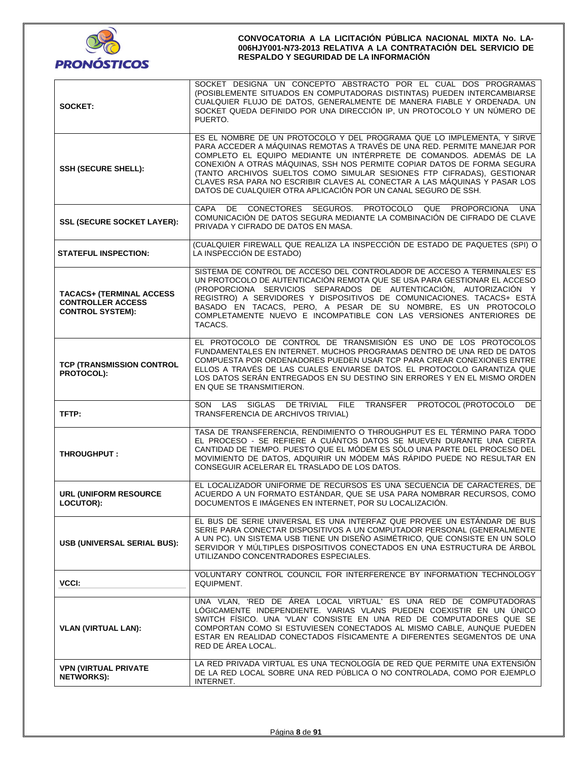| | |
|---|---|
| **SOCKET:** | SOCKET DESIGNA UN CONCEPTO ABSTRACTO POR EL CUAL DOS PROGRAMAS (POSIBLEMENTE SITUADOS EN COMPUTADORAS DISTINTAS) PUEDEN INTERCAMBIARSE CUALQUIER FLUJO DE DATOS, GENERALMENTE DE MANERA FIABLE Y ORDENADA. UN SOCKET QUEDA DEFINIDO POR UNA DIRECCIÓN IP, UN PROTOCOLO Y UN NÚMERO DE PUERTO. |
| **SSH (SECURE SHELL):** | ES EL NOMBRE DE UN PROTOCOLO Y DEL PROGRAMA QUE LO IMPLEMENTA, Y SIRVE PARA ACCEDER A MÁQUINAS REMOTAS A TRAVÉS DE UNA RED. PERMITE MANEJAR POR COMPLETO EL EQUIPO MEDIANTE UN INTÉRPRETE DE COMANDOS. ADEMÁS DE LA CONEXIÓN A OTRAS MÁQUINAS, SSH NOS PERMITE COPIAR DATOS DE FORMA SEGURA (TANTO ARCHIVOS SUELTOS COMO SIMULAR SESIONES FTP CIFRADAS), GESTIONAR CLAVES RSA PARA NO ESCRIBIR CLAVES AL CONECTAR A LAS MÁQUINAS Y PASAR LOS DATOS DE CUALQUIER OTRA APLICACIÓN POR UN CANAL SEGURO DE SSH. |
| **SSL (SECURE SOCKET LAYER):** | CAPA DE CONECTORES SEGUROS. PROTOCOLO QUE PROPORCIONA UNA COMUNICACIÓN DE DATOS SEGURA MEDIANTE LA COMBINACIÓN DE CIFRADO DE CLAVE PRIVADA Y CIFRADO DE DATOS EN MASA. |
| **STATEFUL INSPECTION:** | (CUALQUIER FIREWALL QUE REALIZA LA INSPECCIÓN DE ESTADO DE PAQUETES (SPI) O LA INSPECCIÓN DE ESTADO) |
| **TACACS+ (TERMINAL ACCESS CONTROLLER ACCESS CONTROL SYSTEM):** | SISTEMA DE CONTROL DE ACCESO DEL CONTROLADOR DE ACCESO A TERMINALES' ES UN PROTOCOLO DE AUTENTICACIÓN REMOTA QUE SE USA PARA GESTIONAR EL ACCESO (PROPORCIONA SERVICIOS SEPARADOS DE AUTENTICACIÓN, AUTORIZACIÓN Y REGISTRO) A SERVIDORES Y DISPOSITIVOS DE COMUNICACIONES. TACACS+ ESTÁ BASADO EN TACACS, PERO, A PESAR DE SU NOMBRE, ES UN PROTOCOLO COMPLETAMENTE NUEVO E INCOMPATIBLE CON LAS VERSIONES ANTERIORES DE TACACS. |
| **TCP (TRANSMISSION CONTROL PROTOCOL):** | EL PROTOCOLO DE CONTROL DE TRANSMISIÓN ES UNO DE LOS PROTOCOLOS FUNDAMENTALES EN INTERNET. MUCHOS PROGRAMAS DENTRO DE UNA RED DE DATOS COMPUESTA POR ORDENADORES PUEDEN USAR TCP PARA CREAR CONEXIONES ENTRE ELLOS A TRAVÉS DE LAS CUALES ENVIARSE DATOS. EL PROTOCOLO GARANTIZA QUE LOS DATOS SERÁN ENTREGADOS EN SU DESTINO SIN ERRORES Y EN EL MISMO ORDEN EN QUE SE TRANSMITIERON. |
| **TFTP:** | SON LAS SIGLAS DE TRIVIAL FILE TRANSFER PROTOCOL (PROTOCOLO DE TRANSFERENCIA DE ARCHIVOS TRIVIAL) |
| **THROUGHPUT :** | TASA DE TRANSFERENCIA, RENDIMIENTO O THROUGHPUT ES EL TÉRMINO PARA TODO EL PROCESO - SE REFIERE A CUÁNTOS DATOS SE MUEVEN DURANTE UNA CIERTA CANTIDAD DE TIEMPO. PUESTO QUE EL MÓDEM ES SÓLO UNA PARTE DEL PROCESO DEL MOVIMIENTO DE DATOS, ADQUIRIR UN MÓDEM MÁS RÁPIDO PUEDE NO RESULTAR EN CONSEGUIR ACELERAR EL TRASLADO DE LOS DATOS. |
| **URL (UNIFORM RESOURCE LOCUTOR):** | EL LOCALIZADOR UNIFORME DE RECURSOS ES UNA SECUENCIA DE CARACTERES, DE ACUERDO A UN FORMATO ESTÁNDAR, QUE SE USA PARA NOMBRAR RECURSOS, COMO DOCUMENTOS E IMÁGENES EN INTERNET, POR SU LOCALIZACIÓN. |
| **USB (UNIVERSAL SERIAL BUS):** | EL BUS DE SERIE UNIVERSAL ES UNA INTERFAZ QUE PROVEE UN ESTÁNDAR DE BUS SERIE PARA CONECTAR DISPOSITIVOS A UN COMPUTADOR PERSONAL (GENERALMENTE A UN PC). UN SISTEMA USB TIENE UN DISEÑO ASIMÉTRICO, QUE CONSISTE EN UN SOLO SERVIDOR Y MÚLTIPLES DISPOSITIVOS CONECTADOS EN UNA ESTRUCTURA DE ÁRBOL UTILIZANDO CONCENTRADORES ESPECIALES. |
| **VCCI:** | VOLUNTARY CONTROL COUNCIL FOR INTERFERENCE BY INFORMATION TECHNOLOGY EQUIPMENT. |
| **VLAN (VIRTUAL LAN):** | UNA VLAN, 'RED DE ÁREA LOCAL VIRTUAL' ES UNA RED DE COMPUTADORAS LÓGICAMENTE INDEPENDIENTE. VARIAS VLANS PUEDEN COEXISTIR EN UN ÚNICO SWITCH FÍSICO. UNA 'VLAN' CONSISTE EN UNA RED DE COMPUTADORES QUE SE COMPORTAN COMO SI ESTUVIESEN CONECTADOS AL MISMO CABLE, AUNQUE PUEDEN ESTAR EN REALIDAD CONECTADOS FÍSICAMENTE A DIFERENTES SEGMENTOS DE UNA RED DE ÁREA LOCAL. |
| **VPN (VIRTUAL PRIVATE NETWORKS):** | LA RED PRIVADA VIRTUAL ES UNA TECNOLOGÍA DE RED QUE PERMITE UNA EXTENSIÓN DE LA RED LOCAL SOBRE UNA RED PÚBLICA O NO CONTROLADA, COMO POR EJEMPLO INTERNET. |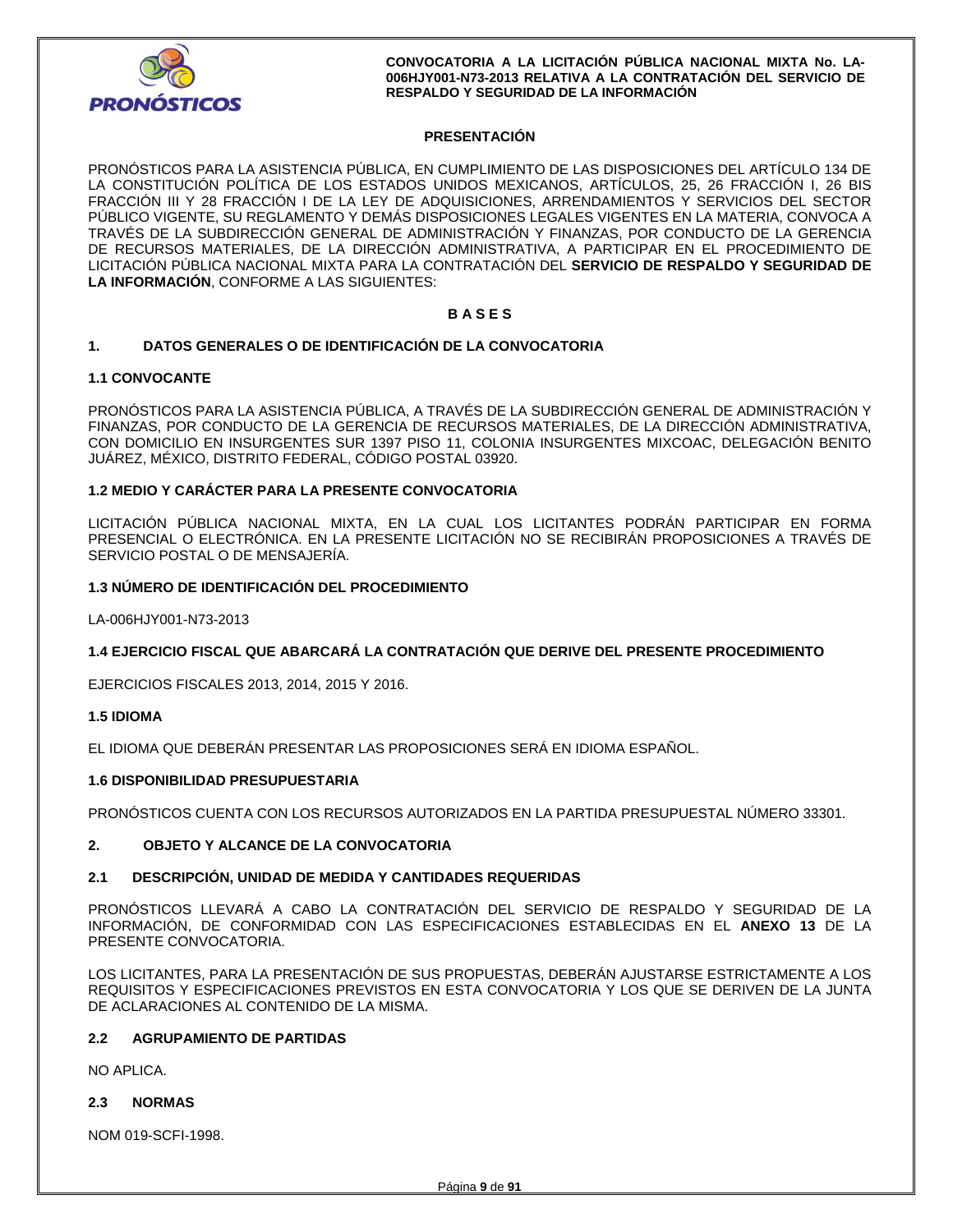## PRESENTACIÓN

PRONÓSTICOS PARA LA ASISTENCIA PÚBLICA, EN CUMPLIMIENTO DE LAS DISPOSICIONES DEL ARTÍCULO 134 DE LA CONSTITUCIÓN POLÍTICA DE LOS ESTADOS UNIDOS MEXICANOS, ARTÍCULOS, 25, 26 FRACCIÓN I, 26 BIS FRACCIÓN III Y 28 FRACCIÓN I DE LA LEY DE ADQUISICIONES, ARRENDAMIENTOS Y SERVICIOS DEL SECTOR PÚBLICO VIGENTE, SU REGLAMENTO Y DEMÁS DISPOSICIONES LEGALES VIGENTES EN LA MATERIA, CONVOCA A TRAVÉS DE LA SUBDIRECCIÓN GENERAL DE ADMINISTRACIÓN Y FINANZAS, POR CONDUCTO DE LA GERENCIA DE RECURSOS MATERIALES, DE LA DIRECCIÓN ADMINISTRATIVA, A PARTICIPAR EN EL PROCEDIMIENTO DE LICITACIÓN PÚBLICA NACIONAL MIXTA PARA LA CONTRATACIÓN DEL **SERVICIO DE RESPALDO Y SEGURIDAD DE LA INFORMACIÓN**, CONFORME A LAS SIGUIENTES:

## B A S E S

### 1. DATOS GENERALES O DE IDENTIFICACIÓN DE LA CONVOCATORIA

#### 1.1 CONVOCANTE

PRONÓSTICOS PARA LA ASISTENCIA PÚBLICA, A TRAVÉS DE LA SUBDIRECCIÓN GENERAL DE ADMINISTRACIÓN Y FINANZAS, POR CONDUCTO DE LA GERENCIA DE RECURSOS MATERIALES, DE LA DIRECCIÓN ADMINISTRATIVA, CON DOMICILIO EN INSURGENTES SUR 1397 PISO 11, COLONIA INSURGENTES MIXCOAC, DELEGACIÓN BENITO JUÁREZ, MÉXICO, DISTRITO FEDERAL, CÓDIGO POSTAL 03920.

#### 1.2 MEDIO Y CARÁCTER PARA LA PRESENTE CONVOCATORIA

LICITACIÓN PÚBLICA NACIONAL MIXTA, EN LA CUAL LOS LICITANTES PODRÁN PARTICIPAR EN FORMA PRESENCIAL O ELECTRÓNICA. EN LA PRESENTE LICITACIÓN NO SE RECIBIRÁN PROPOSICIONES A TRAVÉS DE SERVICIO POSTAL O DE MENSAJERÍA.

#### 1.3 NÚMERO DE IDENTIFICACIÓN DEL PROCEDIMIENTO

LA-006HJY001-N73-2013

#### 1.4 EJERCICIO FISCAL QUE ABARCARÁ LA CONTRATACIÓN QUE DERIVE DEL PRESENTE PROCEDIMIENTO

EJERCICIOS FISCALES 2013, 2014, 2015 Y 2016.

#### 1.5 IDIOMA

EL IDIOMA QUE DEBERÁN PRESENTAR LAS PROPOSICIONES SERÁ EN IDIOMA ESPAÑOL.

#### 1.6 DISPONIBILIDAD PRESUPUESTARIA

PRONÓSTICOS CUENTA CON LOS RECURSOS AUTORIZADOS EN LA PARTIDA PRESUPUESTAL NÚMERO 33301.

### 2. OBJETO Y ALCANCE DE LA CONVOCATORIA

#### 2.1 DESCRIPCIÓN, UNIDAD DE MEDIDA Y CANTIDADES REQUERIDAS

PRONÓSTICOS LLEVARÁ A CABO LA CONTRATACIÓN DEL SERVICIO DE RESPALDO Y SEGURIDAD DE LA INFORMACIÓN, DE CONFORMIDAD CON LAS ESPECIFICACIONES ESTABLECIDAS EN EL **ANEXO 13** DE LA PRESENTE CONVOCATORIA.

LOS LICITANTES, PARA LA PRESENTACIÓN DE SUS PROPUESTAS, DEBERÁN AJUSTARSE ESTRICTAMENTE A LOS REQUISITOS Y ESPECIFICACIONES PREVISTOS EN ESTA CONVOCATORIA Y LOS QUE SE DERIVEN DE LA JUNTA DE ACLARACIONES AL CONTENIDO DE LA MISMA.

#### 2.2 AGRUPAMIENTO DE PARTIDAS

NO APLICA.

#### 2.3 NORMAS

NOM 019-SCFI-1998.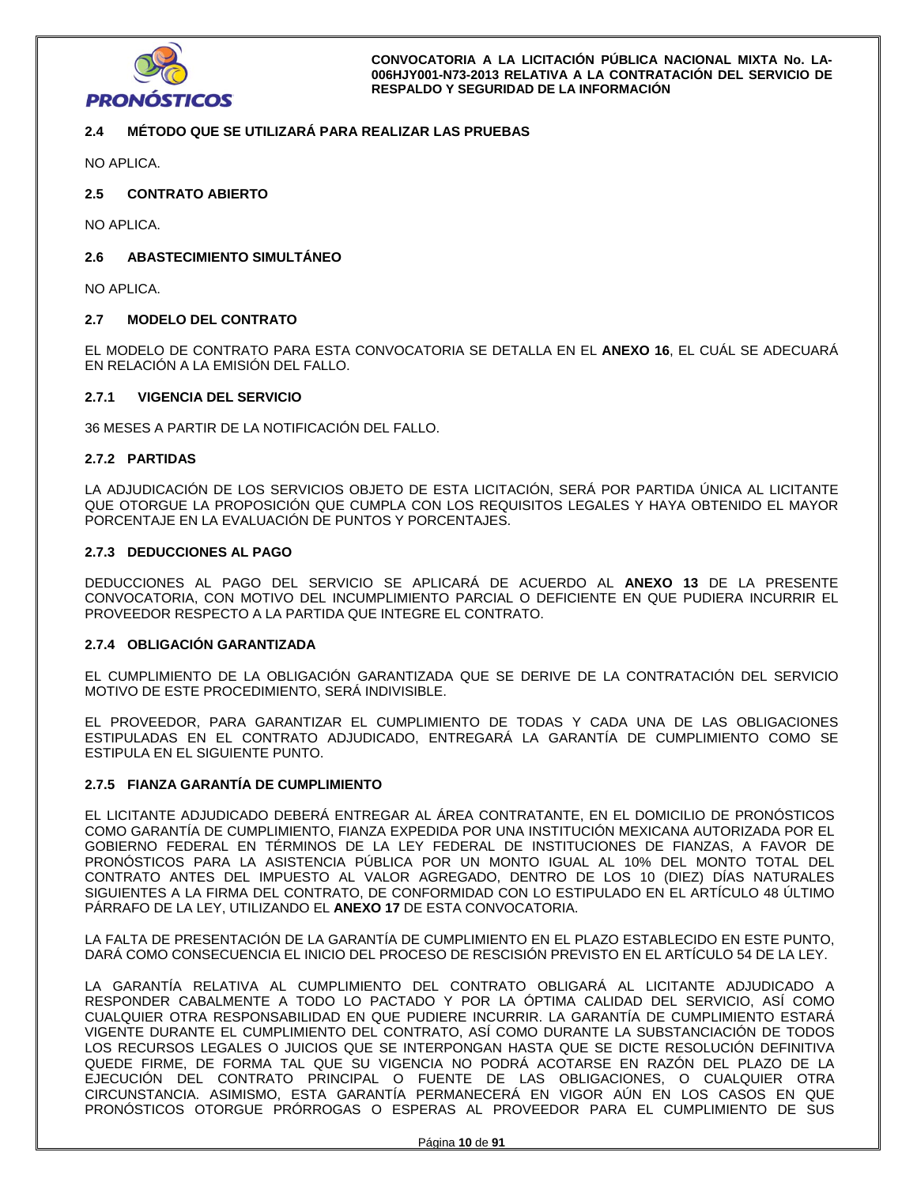### 2.4 MÉTODO QUE SE UTILIZARÁ PARA REALIZAR LAS PRUEBAS

NO APLICA.

### 2.5 CONTRATO ABIERTO

NO APLICA.

### 2.6 ABASTECIMIENTO SIMULTÁNEO

NO APLICA.

### 2.7 MODELO DEL CONTRATO

EL MODELO DE CONTRATO PARA ESTA CONVOCATORIA SE DETALLA EN EL **ANEXO 16**, EL CUÁL SE ADECUARÁ EN RELACIÓN A LA EMISIÓN DEL FALLO.

#### 2.7.1 VIGENCIA DEL SERVICIO

36 MESES A PARTIR DE LA NOTIFICACIÓN DEL FALLO.

#### 2.7.2 PARTIDAS

LA ADJUDICACIÓN DE LOS SERVICIOS OBJETO DE ESTA LICITACIÓN, SERÁ POR PARTIDA ÚNICA AL LICITANTE QUE OTORGUE LA PROPOSICIÓN QUE CUMPLA CON LOS REQUISITOS LEGALES Y HAYA OBTENIDO EL MAYOR PORCENTAJE EN LA EVALUACIÓN DE PUNTOS Y PORCENTAJES.

#### 2.7.3 DEDUCCIONES AL PAGO

DEDUCCIONES AL PAGO DEL SERVICIO SE APLICARÁ DE ACUERDO AL **ANEXO 13** DE LA PRESENTE CONVOCATORIA, CON MOTIVO DEL INCUMPLIMIENTO PARCIAL O DEFICIENTE EN QUE PUDIERA INCURRIR EL PROVEEDOR RESPECTO A LA PARTIDA QUE INTEGRE EL CONTRATO.

#### 2.7.4 OBLIGACIÓN GARANTIZADA

EL CUMPLIMIENTO DE LA OBLIGACIÓN GARANTIZADA QUE SE DERIVE DE LA CONTRATACIÓN DEL SERVICIO MOTIVO DE ESTE PROCEDIMIENTO, SERÁ INDIVISIBLE.

EL PROVEEDOR, PARA GARANTIZAR EL CUMPLIMIENTO DE TODAS Y CADA UNA DE LAS OBLIGACIONES ESTIPULADAS EN EL CONTRATO ADJUDICADO, ENTREGARÁ LA GARANTÍA DE CUMPLIMIENTO COMO SE ESTIPULA EN EL SIGUIENTE PUNTO.

#### 2.7.5 FIANZA GARANTÍA DE CUMPLIMIENTO

EL LICITANTE ADJUDICADO DEBERÁ ENTREGAR AL ÁREA CONTRATANTE, EN EL DOMICILIO DE PRONÓSTICOS COMO GARANTÍA DE CUMPLIMIENTO, FIANZA EXPEDIDA POR UNA INSTITUCIÓN MEXICANA AUTORIZADA POR EL GOBIERNO FEDERAL EN TÉRMINOS DE LA LEY FEDERAL DE INSTITUCIONES DE FIANZAS, A FAVOR DE PRONÓSTICOS PARA LA ASISTENCIA PÚBLICA POR UN MONTO IGUAL AL 10% DEL MONTO TOTAL DEL CONTRATO ANTES DEL IMPUESTO AL VALOR AGREGADO, DENTRO DE LOS 10 (DIEZ) DÍAS NATURALES SIGUIENTES A LA FIRMA DEL CONTRATO, DE CONFORMIDAD CON LO ESTIPULADO EN EL ARTÍCULO 48 ÚLTIMO PÁRRAFO DE LA LEY, UTILIZANDO EL **ANEXO 17** DE ESTA CONVOCATORIA.

LA FALTA DE PRESENTACIÓN DE LA GARANTÍA DE CUMPLIMIENTO EN EL PLAZO ESTABLECIDO EN ESTE PUNTO, DARÁ COMO CONSECUENCIA EL INICIO DEL PROCESO DE RESCISIÓN PREVISTO EN EL ARTÍCULO 54 DE LA LEY.

LA GARANTÍA RELATIVA AL CUMPLIMIENTO DEL CONTRATO OBLIGARÁ AL LICITANTE ADJUDICADO A RESPONDER CABALMENTE A TODO LO PACTADO Y POR LA ÓPTIMA CALIDAD DEL SERVICIO, ASÍ COMO CUALQUIER OTRA RESPONSABILIDAD EN QUE PUDIERE INCURRIR. LA GARANTÍA DE CUMPLIMIENTO ESTARÁ VIGENTE DURANTE EL CUMPLIMIENTO DEL CONTRATO, ASÍ COMO DURANTE LA SUBSTANCIACIÓN DE TODOS LOS RECURSOS LEGALES O JUICIOS QUE SE INTERPONGAN HASTA QUE SE DICTE RESOLUCIÓN DEFINITIVA QUEDE FIRME, DE FORMA TAL QUE SU VIGENCIA NO PODRÁ ACOTARSE EN RAZÓN DEL PLAZO DE LA EJECUCIÓN DEL CONTRATO PRINCIPAL O FUENTE DE LAS OBLIGACIONES, O CUALQUIER OTRA CIRCUNSTANCIA. ASIMISMO, ESTA GARANTÍA PERMANECERÁ EN VIGOR AÚN EN LOS CASOS EN QUE PRONÓSTICOS OTORGUE PRÓRROGAS O ESPERAS AL PROVEEDOR PARA EL CUMPLIMIENTO DE SUS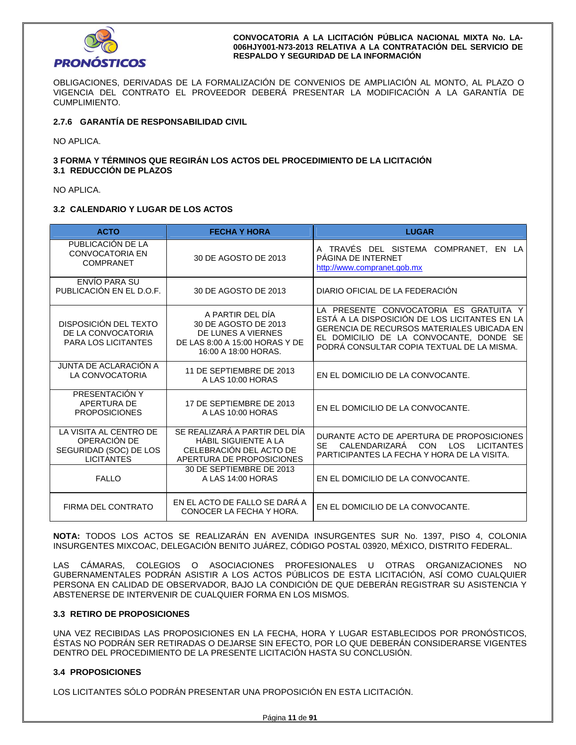OBLIGACIONES, DERIVADAS DE LA FORMALIZACIÓN DE CONVENIOS DE AMPLIACIÓN AL MONTO, AL PLAZO O VIGENCIA DEL CONTRATO EL PROVEEDOR DEBERÁ PRESENTAR LA MODIFICACIÓN A LA GARANTÍA DE CUMPLIMIENTO.

#### 2.7.6 GARANTÍA DE RESPONSABILIDAD CIVIL

NO APLICA.

## 3 FORMA Y TÉRMINOS QUE REGIRÁN LOS ACTOS DEL PROCEDIMIENTO DE LA LICITACIÓN

### 3.1 REDUCCIÓN DE PLAZOS

NO APLICA.

### 3.2 CALENDARIO Y LUGAR DE LOS ACTOS

| ACTO | FECHA Y HORA | LUGAR |
|---|---|---|
| PUBLICACIÓN DE LA CONVOCATORIA EN COMPRANET | 30 DE AGOSTO DE 2013 | A TRAVÉS DEL SISTEMA COMPRANET, EN LA PÁGINA DE INTERNET http://www.compranet.gob.mx |
| ENVÍO PARA SU PUBLICACIÓN EN EL D.O.F. | 30 DE AGOSTO DE 2013 | DIARIO OFICIAL DE LA FEDERACIÓN |
| DISPOSICIÓN DEL TEXTO DE LA CONVOCATORIA PARA LOS LICITANTES | A PARTIR DEL DÍA 30 DE AGOSTO DE 2013 DE LUNES A VIERNES DE LAS 8:00 A 15:00 HORAS Y DE 16:00 A 18:00 HORAS. | LA PRESENTE CONVOCATORIA ES GRATUITA Y ESTÁ A LA DISPOSICIÓN DE LOS LICITANTES EN LA GERENCIA DE RECURSOS MATERIALES UBICADA EN EL DOMICILIO DE LA CONVOCANTE, DONDE SE PODRÁ CONSULTAR COPIA TEXTUAL DE LA MISMA. |
| JUNTA DE ACLARACIÓN A LA CONVOCATORIA | 11 DE SEPTIEMBRE DE 2013 A LAS 10:00 HORAS | EN EL DOMICILIO DE LA CONVOCANTE. |
| PRESENTACIÓN Y APERTURA DE PROPOSICIONES | 17 DE SEPTIEMBRE DE 2013 A LAS 10:00 HORAS | EN EL DOMICILIO DE LA CONVOCANTE. |
| LA VISITA AL CENTRO DE OPERACIÓN DE SEGURIDAD (SOC) DE LOS LICITANTES | SE REALIZARÁ A PARTIR DEL DÍA HÁBIL SIGUIENTE A LA CELEBRACIÓN DEL ACTO DE APERTURA DE PROPOSICIONES | DURANTE ACTO DE APERTURA DE PROPOSICIONES SE CALENDARIZARÁ CON LOS LICITANTES PARTICIPANTES LA FECHA Y HORA DE LA VISITA. |
| FALLO | 30 DE SEPTIEMBRE DE 2013 A LAS 14:00 HORAS | EN EL DOMICILIO DE LA CONVOCANTE. |
| FIRMA DEL CONTRATO | EN EL ACTO DE FALLO SE DARÁ A CONOCER LA FECHA Y HORA. | EN EL DOMICILIO DE LA CONVOCANTE. |

**NOTA:** TODOS LOS ACTOS SE REALIZARÁN EN AVENIDA INSURGENTES SUR No. 1397, PISO 4, COLONIA INSURGENTES MIXCOAC, DELEGACIÓN BENITO JUÁREZ, CÓDIGO POSTAL 03920, MÉXICO, DISTRITO FEDERAL.

LAS CÁMARAS, COLEGIOS O ASOCIACIONES PROFESIONALES U OTRAS ORGANIZACIONES NO GUBERNAMENTALES PODRÁN ASISTIR A LOS ACTOS PÚBLICOS DE ESTA LICITACIÓN, ASÍ COMO CUALQUIER PERSONA EN CALIDAD DE OBSERVADOR, BAJO LA CONDICIÓN DE QUE DEBERÁN REGISTRAR SU ASISTENCIA Y ABSTENERSE DE INTERVENIR DE CUALQUIER FORMA EN LOS MISMOS.

### 3.3 RETIRO DE PROPOSICIONES

UNA VEZ RECIBIDAS LAS PROPOSICIONES EN LA FECHA, HORA Y LUGAR ESTABLECIDOS POR PRONÓSTICOS, ÉSTAS NO PODRÁN SER RETIRADAS O DEJARSE SIN EFECTO, POR LO QUE DEBERÁN CONSIDERARSE VIGENTES DENTRO DEL PROCEDIMIENTO DE LA PRESENTE LICITACIÓN HASTA SU CONCLUSIÓN.

### 3.4 PROPOSICIONES

LOS LICITANTES SÓLO PODRÁN PRESENTAR UNA PROPOSICIÓN EN ESTA LICITACIÓN.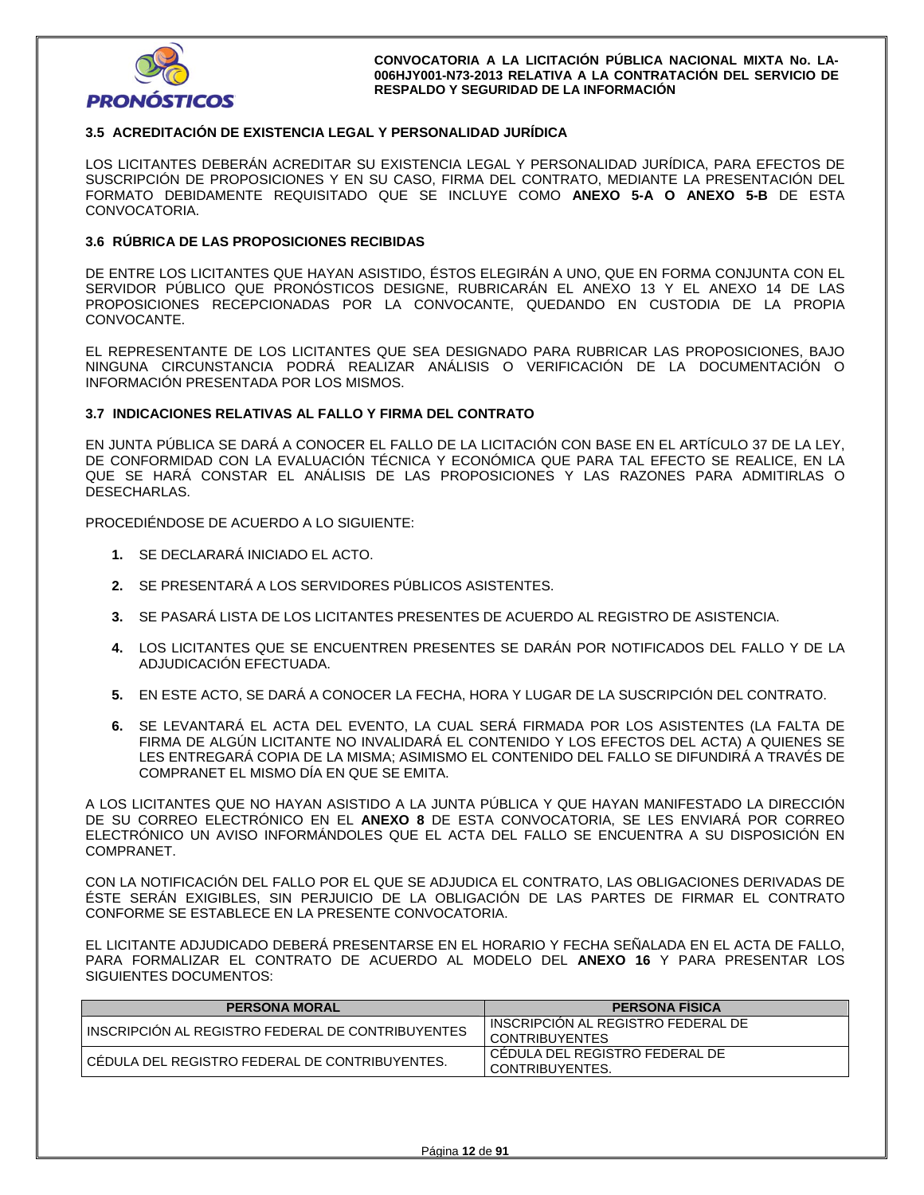### 3.5 ACREDITACIÓN DE EXISTENCIA LEGAL Y PERSONALIDAD JURÍDICA

LOS LICITANTES DEBERÁN ACREDITAR SU EXISTENCIA LEGAL Y PERSONALIDAD JURÍDICA, PARA EFECTOS DE SUSCRIPCIÓN DE PROPOSICIONES Y EN SU CASO, FIRMA DEL CONTRATO, MEDIANTE LA PRESENTACIÓN DEL FORMATO DEBIDAMENTE REQUISITADO QUE SE INCLUYE COMO **ANEXO 5-A O ANEXO 5-B** DE ESTA CONVOCATORIA.

### 3.6 RÚBRICA DE LAS PROPOSICIONES RECIBIDAS

DE ENTRE LOS LICITANTES QUE HAYAN ASISTIDO, ÉSTOS ELEGIRÁN A UNO, QUE EN FORMA CONJUNTA CON EL SERVIDOR PÚBLICO QUE PRONÓSTICOS DESIGNE, RUBRICARÁN EL ANEXO 13 Y EL ANEXO 14 DE LAS PROPOSICIONES RECEPCIONADAS POR LA CONVOCANTE, QUEDANDO EN CUSTODIA DE LA PROPIA CONVOCANTE.

EL REPRESENTANTE DE LOS LICITANTES QUE SEA DESIGNADO PARA RUBRICAR LAS PROPOSICIONES, BAJO NINGUNA CIRCUNSTANCIA PODRÁ REALIZAR ANÁLISIS O VERIFICACIÓN DE LA DOCUMENTACIÓN O INFORMACIÓN PRESENTADA POR LOS MISMOS.

### 3.7 INDICACIONES RELATIVAS AL FALLO Y FIRMA DEL CONTRATO

EN JUNTA PÚBLICA SE DARÁ A CONOCER EL FALLO DE LA LICITACIÓN CON BASE EN EL ARTÍCULO 37 DE LA LEY, DE CONFORMIDAD CON LA EVALUACIÓN TÉCNICA Y ECONÓMICA QUE PARA TAL EFECTO SE REALICE, EN LA QUE SE HARÁ CONSTAR EL ANÁLISIS DE LAS PROPOSICIONES Y LAS RAZONES PARA ADMITIRLAS O DESECHARLAS.

PROCEDIÉNDOSE DE ACUERDO A LO SIGUIENTE:

1. SE DECLARARÁ INICIADO EL ACTO.
2. SE PRESENTARÁ A LOS SERVIDORES PÚBLICOS ASISTENTES.
3. SE PASARÁ LISTA DE LOS LICITANTES PRESENTES DE ACUERDO AL REGISTRO DE ASISTENCIA.
4. LOS LICITANTES QUE SE ENCUENTREN PRESENTES SE DARÁN POR NOTIFICADOS DEL FALLO Y DE LA ADJUDICACIÓN EFECTUADA.
5. EN ESTE ACTO, SE DARÁ A CONOCER LA FECHA, HORA Y LUGAR DE LA SUSCRIPCIÓN DEL CONTRATO.
6. SE LEVANTARÁ EL ACTA DEL EVENTO, LA CUAL SERÁ FIRMADA POR LOS ASISTENTES (LA FALTA DE FIRMA DE ALGÚN LICITANTE NO INVALIDARÁ EL CONTENIDO Y LOS EFECTOS DEL ACTA) A QUIENES SE LES ENTREGARÁ COPIA DE LA MISMA; ASIMISMO EL CONTENIDO DEL FALLO SE DIFUNDIRÁ A TRAVÉS DE COMPRANET EL MISMO DÍA EN QUE SE EMITA.

A LOS LICITANTES QUE NO HAYAN ASISTIDO A LA JUNTA PÚBLICA Y QUE HAYAN MANIFESTADO LA DIRECCIÓN DE SU CORREO ELECTRÓNICO EN EL **ANEXO 8** DE ESTA CONVOCATORIA, SE LES ENVIARÁ POR CORREO ELECTRÓNICO UN AVISO INFORMÁNDOLES QUE EL ACTA DEL FALLO SE ENCUENTRA A SU DISPOSICIÓN EN COMPRANET.

CON LA NOTIFICACIÓN DEL FALLO POR EL QUE SE ADJUDICA EL CONTRATO, LAS OBLIGACIONES DERIVADAS DE ÉSTE SERÁN EXIGIBLES, SIN PERJUICIO DE LA OBLIGACIÓN DE LAS PARTES DE FIRMAR EL CONTRATO CONFORME SE ESTABLECE EN LA PRESENTE CONVOCATORIA.

EL LICITANTE ADJUDICADO DEBERÁ PRESENTARSE EN EL HORARIO Y FECHA SEÑALADA EN EL ACTA DE FALLO, PARA FORMALIZAR EL CONTRATO DE ACUERDO AL MODELO DEL **ANEXO 16** Y PARA PRESENTAR LOS SIGUIENTES DOCUMENTOS:

| PERSONA MORAL | PERSONA FÍSICA |
|---|---|
| INSCRIPCIÓN AL REGISTRO FEDERAL DE CONTRIBUYENTES | INSCRIPCIÓN AL REGISTRO FEDERAL DE CONTRIBUYENTES |
| CÉDULA DEL REGISTRO FEDERAL DE CONTRIBUYENTES. | CÉDULA DEL REGISTRO FEDERAL DE CONTRIBUYENTES. |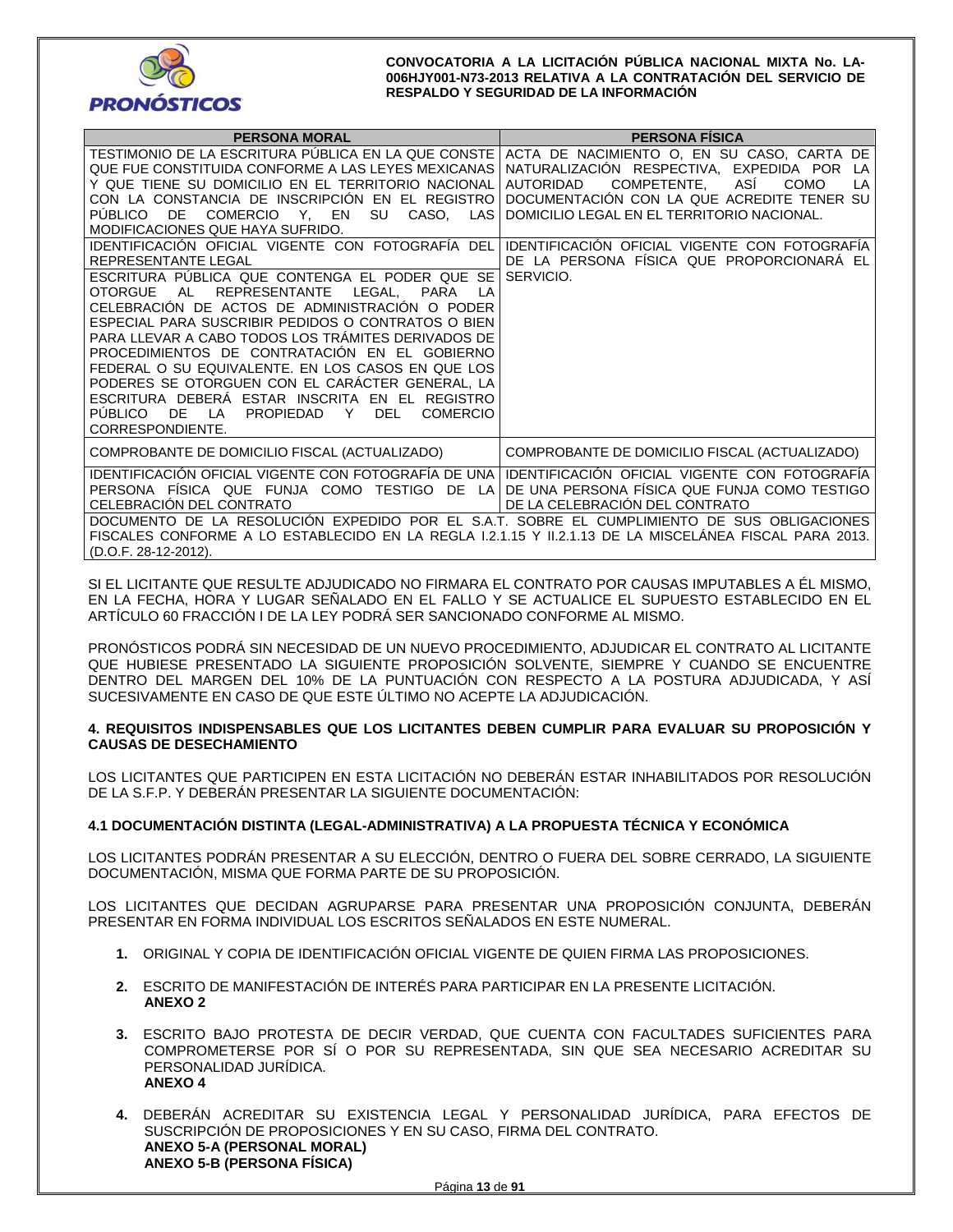| PERSONA MORAL | PERSONA FÍSICA |
|---|---|
| TESTIMONIO DE LA ESCRITURA PÚBLICA EN LA QUE CONSTE QUE FUE CONSTITUIDA CONFORME A LAS LEYES MEXICANAS Y QUE TIENE SU DOMICILIO EN EL TERRITORIO NACIONAL CON LA CONSTANCIA DE INSCRIPCIÓN EN EL REGISTRO PÚBLICO DE COMERCIO Y, EN SU CASO, LAS MODIFICACIONES QUE HAYA SUFRIDO. | ACTA DE NACIMIENTO O, EN SU CASO, CARTA DE NATURALIZACIÓN RESPECTIVA, EXPEDIDA POR LA AUTORIDAD COMPETENTE, ASÍ COMO LA DOCUMENTACIÓN CON LA QUE ACREDITE TENER SU DOMICILIO LEGAL EN EL TERRITORIO NACIONAL. |
| IDENTIFICACIÓN OFICIAL VIGENTE CON FOTOGRAFÍA DEL REPRESENTANTE LEGAL | IDENTIFICACIÓN OFICIAL VIGENTE CON FOTOGRAFÍA DE LA PERSONA FÍSICA QUE PROPORCIONARÁ EL SERVICIO. |
| ESCRITURA PÚBLICA QUE CONTENGA EL PODER QUE SE OTORGUE AL REPRESENTANTE LEGAL, PARA LA CELEBRACIÓN DE ACTOS DE ADMINISTRACIÓN O PODER ESPECIAL PARA SUSCRIBIR PEDIDOS O CONTRATOS O BIEN PARA LLEVAR A CABO TODOS LOS TRÁMITES DERIVADOS DE PROCEDIMIENTOS DE CONTRATACIÓN EN EL GOBIERNO FEDERAL O SU EQUIVALENTE. EN LOS CASOS EN QUE LOS PODERES SE OTORGUEN CON EL CARÁCTER GENERAL, LA ESCRITURA DEBERÁ ESTAR INSCRITA EN EL REGISTRO PÚBLICO DE LA PROPIEDAD Y DEL COMERCIO CORRESPONDIENTE. | |
| COMPROBANTE DE DOMICILIO FISCAL (ACTUALIZADO) | COMPROBANTE DE DOMICILIO FISCAL (ACTUALIZADO) |
| IDENTIFICACIÓN OFICIAL VIGENTE CON FOTOGRAFÍA DE UNA PERSONA FÍSICA QUE FUNJA COMO TESTIGO DE LA CELEBRACIÓN DEL CONTRATO | IDENTIFICACIÓN OFICIAL VIGENTE CON FOTOGRAFÍA DE UNA PERSONA FÍSICA QUE FUNJA COMO TESTIGO DE LA CELEBRACIÓN DEL CONTRATO |
| DOCUMENTO DE LA RESOLUCIÓN EXPEDIDO POR EL S.A.T. SOBRE EL CUMPLIMIENTO DE SUS OBLIGACIONES FISCALES CONFORME A LO ESTABLECIDO EN LA REGLA I.2.1.15 Y II.2.1.13 DE LA MISCELÁNEA FISCAL PARA 2013. (D.O.F. 28-12-2012). | |

SI EL LICITANTE QUE RESULTE ADJUDICADO NO FIRMARA EL CONTRATO POR CAUSAS IMPUTABLES A ÉL MISMO, EN LA FECHA, HORA Y LUGAR SEÑALADO EN EL FALLO Y SE ACTUALICE EL SUPUESTO ESTABLECIDO EN EL ARTÍCULO 60 FRACCIÓN I DE LA LEY PODRÁ SER SANCIONADO CONFORME AL MISMO.

PRONÓSTICOS PODRÁ SIN NECESIDAD DE UN NUEVO PROCEDIMIENTO, ADJUDICAR EL CONTRATO AL LICITANTE QUE HUBIESE PRESENTADO LA SIGUIENTE PROPOSICIÓN SOLVENTE, SIEMPRE Y CUANDO SE ENCUENTRE DENTRO DEL MARGEN DEL 10% DE LA PUNTUACIÓN CON RESPECTO A LA POSTURA ADJUDICADA, Y ASÍ SUCESIVAMENTE EN CASO DE QUE ESTE ÚLTIMO NO ACEPTE LA ADJUDICACIÓN.

## 4. REQUISITOS INDISPENSABLES QUE LOS LICITANTES DEBEN CUMPLIR PARA EVALUAR SU PROPOSICIÓN Y CAUSAS DE DESECHAMIENTO

LOS LICITANTES QUE PARTICIPEN EN ESTA LICITACIÓN NO DEBERÁN ESTAR INHABILITADOS POR RESOLUCIÓN DE LA S.F.P. Y DEBERÁN PRESENTAR LA SIGUIENTE DOCUMENTACIÓN:

### 4.1 DOCUMENTACIÓN DISTINTA (LEGAL-ADMINISTRATIVA) A LA PROPUESTA TÉCNICA Y ECONÓMICA

LOS LICITANTES PODRÁN PRESENTAR A SU ELECCIÓN, DENTRO O FUERA DEL SOBRE CERRADO, LA SIGUIENTE DOCUMENTACIÓN, MISMA QUE FORMA PARTE DE SU PROPOSICIÓN.

LOS LICITANTES QUE DECIDAN AGRUPARSE PARA PRESENTAR UNA PROPOSICIÓN CONJUNTA, DEBERÁN PRESENTAR EN FORMA INDIVIDUAL LOS ESCRITOS SEÑALADOS EN ESTE NUMERAL.

1. ORIGINAL Y COPIA DE IDENTIFICACIÓN OFICIAL VIGENTE DE QUIEN FIRMA LAS PROPOSICIONES.

2. ESCRITO DE MANIFESTACIÓN DE INTERÉS PARA PARTICIPAR EN LA PRESENTE LICITACIÓN.
   **ANEXO 2**

3. ESCRITO BAJO PROTESTA DE DECIR VERDAD, QUE CUENTA CON FACULTADES SUFICIENTES PARA COMPROMETERSE POR SÍ O POR SU REPRESENTADA, SIN QUE SEA NECESARIO ACREDITAR SU PERSONALIDAD JURÍDICA.
   **ANEXO 4**

4. DEBERÁN ACREDITAR SU EXISTENCIA LEGAL Y PERSONALIDAD JURÍDICA, PARA EFECTOS DE SUSCRIPCIÓN DE PROPOSICIONES Y EN SU CASO, FIRMA DEL CONTRATO.
   **ANEXO 5-A (PERSONAL MORAL)**
   **ANEXO 5-B (PERSONA FÍSICA)**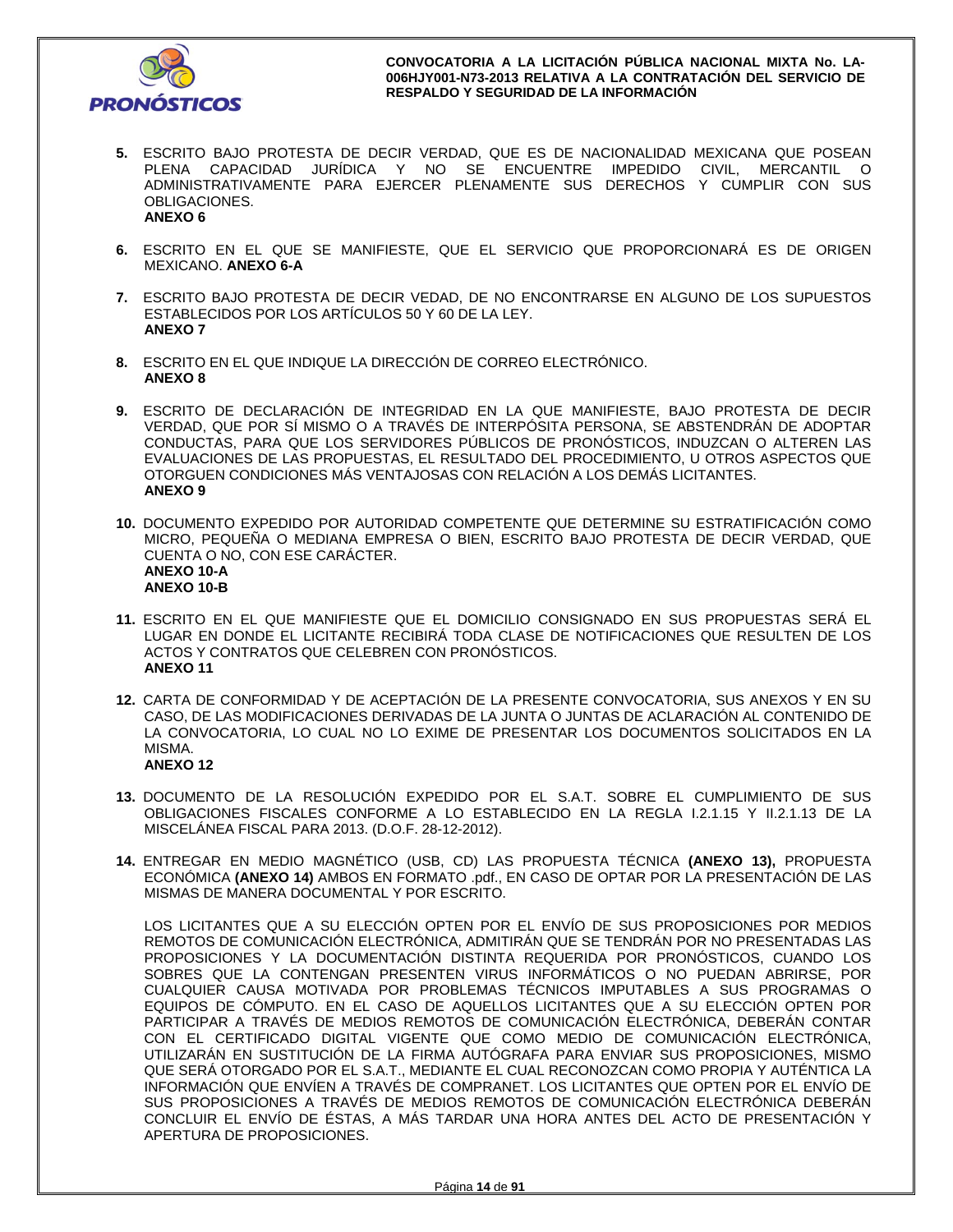5. ESCRITO BAJO PROTESTA DE DECIR VERDAD, QUE ES DE NACIONALIDAD MEXICANA QUE POSEAN PLENA CAPACIDAD JURÍDICA Y NO SE ENCUENTRE IMPEDIDO CIVIL, MERCANTIL O ADMINISTRATIVAMENTE PARA EJERCER PLENAMENTE SUS DERECHOS Y CUMPLIR CON SUS OBLIGACIONES.
   **ANEXO 6**

6. ESCRITO EN EL QUE SE MANIFIESTE, QUE EL SERVICIO QUE PROPORCIONARÁ ES DE ORIGEN MEXICANO. **ANEXO 6-A**

7. ESCRITO BAJO PROTESTA DE DECIR VEDAD, DE NO ENCONTRARSE EN ALGUNO DE LOS SUPUESTOS ESTABLECIDOS POR LOS ARTÍCULOS 50 Y 60 DE LA LEY.
   **ANEXO 7**

8. ESCRITO EN EL QUE INDIQUE LA DIRECCIÓN DE CORREO ELECTRÓNICO.
   **ANEXO 8**

9. ESCRITO DE DECLARACIÓN DE INTEGRIDAD EN LA QUE MANIFIESTE, BAJO PROTESTA DE DECIR VERDAD, QUE POR SÍ MISMO O A TRAVÉS DE INTERPÓSITA PERSONA, SE ABSTENDRÁN DE ADOPTAR CONDUCTAS, PARA QUE LOS SERVIDORES PÚBLICOS DE PRONÓSTICOS, INDUZCAN O ALTEREN LAS EVALUACIONES DE LAS PROPUESTAS, EL RESULTADO DEL PROCEDIMIENTO, U OTROS ASPECTOS QUE OTORGUEN CONDICIONES MÁS VENTAJOSAS CON RELACIÓN A LOS DEMÁS LICITANTES.
   **ANEXO 9**

10. DOCUMENTO EXPEDIDO POR AUTORIDAD COMPETENTE QUE DETERMINE SU ESTRATIFICACIÓN COMO MICRO, PEQUEÑA O MEDIANA EMPRESA O BIEN, ESCRITO BAJO PROTESTA DE DECIR VERDAD, QUE CUENTA O NO, CON ESE CARÁCTER.
    **ANEXO 10-A**
    **ANEXO 10-B**

11. ESCRITO EN EL QUE MANIFIESTE QUE EL DOMICILIO CONSIGNADO EN SUS PROPUESTAS SERÁ EL LUGAR EN DONDE EL LICITANTE RECIBIRÁ TODA CLASE DE NOTIFICACIONES QUE RESULTEN DE LOS ACTOS Y CONTRATOS QUE CELEBREN CON PRONÓSTICOS.
    **ANEXO 11**

12. CARTA DE CONFORMIDAD Y DE ACEPTACIÓN DE LA PRESENTE CONVOCATORIA, SUS ANEXOS Y EN SU CASO, DE LAS MODIFICACIONES DERIVADAS DE LA JUNTA O JUNTAS DE ACLARACIÓN AL CONTENIDO DE LA CONVOCATORIA, LO CUAL NO LO EXIME DE PRESENTAR LOS DOCUMENTOS SOLICITADOS EN LA MISMA.
    **ANEXO 12**

13. DOCUMENTO DE LA RESOLUCIÓN EXPEDIDO POR EL S.A.T. SOBRE EL CUMPLIMIENTO DE SUS OBLIGACIONES FISCALES CONFORME A LO ESTABLECIDO EN LA REGLA I.2.1.15 Y II.2.1.13 DE LA MISCELÁNEA FISCAL PARA 2013. (D.O.F. 28-12-2012).

14. ENTREGAR EN MEDIO MAGNÉTICO (USB, CD) LAS PROPUESTA TÉCNICA **(ANEXO 13),** PROPUESTA ECONÓMICA **(ANEXO 14)** AMBOS EN FORMATO .pdf., EN CASO DE OPTAR POR LA PRESENTACIÓN DE LAS MISMAS DE MANERA DOCUMENTAL Y POR ESCRITO.

    LOS LICITANTES QUE A SU ELECCIÓN OPTEN POR EL ENVÍO DE SUS PROPOSICIONES POR MEDIOS REMOTOS DE COMUNICACIÓN ELECTRÓNICA, ADMITIRÁN QUE SE TENDRÁN POR NO PRESENTADAS LAS PROPOSICIONES Y LA DOCUMENTACIÓN DISTINTA REQUERIDA POR PRONÓSTICOS, CUANDO LOS SOBRES QUE LA CONTENGAN PRESENTEN VIRUS INFORMÁTICOS O NO PUEDAN ABRIRSE, POR CUALQUIER CAUSA MOTIVADA POR PROBLEMAS TÉCNICOS IMPUTABLES A SUS PROGRAMAS O EQUIPOS DE CÓMPUTO. EN EL CASO DE AQUELLOS LICITANTES QUE A SU ELECCIÓN OPTEN POR PARTICIPAR A TRAVÉS DE MEDIOS REMOTOS DE COMUNICACIÓN ELECTRÓNICA, DEBERÁN CONTAR CON EL CERTIFICADO DIGITAL VIGENTE QUE COMO MEDIO DE COMUNICACIÓN ELECTRÓNICA, UTILIZARÁN EN SUSTITUCIÓN DE LA FIRMA AUTÓGRAFA PARA ENVIAR SUS PROPOSICIONES, MISMO QUE SERÁ OTORGADO POR EL S.A.T., MEDIANTE EL CUAL RECONOZCAN COMO PROPIA Y AUTÉNTICA LA INFORMACIÓN QUE ENVÍEN A TRAVÉS DE COMPRANET. LOS LICITANTES QUE OPTEN POR EL ENVÍO DE SUS PROPOSICIONES A TRAVÉS DE MEDIOS REMOTOS DE COMUNICACIÓN ELECTRÓNICA DEBERÁN CONCLUIR EL ENVÍO DE ÉSTAS, A MÁS TARDAR UNA HORA ANTES DEL ACTO DE PRESENTACIÓN Y APERTURA DE PROPOSICIONES.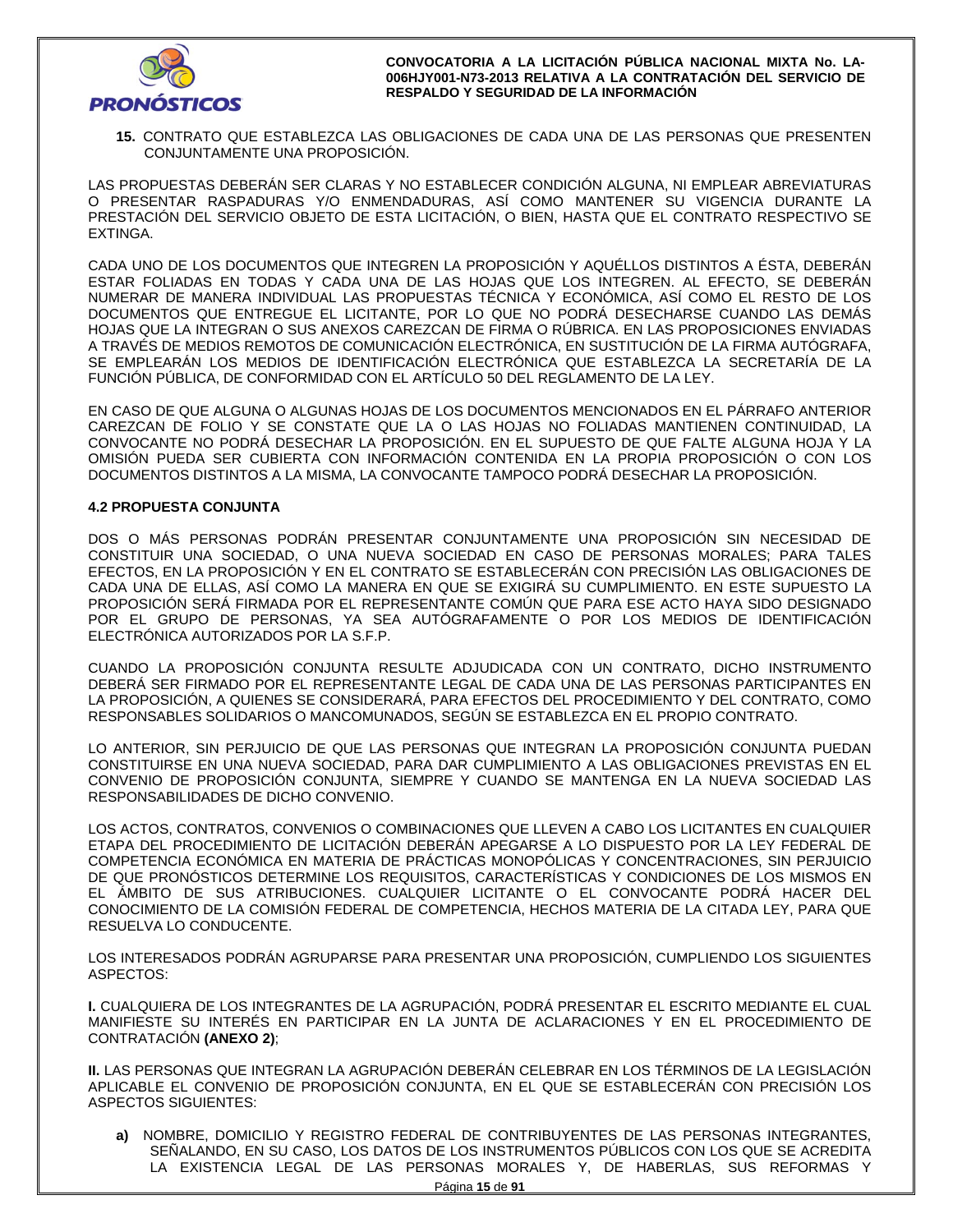**15.** CONTRATO QUE ESTABLEZCA LAS OBLIGACIONES DE CADA UNA DE LAS PERSONAS QUE PRESENTEN CONJUNTAMENTE UNA PROPOSICIÓN.

LAS PROPUESTAS DEBERÁN SER CLARAS Y NO ESTABLECER CONDICIÓN ALGUNA, NI EMPLEAR ABREVIATURAS O PRESENTAR RASPADURAS Y/O ENMENDADURAS, ASÍ COMO MANTENER SU VIGENCIA DURANTE LA PRESTACIÓN DEL SERVICIO OBJETO DE ESTA LICITACIÓN, O BIEN, HASTA QUE EL CONTRATO RESPECTIVO SE EXTINGA.

CADA UNO DE LOS DOCUMENTOS QUE INTEGREN LA PROPOSICIÓN Y AQUÉLLOS DISTINTOS A ÉSTA, DEBERÁN ESTAR FOLIADAS EN TODAS Y CADA UNA DE LAS HOJAS QUE LOS INTEGREN. AL EFECTO, SE DEBERÁN NUMERAR DE MANERA INDIVIDUAL LAS PROPUESTAS TÉCNICA Y ECONÓMICA, ASÍ COMO EL RESTO DE LOS DOCUMENTOS QUE ENTREGUE EL LICITANTE, POR LO QUE NO PODRÁ DESECHARSE CUANDO LAS DEMÁS HOJAS QUE LA INTEGRAN O SUS ANEXOS CAREZCAN DE FIRMA O RÚBRICA. EN LAS PROPOSICIONES ENVIADAS A TRAVÉS DE MEDIOS REMOTOS DE COMUNICACIÓN ELECTRÓNICA, EN SUSTITUCIÓN DE LA FIRMA AUTÓGRAFA, SE EMPLEARÁN LOS MEDIOS DE IDENTIFICACIÓN ELECTRÓNICA QUE ESTABLEZCA LA SECRETARÍA DE LA FUNCIÓN PÚBLICA, DE CONFORMIDAD CON EL ARTÍCULO 50 DEL REGLAMENTO DE LA LEY.

EN CASO DE QUE ALGUNA O ALGUNAS HOJAS DE LOS DOCUMENTOS MENCIONADOS EN EL PÁRRAFO ANTERIOR CAREZCAN DE FOLIO Y SE CONSTATE QUE LA O LAS HOJAS NO FOLIADAS MANTIENEN CONTINUIDAD, LA CONVOCANTE NO PODRÁ DESECHAR LA PROPOSICIÓN. EN EL SUPUESTO DE QUE FALTE ALGUNA HOJA Y LA OMISIÓN PUEDA SER CUBIERTA CON INFORMACIÓN CONTENIDA EN LA PROPIA PROPOSICIÓN O CON LOS DOCUMENTOS DISTINTOS A LA MISMA, LA CONVOCANTE TAMPOCO PODRÁ DESECHAR LA PROPOSICIÓN.

### 4.2 PROPUESTA CONJUNTA

DOS O MÁS PERSONAS PODRÁN PRESENTAR CONJUNTAMENTE UNA PROPOSICIÓN SIN NECESIDAD DE CONSTITUIR UNA SOCIEDAD, O UNA NUEVA SOCIEDAD EN CASO DE PERSONAS MORALES; PARA TALES EFECTOS, EN LA PROPOSICIÓN Y EN EL CONTRATO SE ESTABLECERÁN CON PRECISIÓN LAS OBLIGACIONES DE CADA UNA DE ELLAS, ASÍ COMO LA MANERA EN QUE SE EXIGIRÁ SU CUMPLIMIENTO. EN ESTE SUPUESTO LA PROPOSICIÓN SERÁ FIRMADA POR EL REPRESENTANTE COMÚN QUE PARA ESE ACTO HAYA SIDO DESIGNADO POR EL GRUPO DE PERSONAS, YA SEA AUTÓGRAFAMENTE O POR LOS MEDIOS DE IDENTIFICACIÓN ELECTRÓNICA AUTORIZADOS POR LA S.F.P.

CUANDO LA PROPOSICIÓN CONJUNTA RESULTE ADJUDICADA CON UN CONTRATO, DICHO INSTRUMENTO DEBERÁ SER FIRMADO POR EL REPRESENTANTE LEGAL DE CADA UNA DE LAS PERSONAS PARTICIPANTES EN LA PROPOSICIÓN, A QUIENES SE CONSIDERARÁ, PARA EFECTOS DEL PROCEDIMIENTO Y DEL CONTRATO, COMO RESPONSABLES SOLIDARIOS O MANCOMUNADOS, SEGÚN SE ESTABLEZCA EN EL PROPIO CONTRATO.

LO ANTERIOR, SIN PERJUICIO DE QUE LAS PERSONAS QUE INTEGRAN LA PROPOSICIÓN CONJUNTA PUEDAN CONSTITUIRSE EN UNA NUEVA SOCIEDAD, PARA DAR CUMPLIMIENTO A LAS OBLIGACIONES PREVISTAS EN EL CONVENIO DE PROPOSICIÓN CONJUNTA, SIEMPRE Y CUANDO SE MANTENGA EN LA NUEVA SOCIEDAD LAS RESPONSABILIDADES DE DICHO CONVENIO.

LOS ACTOS, CONTRATOS, CONVENIOS O COMBINACIONES QUE LLEVEN A CABO LOS LICITANTES EN CUALQUIER ETAPA DEL PROCEDIMIENTO DE LICITACIÓN DEBERÁN APEGARSE A LO DISPUESTO POR LA LEY FEDERAL DE COMPETENCIA ECONÓMICA EN MATERIA DE PRÁCTICAS MONOPÓLICAS Y CONCENTRACIONES, SIN PERJUICIO DE QUE PRONÓSTICOS DETERMINE LOS REQUISITOS, CARACTERÍSTICAS Y CONDICIONES DE LOS MISMOS EN EL ÁMBITO DE SUS ATRIBUCIONES. CUALQUIER LICITANTE O EL CONVOCANTE PODRÁ HACER DEL CONOCIMIENTO DE LA COMISIÓN FEDERAL DE COMPETENCIA, HECHOS MATERIA DE LA CITADA LEY, PARA QUE RESUELVA LO CONDUCENTE.

LOS INTERESADOS PODRÁN AGRUPARSE PARA PRESENTAR UNA PROPOSICIÓN, CUMPLIENDO LOS SIGUIENTES ASPECTOS:

**I.** CUALQUIERA DE LOS INTEGRANTES DE LA AGRUPACIÓN, PODRÁ PRESENTAR EL ESCRITO MEDIANTE EL CUAL MANIFIESTE SU INTERÉS EN PARTICIPAR EN LA JUNTA DE ACLARACIONES Y EN EL PROCEDIMIENTO DE CONTRATACIÓN **(ANEXO 2)**;

**II.** LAS PERSONAS QUE INTEGRAN LA AGRUPACIÓN DEBERÁN CELEBRAR EN LOS TÉRMINOS DE LA LEGISLACIÓN APLICABLE EL CONVENIO DE PROPOSICIÓN CONJUNTA, EN EL QUE SE ESTABLECERÁN CON PRECISIÓN LOS ASPECTOS SIGUIENTES:

**a)** NOMBRE, DOMICILIO Y REGISTRO FEDERAL DE CONTRIBUYENTES DE LAS PERSONAS INTEGRANTES, SEÑALANDO, EN SU CASO, LOS DATOS DE LOS INSTRUMENTOS PÚBLICOS CON LOS QUE SE ACREDITA LA EXISTENCIA LEGAL DE LAS PERSONAS MORALES Y, DE HABERLAS, SUS REFORMAS Y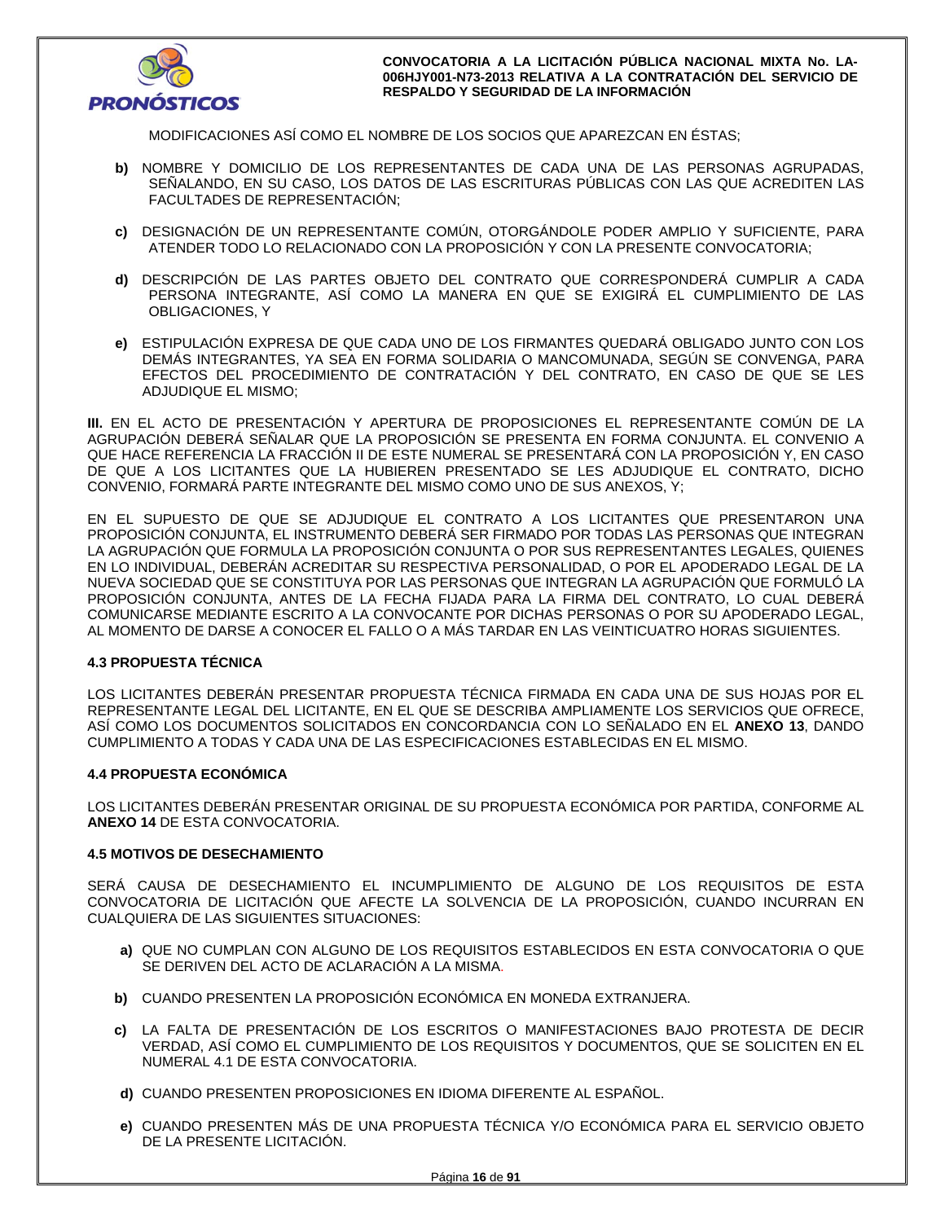MODIFICACIONES ASÍ COMO EL NOMBRE DE LOS SOCIOS QUE APAREZCAN EN ÉSTAS;

**b)** NOMBRE Y DOMICILIO DE LOS REPRESENTANTES DE CADA UNA DE LAS PERSONAS AGRUPADAS, SEÑALANDO, EN SU CASO, LOS DATOS DE LAS ESCRITURAS PÚBLICAS CON LAS QUE ACREDITEN LAS FACULTADES DE REPRESENTACIÓN;

**c)** DESIGNACIÓN DE UN REPRESENTANTE COMÚN, OTORGÁNDOLE PODER AMPLIO Y SUFICIENTE, PARA ATENDER TODO LO RELACIONADO CON LA PROPOSICIÓN Y CON LA PRESENTE CONVOCATORIA;

**d)** DESCRIPCIÓN DE LAS PARTES OBJETO DEL CONTRATO QUE CORRESPONDERÁ CUMPLIR A CADA PERSONA INTEGRANTE, ASÍ COMO LA MANERA EN QUE SE EXIGIRÁ EL CUMPLIMIENTO DE LAS OBLIGACIONES, Y

**e)** ESTIPULACIÓN EXPRESA DE QUE CADA UNO DE LOS FIRMANTES QUEDARÁ OBLIGADO JUNTO CON LOS DEMÁS INTEGRANTES, YA SEA EN FORMA SOLIDARIA O MANCOMUNADA, SEGÚN SE CONVENGA, PARA EFECTOS DEL PROCEDIMIENTO DE CONTRATACIÓN Y DEL CONTRATO, EN CASO DE QUE SE LES ADJUDIQUE EL MISMO;

**III.** EN EL ACTO DE PRESENTACIÓN Y APERTURA DE PROPOSICIONES EL REPRESENTANTE COMÚN DE LA AGRUPACIÓN DEBERÁ SEÑALAR QUE LA PROPOSICIÓN SE PRESENTA EN FORMA CONJUNTA. EL CONVENIO A QUE HACE REFERENCIA LA FRACCIÓN II DE ESTE NUMERAL SE PRESENTARÁ CON LA PROPOSICIÓN Y, EN CASO DE QUE A LOS LICITANTES QUE LA HUBIEREN PRESENTADO SE LES ADJUDIQUE EL CONTRATO, DICHO CONVENIO, FORMARÁ PARTE INTEGRANTE DEL MISMO COMO UNO DE SUS ANEXOS, Y;

EN EL SUPUESTO DE QUE SE ADJUDIQUE EL CONTRATO A LOS LICITANTES QUE PRESENTARON UNA PROPOSICIÓN CONJUNTA, EL INSTRUMENTO DEBERÁ SER FIRMADO POR TODAS LAS PERSONAS QUE INTEGRAN LA AGRUPACIÓN QUE FORMULA LA PROPOSICIÓN CONJUNTA O POR SUS REPRESENTANTES LEGALES, QUIENES EN LO INDIVIDUAL, DEBERÁN ACREDITAR SU RESPECTIVA PERSONALIDAD, O POR EL APODERADO LEGAL DE LA NUEVA SOCIEDAD QUE SE CONSTITUYA POR LAS PERSONAS QUE INTEGRAN LA AGRUPACIÓN QUE FORMULÓ LA PROPOSICIÓN CONJUNTA, ANTES DE LA FECHA FIJADA PARA LA FIRMA DEL CONTRATO, LO CUAL DEBERÁ COMUNICARSE MEDIANTE ESCRITO A LA CONVOCANTE POR DICHAS PERSONAS O POR SU APODERADO LEGAL, AL MOMENTO DE DARSE A CONOCER EL FALLO O A MÁS TARDAR EN LAS VEINTICUATRO HORAS SIGUIENTES.

### 4.3 PROPUESTA TÉCNICA

LOS LICITANTES DEBERÁN PRESENTAR PROPUESTA TÉCNICA FIRMADA EN CADA UNA DE SUS HOJAS POR EL REPRESENTANTE LEGAL DEL LICITANTE, EN EL QUE SE DESCRIBA AMPLIAMENTE LOS SERVICIOS QUE OFRECE, ASÍ COMO LOS DOCUMENTOS SOLICITADOS EN CONCORDANCIA CON LO SEÑALADO EN EL **ANEXO 13**, DANDO CUMPLIMIENTO A TODAS Y CADA UNA DE LAS ESPECIFICACIONES ESTABLECIDAS EN EL MISMO.

### 4.4 PROPUESTA ECONÓMICA

LOS LICITANTES DEBERÁN PRESENTAR ORIGINAL DE SU PROPUESTA ECONÓMICA POR PARTIDA, CONFORME AL **ANEXO 14** DE ESTA CONVOCATORIA.

### 4.5 MOTIVOS DE DESECHAMIENTO

SERÁ CAUSA DE DESECHAMIENTO EL INCUMPLIMIENTO DE ALGUNO DE LOS REQUISITOS DE ESTA CONVOCATORIA DE LICITACIÓN QUE AFECTE LA SOLVENCIA DE LA PROPOSICIÓN, CUANDO INCURRAN EN CUALQUIERA DE LAS SIGUIENTES SITUACIONES:

**a)** QUE NO CUMPLAN CON ALGUNO DE LOS REQUISITOS ESTABLECIDOS EN ESTA CONVOCATORIA O QUE SE DERIVEN DEL ACTO DE ACLARACIÓN A LA MISMA.

**b)** CUANDO PRESENTEN LA PROPOSICIÓN ECONÓMICA EN MONEDA EXTRANJERA.

**c)** LA FALTA DE PRESENTACIÓN DE LOS ESCRITOS O MANIFESTACIONES BAJO PROTESTA DE DECIR VERDAD, ASÍ COMO EL CUMPLIMIENTO DE LOS REQUISITOS Y DOCUMENTOS, QUE SE SOLICITEN EN EL NUMERAL 4.1 DE ESTA CONVOCATORIA.

**d)** CUANDO PRESENTEN PROPOSICIONES EN IDIOMA DIFERENTE AL ESPAÑOL.

**e)** CUANDO PRESENTEN MÁS DE UNA PROPUESTA TÉCNICA Y/O ECONÓMICA PARA EL SERVICIO OBJETO DE LA PRESENTE LICITACIÓN.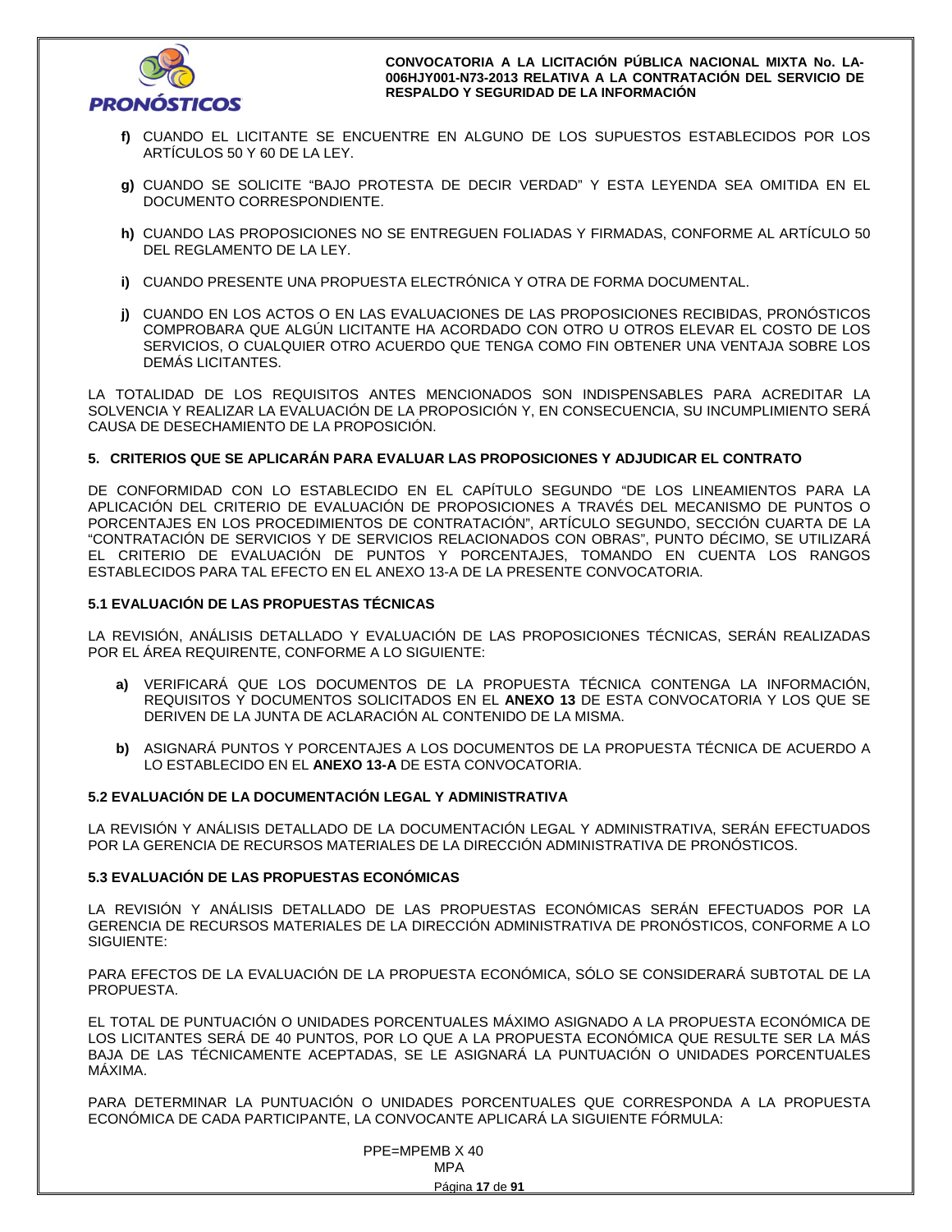**f)** CUANDO EL LICITANTE SE ENCUENTRE EN ALGUNO DE LOS SUPUESTOS ESTABLECIDOS POR LOS ARTÍCULOS 50 Y 60 DE LA LEY.

**g)** CUANDO SE SOLICITE "BAJO PROTESTA DE DECIR VERDAD" Y ESTA LEYENDA SEA OMITIDA EN EL DOCUMENTO CORRESPONDIENTE.

**h)** CUANDO LAS PROPOSICIONES NO SE ENTREGUEN FOLIADAS Y FIRMADAS, CONFORME AL ARTÍCULO 50 DEL REGLAMENTO DE LA LEY.

**i)** CUANDO PRESENTE UNA PROPUESTA ELECTRÓNICA Y OTRA DE FORMA DOCUMENTAL.

**j)** CUANDO EN LOS ACTOS O EN LAS EVALUACIONES DE LAS PROPOSICIONES RECIBIDAS, PRONÓSTICOS COMPROBARA QUE ALGÚN LICITANTE HA ACORDADO CON OTRO U OTROS ELEVAR EL COSTO DE LOS SERVICIOS, O CUALQUIER OTRO ACUERDO QUE TENGA COMO FIN OBTENER UNA VENTAJA SOBRE LOS DEMÁS LICITANTES.

LA TOTALIDAD DE LOS REQUISITOS ANTES MENCIONADOS SON INDISPENSABLES PARA ACREDITAR LA SOLVENCIA Y REALIZAR LA EVALUACIÓN DE LA PROPOSICIÓN Y, EN CONSECUENCIA, SU INCUMPLIMIENTO SERÁ CAUSA DE DESECHAMIENTO DE LA PROPOSICIÓN.

## 5. CRITERIOS QUE SE APLICARÁN PARA EVALUAR LAS PROPOSICIONES Y ADJUDICAR EL CONTRATO

DE CONFORMIDAD CON LO ESTABLECIDO EN EL CAPÍTULO SEGUNDO "DE LOS LINEAMIENTOS PARA LA APLICACIÓN DEL CRITERIO DE EVALUACIÓN DE PROPOSICIONES A TRAVÉS DEL MECANISMO DE PUNTOS O PORCENTAJES EN LOS PROCEDIMIENTOS DE CONTRATACIÓN", ARTÍCULO SEGUNDO, SECCIÓN CUARTA DE LA "CONTRATACIÓN DE SERVICIOS Y DE SERVICIOS RELACIONADOS CON OBRAS", PUNTO DÉCIMO, SE UTILIZARÁ EL CRITERIO DE EVALUACIÓN DE PUNTOS Y PORCENTAJES, TOMANDO EN CUENTA LOS RANGOS ESTABLECIDOS PARA TAL EFECTO EN EL ANEXO 13-A DE LA PRESENTE CONVOCATORIA.

### 5.1 EVALUACIÓN DE LAS PROPUESTAS TÉCNICAS

LA REVISIÓN, ANÁLISIS DETALLADO Y EVALUACIÓN DE LAS PROPOSICIONES TÉCNICAS, SERÁN REALIZADAS POR EL ÁREA REQUIRENTE, CONFORME A LO SIGUIENTE:

**a)** VERIFICARÁ QUE LOS DOCUMENTOS DE LA PROPUESTA TÉCNICA CONTENGA LA INFORMACIÓN, REQUISITOS Y DOCUMENTOS SOLICITADOS EN EL **ANEXO 13** DE ESTA CONVOCATORIA Y LOS QUE SE DERIVEN DE LA JUNTA DE ACLARACIÓN AL CONTENIDO DE LA MISMA.

**b)** ASIGNARÁ PUNTOS Y PORCENTAJES A LOS DOCUMENTOS DE LA PROPUESTA TÉCNICA DE ACUERDO A LO ESTABLECIDO EN EL **ANEXO 13-A** DE ESTA CONVOCATORIA.

### 5.2 EVALUACIÓN DE LA DOCUMENTACIÓN LEGAL Y ADMINISTRATIVA

LA REVISIÓN Y ANÁLISIS DETALLADO DE LA DOCUMENTACIÓN LEGAL Y ADMINISTRATIVA, SERÁN EFECTUADOS POR LA GERENCIA DE RECURSOS MATERIALES DE LA DIRECCIÓN ADMINISTRATIVA DE PRONÓSTICOS.

### 5.3 EVALUACIÓN DE LAS PROPUESTAS ECONÓMICAS

LA REVISIÓN Y ANÁLISIS DETALLADO DE LAS PROPUESTAS ECONÓMICAS SERÁN EFECTUADOS POR LA GERENCIA DE RECURSOS MATERIALES DE LA DIRECCIÓN ADMINISTRATIVA DE PRONÓSTICOS, CONFORME A LO SIGUIENTE:

PARA EFECTOS DE LA EVALUACIÓN DE LA PROPUESTA ECONÓMICA, SÓLO SE CONSIDERARÁ SUBTOTAL DE LA PROPUESTA.

EL TOTAL DE PUNTUACIÓN O UNIDADES PORCENTUALES MÁXIMO ASIGNADO A LA PROPUESTA ECONÓMICA DE LOS LICITANTES SERÁ DE 40 PUNTOS, POR LO QUE A LA PROPUESTA ECONÓMICA QUE RESULTE SER LA MÁS BAJA DE LAS TÉCNICAMENTE ACEPTADAS, SE LE ASIGNARÁ LA PUNTUACIÓN O UNIDADES PORCENTUALES MÁXIMA.

PARA DETERMINAR LA PUNTUACIÓN O UNIDADES PORCENTUALES QUE CORRESPONDA A LA PROPUESTA ECONÓMICA DE CADA PARTICIPANTE, LA CONVOCANTE APLICARÁ LA SIGUIENTE FÓRMULA:

$$PPE = \frac{MPEMB \times 40}{MPA}$$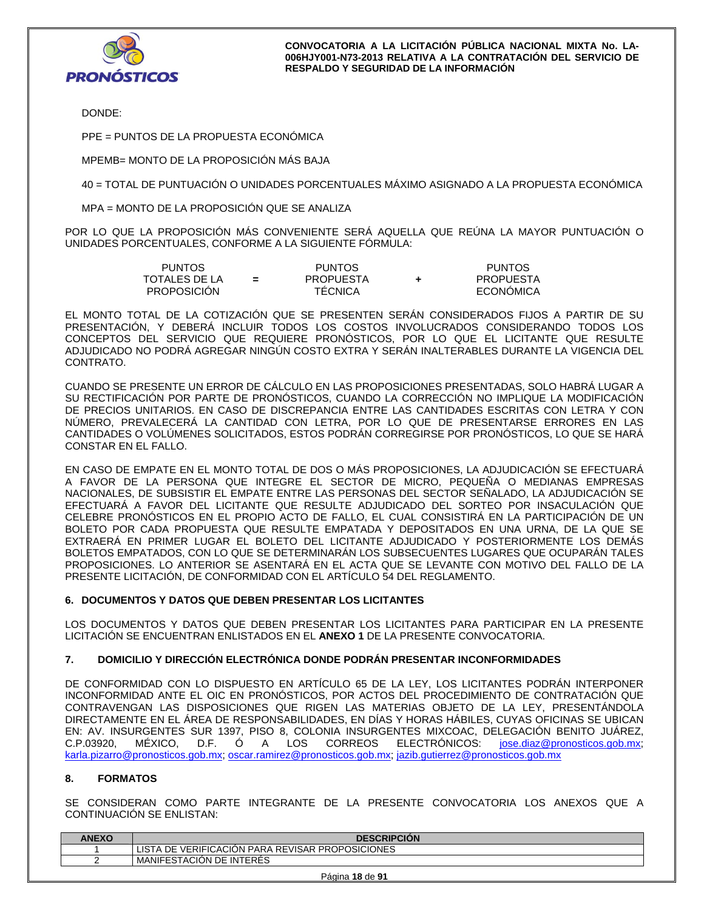DONDE:

PPE = PUNTOS DE LA PROPUESTA ECONÓMICA

MPEMB= MONTO DE LA PROPOSICIÓN MÁS BAJA

40 = TOTAL DE PUNTUACIÓN O UNIDADES PORCENTUALES MÁXIMO ASIGNADO A LA PROPUESTA ECONÓMICA

MPA = MONTO DE LA PROPOSICIÓN QUE SE ANALIZA

POR LO QUE LA PROPOSICIÓN MÁS CONVENIENTE SERÁ AQUELLA QUE REÚNA LA MAYOR PUNTUACIÓN O UNIDADES PORCENTUALES, CONFORME A LA SIGUIENTE FÓRMULA:

$$\text{PUNTOS TOTALES DE LA PROPOSICIÓN} = \text{PUNTOS PROPUESTA TÉCNICA} + \text{PUNTOS PROPUESTA ECONÓMICA}$$

EL MONTO TOTAL DE LA COTIZACIÓN QUE SE PRESENTEN SERÁN CONSIDERADOS FIJOS A PARTIR DE SU PRESENTACIÓN, Y DEBERÁ INCLUIR TODOS LOS COSTOS INVOLUCRADOS CONSIDERANDO TODOS LOS CONCEPTOS DEL SERVICIO QUE REQUIERE PRONÓSTICOS, POR LO QUE EL LICITANTE QUE RESULTE ADJUDICADO NO PODRÁ AGREGAR NINGÚN COSTO EXTRA Y SERÁN INALTERABLES DURANTE LA VIGENCIA DEL CONTRATO.

CUANDO SE PRESENTE UN ERROR DE CÁLCULO EN LAS PROPOSICIONES PRESENTADAS, SOLO HABRÁ LUGAR A SU RECTIFICACIÓN POR PARTE DE PRONÓSTICOS, CUANDO LA CORRECCIÓN NO IMPLIQUE LA MODIFICACIÓN DE PRECIOS UNITARIOS. EN CASO DE DISCREPANCIA ENTRE LAS CANTIDADES ESCRITAS CON LETRA Y CON NÚMERO, PREVALECERÁ LA CANTIDAD CON LETRA, POR LO QUE DE PRESENTARSE ERRORES EN LAS CANTIDADES O VOLÚMENES SOLICITADOS, ESTOS PODRÁN CORREGIRSE POR PRONÓSTICOS, LO QUE SE HARÁ CONSTAR EN EL FALLO.

EN CASO DE EMPATE EN EL MONTO TOTAL DE DOS O MÁS PROPOSICIONES, LA ADJUDICACIÓN SE EFECTUARÁ A FAVOR DE LA PERSONA QUE INTEGRE EL SECTOR DE MICRO, PEQUEÑA O MEDIANAS EMPRESAS NACIONALES, DE SUBSISTIR EL EMPATE ENTRE LAS PERSONAS DEL SECTOR SEÑALADO, LA ADJUDICACIÓN SE EFECTUARÁ A FAVOR DEL LICITANTE QUE RESULTE ADJUDICADO DEL SORTEO POR INSACULACIÓN QUE CELEBRE PRONÓSTICOS EN EL PROPIO ACTO DE FALLO, EL CUAL CONSISTIRÁ EN LA PARTICIPACIÓN DE UN BOLETO POR CADA PROPUESTA QUE RESULTE EMPATADA Y DEPOSITADOS EN UNA URNA, DE LA QUE SE EXTRAERÁ EN PRIMER LUGAR EL BOLETO DEL LICITANTE ADJUDICADO Y POSTERIORMENTE LOS DEMÁS BOLETOS EMPATADOS, CON LO QUE SE DETERMINARÁN LOS SUBSECUENTES LUGARES QUE OCUPARÁN TALES PROPOSICIONES. LO ANTERIOR SE ASENTARÁ EN EL ACTA QUE SE LEVANTE CON MOTIVO DEL FALLO DE LA PRESENTE LICITACIÓN, DE CONFORMIDAD CON EL ARTÍCULO 54 DEL REGLAMENTO.

## 6. DOCUMENTOS Y DATOS QUE DEBEN PRESENTAR LOS LICITANTES

LOS DOCUMENTOS Y DATOS QUE DEBEN PRESENTAR LOS LICITANTES PARA PARTICIPAR EN LA PRESENTE LICITACIÓN SE ENCUENTRAN ENLISTADOS EN EL **ANEXO 1** DE LA PRESENTE CONVOCATORIA.

## 7. DOMICILIO Y DIRECCIÓN ELECTRÓNICA DONDE PODRÁN PRESENTAR INCONFORMIDADES

DE CONFORMIDAD CON LO DISPUESTO EN ARTÍCULO 65 DE LA LEY, LOS LICITANTES PODRÁN INTERPONER INCONFORMIDAD ANTE EL OIC EN PRONÓSTICOS, POR ACTOS DEL PROCEDIMIENTO DE CONTRATACIÓN QUE CONTRAVENGAN LAS DISPOSICIONES QUE RIGEN LAS MATERIAS OBJETO DE LA LEY, PRESENTÁNDOLA DIRECTAMENTE EN EL ÁREA DE RESPONSABILIDADES, EN DÍAS Y HORAS HÁBILES, CUYAS OFICINAS SE UBICAN EN: AV. INSURGENTES SUR 1397, PISO 8, COLONIA INSURGENTES MIXCOAC, DELEGACIÓN BENITO JUÁREZ, C.P.03920, MÉXICO, D.F. Ó A LOS CORREOS ELECTRÓNICOS: jose.diaz@pronosticos.gob.mx; karla.pizarro@pronosticos.gob.mx; oscar.ramirez@pronosticos.gob.mx; jazib.gutierrez@pronosticos.gob.mx

## 8. FORMATOS

SE CONSIDERAN COMO PARTE INTEGRANTE DE LA PRESENTE CONVOCATORIA LOS ANEXOS QUE A CONTINUACIÓN SE ENLISTAN:

| ANEXO | DESCRIPCIÓN |
|---|---|
| 1 | LISTA DE VERIFICACIÓN PARA REVISAR PROPOSICIONES |
| 2 | MANIFESTACIÓN DE INTERÉS |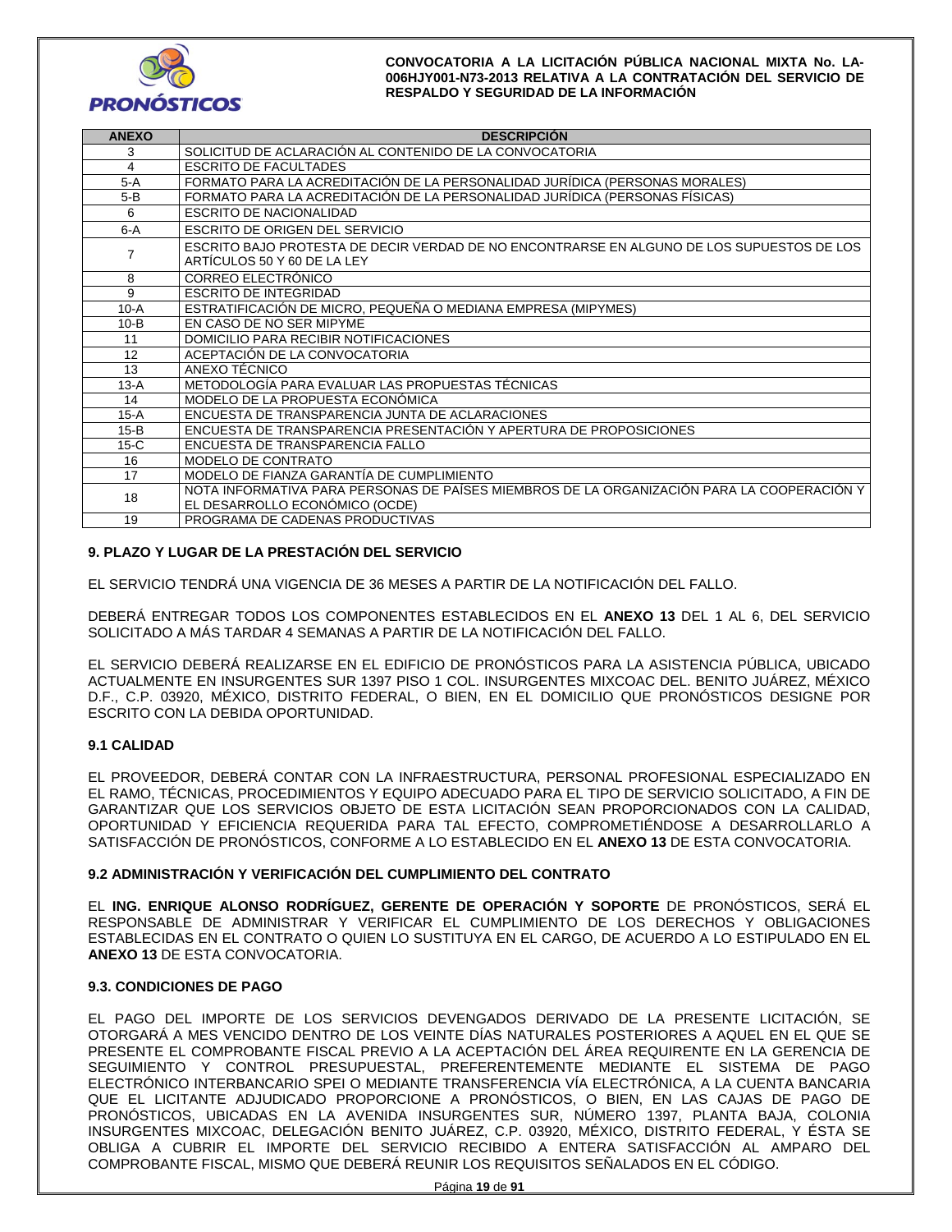| ANEXO | DESCRIPCIÓN |
|---|---|
| 3 | SOLICITUD DE ACLARACIÓN AL CONTENIDO DE LA CONVOCATORIA |
| 4 | ESCRITO DE FACULTADES |
| 5-A | FORMATO PARA LA ACREDITACIÓN DE LA PERSONALIDAD JURÍDICA (PERSONAS MORALES) |
| 5-B | FORMATO PARA LA ACREDITACIÓN DE LA PERSONALIDAD JURÍDICA (PERSONAS FÍSICAS) |
| 6 | ESCRITO DE NACIONALIDAD |
| 6-A | ESCRITO DE ORIGEN DEL SERVICIO |
| 7 | ESCRITO BAJO PROTESTA DE DECIR VERDAD DE NO ENCONTRARSE EN ALGUNO DE LOS SUPUESTOS DE LOS ARTÍCULOS 50 Y 60 DE LA LEY |
| 8 | CORREO ELECTRÓNICO |
| 9 | ESCRITO DE INTEGRIDAD |
| 10-A | ESTRATIFICACIÓN DE MICRO, PEQUEÑA O MEDIANA EMPRESA (MIPYMES) |
| 10-B | EN CASO DE NO SER MIPYME |
| 11 | DOMICILIO PARA RECIBIR NOTIFICACIONES |
| 12 | ACEPTACIÓN DE LA CONVOCATORIA |
| 13 | ANEXO TÉCNICO |
| 13-A | METODOLOGÍA PARA EVALUAR LAS PROPUESTAS TÉCNICAS |
| 14 | MODELO DE LA PROPUESTA ECONÓMICA |
| 15-A | ENCUESTA DE TRANSPARENCIA JUNTA DE ACLARACIONES |
| 15-B | ENCUESTA DE TRANSPARENCIA PRESENTACIÓN Y APERTURA DE PROPOSICIONES |
| 15-C | ENCUESTA DE TRANSPARENCIA FALLO |
| 16 | MODELO DE CONTRATO |
| 17 | MODELO DE FIANZA GARANTÍA DE CUMPLIMIENTO |
| 18 | NOTA INFORMATIVA PARA PERSONAS DE PAÍSES MIEMBROS DE LA ORGANIZACIÓN PARA LA COOPERACIÓN Y EL DESARROLLO ECONÓMICO (OCDE) |
| 19 | PROGRAMA DE CADENAS PRODUCTIVAS |

## 9. PLAZO Y LUGAR DE LA PRESTACIÓN DEL SERVICIO

EL SERVICIO TENDRÁ UNA VIGENCIA DE 36 MESES A PARTIR DE LA NOTIFICACIÓN DEL FALLO.

DEBERÁ ENTREGAR TODOS LOS COMPONENTES ESTABLECIDOS EN EL **ANEXO 13** DEL 1 AL 6, DEL SERVICIO SOLICITADO A MÁS TARDAR 4 SEMANAS A PARTIR DE LA NOTIFICACIÓN DEL FALLO.

EL SERVICIO DEBERÁ REALIZARSE EN EL EDIFICIO DE PRONÓSTICOS PARA LA ASISTENCIA PÚBLICA, UBICADO ACTUALMENTE EN INSURGENTES SUR 1397 PISO 1 COL. INSURGENTES MIXCOAC DEL. BENITO JUÁREZ, MÉXICO D.F., C.P. 03920, MÉXICO, DISTRITO FEDERAL, O BIEN, EN EL DOMICILIO QUE PRONÓSTICOS DESIGNE POR ESCRITO CON LA DEBIDA OPORTUNIDAD.

### 9.1 CALIDAD

EL PROVEEDOR, DEBERÁ CONTAR CON LA INFRAESTRUCTURA, PERSONAL PROFESIONAL ESPECIALIZADO EN EL RAMO, TÉCNICAS, PROCEDIMIENTOS Y EQUIPO ADECUADO PARA EL TIPO DE SERVICIO SOLICITADO, A FIN DE GARANTIZAR QUE LOS SERVICIOS OBJETO DE ESTA LICITACIÓN SEAN PROPORCIONADOS CON LA CALIDAD, OPORTUNIDAD Y EFICIENCIA REQUERIDA PARA TAL EFECTO, COMPROMETIÉNDOSE A DESARROLLARLO A SATISFACCIÓN DE PRONÓSTICOS, CONFORME A LO ESTABLECIDO EN EL **ANEXO 13** DE ESTA CONVOCATORIA.

### 9.2 ADMINISTRACIÓN Y VERIFICACIÓN DEL CUMPLIMIENTO DEL CONTRATO

EL **ING. ENRIQUE ALONSO RODRÍGUEZ, GERENTE DE OPERACIÓN Y SOPORTE** DE PRONÓSTICOS, SERÁ EL RESPONSABLE DE ADMINISTRAR Y VERIFICAR EL CUMPLIMIENTO DE LOS DERECHOS Y OBLIGACIONES ESTABLECIDAS EN EL CONTRATO O QUIEN LO SUSTITUYA EN EL CARGO, DE ACUERDO A LO ESTIPULADO EN EL **ANEXO 13** DE ESTA CONVOCATORIA.

### 9.3. CONDICIONES DE PAGO

EL PAGO DEL IMPORTE DE LOS SERVICIOS DEVENGADOS DERIVADO DE LA PRESENTE LICITACIÓN, SE OTORGARÁ A MES VENCIDO DENTRO DE LOS VEINTE DÍAS NATURALES POSTERIORES A AQUEL EN EL QUE SE PRESENTE EL COMPROBANTE FISCAL PREVIO A LA ACEPTACIÓN DEL ÁREA REQUIRENTE EN LA GERENCIA DE SEGUIMIENTO Y CONTROL PRESUPUESTAL, PREFERENTEMENTE MEDIANTE EL SISTEMA DE PAGO ELECTRÓNICO INTERBANCARIO SPEI O MEDIANTE TRANSFERENCIA VÍA ELECTRÓNICA, A LA CUENTA BANCARIA QUE EL LICITANTE ADJUDICADO PROPORCIONE A PRONÓSTICOS, O BIEN, EN LAS CAJAS DE PAGO DE PRONÓSTICOS, UBICADAS EN LA AVENIDA INSURGENTES SUR, NÚMERO 1397, PLANTA BAJA, COLONIA INSURGENTES MIXCOAC, DELEGACIÓN BENITO JUÁREZ, C.P. 03920, MÉXICO, DISTRITO FEDERAL, Y ÉSTA SE OBLIGA A CUBRIR EL IMPORTE DEL SERVICIO RECIBIDO A ENTERA SATISFACCIÓN AL AMPARO DEL COMPROBANTE FISCAL, MISMO QUE DEBERÁ REUNIR LOS REQUISITOS SEÑALADOS EN EL CÓDIGO.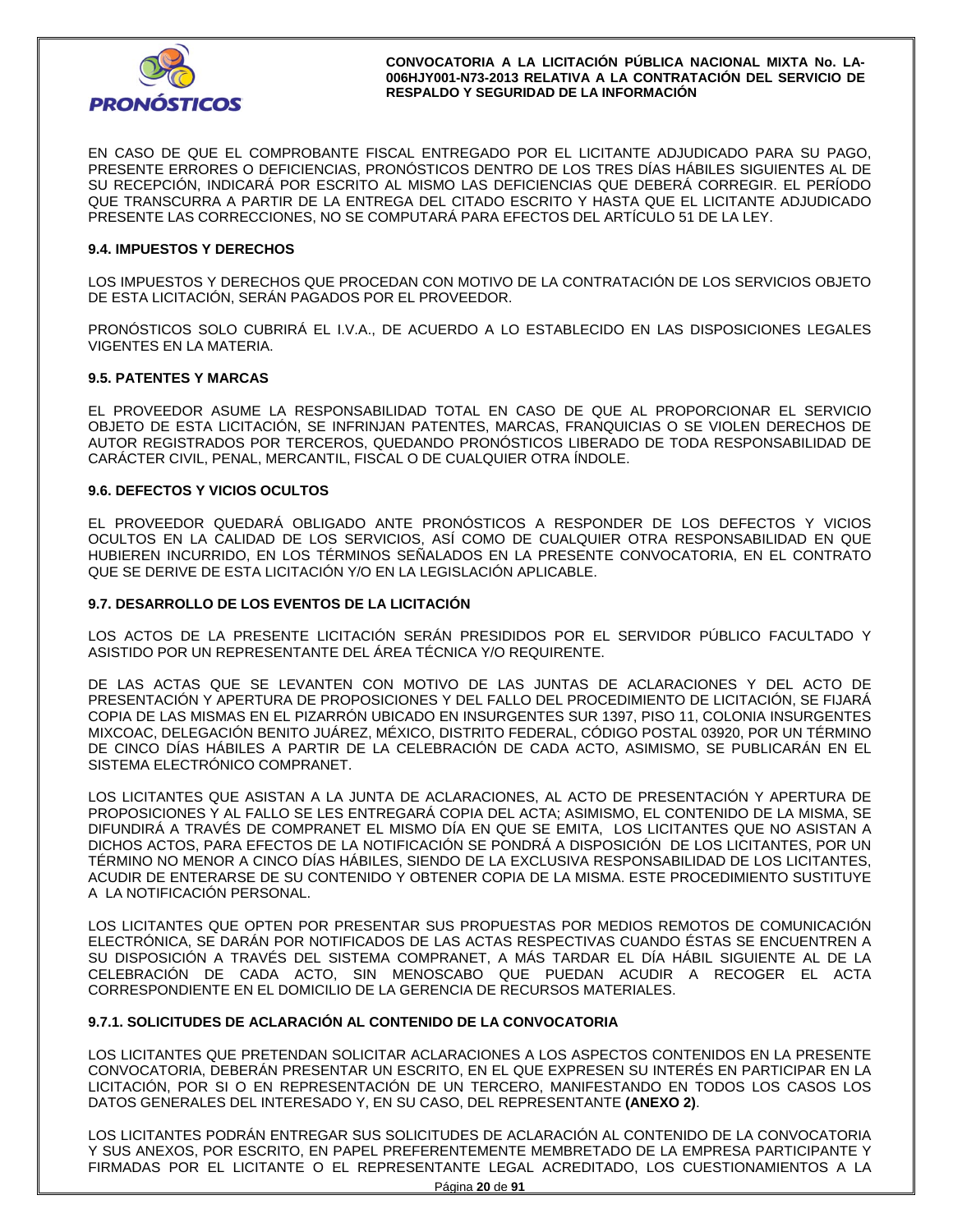EN CASO DE QUE EL COMPROBANTE FISCAL ENTREGADO POR EL LICITANTE ADJUDICADO PARA SU PAGO, PRESENTE ERRORES O DEFICIENCIAS, PRONÓSTICOS DENTRO DE LOS TRES DÍAS HÁBILES SIGUIENTES AL DE SU RECEPCIÓN, INDICARÁ POR ESCRITO AL MISMO LAS DEFICIENCIAS QUE DEBERÁ CORREGIR. EL PERÍODO QUE TRANSCURRA A PARTIR DE LA ENTREGA DEL CITADO ESCRITO Y HASTA QUE EL LICITANTE ADJUDICADO PRESENTE LAS CORRECCIONES, NO SE COMPUTARÁ PARA EFECTOS DEL ARTÍCULO 51 DE LA LEY.

### 9.4. IMPUESTOS Y DERECHOS

LOS IMPUESTOS Y DERECHOS QUE PROCEDAN CON MOTIVO DE LA CONTRATACIÓN DE LOS SERVICIOS OBJETO DE ESTA LICITACIÓN, SERÁN PAGADOS POR EL PROVEEDOR.

PRONÓSTICOS SOLO CUBRIRÁ EL I.V.A., DE ACUERDO A LO ESTABLECIDO EN LAS DISPOSICIONES LEGALES VIGENTES EN LA MATERIA.

### 9.5. PATENTES Y MARCAS

EL PROVEEDOR ASUME LA RESPONSABILIDAD TOTAL EN CASO DE QUE AL PROPORCIONAR EL SERVICIO OBJETO DE ESTA LICITACIÓN, SE INFRINJAN PATENTES, MARCAS, FRANQUICIAS O SE VIOLEN DERECHOS DE AUTOR REGISTRADOS POR TERCEROS, QUEDANDO PRONÓSTICOS LIBERADO DE TODA RESPONSABILIDAD DE CARÁCTER CIVIL, PENAL, MERCANTIL, FISCAL O DE CUALQUIER OTRA ÍNDOLE.

### 9.6. DEFECTOS Y VICIOS OCULTOS

EL PROVEEDOR QUEDARÁ OBLIGADO ANTE PRONÓSTICOS A RESPONDER DE LOS DEFECTOS Y VICIOS OCULTOS EN LA CALIDAD DE LOS SERVICIOS, ASÍ COMO DE CUALQUIER OTRA RESPONSABILIDAD EN QUE HUBIEREN INCURRIDO, EN LOS TÉRMINOS SEÑALADOS EN LA PRESENTE CONVOCATORIA, EN EL CONTRATO QUE SE DERIVE DE ESTA LICITACIÓN Y/O EN LA LEGISLACIÓN APLICABLE.

### 9.7. DESARROLLO DE LOS EVENTOS DE LA LICITACIÓN

LOS ACTOS DE LA PRESENTE LICITACIÓN SERÁN PRESIDIDOS POR EL SERVIDOR PÚBLICO FACULTADO Y ASISTIDO POR UN REPRESENTANTE DEL ÁREA TÉCNICA Y/O REQUIRENTE.

DE LAS ACTAS QUE SE LEVANTEN CON MOTIVO DE LAS JUNTAS DE ACLARACIONES Y DEL ACTO DE PRESENTACIÓN Y APERTURA DE PROPOSICIONES Y DEL FALLO DEL PROCEDIMIENTO DE LICITACIÓN, SE FIJARÁ COPIA DE LAS MISMAS EN EL PIZARRÓN UBICADO EN INSURGENTES SUR 1397, PISO 11, COLONIA INSURGENTES MIXCOAC, DELEGACIÓN BENITO JUÁREZ, MÉXICO, DISTRITO FEDERAL, CÓDIGO POSTAL 03920, POR UN TÉRMINO DE CINCO DÍAS HÁBILES A PARTIR DE LA CELEBRACIÓN DE CADA ACTO, ASIMISMO, SE PUBLICARÁN EN EL SISTEMA ELECTRÓNICO COMPRANET.

LOS LICITANTES QUE ASISTAN A LA JUNTA DE ACLARACIONES, AL ACTO DE PRESENTACIÓN Y APERTURA DE PROPOSICIONES Y AL FALLO SE LES ENTREGARÁ COPIA DEL ACTA; ASIMISMO, EL CONTENIDO DE LA MISMA, SE DIFUNDIRÁ A TRAVÉS DE COMPRANET EL MISMO DÍA EN QUE SE EMITA, LOS LICITANTES QUE NO ASISTAN A DICHOS ACTOS, PARA EFECTOS DE LA NOTIFICACIÓN SE PONDRÁ A DISPOSICIÓN DE LOS LICITANTES, POR UN TÉRMINO NO MENOR A CINCO DÍAS HÁBILES, SIENDO DE LA EXCLUSIVA RESPONSABILIDAD DE LOS LICITANTES, ACUDIR DE ENTERARSE DE SU CONTENIDO Y OBTENER COPIA DE LA MISMA. ESTE PROCEDIMIENTO SUSTITUYE A LA NOTIFICACIÓN PERSONAL.

LOS LICITANTES QUE OPTEN POR PRESENTAR SUS PROPUESTAS POR MEDIOS REMOTOS DE COMUNICACIÓN ELECTRÓNICA, SE DARÁN POR NOTIFICADOS DE LAS ACTAS RESPECTIVAS CUANDO ÉSTAS SE ENCUENTREN A SU DISPOSICIÓN A TRAVÉS DEL SISTEMA COMPRANET, A MÁS TARDAR EL DÍA HÁBIL SIGUIENTE AL DE LA CELEBRACIÓN DE CADA ACTO, SIN MENOSCABO QUE PUEDAN ACUDIR A RECOGER EL ACTA CORRESPONDIENTE EN EL DOMICILIO DE LA GERENCIA DE RECURSOS MATERIALES.

#### 9.7.1. SOLICITUDES DE ACLARACIÓN AL CONTENIDO DE LA CONVOCATORIA

LOS LICITANTES QUE PRETENDAN SOLICITAR ACLARACIONES A LOS ASPECTOS CONTENIDOS EN LA PRESENTE CONVOCATORIA, DEBERÁN PRESENTAR UN ESCRITO, EN EL QUE EXPRESEN SU INTERÉS EN PARTICIPAR EN LA LICITACIÓN, POR SI O EN REPRESENTACIÓN DE UN TERCERO, MANIFESTANDO EN TODOS LOS CASOS LOS DATOS GENERALES DEL INTERESADO Y, EN SU CASO, DEL REPRESENTANTE **(ANEXO 2)**.

LOS LICITANTES PODRÁN ENTREGAR SUS SOLICITUDES DE ACLARACIÓN AL CONTENIDO DE LA CONVOCATORIA Y SUS ANEXOS, POR ESCRITO, EN PAPEL PREFERENTEMENTE MEMBRETADO DE LA EMPRESA PARTICIPANTE Y FIRMADAS POR EL LICITANTE O EL REPRESENTANTE LEGAL ACREDITADO, LOS CUESTIONAMIENTOS A LA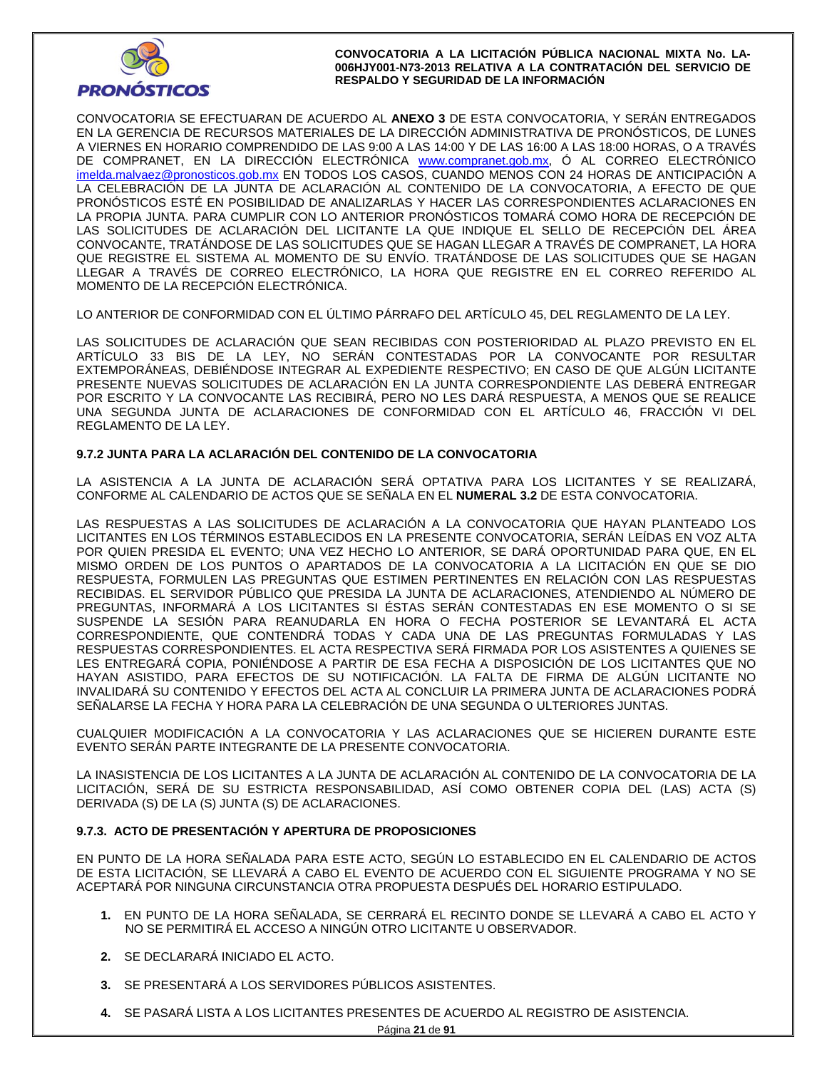CONVOCATORIA SE EFECTUARAN DE ACUERDO AL **ANEXO 3** DE ESTA CONVOCATORIA, Y SERÁN ENTREGADOS EN LA GERENCIA DE RECURSOS MATERIALES DE LA DIRECCIÓN ADMINISTRATIVA DE PRONÓSTICOS, DE LUNES A VIERNES EN HORARIO COMPRENDIDO DE LAS 9:00 A LAS 14:00 Y DE LAS 16:00 A LAS 18:00 HORAS, O A TRAVÉS DE COMPRANET, EN LA DIRECCIÓN ELECTRÓNICA www.compranet.gob.mx, Ó AL CORREO ELECTRÓNICO imelda.malvaez@pronosticos.gob.mx EN TODOS LOS CASOS, CUANDO MENOS CON 24 HORAS DE ANTICIPACIÓN A LA CELEBRACIÓN DE LA JUNTA DE ACLARACIÓN AL CONTENIDO DE LA CONVOCATORIA, A EFECTO DE QUE PRONÓSTICOS ESTÉ EN POSIBILIDAD DE ANALIZARLAS Y HACER LAS CORRESPONDIENTES ACLARACIONES EN LA PROPIA JUNTA. PARA CUMPLIR CON LO ANTERIOR PRONÓSTICOS TOMARÁ COMO HORA DE RECEPCIÓN DE LAS SOLICITUDES DE ACLARACIÓN DEL LICITANTE LA QUE INDIQUE EL SELLO DE RECEPCIÓN DEL ÁREA CONVOCANTE, TRATÁNDOSE DE LAS SOLICITUDES QUE SE HAGAN LLEGAR A TRAVÉS DE COMPRANET, LA HORA QUE REGISTRE EL SISTEMA AL MOMENTO DE SU ENVÍO. TRATÁNDOSE DE LAS SOLICITUDES QUE SE HAGAN LLEGAR A TRAVÉS DE CORREO ELECTRÓNICO, LA HORA QUE REGISTRE EN EL CORREO REFERIDO AL MOMENTO DE LA RECEPCIÓN ELECTRÓNICA.

LO ANTERIOR DE CONFORMIDAD CON EL ÚLTIMO PÁRRAFO DEL ARTÍCULO 45, DEL REGLAMENTO DE LA LEY.

LAS SOLICITUDES DE ACLARACIÓN QUE SEAN RECIBIDAS CON POSTERIORIDAD AL PLAZO PREVISTO EN EL ARTÍCULO 33 BIS DE LA LEY, NO SERÁN CONTESTADAS POR LA CONVOCANTE POR RESULTAR EXTEMPORÁNEAS, DEBIÉNDOSE INTEGRAR AL EXPEDIENTE RESPECTIVO; EN CASO DE QUE ALGÚN LICITANTE PRESENTE NUEVAS SOLICITUDES DE ACLARACIÓN EN LA JUNTA CORRESPONDIENTE LAS DEBERÁ ENTREGAR POR ESCRITO Y LA CONVOCANTE LAS RECIBIRÁ, PERO NO LES DARÁ RESPUESTA, A MENOS QUE SE REALICE UNA SEGUNDA JUNTA DE ACLARACIONES DE CONFORMIDAD CON EL ARTÍCULO 46, FRACCIÓN VI DEL REGLAMENTO DE LA LEY.

### 9.7.2 JUNTA PARA LA ACLARACIÓN DEL CONTENIDO DE LA CONVOCATORIA

LA ASISTENCIA A LA JUNTA DE ACLARACIÓN SERÁ OPTATIVA PARA LOS LICITANTES Y SE REALIZARÁ, CONFORME AL CALENDARIO DE ACTOS QUE SE SEÑALA EN EL **NUMERAL 3.2** DE ESTA CONVOCATORIA.

LAS RESPUESTAS A LAS SOLICITUDES DE ACLARACIÓN A LA CONVOCATORIA QUE HAYAN PLANTEADO LOS LICITANTES EN LOS TÉRMINOS ESTABLECIDOS EN LA PRESENTE CONVOCATORIA, SERÁN LEÍDAS EN VOZ ALTA POR QUIEN PRESIDA EL EVENTO; UNA VEZ HECHO LO ANTERIOR, SE DARÁ OPORTUNIDAD PARA QUE, EN EL MISMO ORDEN DE LOS PUNTOS O APARTADOS DE LA CONVOCATORIA A LA LICITACIÓN EN QUE SE DIO RESPUESTA, FORMULEN LAS PREGUNTAS QUE ESTIMEN PERTINENTES EN RELACIÓN CON LAS RESPUESTAS RECIBIDAS. EL SERVIDOR PÚBLICO QUE PRESIDA LA JUNTA DE ACLARACIONES, ATENDIENDO AL NÚMERO DE PREGUNTAS, INFORMARÁ A LOS LICITANTES SI ÉSTAS SERÁN CONTESTADAS EN ESE MOMENTO O SI SE SUSPENDE LA SESIÓN PARA REANUDARLA EN HORA O FECHA POSTERIOR SE LEVANTARÁ EL ACTA CORRESPONDIENTE, QUE CONTENDRÁ TODAS Y CADA UNA DE LAS PREGUNTAS FORMULADAS Y LAS RESPUESTAS CORRESPONDIENTES. EL ACTA RESPECTIVA SERÁ FIRMADA POR LOS ASISTENTES A QUIENES SE LES ENTREGARÁ COPIA, PONIÉNDOSE A PARTIR DE ESA FECHA A DISPOSICIÓN DE LOS LICITANTES QUE NO HAYAN ASISTIDO, PARA EFECTOS DE SU NOTIFICACIÓN. LA FALTA DE FIRMA DE ALGÚN LICITANTE NO INVALIDARÁ SU CONTENIDO Y EFECTOS DEL ACTA AL CONCLUIR LA PRIMERA JUNTA DE ACLARACIONES PODRÁ SEÑALARSE LA FECHA Y HORA PARA LA CELEBRACIÓN DE UNA SEGUNDA O ULTERIORES JUNTAS.

CUALQUIER MODIFICACIÓN A LA CONVOCATORIA Y LAS ACLARACIONES QUE SE HICIEREN DURANTE ESTE EVENTO SERÁN PARTE INTEGRANTE DE LA PRESENTE CONVOCATORIA.

LA INASISTENCIA DE LOS LICITANTES A LA JUNTA DE ACLARACIÓN AL CONTENIDO DE LA CONVOCATORIA DE LA LICITACIÓN, SERÁ DE SU ESTRICTA RESPONSABILIDAD, ASÍ COMO OBTENER COPIA DEL (LAS) ACTA (S) DERIVADA (S) DE LA (S) JUNTA (S) DE ACLARACIONES.

### 9.7.3. ACTO DE PRESENTACIÓN Y APERTURA DE PROPOSICIONES

EN PUNTO DE LA HORA SEÑALADA PARA ESTE ACTO, SEGÚN LO ESTABLECIDO EN EL CALENDARIO DE ACTOS DE ESTA LICITACIÓN, SE LLEVARÁ A CABO EL EVENTO DE ACUERDO CON EL SIGUIENTE PROGRAMA Y NO SE ACEPTARÁ POR NINGUNA CIRCUNSTANCIA OTRA PROPUESTA DESPUÉS DEL HORARIO ESTIPULADO.

1. EN PUNTO DE LA HORA SEÑALADA, SE CERRARÁ EL RECINTO DONDE SE LLEVARÁ A CABO EL ACTO Y NO SE PERMITIRÁ EL ACCESO A NINGÚN OTRO LICITANTE U OBSERVADOR.
2. SE DECLARARÁ INICIADO EL ACTO.
3. SE PRESENTARÁ A LOS SERVIDORES PÚBLICOS ASISTENTES.
4. SE PASARÁ LISTA A LOS LICITANTES PRESENTES DE ACUERDO AL REGISTRO DE ASISTENCIA.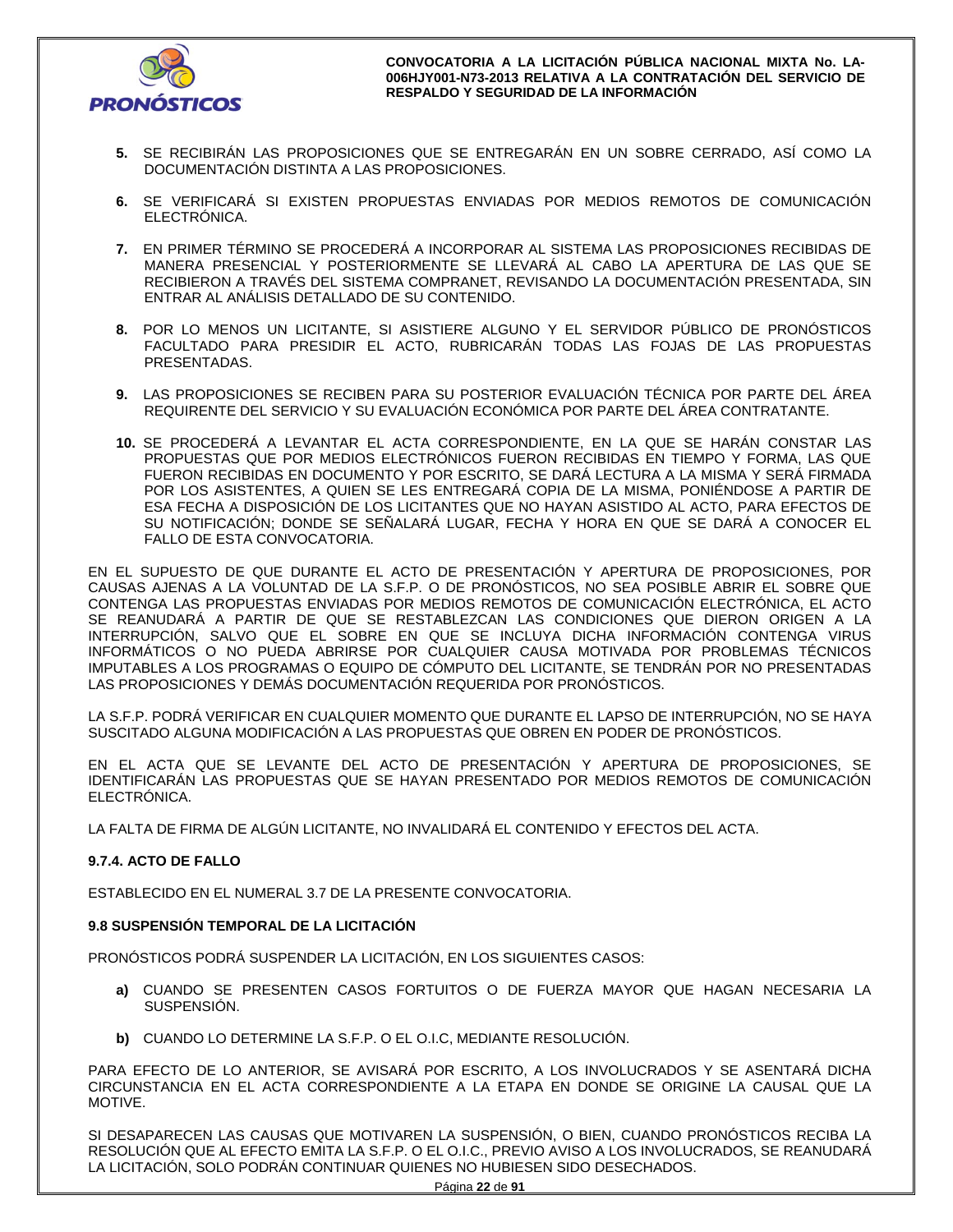5. SE RECIBIRÁN LAS PROPOSICIONES QUE SE ENTREGARÁN EN UN SOBRE CERRADO, ASÍ COMO LA DOCUMENTACIÓN DISTINTA A LAS PROPOSICIONES.

6. SE VERIFICARÁ SI EXISTEN PROPUESTAS ENVIADAS POR MEDIOS REMOTOS DE COMUNICACIÓN ELECTRÓNICA.

7. EN PRIMER TÉRMINO SE PROCEDERÁ A INCORPORAR AL SISTEMA LAS PROPOSICIONES RECIBIDAS DE MANERA PRESENCIAL Y POSTERIORMENTE SE LLEVARÁ AL CABO LA APERTURA DE LAS QUE SE RECIBIERON A TRAVÉS DEL SISTEMA COMPRANET, REVISANDO LA DOCUMENTACIÓN PRESENTADA, SIN ENTRAR AL ANÁLISIS DETALLADO DE SU CONTENIDO.

8. POR LO MENOS UN LICITANTE, SI ASISTIERE ALGUNO Y EL SERVIDOR PÚBLICO DE PRONÓSTICOS FACULTADO PARA PRESIDIR EL ACTO, RUBRICARÁN TODAS LAS FOJAS DE LAS PROPUESTAS PRESENTADAS.

9. LAS PROPOSICIONES SE RECIBEN PARA SU POSTERIOR EVALUACIÓN TÉCNICA POR PARTE DEL ÁREA REQUIRENTE DEL SERVICIO Y SU EVALUACIÓN ECONÓMICA POR PARTE DEL ÁREA CONTRATANTE.

10. SE PROCEDERÁ A LEVANTAR EL ACTA CORRESPONDIENTE, EN LA QUE SE HARÁN CONSTAR LAS PROPUESTAS QUE POR MEDIOS ELECTRÓNICOS FUERON RECIBIDAS EN TIEMPO Y FORMA, LAS QUE FUERON RECIBIDAS EN DOCUMENTO Y POR ESCRITO, SE DARÁ LECTURA A LA MISMA Y SERÁ FIRMADA POR LOS ASISTENTES, A QUIEN SE LES ENTREGARÁ COPIA DE LA MISMA, PONIÉNDOSE A PARTIR DE ESA FECHA A DISPOSICIÓN DE LOS LICITANTES QUE NO HAYAN ASISTIDO AL ACTO, PARA EFECTOS DE SU NOTIFICACIÓN; DONDE SE SEÑALARÁ LUGAR, FECHA Y HORA EN QUE SE DARÁ A CONOCER EL FALLO DE ESTA CONVOCATORIA.

EN EL SUPUESTO DE QUE DURANTE EL ACTO DE PRESENTACIÓN Y APERTURA DE PROPOSICIONES, POR CAUSAS AJENAS A LA VOLUNTAD DE LA S.F.P. O DE PRONÓSTICOS, NO SEA POSIBLE ABRIR EL SOBRE QUE CONTENGA LAS PROPUESTAS ENVIADAS POR MEDIOS REMOTOS DE COMUNICACIÓN ELECTRÓNICA, EL ACTO SE REANUDARÁ A PARTIR DE QUE SE RESTABLEZCAN LAS CONDICIONES QUE DIERON ORIGEN A LA INTERRUPCIÓN, SALVO QUE EL SOBRE EN QUE SE INCLUYA DICHA INFORMACIÓN CONTENGA VIRUS INFORMÁTICOS O NO PUEDA ABRIRSE POR CUALQUIER CAUSA MOTIVADA POR PROBLEMAS TÉCNICOS IMPUTABLES A LOS PROGRAMAS O EQUIPO DE CÓMPUTO DEL LICITANTE, SE TENDRÁN POR NO PRESENTADAS LAS PROPOSICIONES Y DEMÁS DOCUMENTACIÓN REQUERIDA POR PRONÓSTICOS.

LA S.F.P. PODRÁ VERIFICAR EN CUALQUIER MOMENTO QUE DURANTE EL LAPSO DE INTERRUPCIÓN, NO SE HAYA SUSCITADO ALGUNA MODIFICACIÓN A LAS PROPUESTAS QUE OBREN EN PODER DE PRONÓSTICOS.

EN EL ACTA QUE SE LEVANTE DEL ACTO DE PRESENTACIÓN Y APERTURA DE PROPOSICIONES, SE IDENTIFICARÁN LAS PROPUESTAS QUE SE HAYAN PRESENTADO POR MEDIOS REMOTOS DE COMUNICACIÓN ELECTRÓNICA.

LA FALTA DE FIRMA DE ALGÚN LICITANTE, NO INVALIDARÁ EL CONTENIDO Y EFECTOS DEL ACTA.

#### 9.7.4. ACTO DE FALLO

ESTABLECIDO EN EL NUMERAL 3.7 DE LA PRESENTE CONVOCATORIA.

### 9.8 SUSPENSIÓN TEMPORAL DE LA LICITACIÓN

PRONÓSTICOS PODRÁ SUSPENDER LA LICITACIÓN, EN LOS SIGUIENTES CASOS:

**a)** CUANDO SE PRESENTEN CASOS FORTUITOS O DE FUERZA MAYOR QUE HAGAN NECESARIA LA SUSPENSIÓN.

**b)** CUANDO LO DETERMINE LA S.F.P. O EL O.I.C, MEDIANTE RESOLUCIÓN.

PARA EFECTO DE LO ANTERIOR, SE AVISARÁ POR ESCRITO, A LOS INVOLUCRADOS Y SE ASENTARÁ DICHA CIRCUNSTANCIA EN EL ACTA CORRESPONDIENTE A LA ETAPA EN DONDE SE ORIGINE LA CAUSAL QUE LA MOTIVE.

SI DESAPARECEN LAS CAUSAS QUE MOTIVAREN LA SUSPENSIÓN, O BIEN, CUANDO PRONÓSTICOS RECIBA LA RESOLUCIÓN QUE AL EFECTO EMITA LA S.F.P. O EL O.I.C., PREVIO AVISO A LOS INVOLUCRADOS, SE REANUDARÁ LA LICITACIÓN, SOLO PODRÁN CONTINUAR QUIENES NO HUBIESEN SIDO DESECHADOS.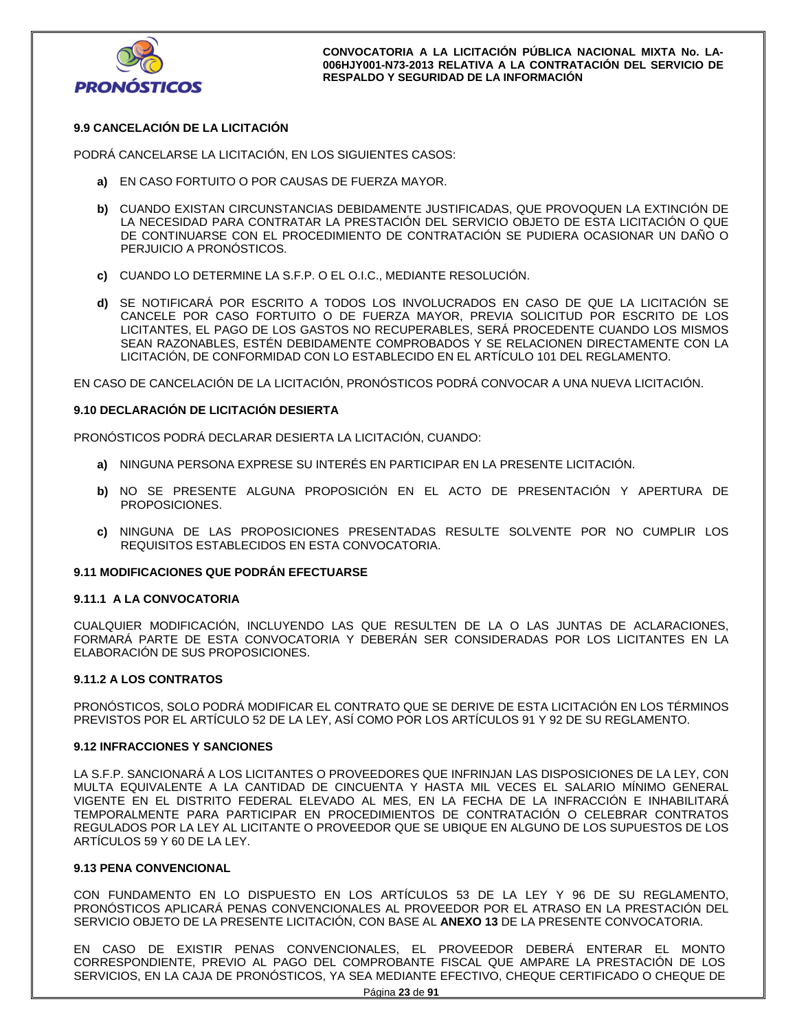### 9.9 CANCELACIÓN DE LA LICITACIÓN

PODRÁ CANCELARSE LA LICITACIÓN, EN LOS SIGUIENTES CASOS:

**a)** EN CASO FORTUITO O POR CAUSAS DE FUERZA MAYOR.

**b)** CUANDO EXISTAN CIRCUNSTANCIAS DEBIDAMENTE JUSTIFICADAS, QUE PROVOQUEN LA EXTINCIÓN DE LA NECESIDAD PARA CONTRATAR LA PRESTACIÓN DEL SERVICIO OBJETO DE ESTA LICITACIÓN O QUE DE CONTINUARSE CON EL PROCEDIMIENTO DE CONTRATACIÓN SE PUDIERA OCASIONAR UN DAÑO O PERJUICIO A PRONÓSTICOS.

**c)** CUANDO LO DETERMINE LA S.F.P. O EL O.I.C., MEDIANTE RESOLUCIÓN.

**d)** SE NOTIFICARÁ POR ESCRITO A TODOS LOS INVOLUCRADOS EN CASO DE QUE LA LICITACIÓN SE CANCELE POR CASO FORTUITO O DE FUERZA MAYOR, PREVIA SOLICITUD POR ESCRITO DE LOS LICITANTES, EL PAGO DE LOS GASTOS NO RECUPERABLES, SERÁ PROCEDENTE CUANDO LOS MISMOS SEAN RAZONABLES, ESTÉN DEBIDAMENTE COMPROBADOS Y SE RELACIONEN DIRECTAMENTE CON LA LICITACIÓN, DE CONFORMIDAD CON LO ESTABLECIDO EN EL ARTÍCULO 101 DEL REGLAMENTO.

EN CASO DE CANCELACIÓN DE LA LICITACIÓN, PRONÓSTICOS PODRÁ CONVOCAR A UNA NUEVA LICITACIÓN.

### 9.10 DECLARACIÓN DE LICITACIÓN DESIERTA

PRONÓSTICOS PODRÁ DECLARAR DESIERTA LA LICITACIÓN, CUANDO:

**a)** NINGUNA PERSONA EXPRESE SU INTERÉS EN PARTICIPAR EN LA PRESENTE LICITACIÓN.

**b)** NO SE PRESENTE ALGUNA PROPOSICIÓN EN EL ACTO DE PRESENTACIÓN Y APERTURA DE PROPOSICIONES.

**c)** NINGUNA DE LAS PROPOSICIONES PRESENTADAS RESULTE SOLVENTE POR NO CUMPLIR LOS REQUISITOS ESTABLECIDOS EN ESTA CONVOCATORIA.

### 9.11 MODIFICACIONES QUE PODRÁN EFECTUARSE

#### 9.11.1 A LA CONVOCATORIA

CUALQUIER MODIFICACIÓN, INCLUYENDO LAS QUE RESULTEN DE LA O LAS JUNTAS DE ACLARACIONES, FORMARÁ PARTE DE ESTA CONVOCATORIA Y DEBERÁN SER CONSIDERADAS POR LOS LICITANTES EN LA ELABORACIÓN DE SUS PROPOSICIONES.

#### 9.11.2 A LOS CONTRATOS

PRONÓSTICOS, SOLO PODRÁ MODIFICAR EL CONTRATO QUE SE DERIVE DE ESTA LICITACIÓN EN LOS TÉRMINOS PREVISTOS POR EL ARTÍCULO 52 DE LA LEY, ASÍ COMO POR LOS ARTÍCULOS 91 Y 92 DE SU REGLAMENTO.

### 9.12 INFRACCIONES Y SANCIONES

LA S.F.P. SANCIONARÁ A LOS LICITANTES O PROVEEDORES QUE INFRINJAN LAS DISPOSICIONES DE LA LEY, CON MULTA EQUIVALENTE A LA CANTIDAD DE CINCUENTA Y HASTA MIL VECES EL SALARIO MÍNIMO GENERAL VIGENTE EN EL DISTRITO FEDERAL ELEVADO AL MES, EN LA FECHA DE LA INFRACCIÓN E INHABILITARÁ TEMPORALMENTE PARA PARTICIPAR EN PROCEDIMIENTOS DE CONTRATACIÓN O CELEBRAR CONTRATOS REGULADOS POR LA LEY AL LICITANTE O PROVEEDOR QUE SE UBIQUE EN ALGUNO DE LOS SUPUESTOS DE LOS ARTÍCULOS 59 Y 60 DE LA LEY.

### 9.13 PENA CONVENCIONAL

CON FUNDAMENTO EN LO DISPUESTO EN LOS ARTÍCULOS 53 DE LA LEY Y 96 DE SU REGLAMENTO, PRONÓSTICOS APLICARÁ PENAS CONVENCIONALES AL PROVEEDOR POR EL ATRASO EN LA PRESTACIÓN DEL SERVICIO OBJETO DE LA PRESENTE LICITACIÓN, CON BASE AL **ANEXO 13** DE LA PRESENTE CONVOCATORIA.

EN CASO DE EXISTIR PENAS CONVENCIONALES, EL PROVEEDOR DEBERÁ ENTERAR EL MONTO CORRESPONDIENTE, PREVIO AL PAGO DEL COMPROBANTE FISCAL QUE AMPARE LA PRESTACIÓN DE LOS SERVICIOS, EN LA CAJA DE PRONÓSTICOS, YA SEA MEDIANTE EFECTIVO, CHEQUE CERTIFICADO O CHEQUE DE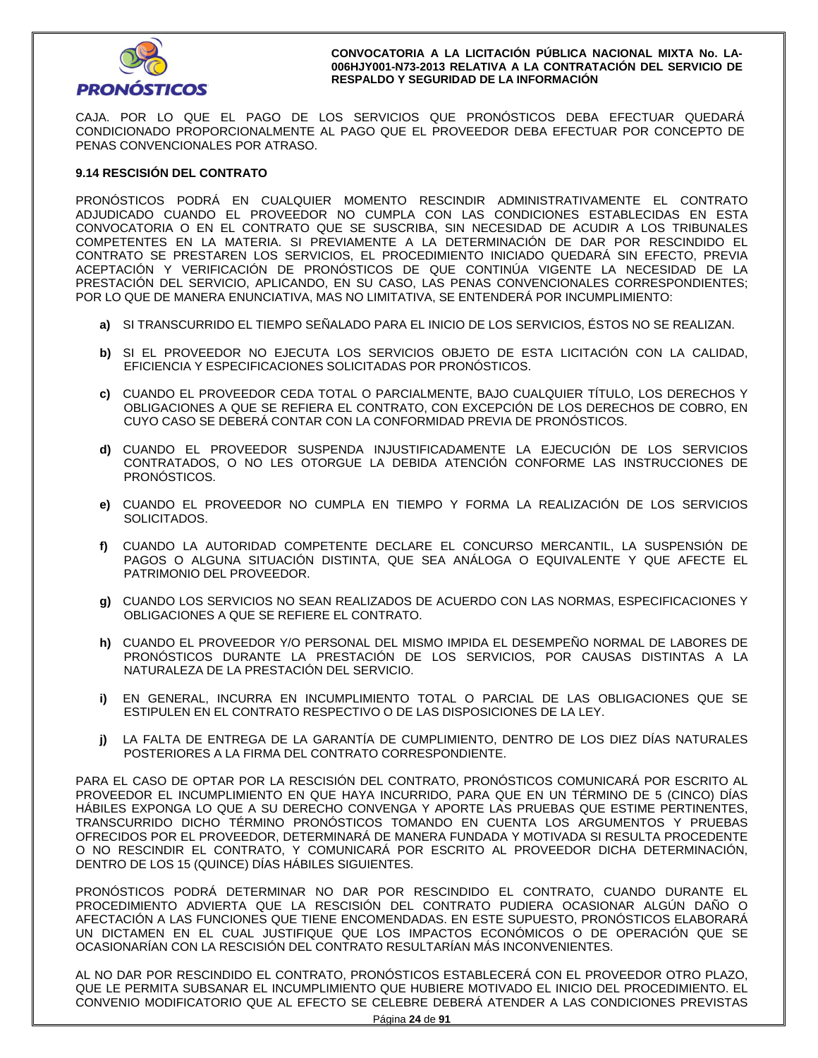CAJA. POR LO QUE EL PAGO DE LOS SERVICIOS QUE PRONÓSTICOS DEBA EFECTUAR QUEDARÁ CONDICIONADO PROPORCIONALMENTE AL PAGO QUE EL PROVEEDOR DEBA EFECTUAR POR CONCEPTO DE PENAS CONVENCIONALES POR ATRASO.

### 9.14 RESCISIÓN DEL CONTRATO

PRONÓSTICOS PODRÁ EN CUALQUIER MOMENTO RESCINDIR ADMINISTRATIVAMENTE EL CONTRATO ADJUDICADO CUANDO EL PROVEEDOR NO CUMPLA CON LAS CONDICIONES ESTABLECIDAS EN ESTA CONVOCATORIA O EN EL CONTRATO QUE SE SUSCRIBA, SIN NECESIDAD DE ACUDIR A LOS TRIBUNALES COMPETENTES EN LA MATERIA. SI PREVIAMENTE A LA DETERMINACIÓN DE DAR POR RESCINDIDO EL CONTRATO SE PRESTAREN LOS SERVICIOS, EL PROCEDIMIENTO INICIADO QUEDARÁ SIN EFECTO, PREVIA ACEPTACIÓN Y VERIFICACIÓN DE PRONÓSTICOS DE QUE CONTINÚA VIGENTE LA NECESIDAD DE LA PRESTACIÓN DEL SERVICIO, APLICANDO, EN SU CASO, LAS PENAS CONVENCIONALES CORRESPONDIENTES; POR LO QUE DE MANERA ENUNCIATIVA, MAS NO LIMITATIVA, SE ENTENDERÁ POR INCUMPLIMIENTO:

**a)** SI TRANSCURRIDO EL TIEMPO SEÑALADO PARA EL INICIO DE LOS SERVICIOS, ÉSTOS NO SE REALIZAN.

**b)** SI EL PROVEEDOR NO EJECUTA LOS SERVICIOS OBJETO DE ESTA LICITACIÓN CON LA CALIDAD, EFICIENCIA Y ESPECIFICACIONES SOLICITADAS POR PRONÓSTICOS.

**c)** CUANDO EL PROVEEDOR CEDA TOTAL O PARCIALMENTE, BAJO CUALQUIER TÍTULO, LOS DERECHOS Y OBLIGACIONES A QUE SE REFIERA EL CONTRATO, CON EXCEPCIÓN DE LOS DERECHOS DE COBRO, EN CUYO CASO SE DEBERÁ CONTAR CON LA CONFORMIDAD PREVIA DE PRONÓSTICOS.

**d)** CUANDO EL PROVEEDOR SUSPENDA INJUSTIFICADAMENTE LA EJECUCIÓN DE LOS SERVICIOS CONTRATADOS, O NO LES OTORGUE LA DEBIDA ATENCIÓN CONFORME LAS INSTRUCCIONES DE PRONÓSTICOS.

**e)** CUANDO EL PROVEEDOR NO CUMPLA EN TIEMPO Y FORMA LA REALIZACIÓN DE LOS SERVICIOS SOLICITADOS.

**f)** CUANDO LA AUTORIDAD COMPETENTE DECLARE EL CONCURSO MERCANTIL, LA SUSPENSIÓN DE PAGOS O ALGUNA SITUACIÓN DISTINTA, QUE SEA ANÁLOGA O EQUIVALENTE Y QUE AFECTE EL PATRIMONIO DEL PROVEEDOR.

**g)** CUANDO LOS SERVICIOS NO SEAN REALIZADOS DE ACUERDO CON LAS NORMAS, ESPECIFICACIONES Y OBLIGACIONES A QUE SE REFIERE EL CONTRATO.

**h)** CUANDO EL PROVEEDOR Y/O PERSONAL DEL MISMO IMPIDA EL DESEMPEÑO NORMAL DE LABORES DE PRONÓSTICOS DURANTE LA PRESTACIÓN DE LOS SERVICIOS, POR CAUSAS DISTINTAS A LA NATURALEZA DE LA PRESTACIÓN DEL SERVICIO.

**i)** EN GENERAL, INCURRA EN INCUMPLIMIENTO TOTAL O PARCIAL DE LAS OBLIGACIONES QUE SE ESTIPULEN EN EL CONTRATO RESPECTIVO O DE LAS DISPOSICIONES DE LA LEY.

**j)** LA FALTA DE ENTREGA DE LA GARANTÍA DE CUMPLIMIENTO, DENTRO DE LOS DIEZ DÍAS NATURALES POSTERIORES A LA FIRMA DEL CONTRATO CORRESPONDIENTE.

PARA EL CASO DE OPTAR POR LA RESCISIÓN DEL CONTRATO, PRONÓSTICOS COMUNICARÁ POR ESCRITO AL PROVEEDOR EL INCUMPLIMIENTO EN QUE HAYA INCURRIDO, PARA QUE EN UN TÉRMINO DE 5 (CINCO) DÍAS HÁBILES EXPONGA LO QUE A SU DERECHO CONVENGA Y APORTE LAS PRUEBAS QUE ESTIME PERTINENTES, TRANSCURRIDO DICHO TÉRMINO PRONÓSTICOS TOMANDO EN CUENTA LOS ARGUMENTOS Y PRUEBAS OFRECIDOS POR EL PROVEEDOR, DETERMINARÁ DE MANERA FUNDADA Y MOTIVADA SI RESULTA PROCEDENTE O NO RESCINDIR EL CONTRATO, Y COMUNICARÁ POR ESCRITO AL PROVEEDOR DICHA DETERMINACIÓN, DENTRO DE LOS 15 (QUINCE) DÍAS HÁBILES SIGUIENTES.

PRONÓSTICOS PODRÁ DETERMINAR NO DAR POR RESCINDIDO EL CONTRATO, CUANDO DURANTE EL PROCEDIMIENTO ADVIERTA QUE LA RESCISIÓN DEL CONTRATO PUDIERA OCASIONAR ALGÚN DAÑO O AFECTACIÓN A LAS FUNCIONES QUE TIENE ENCOMENDADAS. EN ESTE SUPUESTO, PRONÓSTICOS ELABORARÁ UN DICTAMEN EN EL CUAL JUSTIFIQUE QUE LOS IMPACTOS ECONÓMICOS O DE OPERACIÓN QUE SE OCASIONARÍAN CON LA RESCISIÓN DEL CONTRATO RESULTARÍAN MÁS INCONVENIENTES.

AL NO DAR POR RESCINDIDO EL CONTRATO, PRONÓSTICOS ESTABLECERÁ CON EL PROVEEDOR OTRO PLAZO, QUE LE PERMITA SUBSANAR EL INCUMPLIMIENTO QUE HUBIERE MOTIVADO EL INICIO DEL PROCEDIMIENTO. EL CONVENIO MODIFICATORIO QUE AL EFECTO SE CELEBRE DEBERÁ ATENDER A LAS CONDICIONES PREVISTAS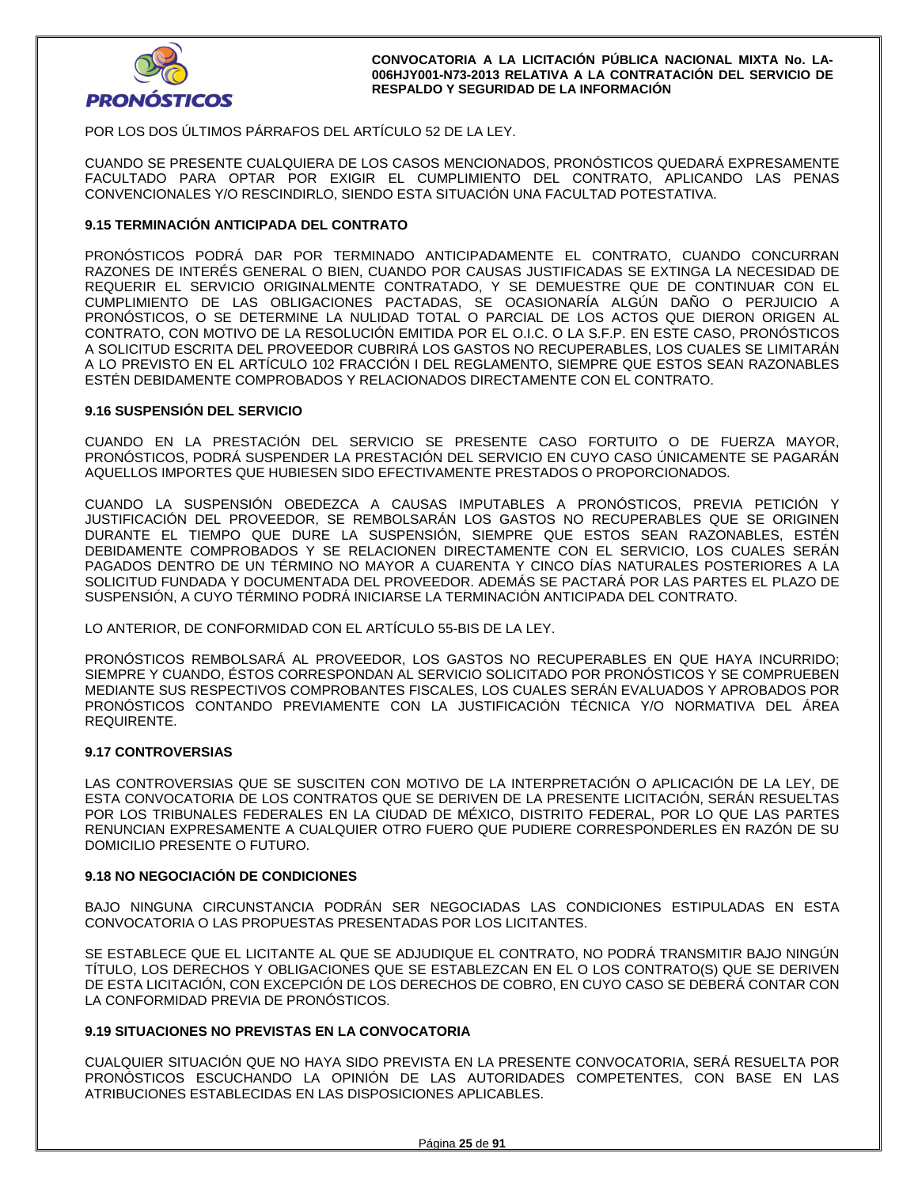POR LOS DOS ÚLTIMOS PÁRRAFOS DEL ARTÍCULO 52 DE LA LEY.

CUANDO SE PRESENTE CUALQUIERA DE LOS CASOS MENCIONADOS, PRONÓSTICOS QUEDARÁ EXPRESAMENTE FACULTADO PARA OPTAR POR EXIGIR EL CUMPLIMIENTO DEL CONTRATO, APLICANDO LAS PENAS CONVENCIONALES Y/O RESCINDIRLO, SIENDO ESTA SITUACIÓN UNA FACULTAD POTESTATIVA.

### 9.15 TERMINACIÓN ANTICIPADA DEL CONTRATO

PRONÓSTICOS PODRÁ DAR POR TERMINADO ANTICIPADAMENTE EL CONTRATO, CUANDO CONCURRAN RAZONES DE INTERÉS GENERAL O BIEN, CUANDO POR CAUSAS JUSTIFICADAS SE EXTINGA LA NECESIDAD DE REQUERIR EL SERVICIO ORIGINALMENTE CONTRATADO, Y SE DEMUESTRE QUE DE CONTINUAR CON EL CUMPLIMIENTO DE LAS OBLIGACIONES PACTADAS, SE OCASIONARÍA ALGÚN DAÑO O PERJUICIO A PRONÓSTICOS, O SE DETERMINE LA NULIDAD TOTAL O PARCIAL DE LOS ACTOS QUE DIERON ORIGEN AL CONTRATO, CON MOTIVO DE LA RESOLUCIÓN EMITIDA POR EL O.I.C. O LA S.F.P. EN ESTE CASO, PRONÓSTICOS A SOLICITUD ESCRITA DEL PROVEEDOR CUBRIRÁ LOS GASTOS NO RECUPERABLES, LOS CUALES SE LIMITARÁN A LO PREVISTO EN EL ARTÍCULO 102 FRACCIÓN I DEL REGLAMENTO, SIEMPRE QUE ESTOS SEAN RAZONABLES ESTÉN DEBIDAMENTE COMPROBADOS Y RELACIONADOS DIRECTAMENTE CON EL CONTRATO.

### 9.16 SUSPENSIÓN DEL SERVICIO

CUANDO EN LA PRESTACIÓN DEL SERVICIO SE PRESENTE CASO FORTUITO O DE FUERZA MAYOR, PRONÓSTICOS, PODRÁ SUSPENDER LA PRESTACIÓN DEL SERVICIO EN CUYO CASO ÚNICAMENTE SE PAGARÁN AQUELLOS IMPORTES QUE HUBIESEN SIDO EFECTIVAMENTE PRESTADOS O PROPORCIONADOS.

CUANDO LA SUSPENSIÓN OBEDEZCA A CAUSAS IMPUTABLES A PRONÓSTICOS, PREVIA PETICIÓN Y JUSTIFICACIÓN DEL PROVEEDOR, SE REMBOLSARÁN LOS GASTOS NO RECUPERABLES QUE SE ORIGINEN DURANTE EL TIEMPO QUE DURE LA SUSPENSIÓN, SIEMPRE QUE ESTOS SEAN RAZONABLES, ESTÉN DEBIDAMENTE COMPROBADOS Y SE RELACIONEN DIRECTAMENTE CON EL SERVICIO, LOS CUALES SERÁN PAGADOS DENTRO DE UN TÉRMINO NO MAYOR A CUARENTA Y CINCO DÍAS NATURALES POSTERIORES A LA SOLICITUD FUNDADA Y DOCUMENTADA DEL PROVEEDOR. ADEMÁS SE PACTARÁ POR LAS PARTES EL PLAZO DE SUSPENSIÓN, A CUYO TÉRMINO PODRÁ INICIARSE LA TERMINACIÓN ANTICIPADA DEL CONTRATO.

LO ANTERIOR, DE CONFORMIDAD CON EL ARTÍCULO 55-BIS DE LA LEY.

PRONÓSTICOS REMBOLSARÁ AL PROVEEDOR, LOS GASTOS NO RECUPERABLES EN QUE HAYA INCURRIDO; SIEMPRE Y CUANDO, ÉSTOS CORRESPONDAN AL SERVICIO SOLICITADO POR PRONÓSTICOS Y SE COMPRUEBEN MEDIANTE SUS RESPECTIVOS COMPROBANTES FISCALES, LOS CUALES SERÁN EVALUADOS Y APROBADOS POR PRONÓSTICOS CONTANDO PREVIAMENTE CON LA JUSTIFICACIÓN TÉCNICA Y/O NORMATIVA DEL ÁREA REQUIRENTE.

### 9.17 CONTROVERSIAS

LAS CONTROVERSIAS QUE SE SUSCITEN CON MOTIVO DE LA INTERPRETACIÓN O APLICACIÓN DE LA LEY, DE ESTA CONVOCATORIA DE LOS CONTRATOS QUE SE DERIVEN DE LA PRESENTE LICITACIÓN, SERÁN RESUELTAS POR LOS TRIBUNALES FEDERALES EN LA CIUDAD DE MÉXICO, DISTRITO FEDERAL, POR LO QUE LAS PARTES RENUNCIAN EXPRESAMENTE A CUALQUIER OTRO FUERO QUE PUDIERE CORRESPONDERLES EN RAZÓN DE SU DOMICILIO PRESENTE O FUTURO.

### 9.18 NO NEGOCIACIÓN DE CONDICIONES

BAJO NINGUNA CIRCUNSTANCIA PODRÁN SER NEGOCIADAS LAS CONDICIONES ESTIPULADAS EN ESTA CONVOCATORIA O LAS PROPUESTAS PRESENTADAS POR LOS LICITANTES.

SE ESTABLECE QUE EL LICITANTE AL QUE SE ADJUDIQUE EL CONTRATO, NO PODRÁ TRANSMITIR BAJO NINGÚN TÍTULO, LOS DERECHOS Y OBLIGACIONES QUE SE ESTABLEZCAN EN EL O LOS CONTRATO(S) QUE SE DERIVEN DE ESTA LICITACIÓN, CON EXCEPCIÓN DE LOS DERECHOS DE COBRO, EN CUYO CASO SE DEBERÁ CONTAR CON LA CONFORMIDAD PREVIA DE PRONÓSTICOS.

### 9.19 SITUACIONES NO PREVISTAS EN LA CONVOCATORIA

CUALQUIER SITUACIÓN QUE NO HAYA SIDO PREVISTA EN LA PRESENTE CONVOCATORIA, SERÁ RESUELTA POR PRONÓSTICOS ESCUCHANDO LA OPINIÓN DE LAS AUTORIDADES COMPETENTES, CON BASE EN LAS ATRIBUCIONES ESTABLECIDAS EN LAS DISPOSICIONES APLICABLES.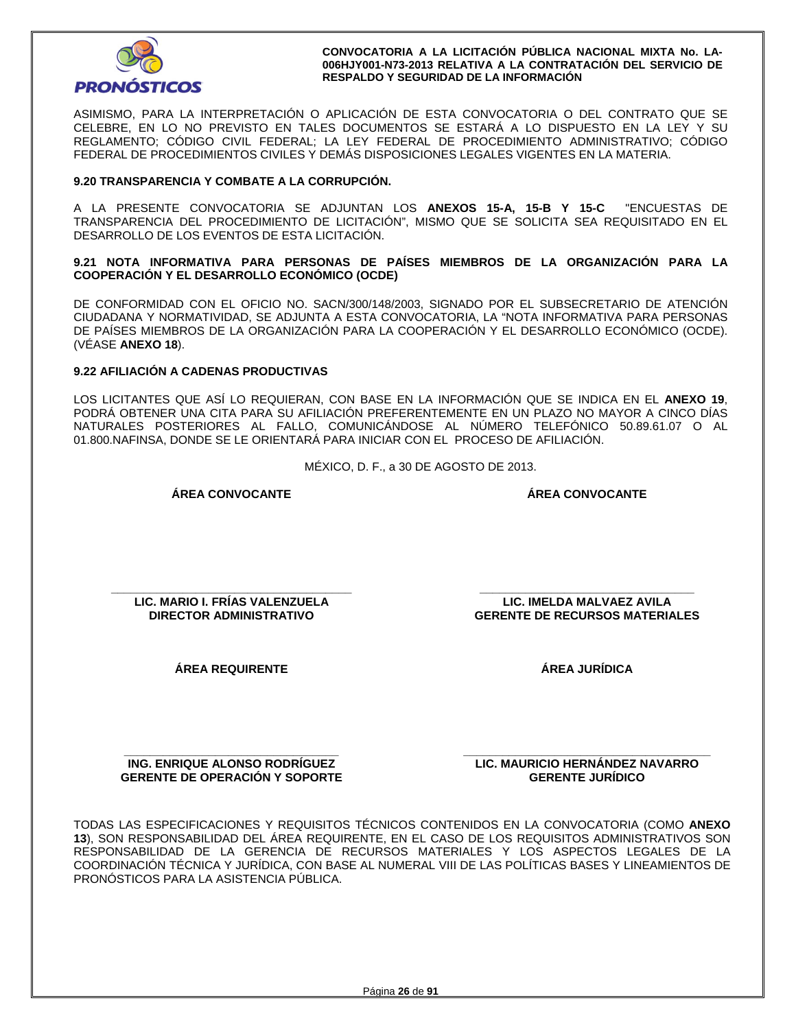ASIMISMO, PARA LA INTERPRETACIÓN O APLICACIÓN DE ESTA CONVOCATORIA O DEL CONTRATO QUE SE CELEBRE, EN LO NO PREVISTO EN TALES DOCUMENTOS SE ESTARÁ A LO DISPUESTO EN LA LEY Y SU REGLAMENTO; CÓDIGO CIVIL FEDERAL; LA LEY FEDERAL DE PROCEDIMIENTO ADMINISTRATIVO; CÓDIGO FEDERAL DE PROCEDIMIENTOS CIVILES Y DEMÁS DISPOSICIONES LEGALES VIGENTES EN LA MATERIA.

**9.20 TRANSPARENCIA Y COMBATE A LA CORRUPCIÓN.**

A LA PRESENTE CONVOCATORIA SE ADJUNTAN LOS **ANEXOS 15-A, 15-B Y 15-C** "ENCUESTAS DE TRANSPARENCIA DEL PROCEDIMIENTO DE LICITACIÓN", MISMO QUE SE SOLICITA SEA REQUISITADO EN EL DESARROLLO DE LOS EVENTOS DE ESTA LICITACIÓN.

**9.21 NOTA INFORMATIVA PARA PERSONAS DE PAÍSES MIEMBROS DE LA ORGANIZACIÓN PARA LA COOPERACIÓN Y EL DESARROLLO ECONÓMICO (OCDE)**

DE CONFORMIDAD CON EL OFICIO NO. SACN/300/148/2003, SIGNADO POR EL SUBSECRETARIO DE ATENCIÓN CIUDADANA Y NORMATIVIDAD, SE ADJUNTA A ESTA CONVOCATORIA, LA "NOTA INFORMATIVA PARA PERSONAS DE PAÍSES MIEMBROS DE LA ORGANIZACIÓN PARA LA COOPERACIÓN Y EL DESARROLLO ECONÓMICO (OCDE). (VÉASE **ANEXO 18**).

**9.22 AFILIACIÓN A CADENAS PRODUCTIVAS**

LOS LICITANTES QUE ASÍ LO REQUIERAN, CON BASE EN LA INFORMACIÓN QUE SE INDICA EN EL **ANEXO 19**, PODRÁ OBTENER UNA CITA PARA SU AFILIACIÓN PREFERENTEMENTE EN UN PLAZO NO MAYOR A CINCO DÍAS NATURALES POSTERIORES AL FALLO, COMUNICÁNDOSE AL NÚMERO TELEFÓNICO 50.89.61.07 O AL 01.800.NAFINSA, DONDE SE LE ORIENTARÁ PARA INICIAR CON EL PROCESO DE AFILIACIÓN.

MÉXICO, D. F., a 30 DE AGOSTO DE 2013.

| **ÁREA CONVOCANTE** | **ÁREA CONVOCANTE** |
|---|---|
| ________________________________ | ________________________________ |
| **LIC. MARIO I. FRÍAS VALENZUELA** | **LIC. IMELDA MALVAEZ AVILA** |
| **DIRECTOR ADMINISTRATIVO** | **GERENTE DE RECURSOS MATERIALES** |
| **ÁREA REQUIRENTE** | **ÁREA JURÍDICA** |
| ________________________________ | ________________________________ |
| **ING. ENRIQUE ALONSO RODRÍGUEZ** | **LIC. MAURICIO HERNÁNDEZ NAVARRO** |
| **GERENTE DE OPERACIÓN Y SOPORTE** | **GERENTE JURÍDICO** |

TODAS LAS ESPECIFICACIONES Y REQUISITOS TÉCNICOS CONTENIDOS EN LA CONVOCATORIA (COMO **ANEXO 13**), SON RESPONSABILIDAD DEL ÁREA REQUIRENTE, EN EL CASO DE LOS REQUISITOS ADMINISTRATIVOS SON RESPONSABILIDAD DE LA GERENCIA DE RECURSOS MATERIALES Y LOS ASPECTOS LEGALES DE LA COORDINACIÓN TÉCNICA Y JURÍDICA, CON BASE AL NUMERAL VIII DE LAS POLÍTICAS BASES Y LINEAMIENTOS DE PRONÓSTICOS PARA LA ASISTENCIA PÚBLICA.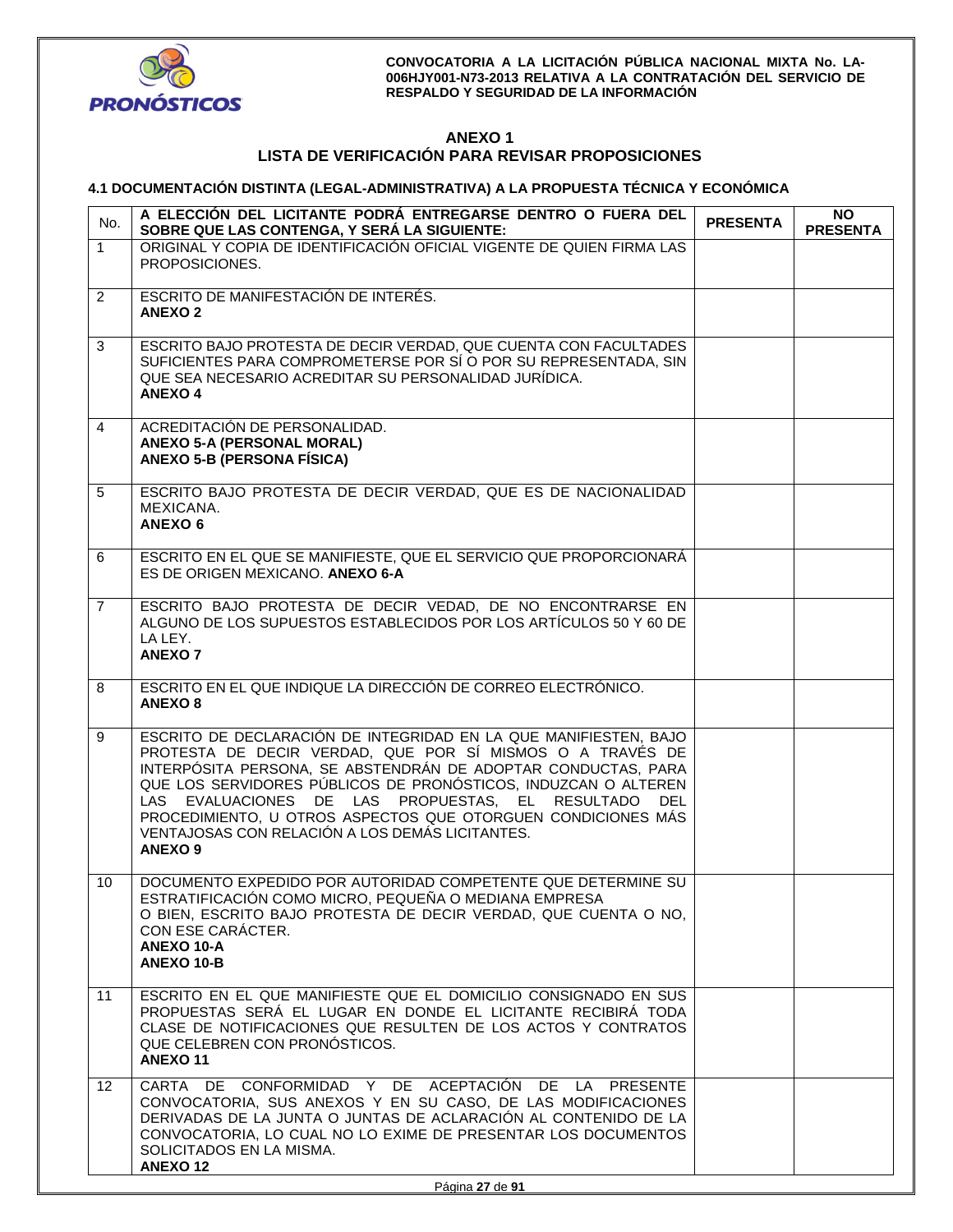## ANEXO 1
## LISTA DE VERIFICACIÓN PARA REVISAR PROPOSICIONES

### 4.1 DOCUMENTACIÓN DISTINTA (LEGAL-ADMINISTRATIVA) A LA PROPUESTA TÉCNICA Y ECONÓMICA

| No. | A ELECCIÓN DEL LICITANTE PODRÁ ENTREGARSE DENTRO O FUERA DEL SOBRE QUE LAS CONTENGA, Y SERÁ LA SIGUIENTE: | PRESENTA | NO PRESENTA |
|---|---|---|---|
| 1 | ORIGINAL Y COPIA DE IDENTIFICACIÓN OFICIAL VIGENTE DE QUIEN FIRMA LAS PROPOSICIONES. | | |
| 2 | ESCRITO DE MANIFESTACIÓN DE INTERÉS. **ANEXO 2** | | |
| 3 | ESCRITO BAJO PROTESTA DE DECIR VERDAD, QUE CUENTA CON FACULTADES SUFICIENTES PARA COMPROMETERSE POR SÍ O POR SU REPRESENTADA, SIN QUE SEA NECESARIO ACREDITAR SU PERSONALIDAD JURÍDICA. **ANEXO 4** | | |
| 4 | ACREDITACIÓN DE PERSONALIDAD. **ANEXO 5-A (PERSONAL MORAL)** **ANEXO 5-B (PERSONA FÍSICA)** | | |
| 5 | ESCRITO BAJO PROTESTA DE DECIR VERDAD, QUE ES DE NACIONALIDAD MEXICANA. **ANEXO 6** | | |
| 6 | ESCRITO EN EL QUE SE MANIFIESTE, QUE EL SERVICIO QUE PROPORCIONARÁ ES DE ORIGEN MEXICANO. **ANEXO 6-A** | | |
| 7 | ESCRITO BAJO PROTESTA DE DECIR VEDAD, DE NO ENCONTRARSE EN ALGUNO DE LOS SUPUESTOS ESTABLECIDOS POR LOS ARTÍCULOS 50 Y 60 DE LA LEY. **ANEXO 7** | | |
| 8 | ESCRITO EN EL QUE INDIQUE LA DIRECCIÓN DE CORREO ELECTRÓNICO. **ANEXO 8** | | |
| 9 | ESCRITO DE DECLARACIÓN DE INTEGRIDAD EN LA QUE MANIFIESTEN, BAJO PROTESTA DE DECIR VERDAD, QUE POR SÍ MISMOS O A TRAVÉS DE INTERPÓSITA PERSONA, SE ABSTENDRÁN DE ADOPTAR CONDUCTAS, PARA QUE LOS SERVIDORES PÚBLICOS DE PRONÓSTICOS, INDUZCAN O ALTEREN LAS EVALUACIONES DE LAS PROPUESTAS, EL RESULTADO DEL PROCEDIMIENTO, U OTROS ASPECTOS QUE OTORGUEN CONDICIONES MÁS VENTAJOSAS CON RELACIÓN A LOS DEMÁS LICITANTES. **ANEXO 9** | | |
| 10 | DOCUMENTO EXPEDIDO POR AUTORIDAD COMPETENTE QUE DETERMINE SU ESTRATIFICACIÓN COMO MICRO, PEQUEÑA O MEDIANA EMPRESA O BIEN, ESCRITO BAJO PROTESTA DE DECIR VERDAD, QUE CUENTA O NO, CON ESE CARÁCTER. **ANEXO 10-A** **ANEXO 10-B** | | |
| 11 | ESCRITO EN EL QUE MANIFIESTE QUE EL DOMICILIO CONSIGNADO EN SUS PROPUESTAS SERÁ EL LUGAR EN DONDE EL LICITANTE RECIBIRÁ TODA CLASE DE NOTIFICACIONES QUE RESULTEN DE LOS ACTOS Y CONTRATOS QUE CELEBREN CON PRONÓSTICOS. **ANEXO 11** | | |
| 12 | CARTA DE CONFORMIDAD Y DE ACEPTACIÓN DE LA PRESENTE CONVOCATORIA, SUS ANEXOS Y EN SU CASO, DE LAS MODIFICACIONES DERIVADAS DE LA JUNTA O JUNTAS DE ACLARACIÓN AL CONTENIDO DE LA CONVOCATORIA, LO CUAL NO LO EXIME DE PRESENTAR LOS DOCUMENTOS SOLICITADOS EN LA MISMA. **ANEXO 12** | | |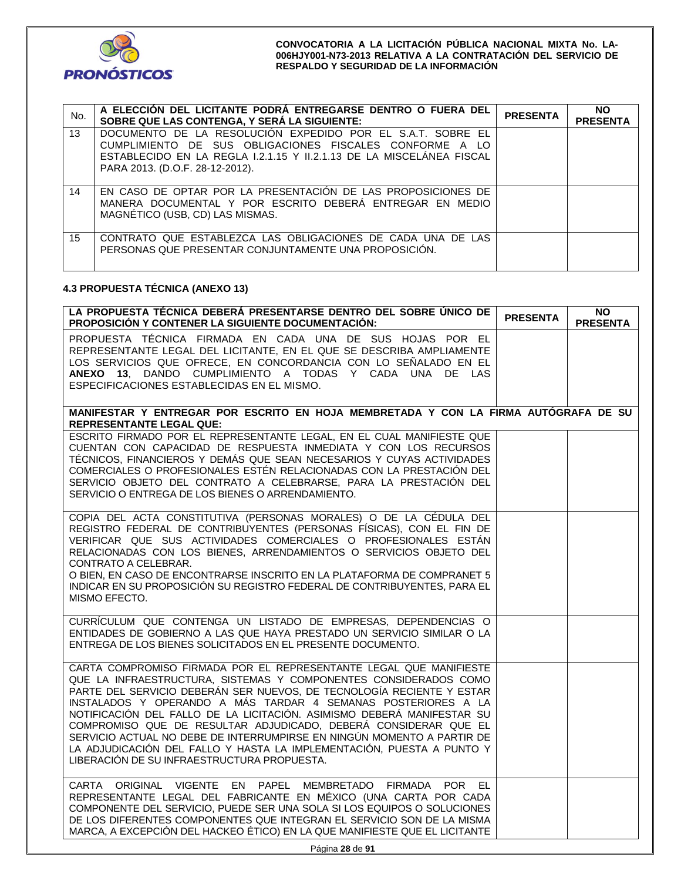| No. | A ELECCIÓN DEL LICITANTE PODRÁ ENTREGARSE DENTRO O FUERA DEL SOBRE QUE LAS CONTENGA, Y SERÁ LA SIGUIENTE: | PRESENTA | NO PRESENTA |
|---|---|---|---|
| 13 | DOCUMENTO DE LA RESOLUCIÓN EXPEDIDO POR EL S.A.T. SOBRE EL CUMPLIMIENTO DE SUS OBLIGACIONES FISCALES CONFORME A LO ESTABLECIDO EN LA REGLA I.2.1.15 Y II.2.1.13 DE LA MISCELÁNEA FISCAL PARA 2013. (D.O.F. 28-12-2012). | | |
| 14 | EN CASO DE OPTAR POR LA PRESENTACIÓN DE LAS PROPOSICIONES DE MANERA DOCUMENTAL Y POR ESCRITO DEBERÁ ENTREGAR EN MEDIO MAGNÉTICO (USB, CD) LAS MISMAS. | | |
| 15 | CONTRATO QUE ESTABLEZCA LAS OBLIGACIONES DE CADA UNA DE LAS PERSONAS QUE PRESENTAR CONJUNTAMENTE UNA PROPOSICIÓN. | | |

### 4.3 PROPUESTA TÉCNICA (ANEXO 13)

| LA PROPUESTA TÉCNICA DEBERÁ PRESENTARSE DENTRO DEL SOBRE ÚNICO DE PROPOSICIÓN Y CONTENER LA SIGUIENTE DOCUMENTACIÓN: | PRESENTA | NO PRESENTA |
|---|---|---|
| PROPUESTA TÉCNICA FIRMADA EN CADA UNA DE SUS HOJAS POR EL REPRESENTANTE LEGAL DEL LICITANTE, EN EL QUE SE DESCRIBA AMPLIAMENTE LOS SERVICIOS QUE OFRECE, EN CONCORDANCIA CON LO SEÑALADO EN EL **ANEXO 13**, DANDO CUMPLIMIENTO A TODAS Y CADA UNA DE LAS ESPECIFICACIONES ESTABLECIDAS EN EL MISMO. | | |
| **MANIFESTAR Y ENTREGAR POR ESCRITO EN HOJA MEMBRETADA Y CON LA FIRMA AUTÓGRAFA DE SU REPRESENTANTE LEGAL QUE:** | | |
| ESCRITO FIRMADO POR EL REPRESENTANTE LEGAL, EN EL CUAL MANIFIESTE QUE CUENTAN CON CAPACIDAD DE RESPUESTA INMEDIATA Y CON LOS RECURSOS TÉCNICOS, FINANCIEROS Y DEMÁS QUE SEAN NECESARIOS Y CUYAS ACTIVIDADES COMERCIALES O PROFESIONALES ESTÉN RELACIONADAS CON LA PRESTACIÓN DEL SERVICIO OBJETO DEL CONTRATO A CELEBRARSE, PARA LA PRESTACIÓN DEL SERVICIO O ENTREGA DE LOS BIENES O ARRENDAMIENTO. | | |
| COPIA DEL ACTA CONSTITUTIVA (PERSONAS MORALES) O DE LA CÉDULA DEL REGISTRO FEDERAL DE CONTRIBUYENTES (PERSONAS FÍSICAS), CON EL FIN DE VERIFICAR QUE SUS ACTIVIDADES COMERCIALES O PROFESIONALES ESTÁN RELACIONADAS CON LOS BIENES, ARRENDAMIENTOS O SERVICIOS OBJETO DEL CONTRATO A CELEBRAR. O BIEN, EN CASO DE ENCONTRARSE INSCRITO EN LA PLATAFORMA DE COMPRANET 5 INDICAR EN SU PROPOSICIÓN SU REGISTRO FEDERAL DE CONTRIBUYENTES, PARA EL MISMO EFECTO. | | |
| CURRÍCULUM QUE CONTENGA UN LISTADO DE EMPRESAS, DEPENDENCIAS O ENTIDADES DE GOBIERNO A LAS QUE HAYA PRESTADO UN SERVICIO SIMILAR O LA ENTREGA DE LOS BIENES SOLICITADOS EN EL PRESENTE DOCUMENTO. | | |
| CARTA COMPROMISO FIRMADA POR EL REPRESENTANTE LEGAL QUE MANIFIESTE QUE LA INFRAESTRUCTURA, SISTEMAS Y COMPONENTES CONSIDERADOS COMO PARTE DEL SERVICIO DEBERÁN SER NUEVOS, DE TECNOLOGÍA RECIENTE Y ESTAR INSTALADOS Y OPERANDO A MÁS TARDAR 4 SEMANAS POSTERIORES A LA NOTIFICACIÓN DEL FALLO DE LA LICITACIÓN. ASIMISMO DEBERÁ MANIFESTAR SU COMPROMISO QUE DE RESULTAR ADJUDICADO, DEBERÁ CONSIDERAR QUE EL SERVICIO ACTUAL NO DEBE DE INTERRUMPIRSE EN NINGÚN MOMENTO A PARTIR DE LA ADJUDICACIÓN DEL FALLO Y HASTA LA IMPLEMENTACIÓN, PUESTA A PUNTO Y LIBERACIÓN DE SU INFRAESTRUCTURA PROPUESTA. | | |
| CARTA ORIGINAL VIGENTE EN PAPEL MEMBRETADO FIRMADA POR EL REPRESENTANTE LEGAL DEL FABRICANTE EN MÉXICO (UNA CARTA POR CADA COMPONENTE DEL SERVICIO, PUEDE SER UNA SOLA SI LOS EQUIPOS O SOLUCIONES DE LOS DIFERENTES COMPONENTES QUE INTEGRAN EL SERVICIO SON DE LA MISMA MARCA, A EXCEPCIÓN DEL HACKEO ÉTICO) EN LA QUE MANIFIESTE QUE EL LICITANTE | | |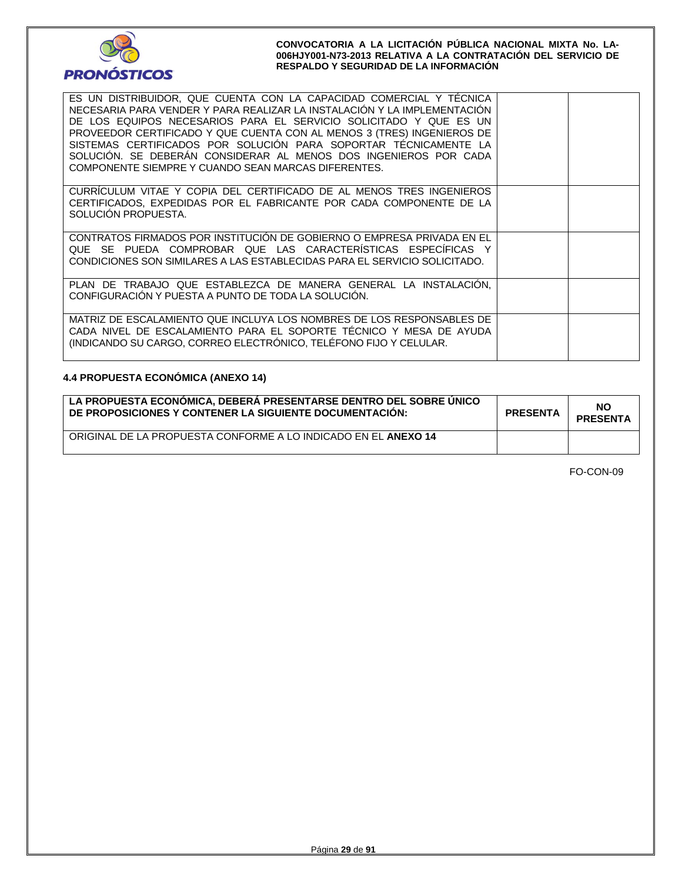| | | |
|---|---|---|
| ES UN DISTRIBUIDOR, QUE CUENTA CON LA CAPACIDAD COMERCIAL Y TÉCNICA NECESARIA PARA VENDER Y PARA REALIZAR LA INSTALACIÓN Y LA IMPLEMENTACIÓN DE LOS EQUIPOS NECESARIOS PARA EL SERVICIO SOLICITADO Y QUE ES UN PROVEEDOR CERTIFICADO Y QUE CUENTA CON AL MENOS 3 (TRES) INGENIEROS DE SISTEMAS CERTIFICADOS POR SOLUCIÓN PARA SOPORTAR TÉCNICAMENTE LA SOLUCIÓN. SE DEBERÁN CONSIDERAR AL MENOS DOS INGENIEROS POR CADA COMPONENTE SIEMPRE Y CUANDO SEAN MARCAS DIFERENTES. | | |
| CURRÍCULUM VITAE Y COPIA DEL CERTIFICADO DE AL MENOS TRES INGENIEROS CERTIFICADOS, EXPEDIDAS POR EL FABRICANTE POR CADA COMPONENTE DE LA SOLUCIÓN PROPUESTA. | | |
| CONTRATOS FIRMADOS POR INSTITUCIÓN DE GOBIERNO O EMPRESA PRIVADA EN EL QUE SE PUEDA COMPROBAR QUE LAS CARACTERÍSTICAS ESPECÍFICAS Y CONDICIONES SON SIMILARES A LAS ESTABLECIDAS PARA EL SERVICIO SOLICITADO. | | |
| PLAN DE TRABAJO QUE ESTABLEZCA DE MANERA GENERAL LA INSTALACIÓN, CONFIGURACIÓN Y PUESTA A PUNTO DE TODA LA SOLUCIÓN. | | |
| MATRIZ DE ESCALAMIENTO QUE INCLUYA LOS NOMBRES DE LOS RESPONSABLES DE CADA NIVEL DE ESCALAMIENTO PARA EL SOPORTE TÉCNICO Y MESA DE AYUDA (INDICANDO SU CARGO, CORREO ELECTRÓNICO, TELÉFONO FIJO Y CELULAR. | | |

**4.4 PROPUESTA ECONÓMICA (ANEXO 14)**

| LA PROPUESTA ECONÓMICA, DEBERÁ PRESENTARSE DENTRO DEL SOBRE ÚNICO DE PROPOSICIONES Y CONTENER LA SIGUIENTE DOCUMENTACIÓN: | PRESENTA | NO PRESENTA |
|---|---|---|
| ORIGINAL DE LA PROPUESTA CONFORME A LO INDICADO EN EL **ANEXO 14** | | |

FO-CON-09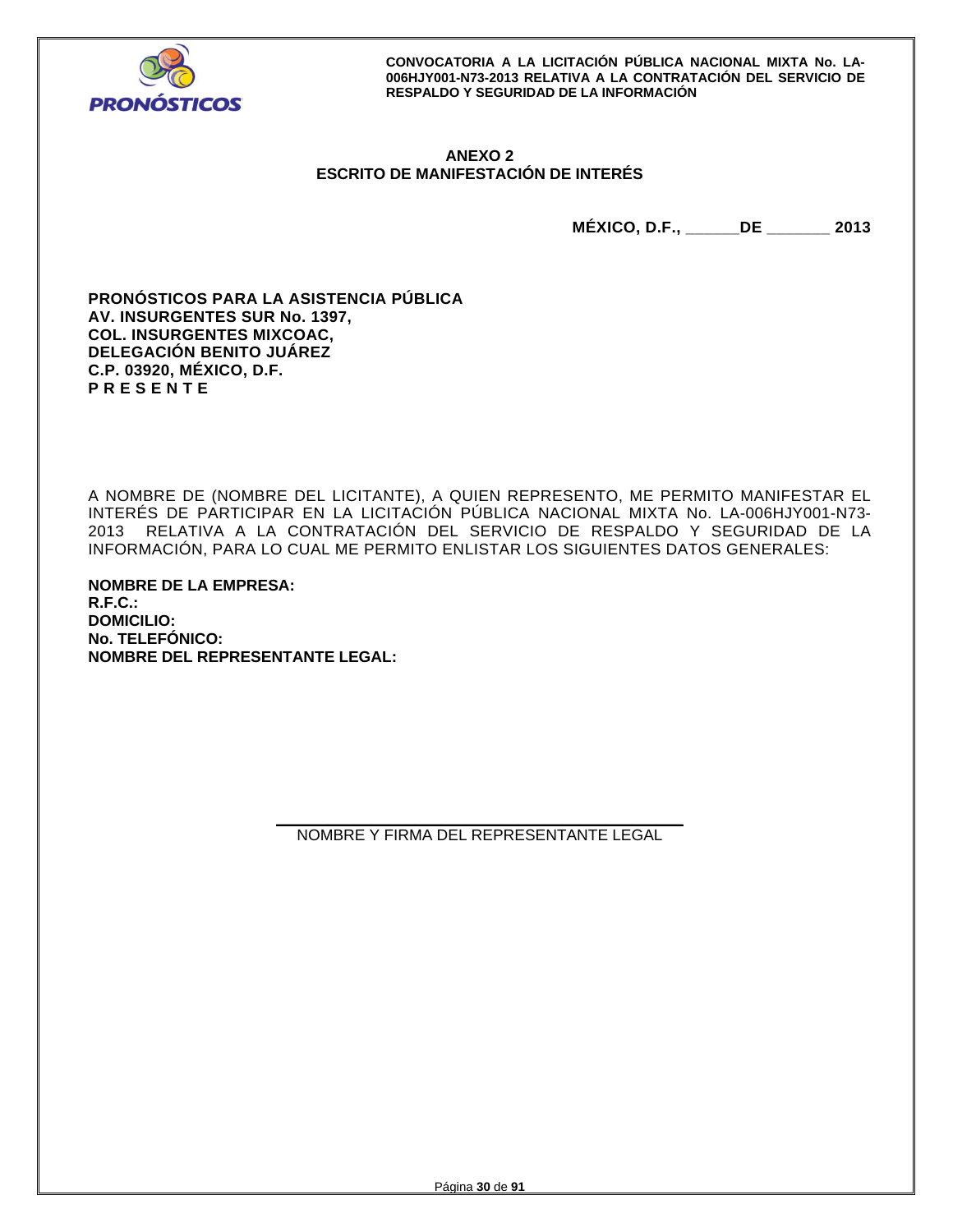## ANEXO 2
## ESCRITO DE MANIFESTACIÓN DE INTERÉS

**MÉXICO, D.F., ______DE _______ 2013**

**PRONÓSTICOS PARA LA ASISTENCIA PÚBLICA**
**AV. INSURGENTES SUR No. 1397,**
**COL. INSURGENTES MIXCOAC,**
**DELEGACIÓN BENITO JUÁREZ**
**C.P. 03920, MÉXICO, D.F.**
**P R E S E N T E**

A NOMBRE DE (NOMBRE DEL LICITANTE), A QUIEN REPRESENTO, ME PERMITO MANIFESTAR EL INTERÉS DE PARTICIPAR EN LA LICITACIÓN PÚBLICA NACIONAL MIXTA No. LA-006HJY001-N73-2013 RELATIVA A LA CONTRATACIÓN DEL SERVICIO DE RESPALDO Y SEGURIDAD DE LA INFORMACIÓN, PARA LO CUAL ME PERMITO ENLISTAR LOS SIGUIENTES DATOS GENERALES:

**NOMBRE DE LA EMPRESA:**
**R.F.C.:**
**DOMICILIO:**
**No. TELEFÓNICO:**
**NOMBRE DEL REPRESENTANTE LEGAL:**

_______________________________________
NOMBRE Y FIRMA DEL REPRESENTANTE LEGAL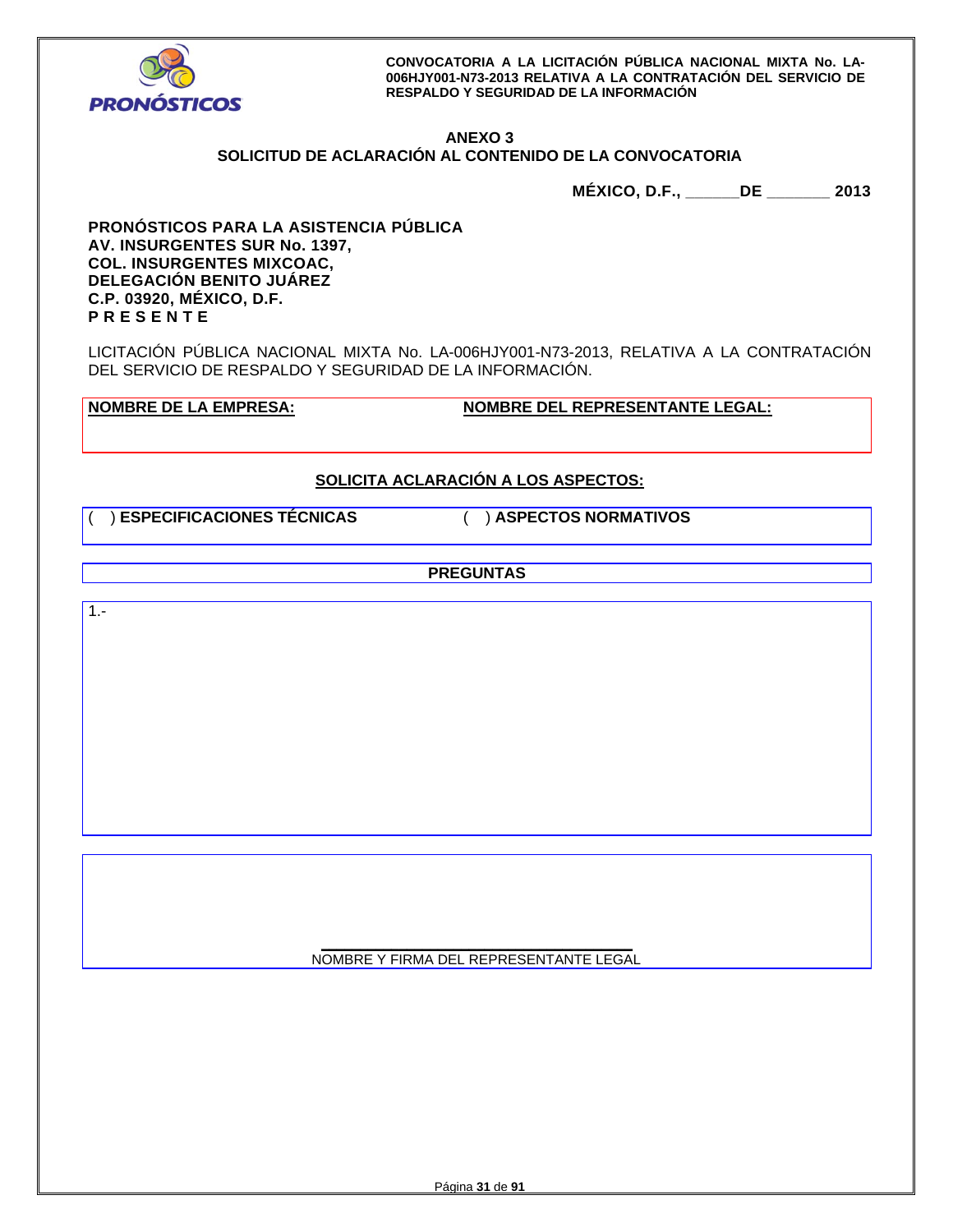## ANEXO 3
## SOLICITUD DE ACLARACIÓN AL CONTENIDO DE LA CONVOCATORIA

**MÉXICO, D.F., ______DE _______ 2013**

**PRONÓSTICOS PARA LA ASISTENCIA PÚBLICA**
**AV. INSURGENTES SUR No. 1397,**
**COL. INSURGENTES MIXCOAC,**
**DELEGACIÓN BENITO JUÁREZ**
**C.P. 03920, MÉXICO, D.F.**
**P R E S E N T E**

LICITACIÓN PÚBLICA NACIONAL MIXTA No. LA-006HJY001-N73-2013, RELATIVA A LA CONTRATACIÓN DEL SERVICIO DE RESPALDO Y SEGURIDAD DE LA INFORMACIÓN.

| **NOMBRE DE LA EMPRESA:** | **NOMBRE DEL REPRESENTANTE LEGAL:** |
|---|---|
| | |

**SOLICITA ACLARACIÓN A LOS ASPECTOS:**

| ( ) **ESPECIFICACIONES TÉCNICAS** | ( ) **ASPECTOS NORMATIVOS** |
|---|---|

| **PREGUNTAS** |
|---|
| 1.- |

_______________________________________
NOMBRE Y FIRMA DEL REPRESENTANTE LEGAL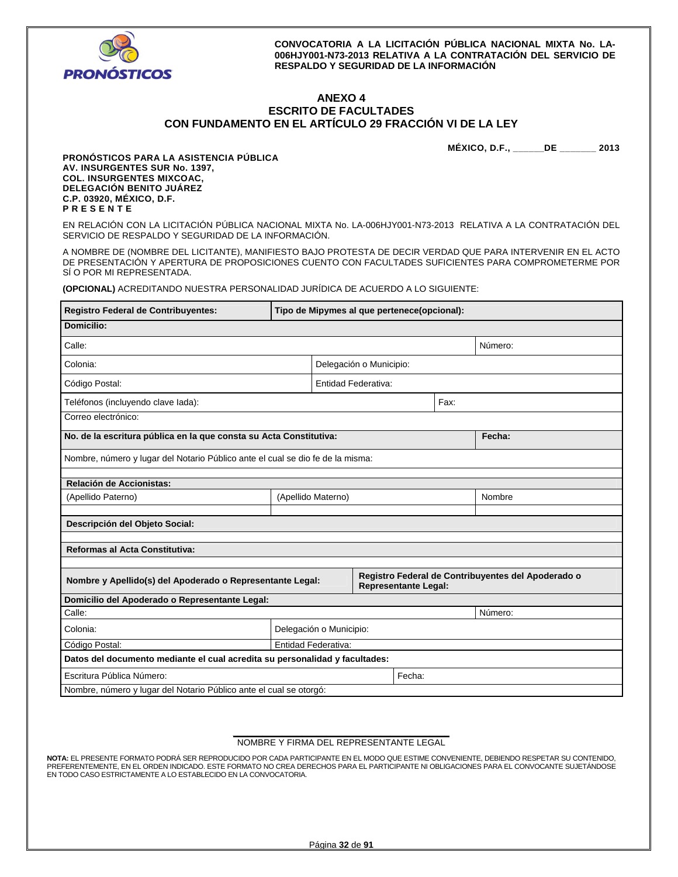**CONVOCATORIA A LA LICITACIÓN PÚBLICA NACIONAL MIXTA No. LA-006HJY001-N73-2013 RELATIVA A LA CONTRATACIÓN DEL SERVICIO DE RESPALDO Y SEGURIDAD DE LA INFORMACIÓN**

# ANEXO 4
## ESCRITO DE FACULTADES
## CON FUNDAMENTO EN EL ARTÍCULO 29 FRACCIÓN VI DE LA LEY

**MÉXICO, D.F., ______DE _______ 2013**

**PRONÓSTICOS PARA LA ASISTENCIA PÚBLICA**
**AV. INSURGENTES SUR No. 1397,**
**COL. INSURGENTES MIXCOAC,**
**DELEGACIÓN BENITO JUÁREZ**
**C.P. 03920, MÉXICO, D.F.**
**P R E S E N T E**

EN RELACIÓN CON LA LICITACIÓN PÚBLICA NACIONAL MIXTA No. LA-006HJY001-N73-2013 RELATIVA A LA CONTRATACIÓN DEL SERVICIO DE RESPALDO Y SEGURIDAD DE LA INFORMACIÓN.

A NOMBRE DE (NOMBRE DEL LICITANTE), MANIFIESTO BAJO PROTESTA DE DECIR VERDAD QUE PARA INTERVENIR EN EL ACTO DE PRESENTACIÓN Y APERTURA DE PROPOSICIONES CUENTO CON FACULTADES SUFICIENTES PARA COMPROMETERME POR SÍ O POR MI REPRESENTADA.

**(OPCIONAL)** ACREDITANDO NUESTRA PERSONALIDAD JURÍDICA DE ACUERDO A LO SIGUIENTE:

| **Registro Federal de Contribuyentes:** | **Tipo de Mipymes al que pertenece(opcional):** | |
|---|---|---|
| **Domicilio:** | | |
| Calle: | | Número: |
| Colonia: | Delegación o Municipio: | |
| Código Postal: | Entidad Federativa: | |
| Teléfonos (incluyendo clave lada): | Fax: | |
| Correo electrónico: | | |
| **No. de la escritura pública en la que consta su Acta Constitutiva:** | | **Fecha:** |
| Nombre, número y lugar del Notario Público ante el cual se dio fe de la misma: | | |
| **Relación de Accionistas:** | | |
| (Apellido Paterno) | (Apellido Materno) | Nombre |
| | | |
| **Descripción del Objeto Social:** | | |
| | | |
| **Reformas al Acta Constitutiva:** | | |
| | | |
| **Nombre y Apellido(s) del Apoderado o Representante Legal:** | **Registro Federal de Contribuyentes del Apoderado o Representante Legal:** | |
| **Domicilio del Apoderado o Representante Legal:** | | |
| Calle: | | Número: |
| Colonia: | Delegación o Municipio: | |
| Código Postal: | Entidad Federativa: | |
| **Datos del documento mediante el cual acredita su personalidad y facultades:** | | |
| Escritura Pública Número: | Fecha: | |
| Nombre, número y lugar del Notario Público ante el cual se otorgó: | | |

______________________________
NOMBRE Y FIRMA DEL REPRESENTANTE LEGAL

**NOTA:** EL PRESENTE FORMATO PODRÁ SER REPRODUCIDO POR CADA PARTICIPANTE EN EL MODO QUE ESTIME CONVENIENTE, DEBIENDO RESPETAR SU CONTENIDO, PREFERENTEMENTE, EN EL ORDEN INDICADO. ESTE FORMATO NO CREA DERECHOS PARA EL PARTICIPANTE NI OBLIGACIONES PARA EL CONVOCANTE SUJETÁNDOSE EN TODO CASO ESTRICTAMENTE A LO ESTABLECIDO EN LA CONVOCATORIA.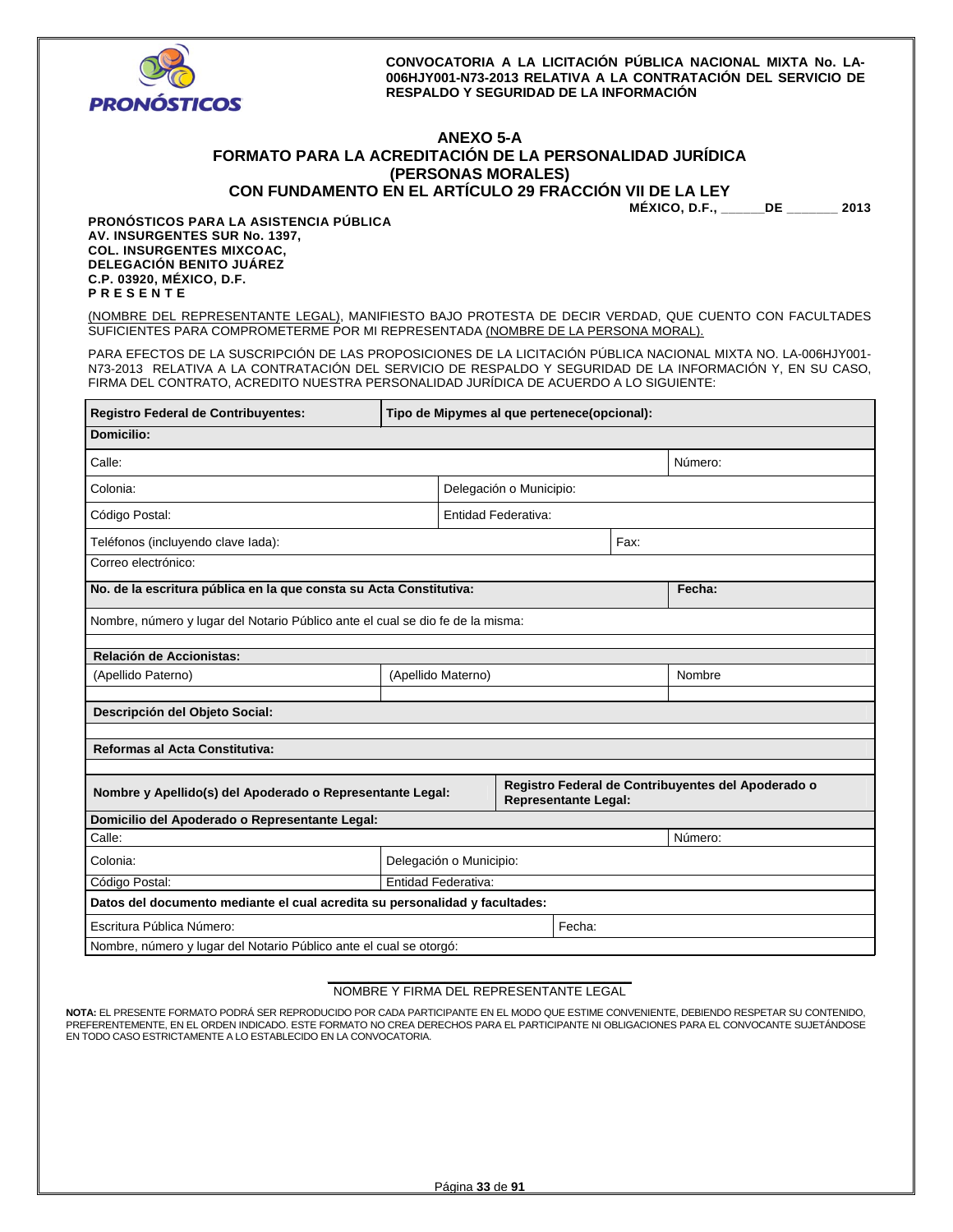**CONVOCATORIA A LA LICITACIÓN PÚBLICA NACIONAL MIXTA No. LA-006HJY001-N73-2013 RELATIVA A LA CONTRATACIÓN DEL SERVICIO DE RESPALDO Y SEGURIDAD DE LA INFORMACIÓN**

## ANEXO 5-A
## FORMATO PARA LA ACREDITACIÓN DE LA PERSONALIDAD JURÍDICA (PERSONAS MORALES) CON FUNDAMENTO EN EL ARTÍCULO 29 FRACCIÓN VII DE LA LEY

**MÉXICO, D.F., ______DE _______ 2013**

**PRONÓSTICOS PARA LA ASISTENCIA PÚBLICA**
**AV. INSURGENTES SUR No. 1397,**
**COL. INSURGENTES MIXCOAC,**
**DELEGACIÓN BENITO JUÁREZ**
**C.P. 03920, MÉXICO, D.F.**
**P R E S E N T E**

(NOMBRE DEL REPRESENTANTE LEGAL), MANIFIESTO BAJO PROTESTA DE DECIR VERDAD, QUE CUENTO CON FACULTADES SUFICIENTES PARA COMPROMETERME POR MI REPRESENTADA (NOMBRE DE LA PERSONA MORAL).

PARA EFECTOS DE LA SUSCRIPCIÓN DE LAS PROPOSICIONES DE LA LICITACIÓN PÚBLICA NACIONAL MIXTA NO. LA-006HJY001-N73-2013 RELATIVA A LA CONTRATACIÓN DEL SERVICIO DE RESPALDO Y SEGURIDAD DE LA INFORMACIÓN Y, EN SU CASO, FIRMA DEL CONTRATO, ACREDITO NUESTRA PERSONALIDAD JURÍDICA DE ACUERDO A LO SIGUIENTE:

| **Registro Federal de Contribuyentes:** | **Tipo de Mipymes al que pertenece(opcional):** | | |
|---|---|---|---|
| **Domicilio:** | | | |
| Calle: | | | Número: |
| Colonia: | Delegación o Municipio: | | |
| Código Postal: | Entidad Federativa: | | |
| Teléfonos (incluyendo clave lada): | | Fax: | |
| Correo electrónico: | | | |
| **No. de la escritura pública en la que consta su Acta Constitutiva:** | | | **Fecha:** |
| Nombre, número y lugar del Notario Público ante el cual se dio fe de la misma: | | | |
| **Relación de Accionistas:** | | | |
| (Apellido Paterno) | (Apellido Materno) | | Nombre |
| | | | |
| **Descripción del Objeto Social:** | | | |
| | | | |
| **Reformas al Acta Constitutiva:** | | | |
| | | | |
| **Nombre y Apellido(s) del Apoderado o Representante Legal:** | | **Registro Federal de Contribuyentes del Apoderado o Representante Legal:** | |
| **Domicilio del Apoderado o Representante Legal:** | | | |
| Calle: | | | Número: |
| Colonia: | Delegación o Municipio: | | |
| Código Postal: | Entidad Federativa: | | |
| **Datos del documento mediante el cual acredita su personalidad y facultades:** | | | |
| Escritura Pública Número: | | Fecha: | |
| Nombre, número y lugar del Notario Público ante el cual se otorgó: | | | |

NOMBRE Y FIRMA DEL REPRESENTANTE LEGAL

**NOTA:** EL PRESENTE FORMATO PODRÁ SER REPRODUCIDO POR CADA PARTICIPANTE EN EL MODO QUE ESTIME CONVENIENTE, DEBIENDO RESPETAR SU CONTENIDO, PREFERENTEMENTE, EN EL ORDEN INDICADO. ESTE FORMATO NO CREA DERECHOS PARA EL PARTICIPANTE NI OBLIGACIONES PARA EL CONVOCANTE SUJETÁNDOSE EN TODO CASO ESTRICTAMENTE A LO ESTABLECIDO EN LA CONVOCATORIA.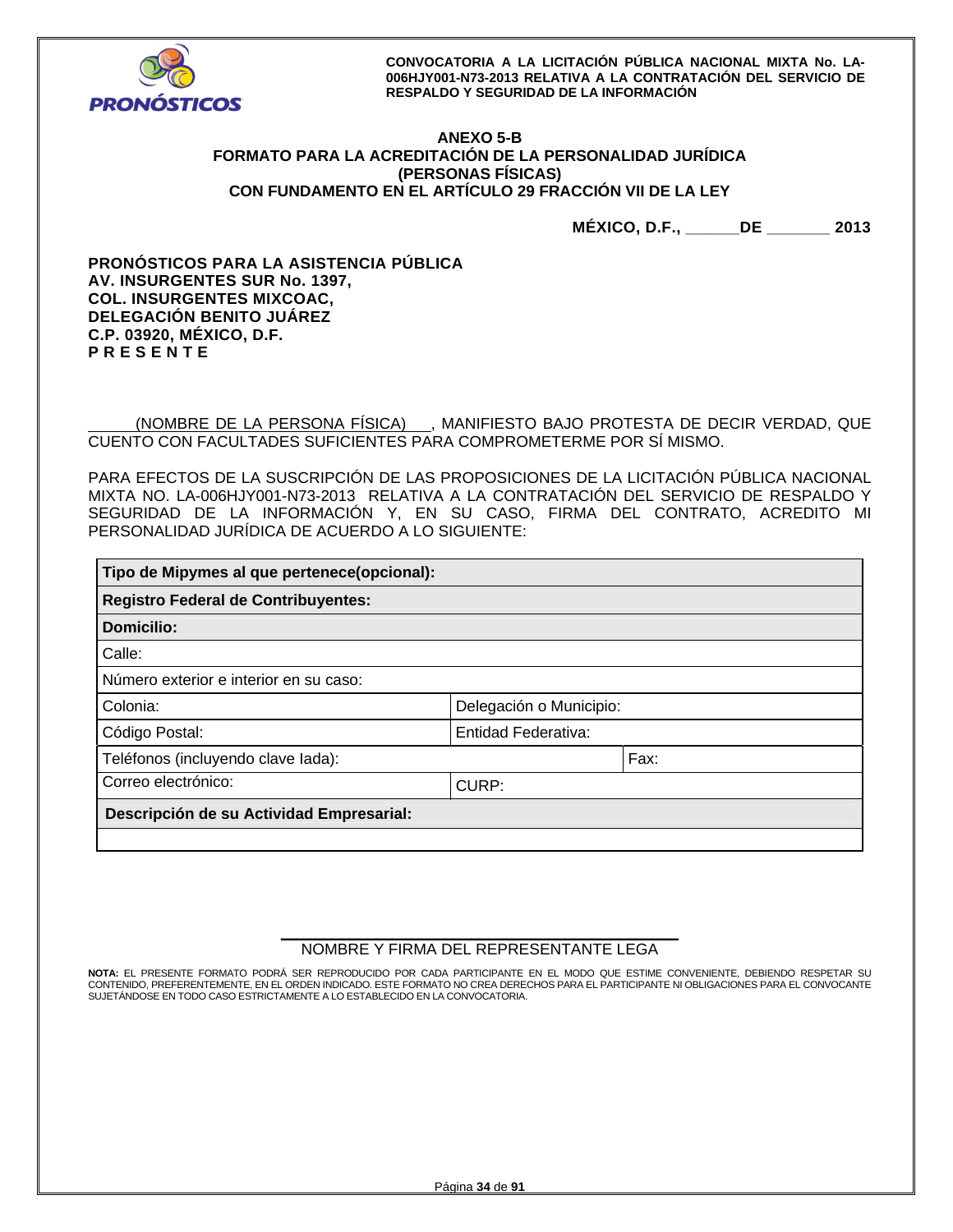**CONVOCATORIA A LA LICITACIÓN PÚBLICA NACIONAL MIXTA No. LA-006HJY001-N73-2013 RELATIVA A LA CONTRATACIÓN DEL SERVICIO DE RESPALDO Y SEGURIDAD DE LA INFORMACIÓN**

## ANEXO 5-B
## FORMATO PARA LA ACREDITACIÓN DE LA PERSONALIDAD JURÍDICA (PERSONAS FÍSICAS) CON FUNDAMENTO EN EL ARTÍCULO 29 FRACCIÓN VII DE LA LEY

**MÉXICO, D.F., ______DE _______ 2013**

**PRONÓSTICOS PARA LA ASISTENCIA PÚBLICA**
**AV. INSURGENTES SUR No. 1397,**
**COL. INSURGENTES MIXCOAC,**
**DELEGACIÓN BENITO JUÁREZ**
**C.P. 03920, MÉXICO, D.F.**
**P R E S E N T E**

_____(NOMBRE DE LA PERSONA FÍSICA)___, MANIFIESTO BAJO PROTESTA DE DECIR VERDAD, QUE CUENTO CON FACULTADES SUFICIENTES PARA COMPROMETERME POR SÍ MISMO.

PARA EFECTOS DE LA SUSCRIPCIÓN DE LAS PROPOSICIONES DE LA LICITACIÓN PÚBLICA NACIONAL MIXTA NO. LA-006HJY001-N73-2013 RELATIVA A LA CONTRATACIÓN DEL SERVICIO DE RESPALDO Y SEGURIDAD DE LA INFORMACIÓN Y, EN SU CASO, FIRMA DEL CONTRATO, ACREDITO MI PERSONALIDAD JURÍDICA DE ACUERDO A LO SIGUIENTE:

| **Tipo de Mipymes al que pertenece(opcional):** | | |
|---|---|---|
| **Registro Federal de Contribuyentes:** | | |
| **Domicilio:** | | |
| Calle: | | |
| Número exterior e interior en su caso: | | |
| Colonia: | Delegación o Municipio: | |
| Código Postal: | Entidad Federativa: | |
| Teléfonos (incluyendo clave lada): | | Fax: |
| Correo electrónico: | CURP: | |
| **Descripción de su Actividad Empresarial:** | | |
| | | |

NOMBRE Y FIRMA DEL REPRESENTANTE LEGA

**NOTA:** EL PRESENTE FORMATO PODRÁ SER REPRODUCIDO POR CADA PARTICIPANTE EN EL MODO QUE ESTIME CONVENIENTE, DEBIENDO RESPETAR SU CONTENIDO, PREFERENTEMENTE, EN EL ORDEN INDICADO. ESTE FORMATO NO CREA DERECHOS PARA EL PARTICIPANTE NI OBLIGACIONES PARA EL CONVOCANTE SUJETÁNDOSE EN TODO CASO ESTRICTAMENTE A LO ESTABLECIDO EN LA CONVOCATORIA.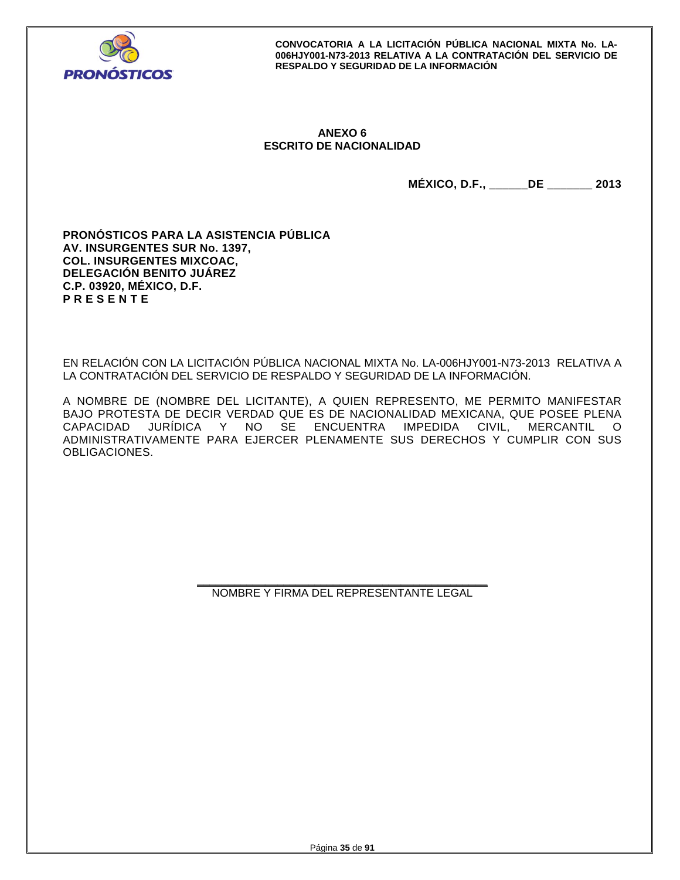**ANEXO 6**
**ESCRITO DE NACIONALIDAD**

**MÉXICO, D.F., ______DE _______ 2013**

**PRONÓSTICOS PARA LA ASISTENCIA PÚBLICA**
**AV. INSURGENTES SUR No. 1397,**
**COL. INSURGENTES MIXCOAC,**
**DELEGACIÓN BENITO JUÁREZ**
**C.P. 03920, MÉXICO, D.F.**
**P R E S E N T E**

EN RELACIÓN CON LA LICITACIÓN PÚBLICA NACIONAL MIXTA No. LA-006HJY001-N73-2013 RELATIVA A LA CONTRATACIÓN DEL SERVICIO DE RESPALDO Y SEGURIDAD DE LA INFORMACIÓN.

A NOMBRE DE (NOMBRE DEL LICITANTE), A QUIEN REPRESENTO, ME PERMITO MANIFESTAR BAJO PROTESTA DE DECIR VERDAD QUE ES DE NACIONALIDAD MEXICANA, QUE POSEE PLENA CAPACIDAD JURÍDICA Y NO SE ENCUENTRA IMPEDIDA CIVIL, MERCANTIL O ADMINISTRATIVAMENTE PARA EJERCER PLENAMENTE SUS DERECHOS Y CUMPLIR CON SUS OBLIGACIONES.

\_\_\_\_\_\_\_\_\_\_\_\_\_\_\_\_\_\_\_\_\_\_\_\_\_\_\_\_\_\_\_\_\_\_\_\_\_\_\_\_\_\_

NOMBRE Y FIRMA DEL REPRESENTANTE LEGAL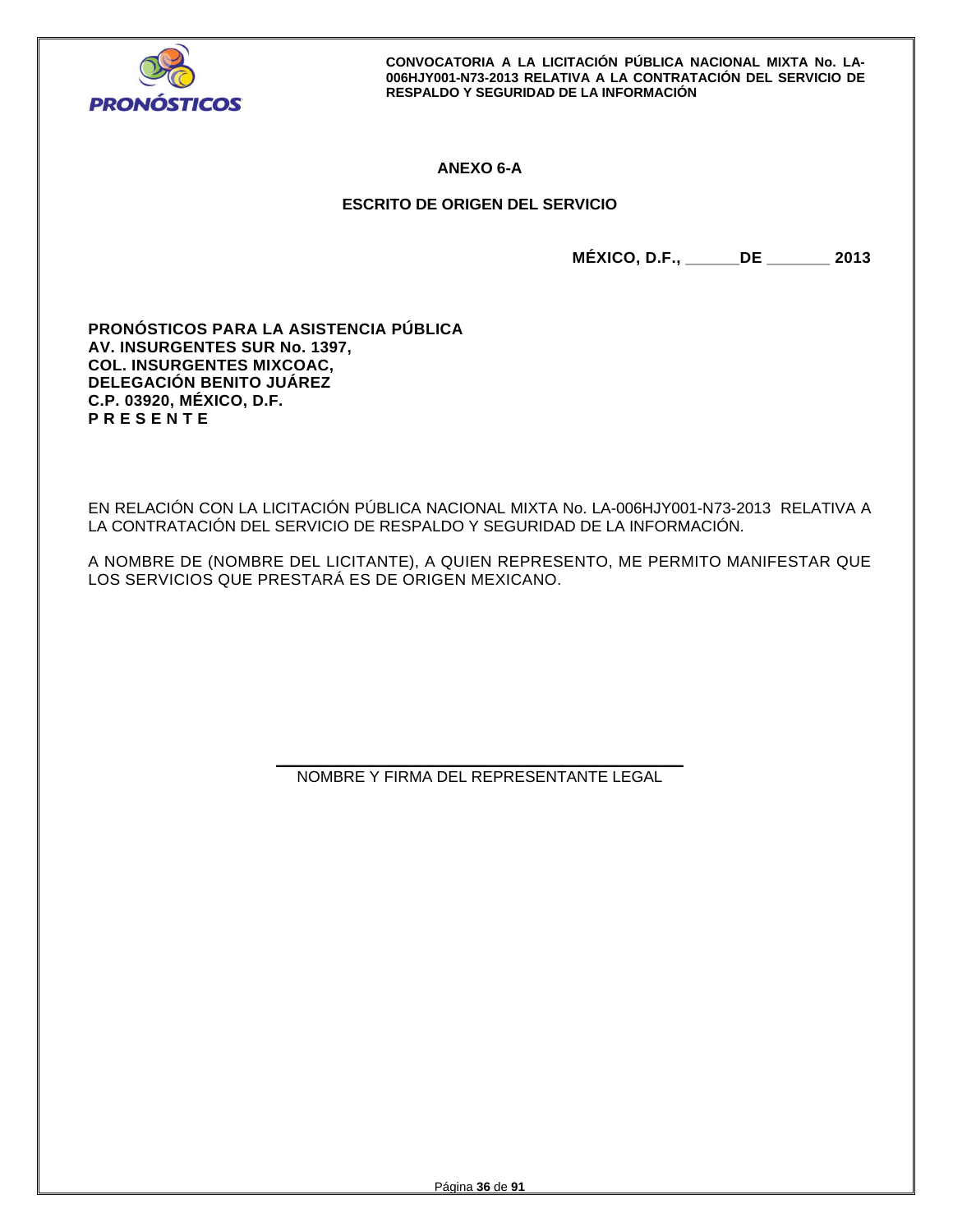## ANEXO 6-A

## ESCRITO DE ORIGEN DEL SERVICIO

**MÉXICO, D.F., ______DE _______ 2013**

**PRONÓSTICOS PARA LA ASISTENCIA PÚBLICA**
**AV. INSURGENTES SUR No. 1397,**
**COL. INSURGENTES MIXCOAC,**
**DELEGACIÓN BENITO JUÁREZ**
**C.P. 03920, MÉXICO, D.F.**
**P R E S E N T E**

EN RELACIÓN CON LA LICITACIÓN PÚBLICA NACIONAL MIXTA No. LA-006HJY001-N73-2013 RELATIVA A LA CONTRATACIÓN DEL SERVICIO DE RESPALDO Y SEGURIDAD DE LA INFORMACIÓN.

A NOMBRE DE (NOMBRE DEL LICITANTE), A QUIEN REPRESENTO, ME PERMITO MANIFESTAR QUE LOS SERVICIOS QUE PRESTARÁ ES DE ORIGEN MEXICANO.

_________________________________________

NOMBRE Y FIRMA DEL REPRESENTANTE LEGAL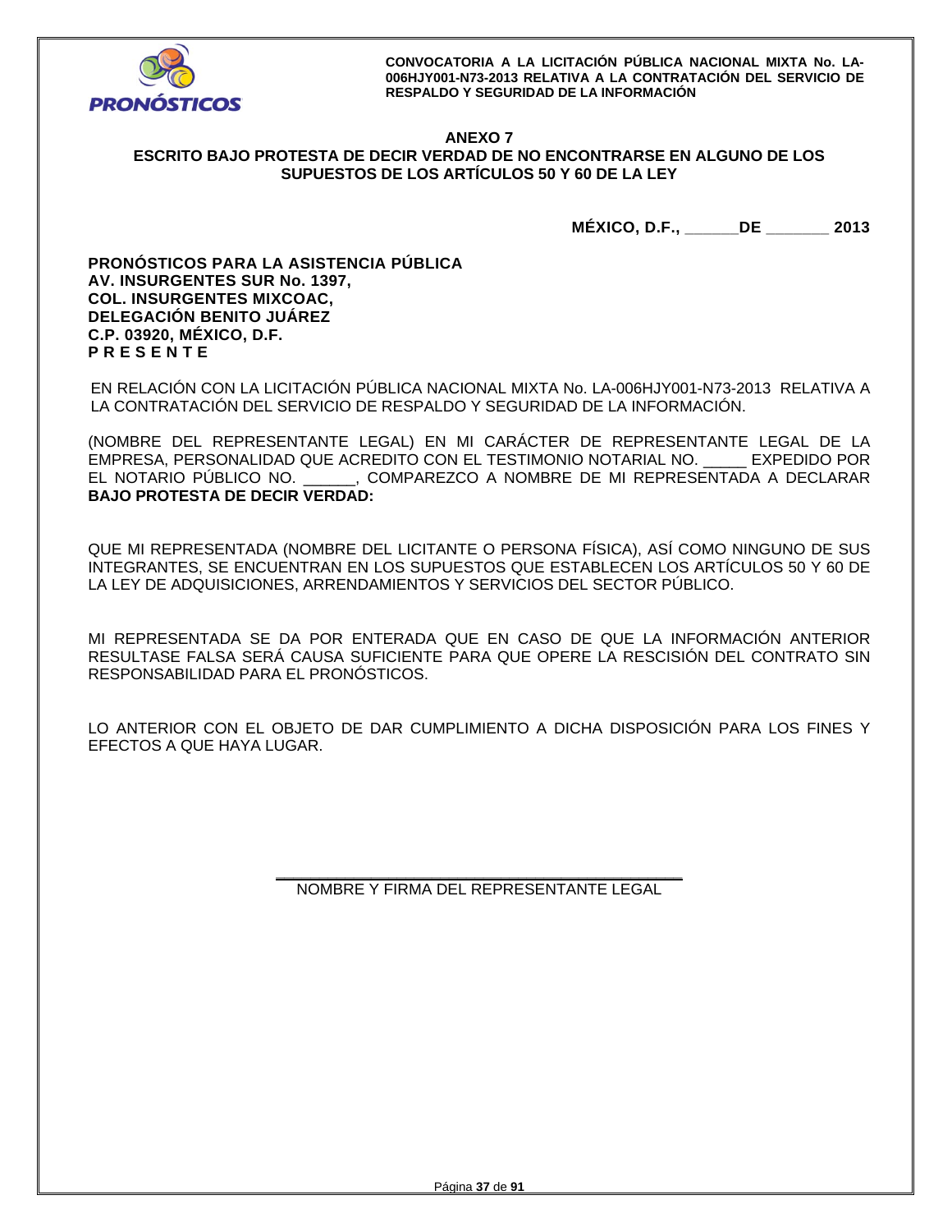## ANEXO 7

## ESCRITO BAJO PROTESTA DE DECIR VERDAD DE NO ENCONTRARSE EN ALGUNO DE LOS SUPUESTOS DE LOS ARTÍCULOS 50 Y 60 DE LA LEY

**MÉXICO, D.F., ______DE _______ 2013**

**PRONÓSTICOS PARA LA ASISTENCIA PÚBLICA**
**AV. INSURGENTES SUR No. 1397,**
**COL. INSURGENTES MIXCOAC,**
**DELEGACIÓN BENITO JUÁREZ**
**C.P. 03920, MÉXICO, D.F.**
**P R E S E N T E**

EN RELACIÓN CON LA LICITACIÓN PÚBLICA NACIONAL MIXTA No. LA-006HJY001-N73-2013 RELATIVA A LA CONTRATACIÓN DEL SERVICIO DE RESPALDO Y SEGURIDAD DE LA INFORMACIÓN.

(NOMBRE DEL REPRESENTANTE LEGAL) EN MI CARÁCTER DE REPRESENTANTE LEGAL DE LA EMPRESA, PERSONALIDAD QUE ACREDITO CON EL TESTIMONIO NOTARIAL NO. _____ EXPEDIDO POR EL NOTARIO PÚBLICO NO. ______, COMPAREZCO A NOMBRE DE MI REPRESENTADA A DECLARAR **BAJO PROTESTA DE DECIR VERDAD:**

QUE MI REPRESENTADA (NOMBRE DEL LICITANTE O PERSONA FÍSICA), ASÍ COMO NINGUNO DE SUS INTEGRANTES, SE ENCUENTRAN EN LOS SUPUESTOS QUE ESTABLECEN LOS ARTÍCULOS 50 Y 60 DE LA LEY DE ADQUISICIONES, ARRENDAMIENTOS Y SERVICIOS DEL SECTOR PÚBLICO.

MI REPRESENTADA SE DA POR ENTERADA QUE EN CASO DE QUE LA INFORMACIÓN ANTERIOR RESULTASE FALSA SERÁ CAUSA SUFICIENTE PARA QUE OPERE LA RESCISIÓN DEL CONTRATO SIN RESPONSABILIDAD PARA EL PRONÓSTICOS.

LO ANTERIOR CON EL OBJETO DE DAR CUMPLIMIENTO A DICHA DISPOSICIÓN PARA LOS FINES Y EFECTOS A QUE HAYA LUGAR.

\_\_\_\_\_\_\_\_\_\_\_\_\_\_\_\_\_\_\_\_\_\_\_\_\_\_\_\_\_\_\_\_\_\_\_\_\_\_\_\_\_\_\_\_

NOMBRE Y FIRMA DEL REPRESENTANTE LEGAL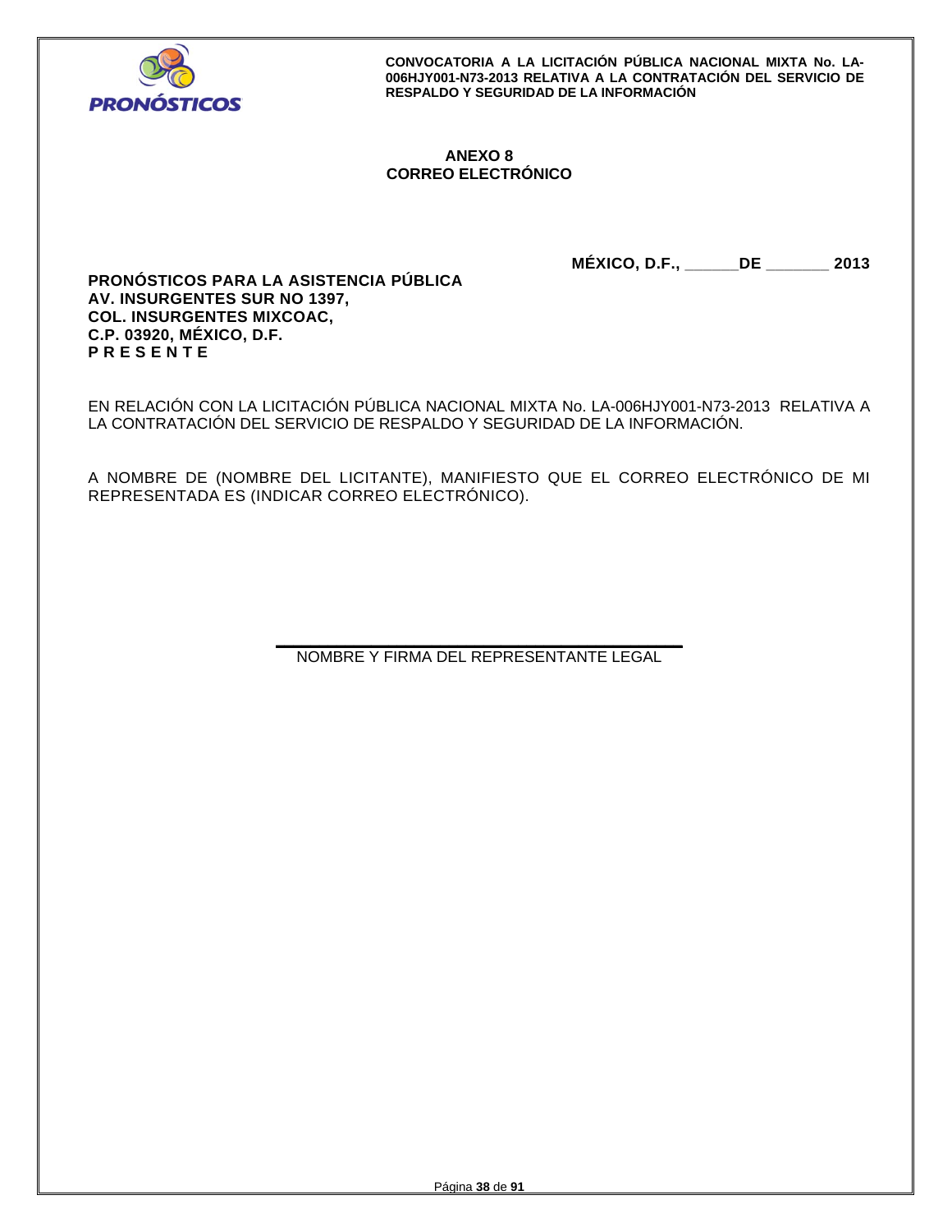## ANEXO 8
## CORREO ELECTRÓNICO

**MÉXICO, D.F., ______DE _______ 2013**

**PRONÓSTICOS PARA LA ASISTENCIA PÚBLICA**
**AV. INSURGENTES SUR NO 1397,**
**COL. INSURGENTES MIXCOAC,**
**C.P. 03920, MÉXICO, D.F.**
**P R E S E N T E**

EN RELACIÓN CON LA LICITACIÓN PÚBLICA NACIONAL MIXTA No. LA-006HJY001-N73-2013 RELATIVA A LA CONTRATACIÓN DEL SERVICIO DE RESPALDO Y SEGURIDAD DE LA INFORMACIÓN.

A NOMBRE DE (NOMBRE DEL LICITANTE), MANIFIESTO QUE EL CORREO ELECTRÓNICO DE MI REPRESENTADA ES (INDICAR CORREO ELECTRÓNICO).

_______________________________________
NOMBRE Y FIRMA DEL REPRESENTANTE LEGAL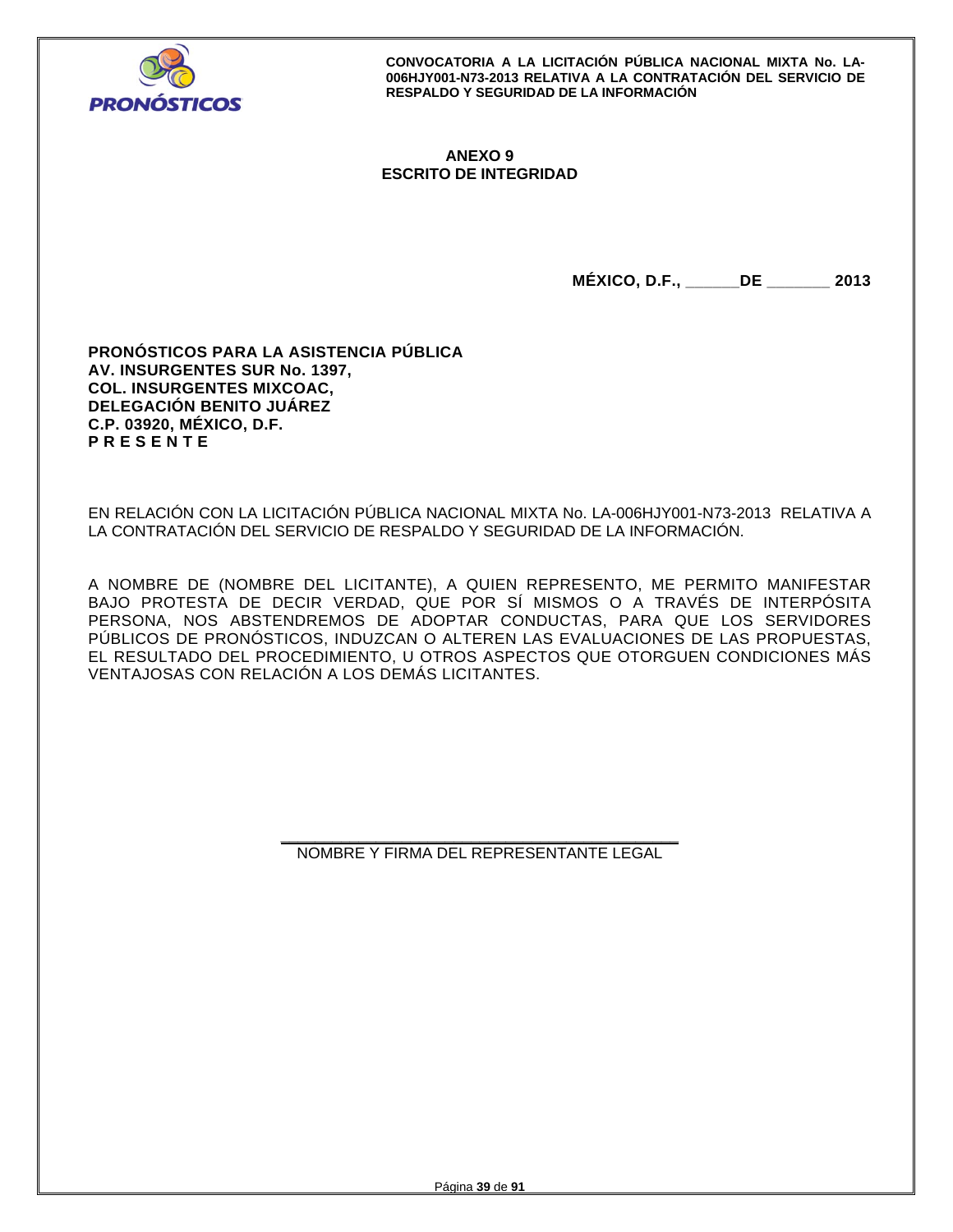## ANEXO 9
## ESCRITO DE INTEGRIDAD

**MÉXICO, D.F., ______DE _______ 2013**

**PRONÓSTICOS PARA LA ASISTENCIA PÚBLICA**
**AV. INSURGENTES SUR No. 1397,**
**COL. INSURGENTES MIXCOAC,**
**DELEGACIÓN BENITO JUÁREZ**
**C.P. 03920, MÉXICO, D.F.**
**P R E S E N T E**

EN RELACIÓN CON LA LICITACIÓN PÚBLICA NACIONAL MIXTA No. LA-006HJY001-N73-2013 RELATIVA A LA CONTRATACIÓN DEL SERVICIO DE RESPALDO Y SEGURIDAD DE LA INFORMACIÓN.

A NOMBRE DE (NOMBRE DEL LICITANTE), A QUIEN REPRESENTO, ME PERMITO MANIFESTAR BAJO PROTESTA DE DECIR VERDAD, QUE POR SÍ MISMOS O A TRAVÉS DE INTERPÓSITA PERSONA, NOS ABSTENDREMOS DE ADOPTAR CONDUCTAS, PARA QUE LOS SERVIDORES PÚBLICOS DE PRONÓSTICOS, INDUZCAN O ALTEREN LAS EVALUACIONES DE LAS PROPUESTAS, EL RESULTADO DEL PROCEDIMIENTO, U OTROS ASPECTOS QUE OTORGUEN CONDICIONES MÁS VENTAJOSAS CON RELACIÓN A LOS DEMÁS LICITANTES.

\_\_\_\_\_\_\_\_\_\_\_\_\_\_\_\_\_\_\_\_\_\_\_\_\_\_\_\_\_\_\_\_\_\_\_\_\_\_\_\_
NOMBRE Y FIRMA DEL REPRESENTANTE LEGAL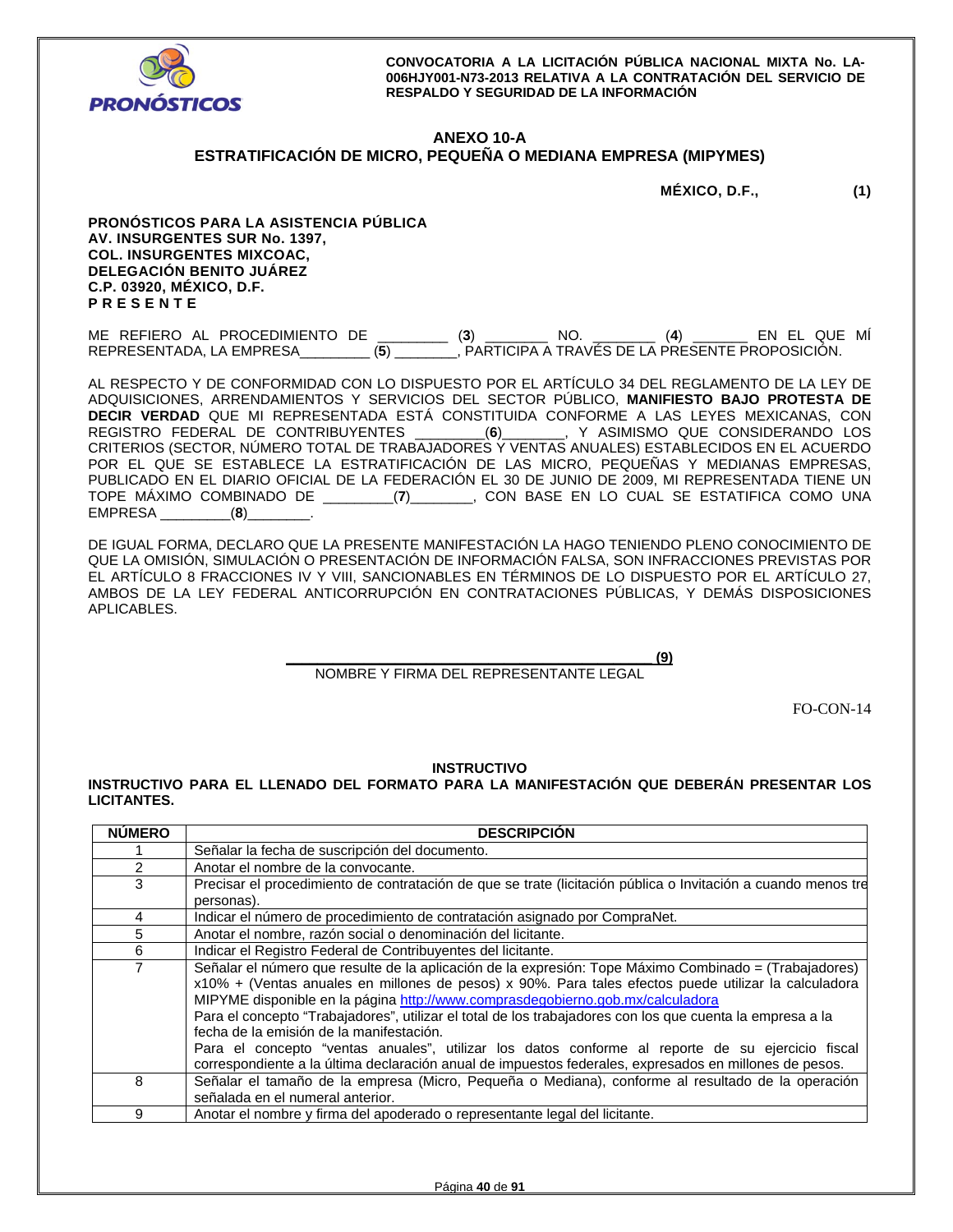**CONVOCATORIA A LA LICITACIÓN PÚBLICA NACIONAL MIXTA No. LA-006HJY001-N73-2013 RELATIVA A LA CONTRATACIÓN DEL SERVICIO DE RESPALDO Y SEGURIDAD DE LA INFORMACIÓN**

## ANEXO 10-A
## ESTRATIFICACIÓN DE MICRO, PEQUEÑA O MEDIANA EMPRESA (MIPYMES)

**MÉXICO, D.F.,** **(1)**

**PRONÓSTICOS PARA LA ASISTENCIA PÚBLICA**
**AV. INSURGENTES SUR No. 1397,**
**COL. INSURGENTES MIXCOAC,**
**DELEGACIÓN BENITO JUÁREZ**
**C.P. 03920, MÉXICO, D.F.**
**P R E S E N T E**

ME REFIERO AL PROCEDIMIENTO DE ________ (**3**) _______ NO. _______ (**4**) ______ EN EL QUE MÍ REPRESENTADA, LA EMPRESA________ (**5**) _______, PARTICIPA A TRAVÉS DE LA PRESENTE PROPOSICIÓN.

AL RESPECTO Y DE CONFORMIDAD CON LO DISPUESTO POR EL ARTÍCULO 34 DEL REGLAMENTO DE LA LEY DE ADQUISICIONES, ARRENDAMIENTOS Y SERVICIOS DEL SECTOR PÚBLICO, **MANIFIESTO BAJO PROTESTA DE DECIR VERDAD** QUE MI REPRESENTADA ESTÁ CONSTITUIDA CONFORME A LAS LEYES MEXICANAS, CON REGISTRO FEDERAL DE CONTRIBUYENTES ________(**6**)_______, Y ASIMISMO QUE CONSIDERANDO LOS CRITERIOS (SECTOR, NÚMERO TOTAL DE TRABAJADORES Y VENTAS ANUALES) ESTABLECIDOS EN EL ACUERDO POR EL QUE SE ESTABLECE LA ESTRATIFICACIÓN DE LAS MICRO, PEQUEÑAS Y MEDIANAS EMPRESAS, PUBLICADO EN EL DIARIO OFICIAL DE LA FEDERACIÓN EL 30 DE JUNIO DE 2009, MI REPRESENTADA TIENE UN TOPE MÁXIMO COMBINADO DE ________(**7**)_______, CON BASE EN LO CUAL SE ESTATIFICA COMO UNA EMPRESA ________(**8**)_______.

DE IGUAL FORMA, DECLARO QUE LA PRESENTE MANIFESTACIÓN LA HAGO TENIENDO PLENO CONOCIMIENTO DE QUE LA OMISIÓN, SIMULACIÓN O PRESENTACIÓN DE INFORMACIÓN FALSA, SON INFRACCIONES PREVISTAS POR EL ARTÍCULO 8 FRACCIONES IV Y VIII, SANCIONABLES EN TÉRMINOS DE LO DISPUESTO POR EL ARTÍCULO 27, AMBOS DE LA LEY FEDERAL ANTICORRUPCIÓN EN CONTRATACIONES PÚBLICAS, Y DEMÁS DISPOSICIONES APLICABLES.

_____________________________________________ **(9)**
NOMBRE Y FIRMA DEL REPRESENTANTE LEGAL

FO-CON-14

**INSTRUCTIVO**

**INSTRUCTIVO PARA EL LLENADO DEL FORMATO PARA LA MANIFESTACIÓN QUE DEBERÁN PRESENTAR LOS LICITANTES.**

| NÚMERO | DESCRIPCIÓN |
|---|---|
| 1 | Señalar la fecha de suscripción del documento. |
| 2 | Anotar el nombre de la convocante. |
| 3 | Precisar el procedimiento de contratación de que se trate (licitación pública o Invitación a cuando menos tres personas). |
| 4 | Indicar el número de procedimiento de contratación asignado por CompraNet. |
| 5 | Anotar el nombre, razón social o denominación del licitante. |
| 6 | Indicar el Registro Federal de Contribuyentes del licitante. |
| 7 | Señalar el número que resulte de la aplicación de la expresión: Tope Máximo Combinado = (Trabajadores) x10% + (Ventas anuales en millones de pesos) x 90%. Para tales efectos puede utilizar la calculadora MIPYME disponible en la página http://www.comprasdegobierno.gob.mx/calculadora<br>Para el concepto "Trabajadores", utilizar el total de los trabajadores con los que cuenta la empresa a la fecha de la emisión de la manifestación.<br>Para el concepto "ventas anuales", utilizar los datos conforme al reporte de su ejercicio fiscal correspondiente a la última declaración anual de impuestos federales, expresados en millones de pesos. |
| 8 | Señalar el tamaño de la empresa (Micro, Pequeña o Mediana), conforme al resultado de la operación señalada en el numeral anterior. |
| 9 | Anotar el nombre y firma del apoderado o representante legal del licitante. |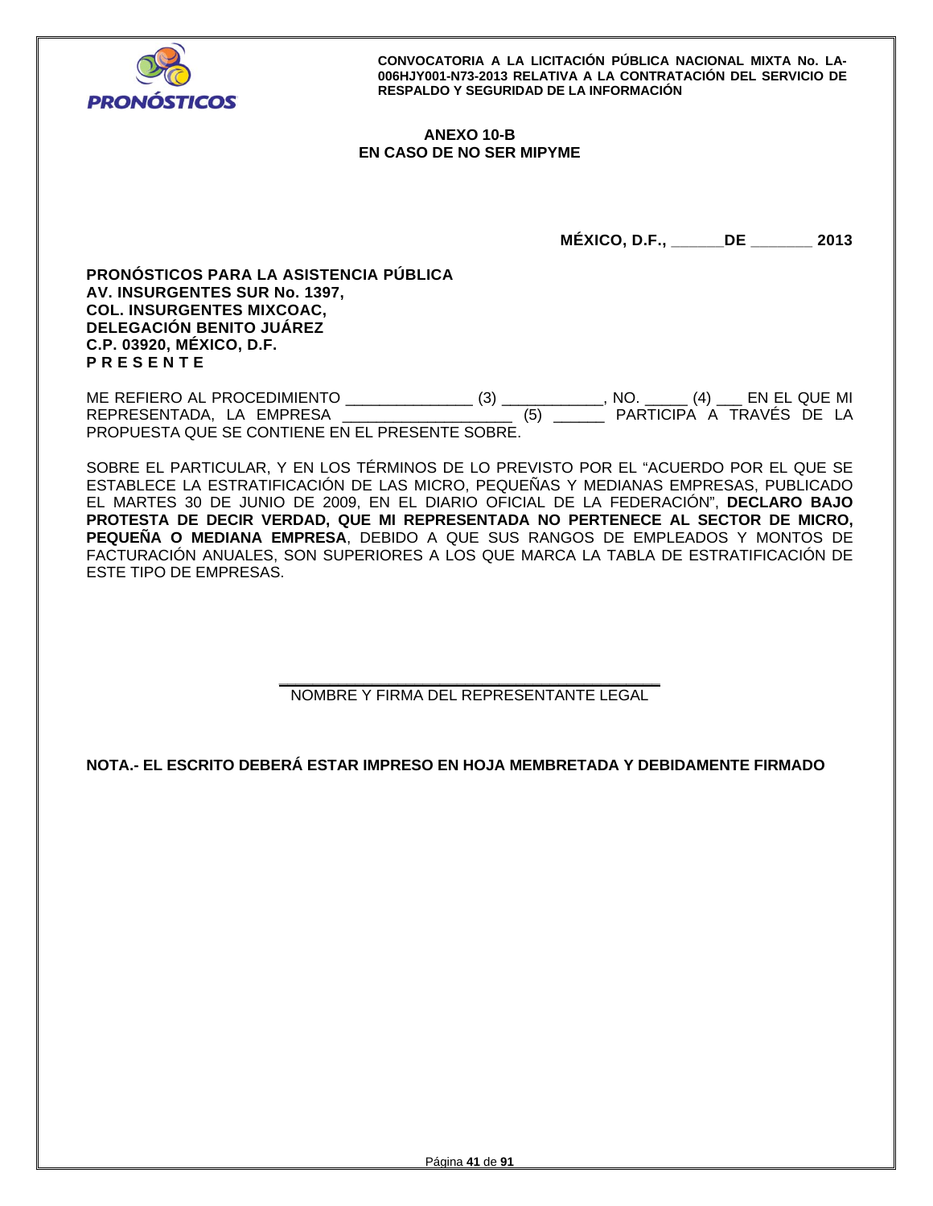**ANEXO 10-B**
**EN CASO DE NO SER MIPYME**

**MÉXICO, D.F., ______DE _______ 2013**

**PRONÓSTICOS PARA LA ASISTENCIA PÚBLICA**
**AV. INSURGENTES SUR No. 1397,**
**COL. INSURGENTES MIXCOAC,**
**DELEGACIÓN BENITO JUÁREZ**
**C.P. 03920, MÉXICO, D.F.**
**P R E S E N T E**

ME REFIERO AL PROCEDIMIENTO _______________ (3) ____________, NO. _____ (4) ___ EN EL QUE MI REPRESENTADA, LA EMPRESA ___________________ (5) ______ PARTICIPA A TRAVÉS DE LA PROPUESTA QUE SE CONTIENE EN EL PRESENTE SOBRE.

SOBRE EL PARTICULAR, Y EN LOS TÉRMINOS DE LO PREVISTO POR EL "ACUERDO POR EL QUE SE ESTABLECE LA ESTRATIFICACIÓN DE LAS MICRO, PEQUEÑAS Y MEDIANAS EMPRESAS, PUBLICADO EL MARTES 30 DE JUNIO DE 2009, EN EL DIARIO OFICIAL DE LA FEDERACIÓN", **DECLARO BAJO PROTESTA DE DECIR VERDAD, QUE MI REPRESENTADA NO PERTENECE AL SECTOR DE MICRO, PEQUEÑA O MEDIANA EMPRESA**, DEBIDO A QUE SUS RANGOS DE EMPLEADOS Y MONTOS DE FACTURACIÓN ANUALES, SON SUPERIORES A LOS QUE MARCA LA TABLA DE ESTRATIFICACIÓN DE ESTE TIPO DE EMPRESAS.

___________________________________________
NOMBRE Y FIRMA DEL REPRESENTANTE LEGAL

**NOTA.- EL ESCRITO DEBERÁ ESTAR IMPRESO EN HOJA MEMBRETADA Y DEBIDAMENTE FIRMADO**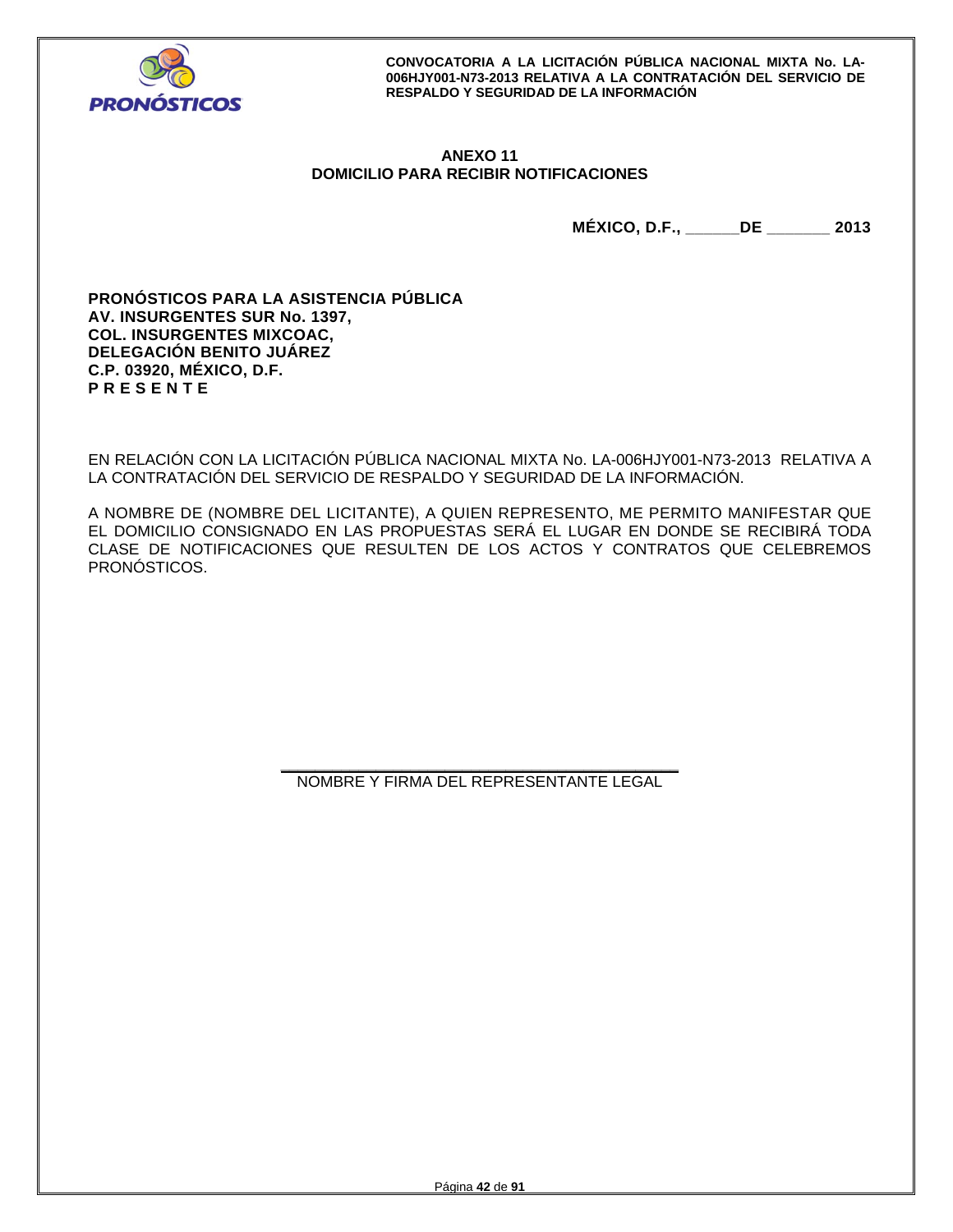## ANEXO 11
## DOMICILIO PARA RECIBIR NOTIFICACIONES

**MÉXICO, D.F., ______DE _______ 2013**

**PRONÓSTICOS PARA LA ASISTENCIA PÚBLICA**
**AV. INSURGENTES SUR No. 1397,**
**COL. INSURGENTES MIXCOAC,**
**DELEGACIÓN BENITO JUÁREZ**
**C.P. 03920, MÉXICO, D.F.**
**P R E S E N T E**

EN RELACIÓN CON LA LICITACIÓN PÚBLICA NACIONAL MIXTA No. LA-006HJY001-N73-2013 RELATIVA A LA CONTRATACIÓN DEL SERVICIO DE RESPALDO Y SEGURIDAD DE LA INFORMACIÓN.

A NOMBRE DE (NOMBRE DEL LICITANTE), A QUIEN REPRESENTO, ME PERMITO MANIFESTAR QUE EL DOMICILIO CONSIGNADO EN LAS PROPUESTAS SERÁ EL LUGAR EN DONDE SE RECIBIRÁ TODA CLASE DE NOTIFICACIONES QUE RESULTEN DE LOS ACTOS Y CONTRATOS QUE CELEBREMOS PRONÓSTICOS.

_____________________________________________
NOMBRE Y FIRMA DEL REPRESENTANTE LEGAL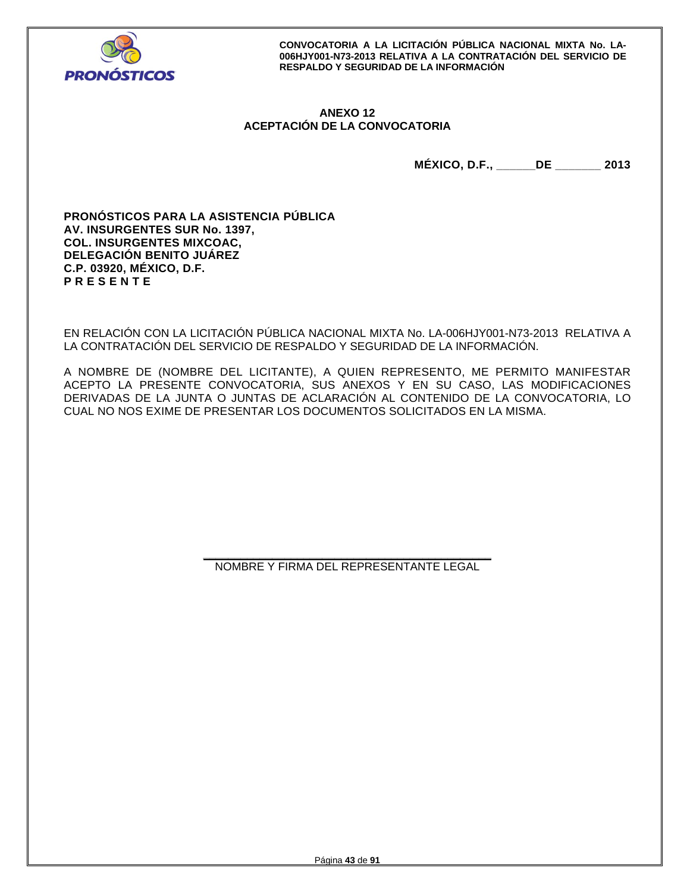## ANEXO 12
## ACEPTACIÓN DE LA CONVOCATORIA

**MÉXICO, D.F., ______DE _______ 2013**

**PRONÓSTICOS PARA LA ASISTENCIA PÚBLICA**
**AV. INSURGENTES SUR No. 1397,**
**COL. INSURGENTES MIXCOAC,**
**DELEGACIÓN BENITO JUÁREZ**
**C.P. 03920, MÉXICO, D.F.**
**P R E S E N T E**

EN RELACIÓN CON LA LICITACIÓN PÚBLICA NACIONAL MIXTA No. LA-006HJY001-N73-2013 RELATIVA A LA CONTRATACIÓN DEL SERVICIO DE RESPALDO Y SEGURIDAD DE LA INFORMACIÓN.

A NOMBRE DE (NOMBRE DEL LICITANTE), A QUIEN REPRESENTO, ME PERMITO MANIFESTAR ACEPTO LA PRESENTE CONVOCATORIA, SUS ANEXOS Y EN SU CASO, LAS MODIFICACIONES DERIVADAS DE LA JUNTA O JUNTAS DE ACLARACIÓN AL CONTENIDO DE LA CONVOCATORIA, LO CUAL NO NOS EXIME DE PRESENTAR LOS DOCUMENTOS SOLICITADOS EN LA MISMA.

_____________________________________________
NOMBRE Y FIRMA DEL REPRESENTANTE LEGAL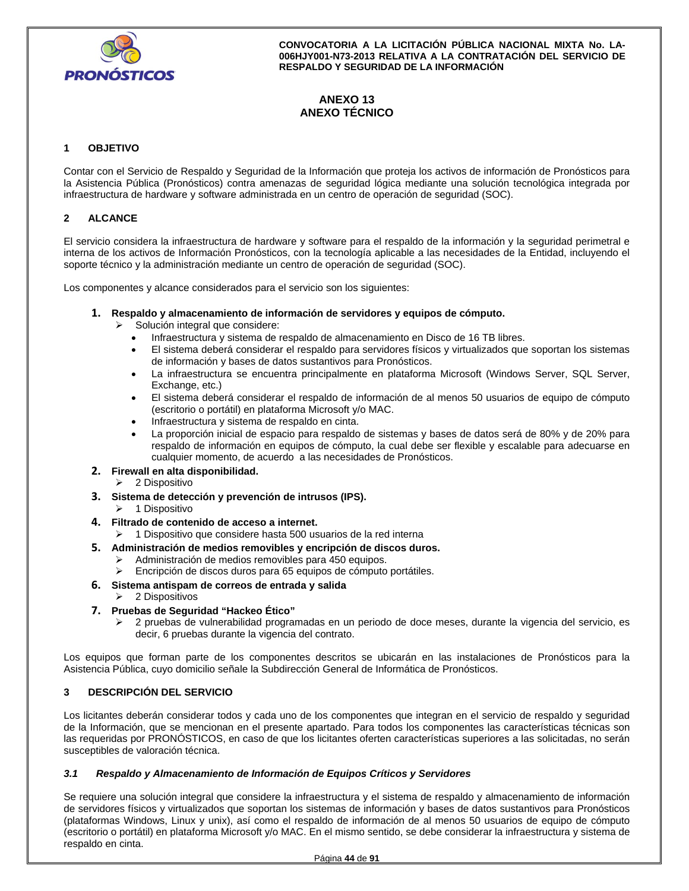## ANEXO 13
## ANEXO TÉCNICO

### 1 OBJETIVO

Contar con el Servicio de Respaldo y Seguridad de la Información que proteja los activos de información de Pronósticos para la Asistencia Pública (Pronósticos) contra amenazas de seguridad lógica mediante una solución tecnológica integrada por infraestructura de hardware y software administrada en un centro de operación de seguridad (SOC).

### 2 ALCANCE

El servicio considera la infraestructura de hardware y software para el respaldo de la información y la seguridad perimetral e interna de los activos de Información Pronósticos, con la tecnología aplicable a las necesidades de la Entidad, incluyendo el soporte técnico y la administración mediante un centro de operación de seguridad (SOC).

Los componentes y alcance considerados para el servicio son los siguientes:

1. **Respaldo y almacenamiento de información de servidores y equipos de cómputo.**
   - Solución integral que considere:
     - Infraestructura y sistema de respaldo de almacenamiento en Disco de 16 TB libres.
     - El sistema deberá considerar el respaldo para servidores físicos y virtualizados que soportan los sistemas de información y bases de datos sustantivos para Pronósticos.
     - La infraestructura se encuentra principalmente en plataforma Microsoft (Windows Server, SQL Server, Exchange, etc.)
     - El sistema deberá considerar el respaldo de información de al menos 50 usuarios de equipo de cómputo (escritorio o portátil) en plataforma Microsoft y/o MAC.
     - Infraestructura y sistema de respaldo en cinta.
     - La proporción inicial de espacio para respaldo de sistemas y bases de datos será de 80% y de 20% para respaldo de información en equipos de cómputo, la cual debe ser flexible y escalable para adecuarse en cualquier momento, de acuerdo a las necesidades de Pronósticos.
2. **Firewall en alta disponibilidad.**
   - 2 Dispositivo
3. **Sistema de detección y prevención de intrusos (IPS).**
   - 1 Dispositivo
4. **Filtrado de contenido de acceso a internet.**
   - 1 Dispositivo que considere hasta 500 usuarios de la red interna
5. **Administración de medios removibles y encripción de discos duros.**
   - Administración de medios removibles para 450 equipos.
   - Encripción de discos duros para 65 equipos de cómputo portátiles.
6. **Sistema antispam de correos de entrada y salida**
   - 2 Dispositivos
7. **Pruebas de Seguridad "Hackeo Ético"**
   - 2 pruebas de vulnerabilidad programadas en un periodo de doce meses, durante la vigencia del servicio, es decir, 6 pruebas durante la vigencia del contrato.

Los equipos que forman parte de los componentes descritos se ubicarán en las instalaciones de Pronósticos para la Asistencia Pública, cuyo domicilio señale la Subdirección General de Informática de Pronósticos.

### 3 DESCRIPCIÓN DEL SERVICIO

Los licitantes deberán considerar todos y cada uno de los componentes que integran en el servicio de respaldo y seguridad de la Información, que se mencionan en el presente apartado. Para todos los componentes las características técnicas son las requeridas por PRONÓSTICOS, en caso de que los licitantes oferten características superiores a las solicitadas, no serán susceptibles de valoración técnica.

#### *3.1 Respaldo y Almacenamiento de Información de Equipos Críticos y Servidores*

Se requiere una solución integral que considere la infraestructura y el sistema de respaldo y almacenamiento de información de servidores físicos y virtualizados que soportan los sistemas de información y bases de datos sustantivos para Pronósticos (plataformas Windows, Linux y unix), así como el respaldo de información de al menos 50 usuarios de equipo de cómputo (escritorio o portátil) en plataforma Microsoft y/o MAC. En el mismo sentido, se debe considerar la infraestructura y sistema de respaldo en cinta.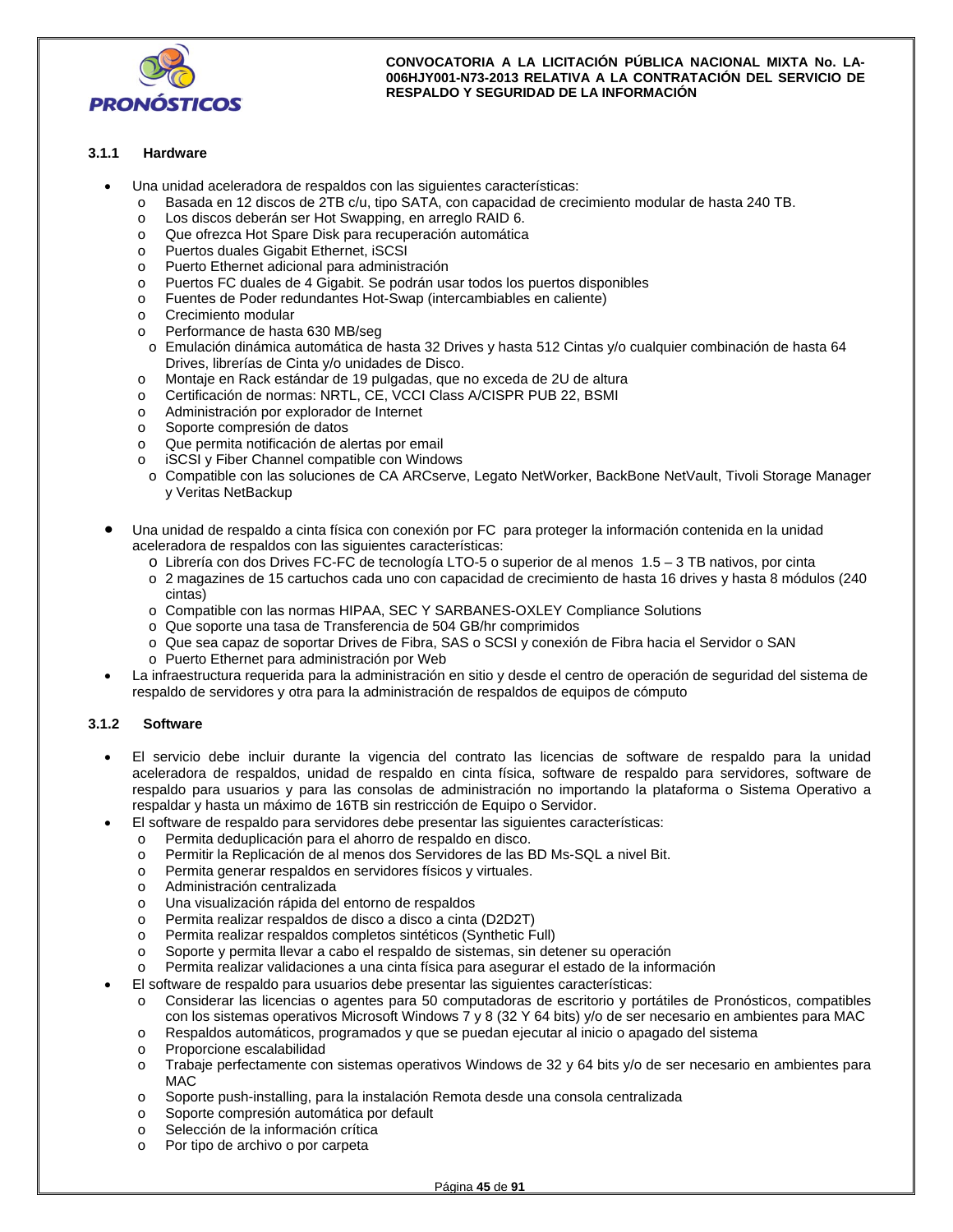### 3.1.1 Hardware

- Una unidad aceleradora de respaldos con las siguientes características:
  - Basada en 12 discos de 2TB c/u, tipo SATA, con capacidad de crecimiento modular de hasta 240 TB.
  - Los discos deberán ser Hot Swapping, en arreglo RAID 6.
  - Que ofrezca Hot Spare Disk para recuperación automática
  - Puertos duales Gigabit Ethernet, iSCSI
  - Puerto Ethernet adicional para administración
  - Puertos FC duales de 4 Gigabit. Se podrán usar todos los puertos disponibles
  - Fuentes de Poder redundantes Hot-Swap (intercambiables en caliente)
  - Crecimiento modular
  - Performance de hasta 630 MB/seg
  - Emulación dinámica automática de hasta 32 Drives y hasta 512 Cintas y/o cualquier combinación de hasta 64 Drives, librerías de Cinta y/o unidades de Disco.
  - Montaje en Rack estándar de 19 pulgadas, que no exceda de 2U de altura
  - Certificación de normas: NRTL, CE, VCCI Class A/CISPR PUB 22, BSMI
  - Administración por explorador de Internet
  - Soporte compresión de datos
  - Que permita notificación de alertas por email
  - iSCSI y Fiber Channel compatible con Windows
  - Compatible con las soluciones de CA ARCserve, Legato NetWorker, BackBone NetVault, Tivoli Storage Manager y Veritas NetBackup

- Una unidad de respaldo a cinta física con conexión por FC para proteger la información contenida en la unidad aceleradora de respaldos con las siguientes características:
  - Librería con dos Drives FC-FC de tecnología LTO-5 o superior de al menos 1.5 – 3 TB nativos, por cinta
  - 2 magazines de 15 cartuchos cada uno con capacidad de crecimiento de hasta 16 drives y hasta 8 módulos (240 cintas)
  - Compatible con las normas HIPAA, SEC Y SARBANES-OXLEY Compliance Solutions
  - Que soporte una tasa de Transferencia de 504 GB/hr comprimidos
  - Que sea capaz de soportar Drives de Fibra, SAS o SCSI y conexión de Fibra hacia el Servidor o SAN
  - Puerto Ethernet para administración por Web
- La infraestructura requerida para la administración en sitio y desde el centro de operación de seguridad del sistema de respaldo de servidores y otra para la administración de respaldos de equipos de cómputo

### 3.1.2 Software

- El servicio debe incluir durante la vigencia del contrato las licencias de software de respaldo para la unidad aceleradora de respaldos, unidad de respaldo en cinta física, software de respaldo para servidores, software de respaldo para usuarios y para las consolas de administración no importando la plataforma o Sistema Operativo a respaldar y hasta un máximo de 16TB sin restricción de Equipo o Servidor.
- El software de respaldo para servidores debe presentar las siguientes características:
  - Permita deduplicación para el ahorro de respaldo en disco.
  - Permitir la Replicación de al menos dos Servidores de las BD Ms-SQL a nivel Bit.
  - Permita generar respaldos en servidores físicos y virtuales.
  - Administración centralizada
  - Una visualización rápida del entorno de respaldos
  - Permita realizar respaldos de disco a disco a cinta (D2D2T)
  - Permita realizar respaldos completos sintéticos (Synthetic Full)
  - Soporte y permita llevar a cabo el respaldo de sistemas, sin detener su operación
  - Permita realizar validaciones a una cinta física para asegurar el estado de la información
- El software de respaldo para usuarios debe presentar las siguientes características:
  - Considerar las licencias o agentes para 50 computadoras de escritorio y portátiles de Pronósticos, compatibles con los sistemas operativos Microsoft Windows 7 y 8 (32 Y 64 bits) y/o de ser necesario en ambientes para MAC
  - Respaldos automáticos, programados y que se puedan ejecutar al inicio o apagado del sistema
  - Proporcione escalabilidad
  - Trabaje perfectamente con sistemas operativos Windows de 32 y 64 bits y/o de ser necesario en ambientes para MAC
  - Soporte push-installing, para la instalación Remota desde una consola centralizada
  - Soporte compresión automática por default
  - Selección de la información crítica
  - Por tipo de archivo o por carpeta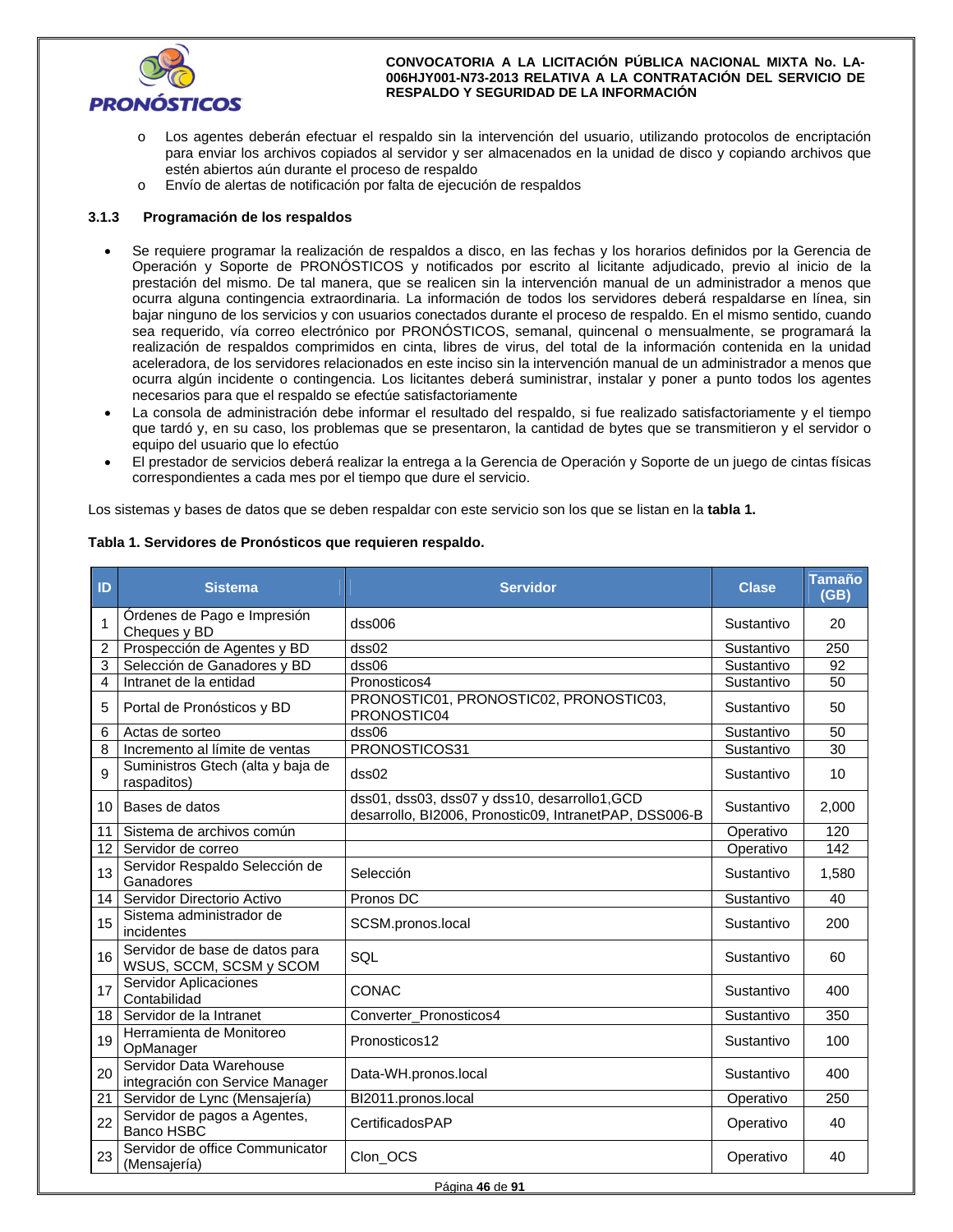- o Los agentes deberán efectuar el respaldo sin la intervención del usuario, utilizando protocolos de encriptación para enviar los archivos copiados al servidor y ser almacenados en la unidad de disco y copiando archivos que estén abiertos aún durante el proceso de respaldo
- o Envío de alertas de notificación por falta de ejecución de respaldos

### 3.1.3 Programación de los respaldos

- Se requiere programar la realización de respaldos a disco, en las fechas y los horarios definidos por la Gerencia de Operación y Soporte de PRONÓSTICOS y notificados por escrito al licitante adjudicado, previo al inicio de la prestación del mismo. De tal manera, que se realicen sin la intervención manual de un administrador a menos que ocurra alguna contingencia extraordinaria. La información de todos los servidores deberá respaldarse en línea, sin bajar ninguno de los servicios y con usuarios conectados durante el proceso de respaldo. En el mismo sentido, cuando sea requerido, vía correo electrónico por PRONÓSTICOS, semanal, quincenal o mensualmente, se programará la realización de respaldos comprimidos en cinta, libres de virus, del total de la información contenida en la unidad aceleradora, de los servidores relacionados en este inciso sin la intervención manual de un administrador a menos que ocurra algún incidente o contingencia. Los licitantes deberá suministrar, instalar y poner a punto todos los agentes necesarios para que el respaldo se efectúe satisfactoriamente
- La consola de administración debe informar el resultado del respaldo, si fue realizado satisfactoriamente y el tiempo que tardó y, en su caso, los problemas que se presentaron, la cantidad de bytes que se transmitieron y el servidor o equipo del usuario que lo efectúo
- El prestador de servicios deberá realizar la entrega a la Gerencia de Operación y Soporte de un juego de cintas físicas correspondientes a cada mes por el tiempo que dure el servicio.

Los sistemas y bases de datos que se deben respaldar con este servicio son los que se listan en la **tabla 1.**

**Tabla 1. Servidores de Pronósticos que requieren respaldo.**

| ID | Sistema | Servidor | Clase | Tamaño (GB) |
|---|---|---|---|---|
| 1 | Órdenes de Pago e Impresión Cheques y BD | dss006 | Sustantivo | 20 |
| 2 | Prospección de Agentes y BD | dss02 | Sustantivo | 250 |
| 3 | Selección de Ganadores y BD | dss06 | Sustantivo | 92 |
| 4 | Intranet de la entidad | Pronosticos4 | Sustantivo | 50 |
| 5 | Portal de Pronósticos y BD | PRONOSTIC01, PRONOSTIC02, PRONOSTIC03, PRONOSTIC04 | Sustantivo | 50 |
| 6 | Actas de sorteo | dss06 | Sustantivo | 50 |
| 8 | Incremento al límite de ventas | PRONOSTICOS31 | Sustantivo | 30 |
| 9 | Suministros Gtech (alta y baja de raspaditos) | dss02 | Sustantivo | 10 |
| 10 | Bases de datos | dss01, dss03, dss07 y dss10, desarrollo1,GCD desarrollo, BI2006, Pronostic09, IntranetPAP, DSS006-B | Sustantivo | 2,000 |
| 11 | Sistema de archivos común | | Operativo | 120 |
| 12 | Servidor de correo | | Operativo | 142 |
| 13 | Servidor Respaldo Selección de Ganadores | Selección | Sustantivo | 1,580 |
| 14 | Servidor Directorio Activo | Pronos DC | Sustantivo | 40 |
| 15 | Sistema administrador de incidentes | SCSM.pronos.local | Sustantivo | 200 |
| 16 | Servidor de base de datos para WSUS, SCCM, SCSM y SCOM | SQL | Sustantivo | 60 |
| 17 | Servidor Aplicaciones Contabilidad | CONAC | Sustantivo | 400 |
| 18 | Servidor de la Intranet | Converter_Pronosticos4 | Sustantivo | 350 |
| 19 | Herramienta de Monitoreo OpManager | Pronosticos12 | Sustantivo | 100 |
| 20 | Servidor Data Warehouse integración con Service Manager | Data-WH.pronos.local | Sustantivo | 400 |
| 21 | Servidor de Lync (Mensajería) | BI2011.pronos.local | Operativo | 250 |
| 22 | Servidor de pagos a Agentes, Banco HSBC | CertificadosPAP | Operativo | 40 |
| 23 | Servidor de office Communicator (Mensajería) | Clon_OCS | Operativo | 40 |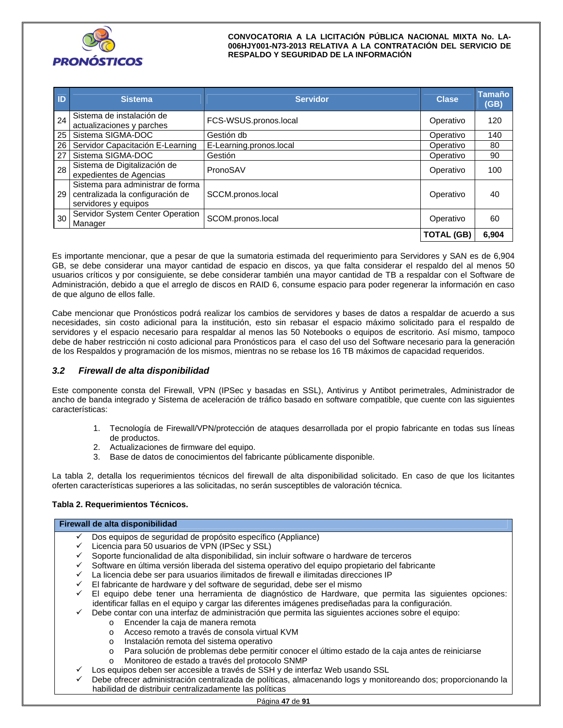| ID | Sistema | Servidor | Clase | Tamaño (GB) |
|---|---|---|---|---|
| 24 | Sistema de instalación de actualizaciones y parches | FCS-WSUS.pronos.local | Operativo | 120 |
| 25 | Sistema SIGMA-DOC | Gestión db | Operativo | 140 |
| 26 | Servidor Capacitación E-Learning | E-Learning.pronos.local | Operativo | 80 |
| 27 | Sistema SIGMA-DOC | Gestión | Operativo | 90 |
| 28 | Sistema de Digitalización de expedientes de Agencias | PronoSAV | Operativo | 100 |
| 29 | Sistema para administrar de forma centralizada la configuración de servidores y equipos | SCCM.pronos.local | Operativo | 40 |
| 30 | Servidor System Center Operation Manager | SCOM.pronos.local | Operativo | 60 |
| | | | **TOTAL (GB)** | **6,904** |

Es importante mencionar, que a pesar de que la sumatoria estimada del requerimiento para Servidores y SAN es de 6,904 GB, se debe considerar una mayor cantidad de espacio en discos, ya que falta considerar el respaldo del al menos 50 usuarios críticos y por consiguiente, se debe considerar también una mayor cantidad de TB a respaldar con el Software de Administración, debido a que el arreglo de discos en RAID 6, consume espacio para poder regenerar la información en caso de que alguno de ellos falle.

Cabe mencionar que Pronósticos podrá realizar los cambios de servidores y bases de datos a respaldar de acuerdo a sus necesidades, sin costo adicional para la institución, esto sin rebasar el espacio máximo solicitado para el respaldo de servidores y el espacio necesario para respaldar al menos las 50 Notebooks o equipos de escritorio. Así mismo, tampoco debe de haber restricción ni costo adicional para Pronósticos para el caso del uso del Software necesario para la generación de los Respaldos y programación de los mismos, mientras no se rebase los 16 TB máximos de capacidad requeridos.

### *3.2 Firewall de alta disponibilidad*

Este componente consta del Firewall, VPN (IPSec y basadas en SSL), Antivirus y Antibot perimetrales, Administrador de ancho de banda integrado y Sistema de aceleración de tráfico basado en software compatible, que cuente con las siguientes características:

1. Tecnología de Firewall/VPN/protección de ataques desarrollada por el propio fabricante en todas sus líneas de productos.
2. Actualizaciones de firmware del equipo.
3. Base de datos de conocimientos del fabricante públicamente disponible.

La tabla 2, detalla los requerimientos técnicos del firewall de alta disponibilidad solicitado. En caso de que los licitantes oferten características superiores a las solicitadas, no serán susceptibles de valoración técnica.

**Tabla 2. Requerimientos Técnicos.**

| Firewall de alta disponibilidad |
|---|
| ✓ Dos equipos de seguridad de propósito específico (Appliance)<br>✓ Licencia para 50 usuarios de VPN (IPSec y SSL)<br>✓ Soporte funcionalidad de alta disponibilidad, sin incluir software o hardware de terceros<br>✓ Software en última versión liberada del sistema operativo del equipo propietario del fabricante<br>✓ La licencia debe ser para usuarios ilimitados de firewall e ilimitadas direcciones IP<br>✓ El fabricante de hardware y del software de seguridad, debe ser el mismo<br>✓ El equipo debe tener una herramienta de diagnóstico de Hardware, que permita las siguientes opciones: identificar fallas en el equipo y cargar las diferentes imágenes prediseñadas para la configuración.<br>✓ Debe contar con una interfaz de administración que permita las siguientes acciones sobre el equipo:<br>o Encender la caja de manera remota<br>o Acceso remoto a través de consola virtual KVM<br>o Instalación remota del sistema operativo<br>o Para solución de problemas debe permitir conocer el último estado de la caja antes de reiniciarse<br>o Monitoreo de estado a través del protocolo SNMP<br>✓ Los equipos deben ser accesible a través de SSH y de interfaz Web usando SSL<br>✓ Debe ofrecer administración centralizada de políticas, almacenando logs y monitoreando dos; proporcionando la habilidad de distribuir centralizadamente las políticas |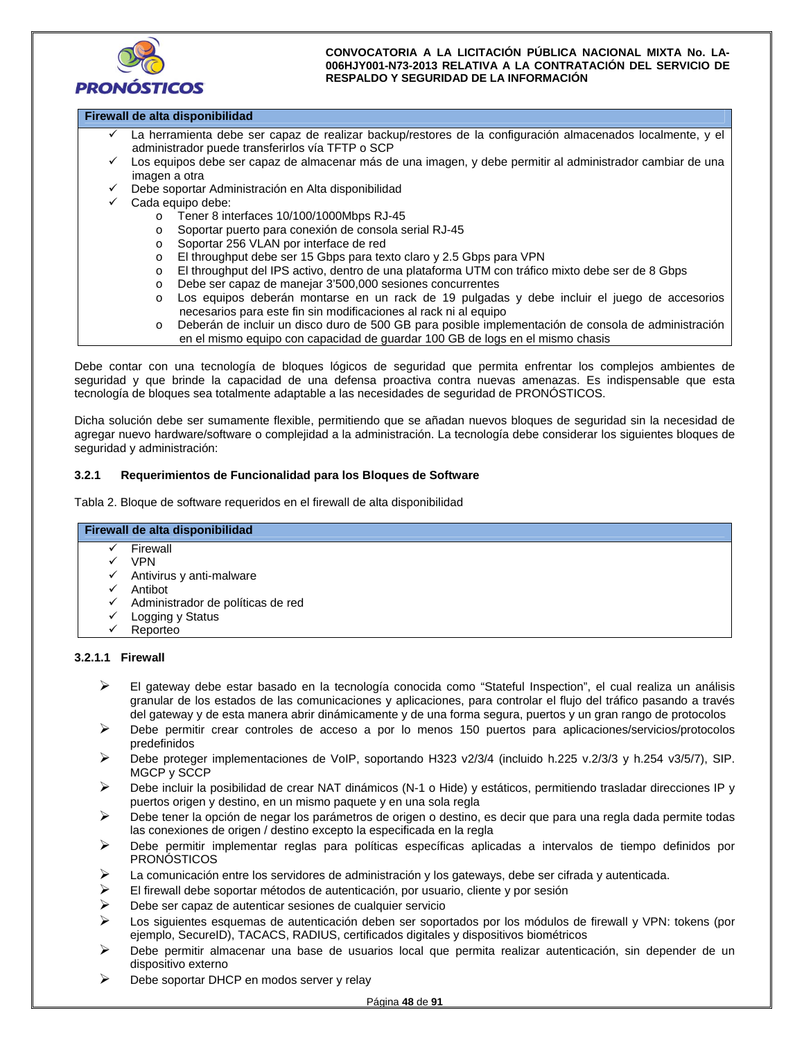| Firewall de alta disponibilidad |
| --- |
| ✓ La herramienta debe ser capaz de realizar backup/restores de la configuración almacenados localmente, y el administrador puede transferirlos vía TFTP o SCP<br>✓ Los equipos debe ser capaz de almacenar más de una imagen, y debe permitir al administrador cambiar de una imagen a otra<br>✓ Debe soportar Administración en Alta disponibilidad<br>✓ Cada equipo debe:<br>o Tener 8 interfaces 10/100/1000Mbps RJ-45<br>o Soportar puerto para conexión de consola serial RJ-45<br>o Soportar 256 VLAN por interface de red<br>o El throughput debe ser 15 Gbps para texto claro y 2.5 Gbps para VPN<br>o El throughput del IPS activo, dentro de una plataforma UTM con tráfico mixto debe ser de 8 Gbps<br>o Debe ser capaz de manejar 3'500,000 sesiones concurrentes<br>o Los equipos deberán montarse en un rack de 19 pulgadas y debe incluir el juego de accesorios necesarios para este fin sin modificaciones al rack ni al equipo<br>o Deberán de incluir un disco duro de 500 GB para posible implementación de consola de administración en el mismo equipo con capacidad de guardar 100 GB de logs en el mismo chasis |

Debe contar con una tecnología de bloques lógicos de seguridad que permita enfrentar los complejos ambientes de seguridad y que brinde la capacidad de una defensa proactiva contra nuevas amenazas. Es indispensable que esta tecnología de bloques sea totalmente adaptable a las necesidades de seguridad de PRONÓSTICOS.

Dicha solución debe ser sumamente flexible, permitiendo que se añadan nuevos bloques de seguridad sin la necesidad de agregar nuevo hardware/software o complejidad a la administración. La tecnología debe considerar los siguientes bloques de seguridad y administración:

### 3.2.1 Requerimientos de Funcionalidad para los Bloques de Software

Tabla 2. Bloque de software requeridos en el firewall de alta disponibilidad

| Firewall de alta disponibilidad |
| --- |
| ✓ Firewall<br>✓ VPN<br>✓ Antivirus y anti-malware<br>✓ Antibot<br>✓ Administrador de políticas de red<br>✓ Logging y Status<br>✓ Reporteo |

#### 3.2.1.1 Firewall

- El gateway debe estar basado en la tecnología conocida como "Stateful Inspection", el cual realiza un análisis granular de los estados de las comunicaciones y aplicaciones, para controlar el flujo del tráfico pasando a través del gateway y de esta manera abrir dinámicamente y de una forma segura, puertos y un gran rango de protocolos
- Debe permitir crear controles de acceso a por lo menos 150 puertos para aplicaciones/servicios/protocolos predefinidos
- Debe proteger implementaciones de VoIP, soportando H323 v2/3/4 (incluido h.225 v.2/3/3 y h.254 v3/5/7), SIP. MGCP y SCCP
- Debe incluir la posibilidad de crear NAT dinámicos (N-1 o Hide) y estáticos, permitiendo trasladar direcciones IP y puertos origen y destino, en un mismo paquete y en una sola regla
- Debe tener la opción de negar los parámetros de origen o destino, es decir que para una regla dada permite todas las conexiones de origen / destino excepto la especificada en la regla
- Debe permitir implementar reglas para políticas específicas aplicadas a intervalos de tiempo definidos por PRONÓSTICOS
- La comunicación entre los servidores de administración y los gateways, debe ser cifrada y autenticada.
- El firewall debe soportar métodos de autenticación, por usuario, cliente y por sesión
- Debe ser capaz de autenticar sesiones de cualquier servicio
- Los siguientes esquemas de autenticación deben ser soportados por los módulos de firewall y VPN: tokens (por ejemplo, SecureID), TACACS, RADIUS, certificados digitales y dispositivos biométricos
- Debe permitir almacenar una base de usuarios local que permita realizar autenticación, sin depender de un dispositivo externo
- Debe soportar DHCP en modos server y relay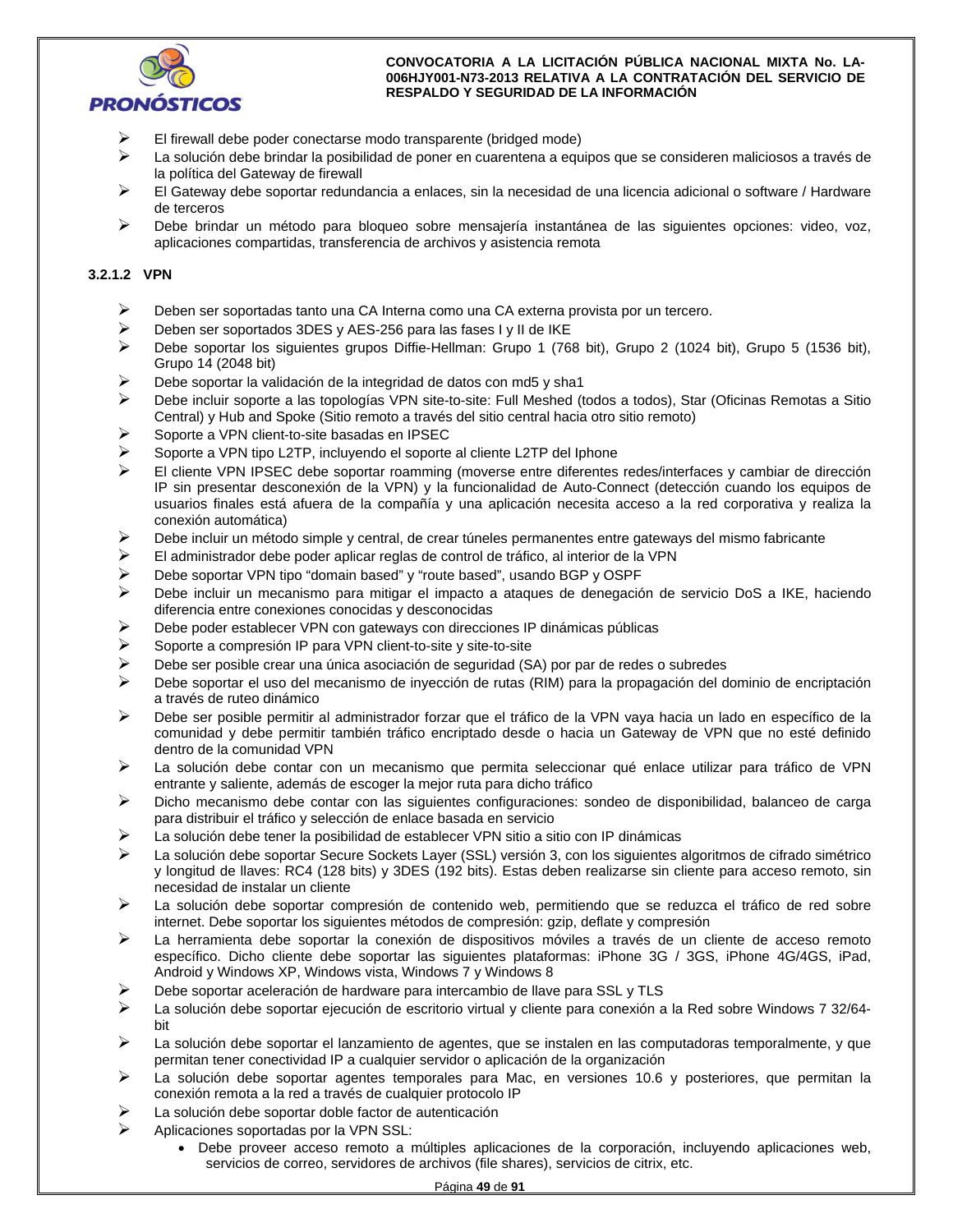- El firewall debe poder conectarse modo transparente (bridged mode)
- La solución debe brindar la posibilidad de poner en cuarentena a equipos que se consideren maliciosos a través de la política del Gateway de firewall
- El Gateway debe soportar redundancia a enlaces, sin la necesidad de una licencia adicional o software / Hardware de terceros
- Debe brindar un método para bloqueo sobre mensajería instantánea de las siguientes opciones: video, voz, aplicaciones compartidas, transferencia de archivos y asistencia remota

#### 3.2.1.2 VPN

- Deben ser soportadas tanto una CA Interna como una CA externa provista por un tercero.
- Deben ser soportados 3DES y AES-256 para las fases I y II de IKE
- Debe soportar los siguientes grupos Diffie-Hellman: Grupo 1 (768 bit), Grupo 2 (1024 bit), Grupo 5 (1536 bit), Grupo 14 (2048 bit)
- Debe soportar la validación de la integridad de datos con md5 y sha1
- Debe incluir soporte a las topologías VPN site-to-site: Full Meshed (todos a todos), Star (Oficinas Remotas a Sitio Central) y Hub and Spoke (Sitio remoto a través del sitio central hacia otro sitio remoto)
- Soporte a VPN client-to-site basadas en IPSEC
- Soporte a VPN tipo L2TP, incluyendo el soporte al cliente L2TP del Iphone
- El cliente VPN IPSEC debe soportar roamming (moverse entre diferentes redes/interfaces y cambiar de dirección IP sin presentar desconexión de la VPN) y la funcionalidad de Auto-Connect (detección cuando los equipos de usuarios finales está afuera de la compañía y una aplicación necesita acceso a la red corporativa y realiza la conexión automática)
- Debe incluir un método simple y central, de crear túneles permanentes entre gateways del mismo fabricante
- El administrador debe poder aplicar reglas de control de tráfico, al interior de la VPN
- Debe soportar VPN tipo "domain based" y "route based", usando BGP y OSPF
- Debe incluir un mecanismo para mitigar el impacto a ataques de denegación de servicio DoS a IKE, haciendo diferencia entre conexiones conocidas y desconocidas
- Debe poder establecer VPN con gateways con direcciones IP dinámicas públicas
- Soporte a compresión IP para VPN client-to-site y site-to-site
- Debe ser posible crear una única asociación de seguridad (SA) por par de redes o subredes
- Debe soportar el uso del mecanismo de inyección de rutas (RIM) para la propagación del dominio de encriptación a través de ruteo dinámico
- Debe ser posible permitir al administrador forzar que el tráfico de la VPN vaya hacia un lado en específico de la comunidad y debe permitir también tráfico encriptado desde o hacia un Gateway de VPN que no esté definido dentro de la comunidad VPN
- La solución debe contar con un mecanismo que permita seleccionar qué enlace utilizar para tráfico de VPN entrante y saliente, además de escoger la mejor ruta para dicho tráfico
- Dicho mecanismo debe contar con las siguientes configuraciones: sondeo de disponibilidad, balanceo de carga para distribuir el tráfico y selección de enlace basada en servicio
- La solución debe tener la posibilidad de establecer VPN sitio a sitio con IP dinámicas
- La solución debe soportar Secure Sockets Layer (SSL) versión 3, con los siguientes algoritmos de cifrado simétrico y longitud de llaves: RC4 (128 bits) y 3DES (192 bits). Estas deben realizarse sin cliente para acceso remoto, sin necesidad de instalar un cliente
- La solución debe soportar compresión de contenido web, permitiendo que se reduzca el tráfico de red sobre internet. Debe soportar los siguientes métodos de compresión: gzip, deflate y compresión
- La herramienta debe soportar la conexión de dispositivos móviles a través de un cliente de acceso remoto específico. Dicho cliente debe soportar las siguientes plataformas: iPhone 3G / 3GS, iPhone 4G/4GS, iPad, Android y Windows XP, Windows vista, Windows 7 y Windows 8
- Debe soportar aceleración de hardware para intercambio de llave para SSL y TLS
- La solución debe soportar ejecución de escritorio virtual y cliente para conexión a la Red sobre Windows 7 32/64-bit
- La solución debe soportar el lanzamiento de agentes, que se instalen en las computadoras temporalmente, y que permitan tener conectividad IP a cualquier servidor o aplicación de la organización
- La solución debe soportar agentes temporales para Mac, en versiones 10.6 y posteriores, que permitan la conexión remota a la red a través de cualquier protocolo IP
- La solución debe soportar doble factor de autenticación
- Aplicaciones soportadas por la VPN SSL:
  - Debe proveer acceso remoto a múltiples aplicaciones de la corporación, incluyendo aplicaciones web, servicios de correo, servidores de archivos (file shares), servicios de citrix, etc.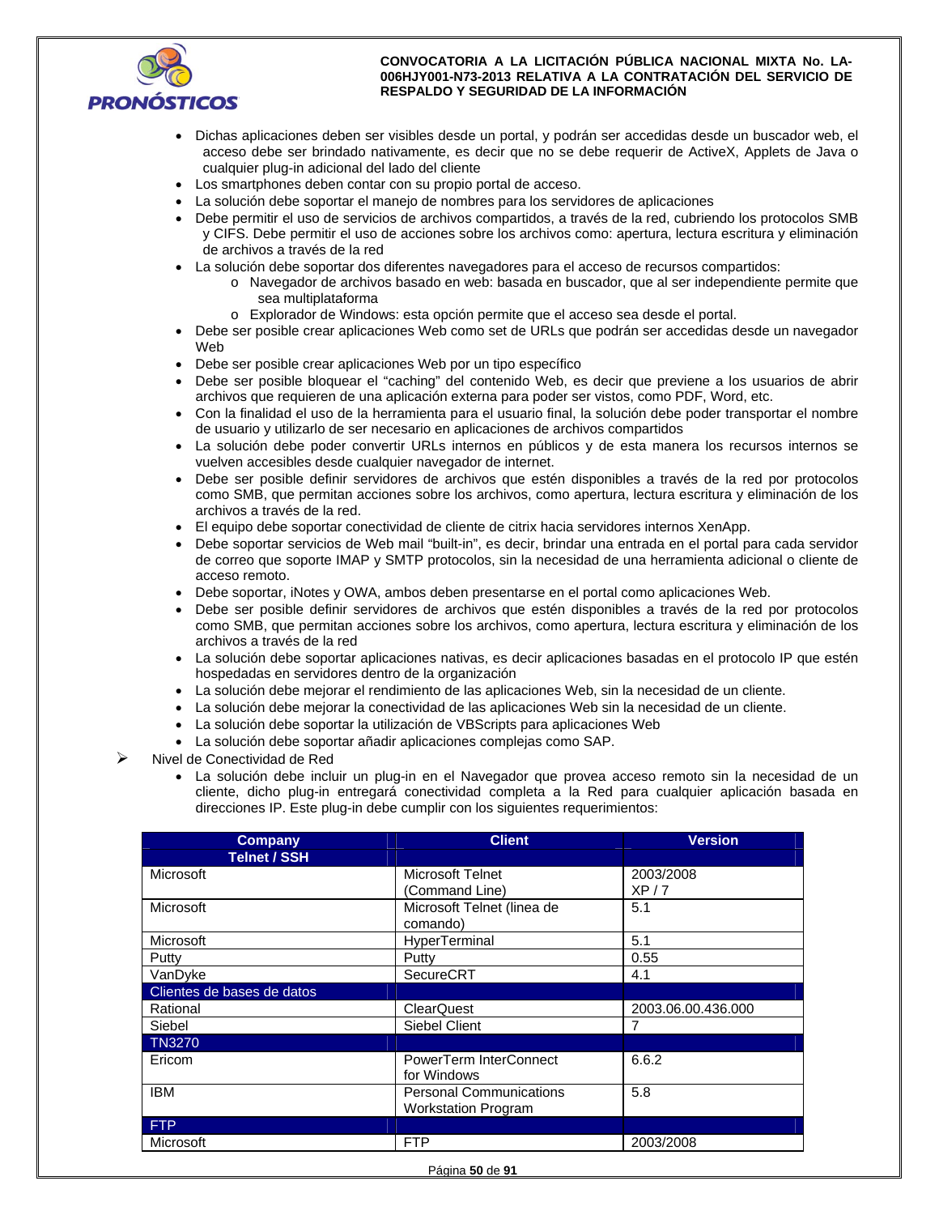- Dichas aplicaciones deben ser visibles desde un portal, y podrán ser accedidas desde un buscador web, el acceso debe ser brindado nativamente, es decir que no se debe requerir de ActiveX, Applets de Java o cualquier plug-in adicional del lado del cliente
- Los smartphones deben contar con su propio portal de acceso.
- La solución debe soportar el manejo de nombres para los servidores de aplicaciones
- Debe permitir el uso de servicios de archivos compartidos, a través de la red, cubriendo los protocolos SMB y CIFS. Debe permitir el uso de acciones sobre los archivos como: apertura, lectura escritura y eliminación de archivos a través de la red
- La solución debe soportar dos diferentes navegadores para el acceso de recursos compartidos:
  - Navegador de archivos basado en web: basada en buscador, que al ser independiente permite que sea multiplataforma
  - Explorador de Windows: esta opción permite que el acceso sea desde el portal.
- Debe ser posible crear aplicaciones Web como set de URLs que podrán ser accedidas desde un navegador Web
- Debe ser posible crear aplicaciones Web por un tipo específico
- Debe ser posible bloquear el "caching" del contenido Web, es decir que previene a los usuarios de abrir archivos que requieren de una aplicación externa para poder ser vistos, como PDF, Word, etc.
- Con la finalidad el uso de la herramienta para el usuario final, la solución debe poder transportar el nombre de usuario y utilizarlo de ser necesario en aplicaciones de archivos compartidos
- La solución debe poder convertir URLs internos en públicos y de esta manera los recursos internos se vuelven accesibles desde cualquier navegador de internet.
- Debe ser posible definir servidores de archivos que estén disponibles a través de la red por protocolos como SMB, que permitan acciones sobre los archivos, como apertura, lectura escritura y eliminación de los archivos a través de la red.
- El equipo debe soportar conectividad de cliente de citrix hacia servidores internos XenApp.
- Debe soportar servicios de Web mail "built-in", es decir, brindar una entrada en el portal para cada servidor de correo que soporte IMAP y SMTP protocolos, sin la necesidad de una herramienta adicional o cliente de acceso remoto.
- Debe soportar, iNotes y OWA, ambos deben presentarse en el portal como aplicaciones Web.
- Debe ser posible definir servidores de archivos que estén disponibles a través de la red por protocolos como SMB, que permitan acciones sobre los archivos, como apertura, lectura escritura y eliminación de los archivos a través de la red
- La solución debe soportar aplicaciones nativas, es decir aplicaciones basadas en el protocolo IP que estén hospedadas en servidores dentro de la organización
- La solución debe mejorar el rendimiento de las aplicaciones Web, sin la necesidad de un cliente.
- La solución debe mejorar la conectividad de las aplicaciones Web sin la necesidad de un cliente.
- La solución debe soportar la utilización de VBScripts para aplicaciones Web
- La solución debe soportar añadir aplicaciones complejas como SAP.

➢ Nivel de Conectividad de Red
- La solución debe incluir un plug-in en el Navegador que provea acceso remoto sin la necesidad de un cliente, dicho plug-in entregará conectividad completa a la Red para cualquier aplicación basada en direcciones IP. Este plug-in debe cumplir con los siguientes requerimientos:

| Company | Client | Version |
|---|---|---|
| **Telnet / SSH** | | |
| Microsoft | Microsoft Telnet (Command Line) | 2003/2008 XP / 7 |
| Microsoft | Microsoft Telnet (linea de comando) | 5.1 |
| Microsoft | HyperTerminal | 5.1 |
| Putty | Putty | 0.55 |
| VanDyke | SecureCRT | 4.1 |
| Clientes de bases de datos | | |
| Rational | ClearQuest | 2003.06.00.436.000 |
| Siebel | Siebel Client | 7 |
| TN3270 | | |
| Ericom | PowerTerm InterConnect for Windows | 6.6.2 |
| IBM | Personal Communications Workstation Program | 5.8 |
| FTP | | |
| Microsoft | FTP | 2003/2008 |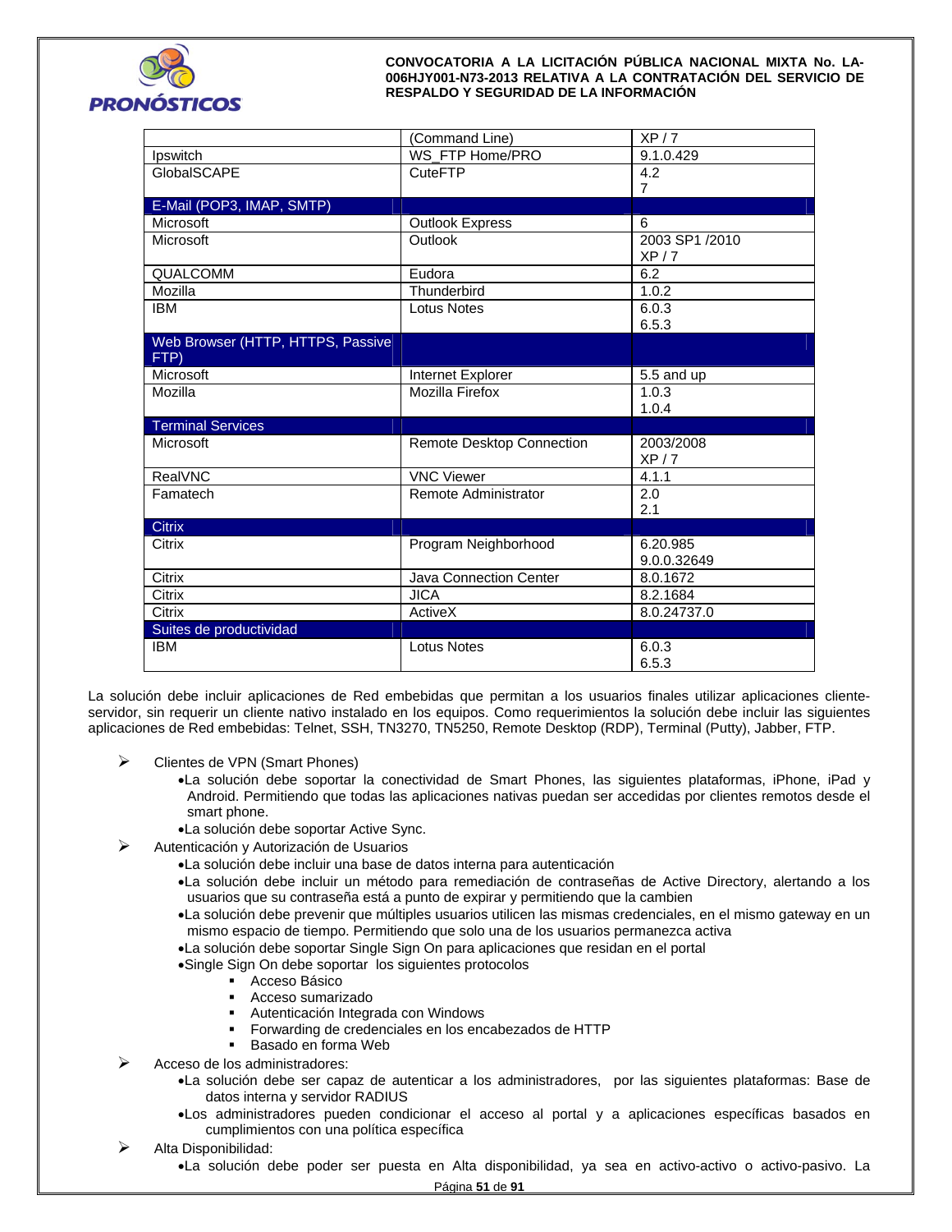| | (Command Line) | XP / 7 |
|---|---|---|
| Ipswitch | WS_FTP Home/PRO | 9.1.0.429 |
| GlobalSCAPE | CuteFTP | 4.2<br>7 |
| E-Mail (POP3, IMAP, SMTP) | | |
| Microsoft | Outlook Express | 6 |
| Microsoft | Outlook | 2003 SP1 /2010<br>XP / 7 |
| QUALCOMM | Eudora | 6.2 |
| Mozilla | Thunderbird | 1.0.2 |
| IBM | Lotus Notes | 6.0.3<br>6.5.3 |
| Web Browser (HTTP, HTTPS, Passive FTP) | | |
| Microsoft | Internet Explorer | 5.5 and up |
| Mozilla | Mozilla Firefox | 1.0.3<br>1.0.4 |
| Terminal Services | | |
| Microsoft | Remote Desktop Connection | 2003/2008<br>XP / 7 |
| RealVNC | VNC Viewer | 4.1.1 |
| Famatech | Remote Administrator | 2.0<br>2.1 |
| Citrix | | |
| Citrix | Program Neighborhood | 6.20.985<br>9.0.0.32649 |
| Citrix | Java Connection Center | 8.0.1672 |
| Citrix | JICA | 8.2.1684 |
| Citrix | ActiveX | 8.0.24737.0 |
| Suites de productividad | | |
| IBM | Lotus Notes | 6.0.3<br>6.5.3 |

La solución debe incluir aplicaciones de Red embebidas que permitan a los usuarios finales utilizar aplicaciones cliente-servidor, sin requerir un cliente nativo instalado en los equipos. Como requerimientos la solución debe incluir las siguientes aplicaciones de Red embebidas: Telnet, SSH, TN3270, TN5250, Remote Desktop (RDP), Terminal (Putty), Jabber, FTP.

- Clientes de VPN (Smart Phones)
  - La solución debe soportar la conectividad de Smart Phones, las siguientes plataformas, iPhone, iPad y Android. Permitiendo que todas las aplicaciones nativas puedan ser accedidas por clientes remotos desde el smart phone.
  - La solución debe soportar Active Sync.
- Autenticación y Autorización de Usuarios
  - La solución debe incluir una base de datos interna para autenticación
  - La solución debe incluir un método para remediación de contraseñas de Active Directory, alertando a los usuarios que su contraseña está a punto de expirar y permitiendo que la cambien
  - La solución debe prevenir que múltiples usuarios utilicen las mismas credenciales, en el mismo gateway en un mismo espacio de tiempo. Permitiendo que solo una de los usuarios permanezca activa
  - La solución debe soportar Single Sign On para aplicaciones que residan en el portal
  - Single Sign On debe soportar los siguientes protocolos
    - Acceso Básico
    - Acceso sumarizado
    - Autenticación Integrada con Windows
    - Forwarding de credenciales en los encabezados de HTTP
    - Basado en forma Web
- Acceso de los administradores:
  - La solución debe ser capaz de autenticar a los administradores, por las siguientes plataformas: Base de datos interna y servidor RADIUS
  - Los administradores pueden condicionar el acceso al portal y a aplicaciones específicas basados en cumplimientos con una política específica
- Alta Disponibilidad:
  - La solución debe poder ser puesta en Alta disponibilidad, ya sea en activo-activo o activo-pasivo. La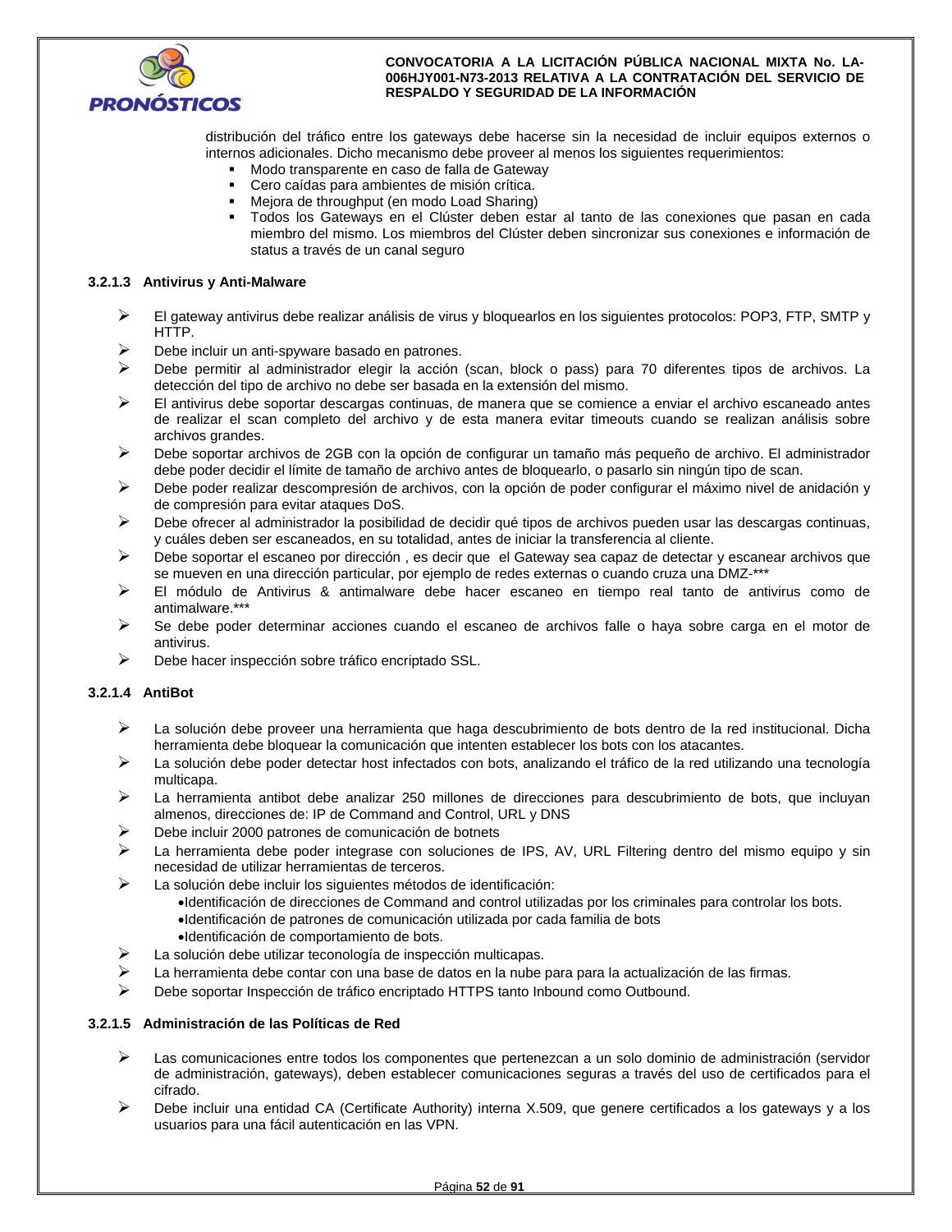distribución del tráfico entre los gateways debe hacerse sin la necesidad de incluir equipos externos o internos adicionales. Dicho mecanismo debe proveer al menos los siguientes requerimientos:

- Modo transparente en caso de falla de Gateway
- Cero caídas para ambientes de misión crítica.
- Mejora de throughput (en modo Load Sharing)
- Todos los Gateways en el Clúster deben estar al tanto de las conexiones que pasan en cada miembro del mismo. Los miembros del Clúster deben sincronizar sus conexiones e información de status a través de un canal seguro

### 3.2.1.3 Antivirus y Anti-Malware

- El gateway antivirus debe realizar análisis de virus y bloquearlos en los siguientes protocolos: POP3, FTP, SMTP y HTTP.
- Debe incluir un anti-spyware basado en patrones.
- Debe permitir al administrador elegir la acción (scan, block o pass) para 70 diferentes tipos de archivos. La detección del tipo de archivo no debe ser basada en la extensión del mismo.
- El antivirus debe soportar descargas continuas, de manera que se comience a enviar el archivo escaneado antes de realizar el scan completo del archivo y de esta manera evitar timeouts cuando se realizan análisis sobre archivos grandes.
- Debe soportar archivos de 2GB con la opción de configurar un tamaño más pequeño de archivo. El administrador debe poder decidir el límite de tamaño de archivo antes de bloquearlo, o pasarlo sin ningún tipo de scan.
- Debe poder realizar descompresión de archivos, con la opción de poder configurar el máximo nivel de anidación y de compresión para evitar ataques DoS.
- Debe ofrecer al administrador la posibilidad de decidir qué tipos de archivos pueden usar las descargas continuas, y cuáles deben ser escaneados, en su totalidad, antes de iniciar la transferencia al cliente.
- Debe soportar el escaneo por dirección , es decir que el Gateway sea capaz de detectar y escanear archivos que se mueven en una dirección particular, por ejemplo de redes externas o cuando cruza una DMZ-***
- El módulo de Antivirus & antimalware debe hacer escaneo en tiempo real tanto de antivirus como de antimalware.***
- Se debe poder determinar acciones cuando el escaneo de archivos falle o haya sobre carga en el motor de antivirus.
- Debe hacer inspección sobre tráfico encriptado SSL.

### 3.2.1.4 AntiBot

- La solución debe proveer una herramienta que haga descubrimiento de bots dentro de la red institucional. Dicha herramienta debe bloquear la comunicación que intenten establecer los bots con los atacantes.
- La solución debe poder detectar host infectados con bots, analizando el tráfico de la red utilizando una tecnología multicapa.
- La herramienta antibot debe analizar 250 millones de direcciones para descubrimiento de bots, que incluyan almenos, direcciones de: IP de Command and Control, URL y DNS
- Debe incluir 2000 patrones de comunicación de botnets
- La herramienta debe poder integrase con soluciones de IPS, AV, URL Filtering dentro del mismo equipo y sin necesidad de utilizar herramientas de terceros.
- La solución debe incluir los siguientes métodos de identificación:
  - Identificación de direcciones de Command and control utilizadas por los criminales para controlar los bots.
  - Identificación de patrones de comunicación utilizada por cada familia de bots
  - Identificación de comportamiento de bots.
- La solución debe utilizar teconología de inspección multicapas.
- La herramienta debe contar con una base de datos en la nube para para la actualización de las firmas.
- Debe soportar Inspección de tráfico encriptado HTTPS tanto Inbound como Outbound.

### 3.2.1.5 Administración de las Políticas de Red

- Las comunicaciones entre todos los componentes que pertenezcan a un solo dominio de administración (servidor de administración, gateways), deben establecer comunicaciones seguras a través del uso de certificados para el cifrado.
- Debe incluir una entidad CA (Certificate Authority) interna X.509, que genere certificados a los gateways y a los usuarios para una fácil autenticación en las VPN.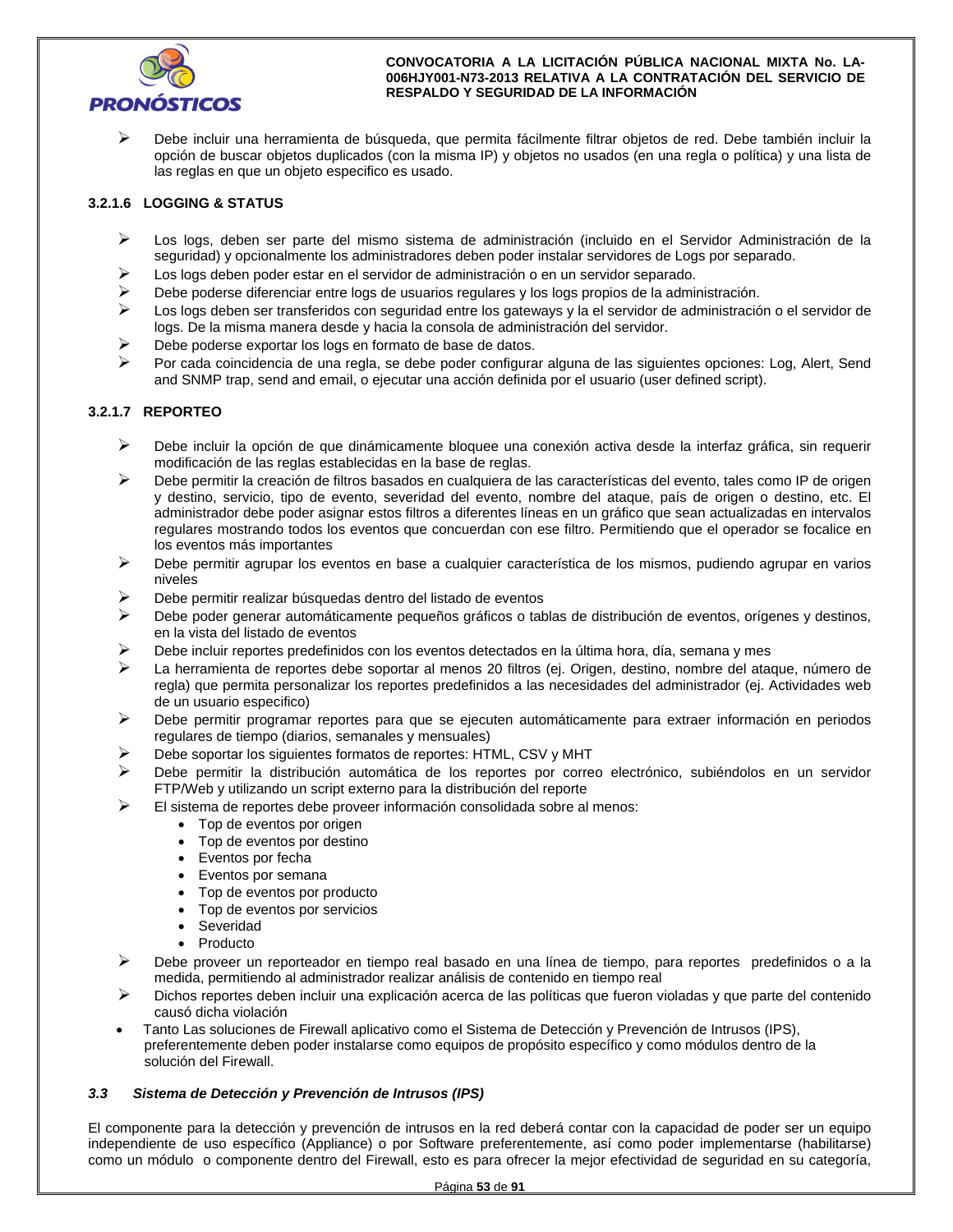- Debe incluir una herramienta de búsqueda, que permita fácilmente filtrar objetos de red. Debe también incluir la opción de buscar objetos duplicados (con la misma IP) y objetos no usados (en una regla o política) y una lista de las reglas en que un objeto especifico es usado.

#### 3.2.1.6 LOGGING & STATUS

- Los logs, deben ser parte del mismo sistema de administración (incluido en el Servidor Administración de la seguridad) y opcionalmente los administradores deben poder instalar servidores de Logs por separado.
- Los logs deben poder estar en el servidor de administración o en un servidor separado.
- Debe poderse diferenciar entre logs de usuarios regulares y los logs propios de la administración.
- Los logs deben ser transferidos con seguridad entre los gateways y la el servidor de administración o el servidor de logs. De la misma manera desde y hacia la consola de administración del servidor.
- Debe poderse exportar los logs en formato de base de datos.
- Por cada coincidencia de una regla, se debe poder configurar alguna de las siguientes opciones: Log, Alert, Send and SNMP trap, send and email, o ejecutar una acción definida por el usuario (user defined script).

#### 3.2.1.7 REPORTEO

- Debe incluir la opción de que dinámicamente bloquee una conexión activa desde la interfaz gráfica, sin requerir modificación de las reglas establecidas en la base de reglas.
- Debe permitir la creación de filtros basados en cualquiera de las características del evento, tales como IP de origen y destino, servicio, tipo de evento, severidad del evento, nombre del ataque, país de origen o destino, etc. El administrador debe poder asignar estos filtros a diferentes líneas en un gráfico que sean actualizadas en intervalos regulares mostrando todos los eventos que concuerdan con ese filtro. Permitiendo que el operador se focalice en los eventos más importantes
- Debe permitir agrupar los eventos en base a cualquier característica de los mismos, pudiendo agrupar en varios niveles
- Debe permitir realizar búsquedas dentro del listado de eventos
- Debe poder generar automáticamente pequeños gráficos o tablas de distribución de eventos, orígenes y destinos, en la vista del listado de eventos
- Debe incluir reportes predefinidos con los eventos detectados en la última hora, día, semana y mes
- La herramienta de reportes debe soportar al menos 20 filtros (ej. Origen, destino, nombre del ataque, número de regla) que permita personalizar los reportes predefinidos a las necesidades del administrador (ej. Actividades web de un usuario especifico)
- Debe permitir programar reportes para que se ejecuten automáticamente para extraer información en periodos regulares de tiempo (diarios, semanales y mensuales)
- Debe soportar los siguientes formatos de reportes: HTML, CSV y MHT
- Debe permitir la distribución automática de los reportes por correo electrónico, subiéndolos en un servidor FTP/Web y utilizando un script externo para la distribución del reporte
- El sistema de reportes debe proveer información consolidada sobre al menos:
  - Top de eventos por origen
  - Top de eventos por destino
  - Eventos por fecha
  - Eventos por semana
  - Top de eventos por producto
  - Top de eventos por servicios
  - Severidad
  - Producto
- Debe proveer un reporteador en tiempo real basado en una línea de tiempo, para reportes predefinidos o a la medida, permitiendo al administrador realizar análisis de contenido en tiempo real
- Dichos reportes deben incluir una explicación acerca de las políticas que fueron violadas y que parte del contenido causó dicha violación

- Tanto Las soluciones de Firewall aplicativo como el Sistema de Detección y Prevención de Intrusos (IPS), preferentemente deben poder instalarse como equipos de propósito específico y como módulos dentro de la solución del Firewall.

### *3.3 Sistema de Detección y Prevención de Intrusos (IPS)*

El componente para la detección y prevención de intrusos en la red deberá contar con la capacidad de poder ser un equipo independiente de uso específico (Appliance) o por Software preferentemente, así como poder implementarse (habilitarse) como un módulo o componente dentro del Firewall, esto es para ofrecer la mejor efectividad de seguridad en su categoría,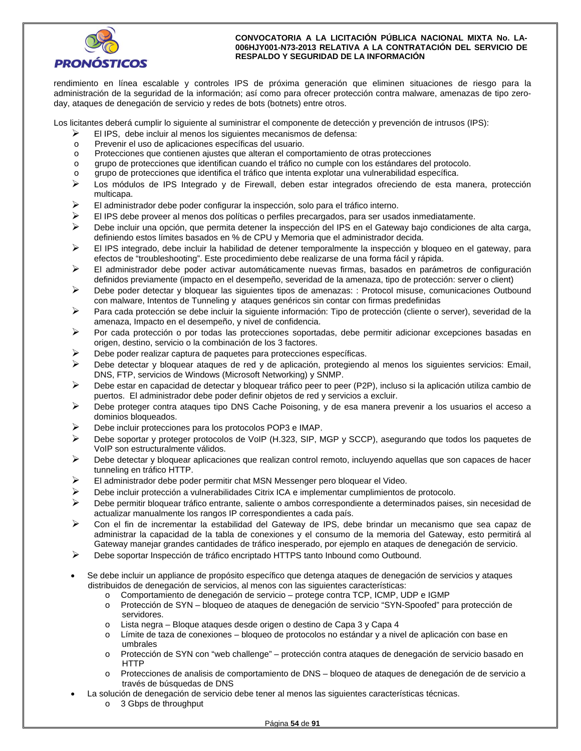rendimiento en línea escalable y controles IPS de próxima generación que eliminen situaciones de riesgo para la administración de la seguridad de la información; así como para ofrecer protección contra malware, amenazas de tipo zero-day, ataques de denegación de servicio y redes de bots (botnets) entre otros.

Los licitantes deberá cumplir lo siguiente al suministrar el componente de detección y prevención de intrusos (IPS):

- El IPS, debe incluir al menos los siguientes mecanismos de defensa:
  - Prevenir el uso de aplicaciones específicas del usuario.
  - Protecciones que contienen ajustes que alteran el comportamiento de otras protecciones
  - grupo de protecciones que identifican cuando el tráfico no cumple con los estándares del protocolo.
  - grupo de protecciones que identifica el tráfico que intenta explotar una vulnerabilidad específica.
- Los módulos de IPS Integrado y de Firewall, deben estar integrados ofreciendo de esta manera, protección multicapa.
- El administrador debe poder configurar la inspección, solo para el tráfico interno.
- El IPS debe proveer al menos dos políticas o perfiles precargados, para ser usados inmediatamente.
- Debe incluir una opción, que permita detener la inspección del IPS en el Gateway bajo condiciones de alta carga, definiendo estos límites basados en % de CPU y Memoria que el administrador decida.
- El IPS integrado, debe incluir la habilidad de detener temporalmente la inspección y bloqueo en el gateway, para efectos de "troubleshooting". Este procedimiento debe realizarse de una forma fácil y rápida.
- El administrador debe poder activar automáticamente nuevas firmas, basados en parámetros de configuración definidos previamente (impacto en el desempeño, severidad de la amenaza, tipo de protección: server o client)
- Debe poder detectar y bloquear las siguientes tipos de amenazas: : Protocol misuse, comunicaciones Outbound con malware, Intentos de Tunneling y ataques genéricos sin contar con firmas predefinidas
- Para cada protección se debe incluir la siguiente información: Tipo de protección (cliente o server), severidad de la amenaza, Impacto en el desempeño, y nivel de confidencia.
- Por cada protección o por todas las protecciones soportadas, debe permitir adicionar excepciones basadas en origen, destino, servicio o la combinación de los 3 factores.
- Debe poder realizar captura de paquetes para protecciones específicas.
- Debe detectar y bloquear ataques de red y de aplicación, protegiendo al menos los siguientes servicios: Email, DNS, FTP, servicios de Windows (Microsoft Networking) y SNMP.
- Debe estar en capacidad de detectar y bloquear tráfico peer to peer (P2P), incluso si la aplicación utiliza cambio de puertos. El administrador debe poder definir objetos de red y servicios a excluir.
- Debe proteger contra ataques tipo DNS Cache Poisoning, y de esa manera prevenir a los usuarios el acceso a dominios bloqueados.
- Debe incluir protecciones para los protocolos POP3 e IMAP.
- Debe soportar y proteger protocolos de VoIP (H.323, SIP, MGP y SCCP), asegurando que todos los paquetes de VoIP son estructuralmente válidos.
- Debe detectar y bloquear aplicaciones que realizan control remoto, incluyendo aquellas que son capaces de hacer tunneling en tráfico HTTP.
- El administrador debe poder permitir chat MSN Messenger pero bloquear el Video.
- Debe incluir protección a vulnerabilidades Citrix ICA e implementar cumplimientos de protocolo.
- Debe permitir bloquear tráfico entrante, saliente o ambos correspondiente a determinados paises, sin necesidad de actualizar manualmente los rangos IP correspondientes a cada país.
- Con el fin de incrementar la estabilidad del Gateway de IPS, debe brindar un mecanismo que sea capaz de administrar la capacidad de la tabla de conexiones y el consumo de la memoria del Gateway, esto permitirá al Gateway manejar grandes cantidades de tráfico inesperado, por ejemplo en ataques de denegación de servicio.
- Debe soportar Inspección de tráfico encriptado HTTPS tanto Inbound como Outbound.

- Se debe incluir un appliance de propósito específico que detenga ataques de denegación de servicios y ataques distribuidos de denegación de servicios, al menos con las siguientes características:
  - Comportamiento de denegación de servicio – protege contra TCP, ICMP, UDP e IGMP
  - Protección de SYN – bloqueo de ataques de denegación de servicio "SYN-Spoofed" para protección de servidores.
  - Lista negra – Bloque ataques desde origen o destino de Capa 3 y Capa 4
  - Límite de taza de conexiones – bloqueo de protocolos no estándar y a nivel de aplicación con base en umbrales
  - Protección de SYN con "web challenge" – protección contra ataques de denegación de servicio basado en HTTP
  - Protecciones de analisis de comportamiento de DNS – bloqueo de ataques de denegación de de servicio a través de búsquedas de DNS
- La solución de denegación de servicio debe tener al menos las siguientes características técnicas.
  - 3 Gbps de throughput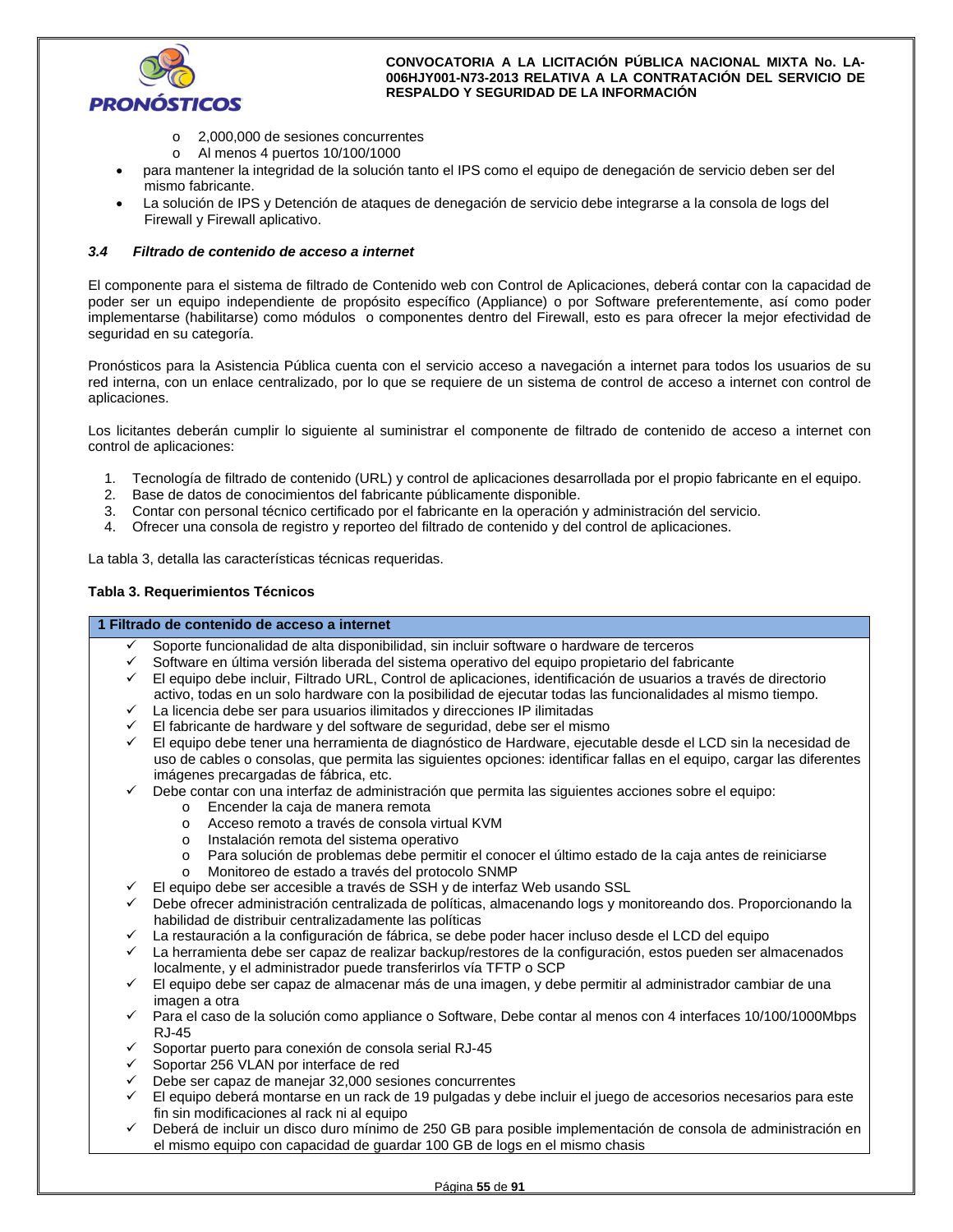- 2,000,000 de sesiones concurrentes
  - Al menos 4 puertos 10/100/1000
- para mantener la integridad de la solución tanto el IPS como el equipo de denegación de servicio deben ser del mismo fabricante.
- La solución de IPS y Detención de ataques de denegación de servicio debe integrarse a la consola de logs del Firewall y Firewall aplicativo.

### *3.4 Filtrado de contenido de acceso a internet*

El componente para el sistema de filtrado de Contenido web con Control de Aplicaciones, deberá contar con la capacidad de poder ser un equipo independiente de propósito específico (Appliance) o por Software preferentemente, así como poder implementarse (habilitarse) como módulos o componentes dentro del Firewall, esto es para ofrecer la mejor efectividad de seguridad en su categoría.

Pronósticos para la Asistencia Pública cuenta con el servicio acceso a navegación a internet para todos los usuarios de su red interna, con un enlace centralizado, por lo que se requiere de un sistema de control de acceso a internet con control de aplicaciones.

Los licitantes deberán cumplir lo siguiente al suministrar el componente de filtrado de contenido de acceso a internet con control de aplicaciones:

1. Tecnología de filtrado de contenido (URL) y control de aplicaciones desarrollada por el propio fabricante en el equipo.
2. Base de datos de conocimientos del fabricante públicamente disponible.
3. Contar con personal técnico certificado por el fabricante en la operación y administración del servicio.
4. Ofrecer una consola de registro y reporteo del filtrado de contenido y del control de aplicaciones.

La tabla 3, detalla las características técnicas requeridas.

**Tabla 3. Requerimientos Técnicos**

| 1 Filtrado de contenido de acceso a internet |
|---|
| ✓ Soporte funcionalidad de alta disponibilidad, sin incluir software o hardware de terceros<br>✓ Software en última versión liberada del sistema operativo del equipo propietario del fabricante<br>✓ El equipo debe incluir, Filtrado URL, Control de aplicaciones, identificación de usuarios a través de directorio activo, todas en un solo hardware con la posibilidad de ejecutar todas las funcionalidades al mismo tiempo.<br>✓ La licencia debe ser para usuarios ilimitados y direcciones IP ilimitadas<br>✓ El fabricante de hardware y del software de seguridad, debe ser el mismo<br>✓ El equipo debe tener una herramienta de diagnóstico de Hardware, ejecutable desde el LCD sin la necesidad de uso de cables o consolas, que permita las siguientes opciones: identificar fallas en el equipo, cargar las diferentes imágenes precargadas de fábrica, etc.<br>✓ Debe contar con una interfaz de administración que permita las siguientes acciones sobre el equipo:<br>o Encender la caja de manera remota<br>o Acceso remoto a través de consola virtual KVM<br>o Instalación remota del sistema operativo<br>o Para solución de problemas debe permitir el conocer el último estado de la caja antes de reiniciarse<br>o Monitoreo de estado a través del protocolo SNMP<br>✓ El equipo debe ser accesible a través de SSH y de interfaz Web usando SSL<br>✓ Debe ofrecer administración centralizada de políticas, almacenando logs y monitoreando dos. Proporcionando la habilidad de distribuir centralizadamente las políticas<br>✓ La restauración a la configuración de fábrica, se debe poder hacer incluso desde el LCD del equipo<br>✓ La herramienta debe ser capaz de realizar backup/restores de la configuración, estos pueden ser almacenados localmente, y el administrador puede transferirlos vía TFTP o SCP<br>✓ El equipo debe ser capaz de almacenar más de una imagen, y debe permitir al administrador cambiar de una imagen a otra<br>✓ Para el caso de la solución como appliance o Software, Debe contar al menos con 4 interfaces 10/100/1000Mbps RJ-45<br>✓ Soportar puerto para conexión de consola serial RJ-45<br>✓ Soportar 256 VLAN por interface de red<br>✓ Debe ser capaz de manejar 32,000 sesiones concurrentes<br>✓ El equipo deberá montarse en un rack de 19 pulgadas y debe incluir el juego de accesorios necesarios para este fin sin modificaciones al rack ni al equipo<br>✓ Deberá de incluir un disco duro mínimo de 250 GB para posible implementación de consola de administración en el mismo equipo con capacidad de guardar 100 GB de logs en el mismo chasis |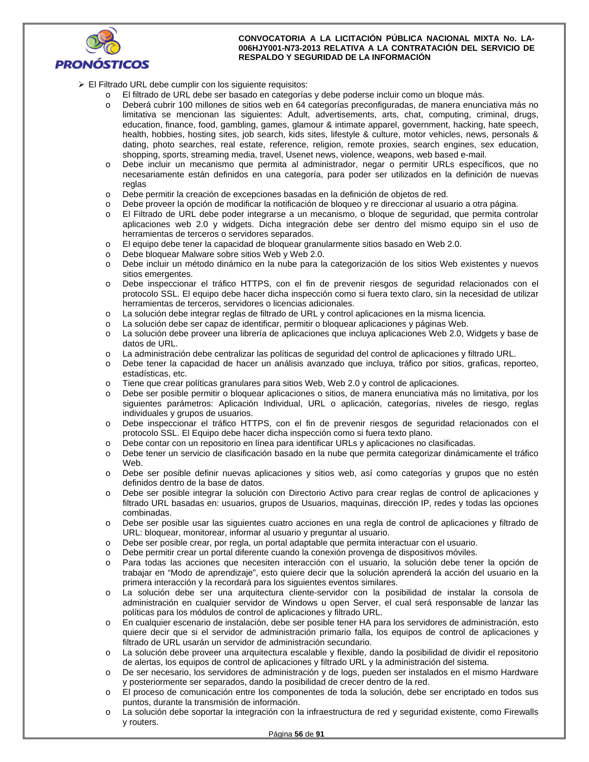- El Filtrado URL debe cumplir con los siguiente requisitos:
    - El filtrado de URL debe ser basado en categorías y debe poderse incluir como un bloque más.
    - Deberá cubrir 100 millones de sitios web en 64 categorías preconfiguradas, de manera enunciativa más no limitativa se mencionan las siguientes: Adult, advertisements, arts, chat, computing, criminal, drugs, education, finance, food, gambling, games, glamour & intimate apparel, government, hacking, hate speech, health, hobbies, hosting sites, job search, kids sites, lifestyle & culture, motor vehicles, news, personals & dating, photo searches, real estate, reference, religion, remote proxies, search engines, sex education, shopping, sports, streaming media, travel, Usenet news, violence, weapons, web based e-mail.
    - Debe incluir un mecanismo que permita al administrador, negar o permitir URLs específicos, que no necesariamente están definidos en una categoría, para poder ser utilizados en la definición de nuevas reglas
    - Debe permitir la creación de excepciones basadas en la definición de objetos de red.
    - Debe proveer la opción de modificar la notificación de bloqueo y re direccionar al usuario a otra página.
    - El Filtrado de URL debe poder integrarse a un mecanismo, o bloque de seguridad, que permita controlar aplicaciones web 2.0 y widgets. Dicha integración debe ser dentro del mismo equipo sin el uso de herramientas de terceros o servidores separados.
    - El equipo debe tener la capacidad de bloquear granularmente sitios basado en Web 2.0.
    - Debe bloquear Malware sobre sitios Web y Web 2.0.
    - Debe incluir un método dinámico en la nube para la categorización de los sitios Web existentes y nuevos sitios emergentes.
    - Debe inspeccionar el tráfico HTTPS, con el fin de prevenir riesgos de seguridad relacionados con el protocolo SSL. El equipo debe hacer dicha inspección como si fuera texto claro, sin la necesidad de utilizar herramientas de terceros, servidores o licencias adicionales.
    - La solución debe integrar reglas de filtrado de URL y control aplicaciones en la misma licencia.
    - La solución debe ser capaz de identificar, permitir o bloquear aplicaciones y páginas Web.
    - La solución debe proveer una librería de aplicaciones que incluya aplicaciones Web 2.0, Widgets y base de datos de URL.
    - La administración debe centralizar las políticas de seguridad del control de aplicaciones y filtrado URL.
    - Debe tener la capacidad de hacer un análisis avanzado que incluya, tráfico por sitios, graficas, reporteo, estadísticas, etc.
    - Tiene que crear políticas granulares para sitios Web, Web 2.0 y control de aplicaciones.
    - Debe ser posible permitir o bloquear aplicaciones o sitios, de manera enunciativa más no limitativa, por los siguientes parámetros: Aplicación Individual, URL o aplicación, categorías, niveles de riesgo, reglas individuales y grupos de usuarios.
    - Debe inspeccionar el tráfico HTTPS, con el fin de prevenir riesgos de seguridad relacionados con el protocolo SSL. El Equipo debe hacer dicha inspección como si fuera texto plano.
    - Debe contar con un repositorio en línea para identificar URLs y aplicaciones no clasificadas.
    - Debe tener un servicio de clasificación basado en la nube que permita categorizar dinámicamente el tráfico Web.
    - Debe ser posible definir nuevas aplicaciones y sitios web, así como categorías y grupos que no estén definidos dentro de la base de datos.
    - Debe ser posible integrar la solución con Directorio Activo para crear reglas de control de aplicaciones y filtrado URL basadas en: usuarios, grupos de Usuarios, maquinas, dirección IP, redes y todas las opciones combinadas.
    - Debe ser posible usar las siguientes cuatro acciones en una regla de control de aplicaciones y filtrado de URL: bloquear, monitorear, informar al usuario y preguntar al usuario.
    - Debe ser posible crear, por regla, un portal adaptable que permita interactuar con el usuario.
    - Debe permitir crear un portal diferente cuando la conexión provenga de dispositivos móviles.
    - Para todas las acciones que necesiten interacción con el usuario, la solución debe tener la opción de trabajar en "Modo de aprendizaje", esto quiere decir que la solución aprenderá la acción del usuario en la primera interacción y la recordará para los siguientes eventos similares.
    - La solución debe ser una arquitectura cliente-servidor con la posibilidad de instalar la consola de administración en cualquier servidor de Windows u open Server, el cual será responsable de lanzar las políticas para los módulos de control de aplicaciones y filtrado URL.
    - En cualquier escenario de instalación, debe ser posible tener HA para los servidores de administración, esto quiere decir que si el servidor de administración primario falla, los equipos de control de aplicaciones y filtrado de URL usarán un servidor de administración secundario.
    - La solución debe proveer una arquitectura escalable y flexible, dando la posibilidad de dividir el repositorio de alertas, los equipos de control de aplicaciones y filtrado URL y la administración del sistema.
    - De ser necesario, los servidores de administración y de logs, pueden ser instalados en el mismo Hardware y posteriormente ser separados, dando la posibilidad de crecer dentro de la red.
    - El proceso de comunicación entre los componentes de toda la solución, debe ser encriptado en todos sus puntos, durante la transmisión de información.
    - La solución debe soportar la integración con la infraestructura de red y seguridad existente, como Firewalls y routers.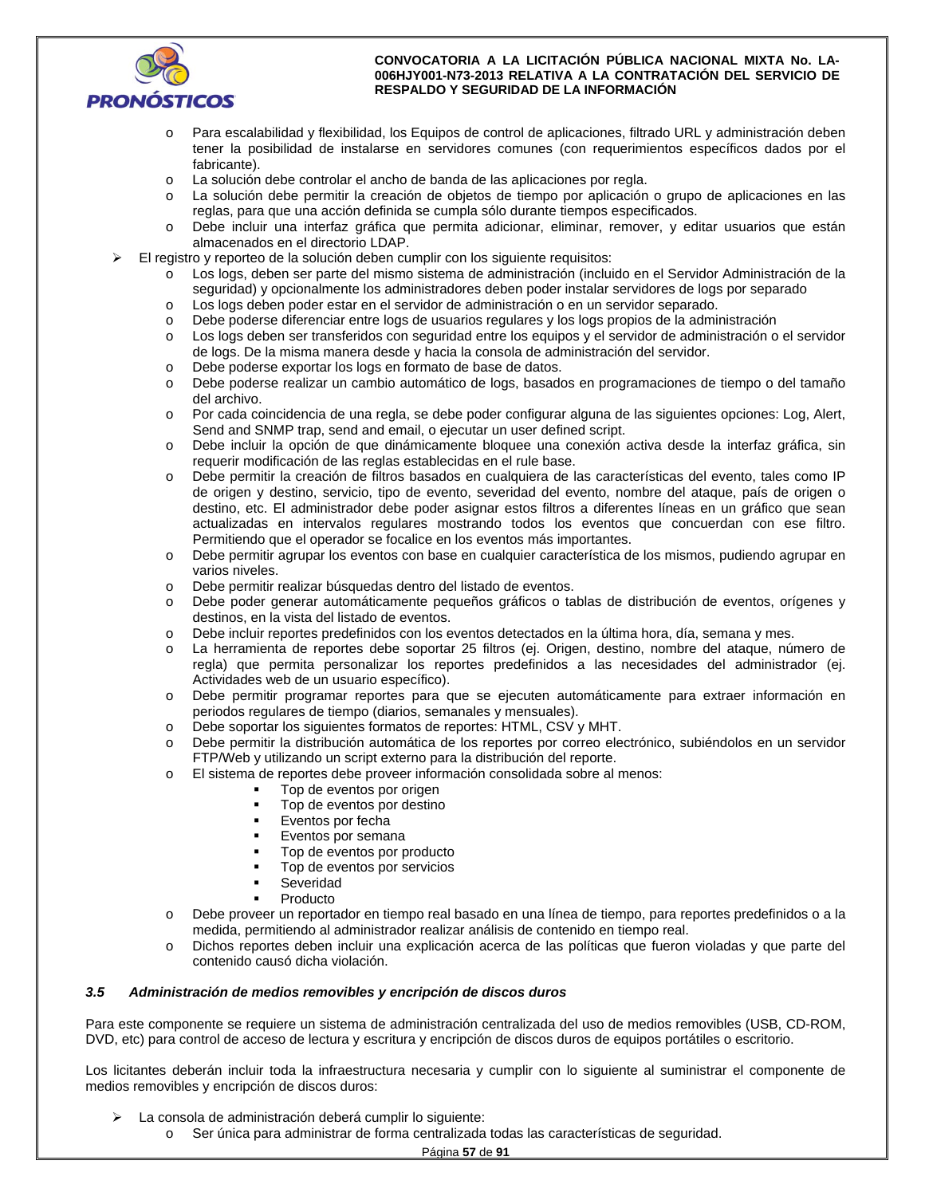- Para escalabilidad y flexibilidad, los Equipos de control de aplicaciones, filtrado URL y administración deben tener la posibilidad de instalarse en servidores comunes (con requerimientos específicos dados por el fabricante).
    - La solución debe controlar el ancho de banda de las aplicaciones por regla.
    - La solución debe permitir la creación de objetos de tiempo por aplicación o grupo de aplicaciones en las reglas, para que una acción definida se cumpla sólo durante tiempos especificados.
    - Debe incluir una interfaz gráfica que permita adicionar, eliminar, remover, y editar usuarios que están almacenados en el directorio LDAP.
- El registro y reporteo de la solución deben cumplir con los siguiente requisitos:
    - Los logs, deben ser parte del mismo sistema de administración (incluido en el Servidor Administración de la seguridad) y opcionalmente los administradores deben poder instalar servidores de logs por separado
    - Los logs deben poder estar en el servidor de administración o en un servidor separado.
    - Debe poderse diferenciar entre logs de usuarios regulares y los logs propios de la administración
    - Los logs deben ser transferidos con seguridad entre los equipos y el servidor de administración o el servidor de logs. De la misma manera desde y hacia la consola de administración del servidor.
    - Debe poderse exportar los logs en formato de base de datos.
    - Debe poderse realizar un cambio automático de logs, basados en programaciones de tiempo o del tamaño del archivo.
    - Por cada coincidencia de una regla, se debe poder configurar alguna de las siguientes opciones: Log, Alert, Send and SNMP trap, send and email, o ejecutar un user defined script.
    - Debe incluir la opción de que dinámicamente bloquee una conexión activa desde la interfaz gráfica, sin requerir modificación de las reglas establecidas en el rule base.
    - Debe permitir la creación de filtros basados en cualquiera de las características del evento, tales como IP de origen y destino, servicio, tipo de evento, severidad del evento, nombre del ataque, país de origen o destino, etc. El administrador debe poder asignar estos filtros a diferentes líneas en un gráfico que sean actualizadas en intervalos regulares mostrando todos los eventos que concuerdan con ese filtro. Permitiendo que el operador se focalice en los eventos más importantes.
    - Debe permitir agrupar los eventos con base en cualquier característica de los mismos, pudiendo agrupar en varios niveles.
    - Debe permitir realizar búsquedas dentro del listado de eventos.
    - Debe poder generar automáticamente pequeños gráficos o tablas de distribución de eventos, orígenes y destinos, en la vista del listado de eventos.
    - Debe incluir reportes predefinidos con los eventos detectados en la última hora, día, semana y mes.
    - La herramienta de reportes debe soportar 25 filtros (ej. Origen, destino, nombre del ataque, número de regla) que permita personalizar los reportes predefinidos a las necesidades del administrador (ej. Actividades web de un usuario específico).
    - Debe permitir programar reportes para que se ejecuten automáticamente para extraer información en periodos regulares de tiempo (diarios, semanales y mensuales).
    - Debe soportar los siguientes formatos de reportes: HTML, CSV y MHT.
    - Debe permitir la distribución automática de los reportes por correo electrónico, subiéndolos en un servidor FTP/Web y utilizando un script externo para la distribución del reporte.
    - El sistema de reportes debe proveer información consolidada sobre al menos:
        - Top de eventos por origen
        - Top de eventos por destino
        - Eventos por fecha
        - Eventos por semana
        - Top de eventos por producto
        - Top de eventos por servicios
        - Severidad
        - Producto
    - Debe proveer un reportador en tiempo real basado en una línea de tiempo, para reportes predefinidos o a la medida, permitiendo al administrador realizar análisis de contenido en tiempo real.
    - Dichos reportes deben incluir una explicación acerca de las políticas que fueron violadas y que parte del contenido causó dicha violación.

### *3.5 Administración de medios removibles y encripción de discos duros*

Para este componente se requiere un sistema de administración centralizada del uso de medios removibles (USB, CD-ROM, DVD, etc) para control de acceso de lectura y escritura y encripción de discos duros de equipos portátiles o escritorio.

Los licitantes deberán incluir toda la infraestructura necesaria y cumplir con lo siguiente al suministrar el componente de medios removibles y encripción de discos duros:

- La consola de administración deberá cumplir lo siguiente:
    - Ser única para administrar de forma centralizada todas las características de seguridad.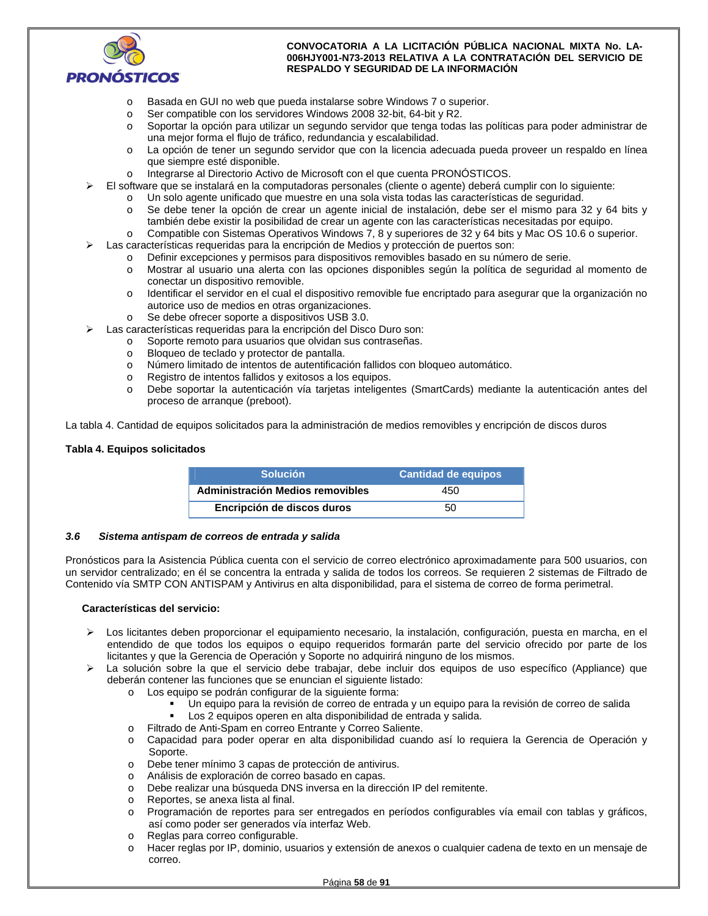- Basada en GUI no web que pueda instalarse sobre Windows 7 o superior.
   - Ser compatible con los servidores Windows 2008 32-bit, 64-bit y R2.
   - Soportar la opción para utilizar un segundo servidor que tenga todas las políticas para poder administrar de una mejor forma el flujo de tráfico, redundancia y escalabilidad.
   - La opción de tener un segundo servidor que con la licencia adecuada pueda proveer un respaldo en línea que siempre esté disponible.
   - Integrarse al Directorio Activo de Microsoft con el que cuenta PRONÓSTICOS.
- El software que se instalará en la computadoras personales (cliente o agente) deberá cumplir con lo siguiente:
   - Un solo agente unificado que muestre en una sola vista todas las características de seguridad.
   - Se debe tener la opción de crear un agente inicial de instalación, debe ser el mismo para 32 y 64 bits y también debe existir la posibilidad de crear un agente con las características necesitadas por equipo.
   - Compatible con Sistemas Operativos Windows 7, 8 y superiores de 32 y 64 bits y Mac OS 10.6 o superior.
- Las características requeridas para la encripción de Medios y protección de puertos son:
   - Definir excepciones y permisos para dispositivos removibles basado en su número de serie.
   - Mostrar al usuario una alerta con las opciones disponibles según la política de seguridad al momento de conectar un dispositivo removible.
   - Identificar el servidor en el cual el dispositivo removible fue encriptado para asegurar que la organización no autorice uso de medios en otras organizaciones.
   - Se debe ofrecer soporte a dispositivos USB 3.0.
- Las características requeridas para la encripción del Disco Duro son:
   - Soporte remoto para usuarios que olvidan sus contraseñas.
   - Bloqueo de teclado y protector de pantalla.
   - Número limitado de intentos de autentificación fallidos con bloqueo automático.
   - Registro de intentos fallidos y exitosos a los equipos.
   - Debe soportar la autenticación vía tarjetas inteligentes (SmartCards) mediante la autenticación antes del proceso de arranque (preboot).

La tabla 4. Cantidad de equipos solicitados para la administración de medios removibles y encripción de discos duros

**Tabla 4. Equipos solicitados**

| Solución | Cantidad de equipos |
| --- | --- |
| **Administración Medios removibles** | 450 |
| **Encripción de discos duros** | 50 |

### *3.6 Sistema antispam de correos de entrada y salida*

Pronósticos para la Asistencia Pública cuenta con el servicio de correo electrónico aproximadamente para 500 usuarios, con un servidor centralizado; en él se concentra la entrada y salida de todos los correos. Se requieren 2 sistemas de Filtrado de Contenido vía SMTP CON ANTISPAM y Antivirus en alta disponibilidad, para el sistema de correo de forma perimetral.

**Características del servicio:**

- Los licitantes deben proporcionar el equipamiento necesario, la instalación, configuración, puesta en marcha, en el entendido de que todos los equipos o equipo requeridos formarán parte del servicio ofrecido por parte de los licitantes y que la Gerencia de Operación y Soporte no adquirirá ninguno de los mismos.
- La solución sobre la que el servicio debe trabajar, debe incluir dos equipos de uso específico (Appliance) que deberán contener las funciones que se enuncian el siguiente listado:
   - Los equipo se podrán configurar de la siguiente forma:
      - Un equipo para la revisión de correo de entrada y un equipo para la revisión de correo de salida
      - Los 2 equipos operen en alta disponibilidad de entrada y salida.
   - Filtrado de Anti-Spam en correo Entrante y Correo Saliente.
   - Capacidad para poder operar en alta disponibilidad cuando así lo requiera la Gerencia de Operación y Soporte.
   - Debe tener mínimo 3 capas de protección de antivirus.
   - Análisis de exploración de correo basado en capas.
   - Debe realizar una búsqueda DNS inversa en la dirección IP del remitente.
   - Reportes, se anexa lista al final.
   - Programación de reportes para ser entregados en períodos configurables vía email con tablas y gráficos, así como poder ser generados vía interfaz Web.
   - Reglas para correo configurable.
   - Hacer reglas por IP, dominio, usuarios y extensión de anexos o cualquier cadena de texto en un mensaje de correo.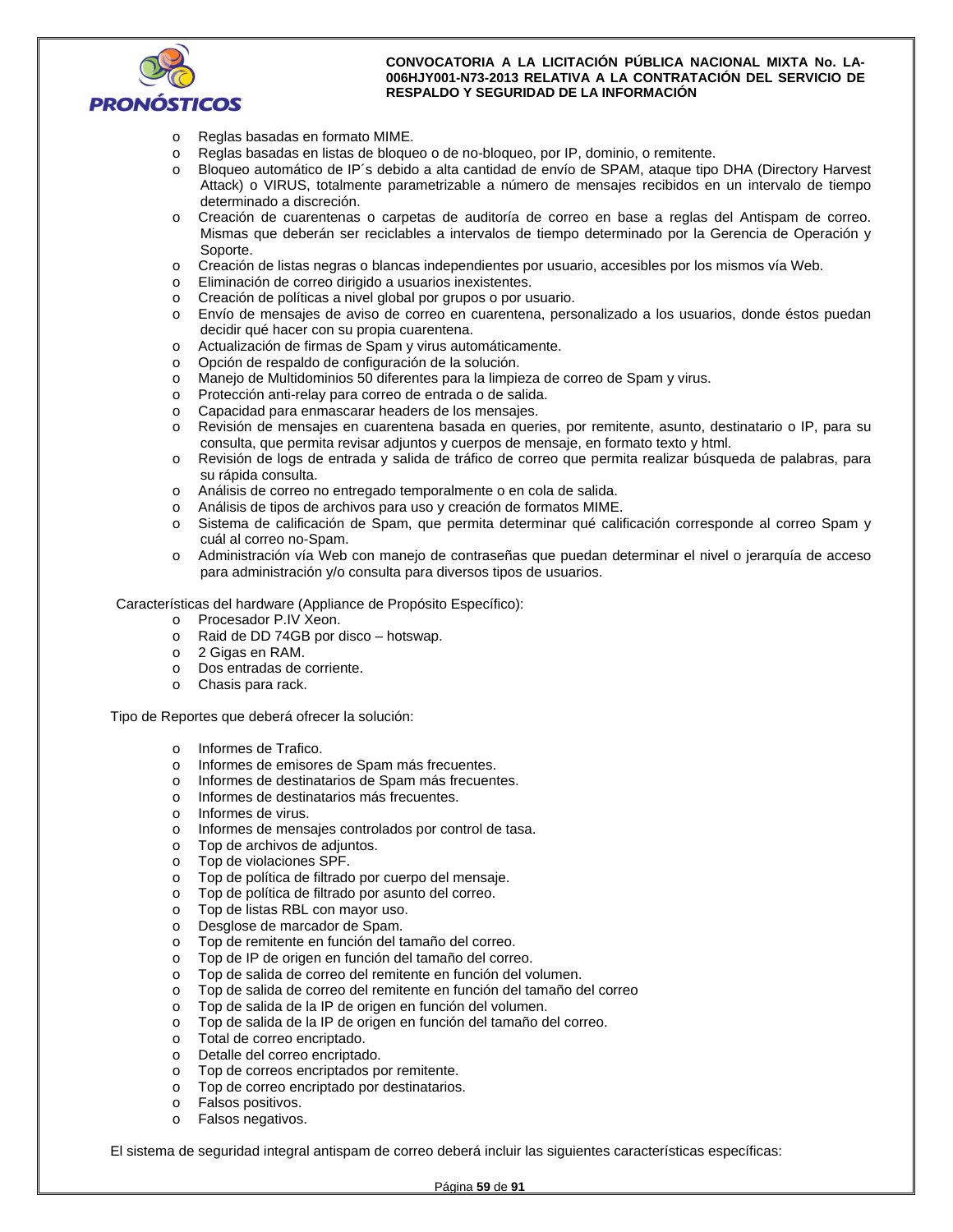- Reglas basadas en formato MIME.
- Reglas basadas en listas de bloqueo o de no-bloqueo, por IP, dominio, o remitente.
- Bloqueo automático de IP´s debido a alta cantidad de envío de SPAM, ataque tipo DHA (Directory Harvest Attack) o VIRUS, totalmente parametrizable a número de mensajes recibidos en un intervalo de tiempo determinado a discreción.
- Creación de cuarentenas o carpetas de auditoría de correo en base a reglas del Antispam de correo. Mismas que deberán ser reciclables a intervalos de tiempo determinado por la Gerencia de Operación y Soporte.
- Creación de listas negras o blancas independientes por usuario, accesibles por los mismos vía Web.
- Eliminación de correo dirigido a usuarios inexistentes.
- Creación de políticas a nivel global por grupos o por usuario.
- Envío de mensajes de aviso de correo en cuarentena, personalizado a los usuarios, donde éstos puedan decidir qué hacer con su propia cuarentena.
- Actualización de firmas de Spam y virus automáticamente.
- Opción de respaldo de configuración de la solución.
- Manejo de Multidominios 50 diferentes para la limpieza de correo de Spam y virus.
- Protección anti-relay para correo de entrada o de salida.
- Capacidad para enmascarar headers de los mensajes.
- Revisión de mensajes en cuarentena basada en queries, por remitente, asunto, destinatario o IP, para su consulta, que permita revisar adjuntos y cuerpos de mensaje, en formato texto y html.
- Revisión de logs de entrada y salida de tráfico de correo que permita realizar búsqueda de palabras, para su rápida consulta.
- Análisis de correo no entregado temporalmente o en cola de salida.
- Análisis de tipos de archivos para uso y creación de formatos MIME.
- Sistema de calificación de Spam, que permita determinar qué calificación corresponde al correo Spam y cuál al correo no-Spam.
- Administración vía Web con manejo de contraseñas que puedan determinar el nivel o jerarquía de acceso para administración y/o consulta para diversos tipos de usuarios.

Características del hardware (Appliance de Propósito Específico):

- Procesador P.IV Xeon.
- Raid de DD 74GB por disco – hotswap.
- 2 Gigas en RAM.
- Dos entradas de corriente.
- Chasis para rack.

Tipo de Reportes que deberá ofrecer la solución:

- Informes de Trafico.
- Informes de emisores de Spam más frecuentes.
- Informes de destinatarios de Spam más frecuentes.
- Informes de destinatarios más frecuentes.
- Informes de virus.
- Informes de mensajes controlados por control de tasa.
- Top de archivos de adjuntos.
- Top de violaciones SPF.
- Top de política de filtrado por cuerpo del mensaje.
- Top de política de filtrado por asunto del correo.
- Top de listas RBL con mayor uso.
- Desglose de marcador de Spam.
- Top de remitente en función del tamaño del correo.
- Top de IP de origen en función del tamaño del correo.
- Top de salida de correo del remitente en función del volumen.
- Top de salida de correo del remitente en función del tamaño del correo
- Top de salida de la IP de origen en función del volumen.
- Top de salida de la IP de origen en función del tamaño del correo.
- Total de correo encriptado.
- Detalle del correo encriptado.
- Top de correos encriptados por remitente.
- Top de correo encriptado por destinatarios.
- Falsos positivos.
- Falsos negativos.

El sistema de seguridad integral antispam de correo deberá incluir las siguientes características específicas: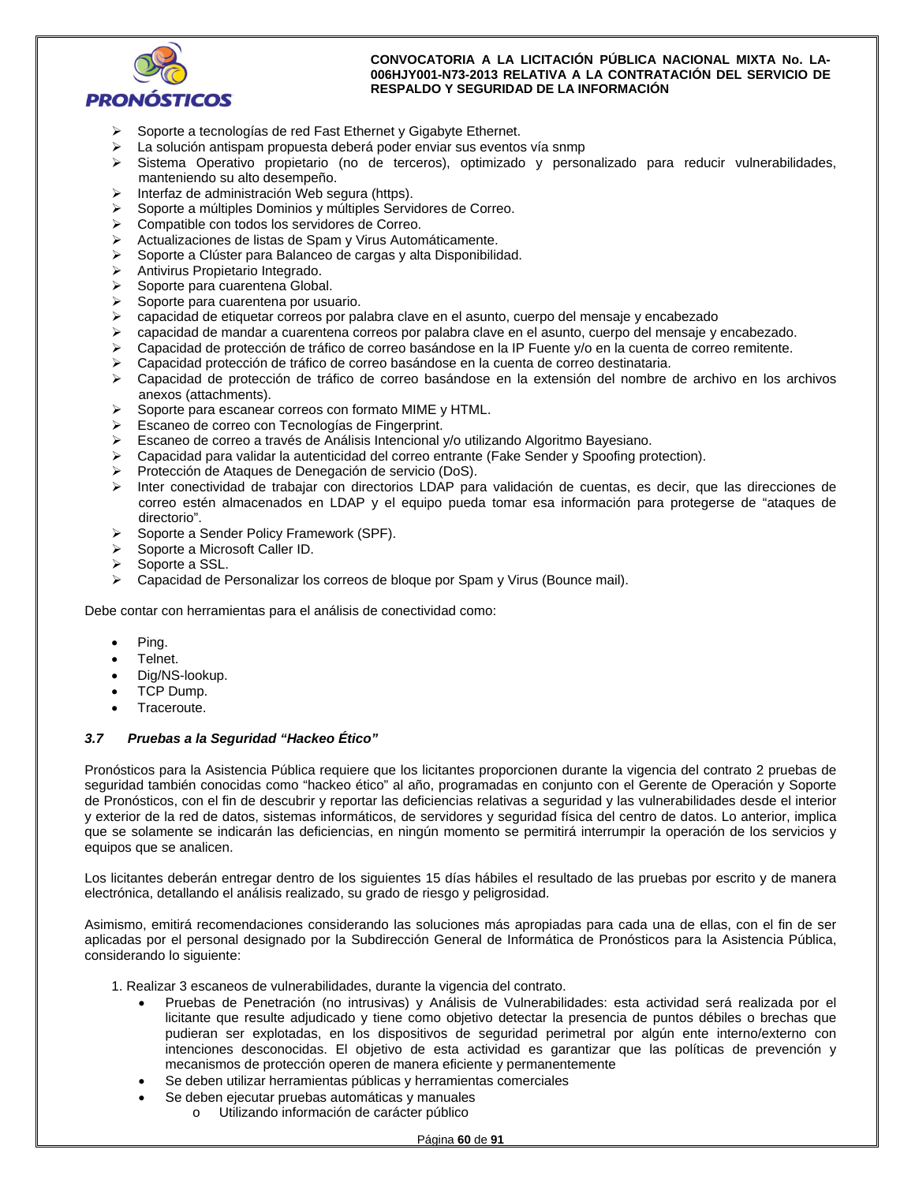- Soporte a tecnologías de red Fast Ethernet y Gigabyte Ethernet.
- La solución antispam propuesta deberá poder enviar sus eventos vía snmp
- Sistema Operativo propietario (no de terceros), optimizado y personalizado para reducir vulnerabilidades, manteniendo su alto desempeño.
- Interfaz de administración Web segura (https).
- Soporte a múltiples Dominios y múltiples Servidores de Correo.
- Compatible con todos los servidores de Correo.
- Actualizaciones de listas de Spam y Virus Automáticamente.
- Soporte a Clúster para Balanceo de cargas y alta Disponibilidad.
- Antivirus Propietario Integrado.
- Soporte para cuarentena Global.
- Soporte para cuarentena por usuario.
- capacidad de etiquetar correos por palabra clave en el asunto, cuerpo del mensaje y encabezado
- capacidad de mandar a cuarentena correos por palabra clave en el asunto, cuerpo del mensaje y encabezado.
- Capacidad de protección de tráfico de correo basándose en la IP Fuente y/o en la cuenta de correo remitente.
- Capacidad protección de tráfico de correo basándose en la cuenta de correo destinataria.
- Capacidad de protección de tráfico de correo basándose en la extensión del nombre de archivo en los archivos anexos (attachments).
- Soporte para escanear correos con formato MIME y HTML.
- Escaneo de correo con Tecnologías de Fingerprint.
- Escaneo de correo a través de Análisis Intencional y/o utilizando Algoritmo Bayesiano.
- Capacidad para validar la autenticidad del correo entrante (Fake Sender y Spoofing protection).
- Protección de Ataques de Denegación de servicio (DoS).
- Inter conectividad de trabajar con directorios LDAP para validación de cuentas, es decir, que las direcciones de correo estén almacenados en LDAP y el equipo pueda tomar esa información para protegerse de "ataques de directorio".
- Soporte a Sender Policy Framework (SPF).
- Soporte a Microsoft Caller ID.
- Soporte a SSL.
- Capacidad de Personalizar los correos de bloque por Spam y Virus (Bounce mail).

Debe contar con herramientas para el análisis de conectividad como:

- Ping.
- Telnet.
- Dig/NS-lookup.
- TCP Dump.
- Traceroute.

### *3.7 Pruebas a la Seguridad "Hackeo Ético"*

Pronósticos para la Asistencia Pública requiere que los licitantes proporcionen durante la vigencia del contrato 2 pruebas de seguridad también conocidas como "hackeo ético" al año, programadas en conjunto con el Gerente de Operación y Soporte de Pronósticos, con el fin de descubrir y reportar las deficiencias relativas a seguridad y las vulnerabilidades desde el interior y exterior de la red de datos, sistemas informáticos, de servidores y seguridad física del centro de datos. Lo anterior, implica que se solamente se indicarán las deficiencias, en ningún momento se permitirá interrumpir la operación de los servicios y equipos que se analicen.

Los licitantes deberán entregar dentro de los siguientes 15 días hábiles el resultado de las pruebas por escrito y de manera electrónica, detallando el análisis realizado, su grado de riesgo y peligrosidad.

Asimismo, emitirá recomendaciones considerando las soluciones más apropiadas para cada una de ellas, con el fin de ser aplicadas por el personal designado por la Subdirección General de Informática de Pronósticos para la Asistencia Pública, considerando lo siguiente:

1. Realizar 3 escaneos de vulnerabilidades, durante la vigencia del contrato.
   - Pruebas de Penetración (no intrusivas) y Análisis de Vulnerabilidades: esta actividad será realizada por el licitante que resulte adjudicado y tiene como objetivo detectar la presencia de puntos débiles o brechas que pudieran ser explotadas, en los dispositivos de seguridad perimetral por algún ente interno/externo con intenciones desconocidas. El objetivo de esta actividad es garantizar que las políticas de prevención y mecanismos de protección operen de manera eficiente y permanentemente
   - Se deben utilizar herramientas públicas y herramientas comerciales
   - Se deben ejecutar pruebas automáticas y manuales
     - Utilizando información de carácter público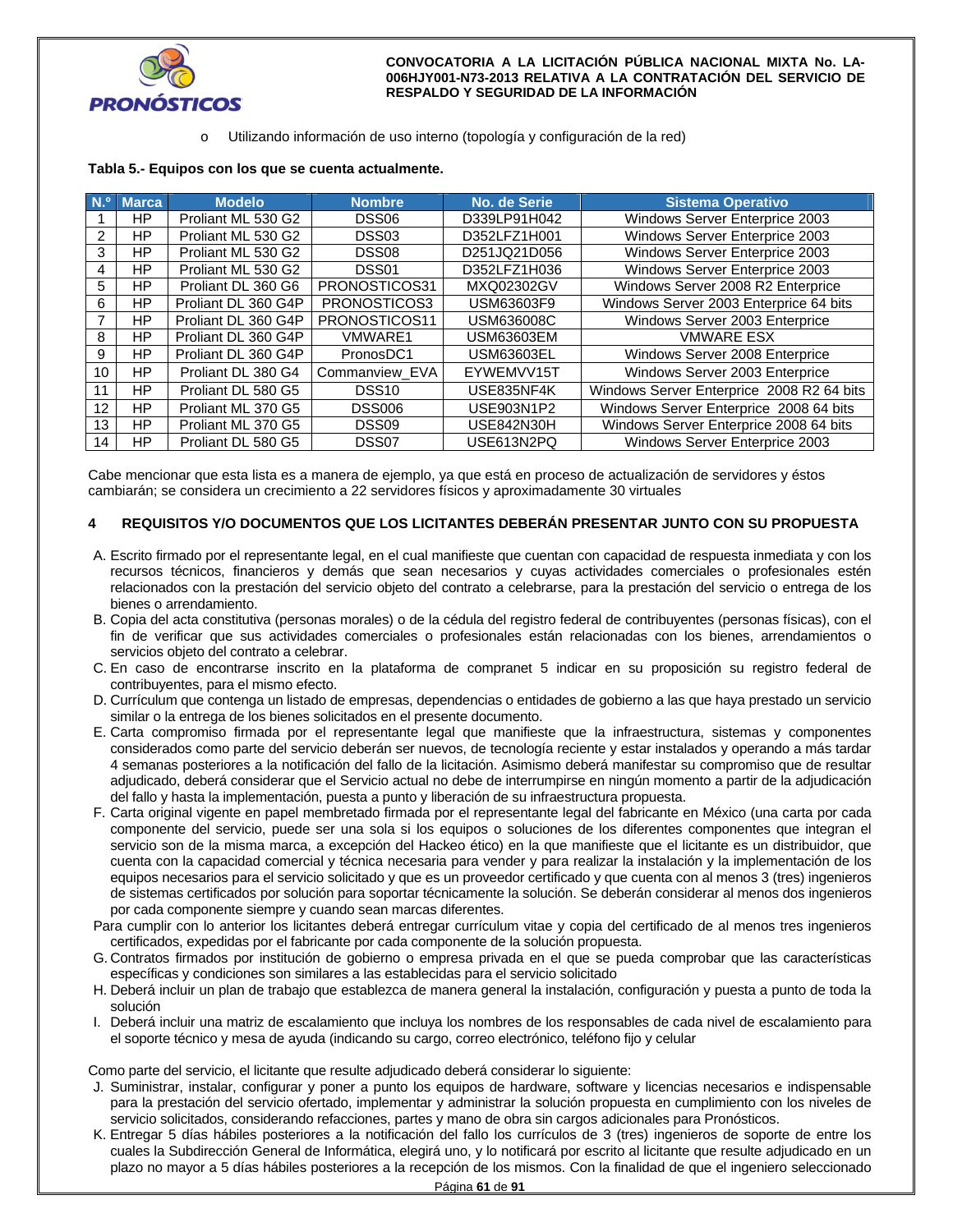- Utilizando información de uso interno (topología y configuración de la red)

**Tabla 5.- Equipos con los que se cuenta actualmente.**

| N.º | Marca | Modelo | Nombre | No. de Serie | Sistema Operativo |
|---|---|---|---|---|---|
| 1 | HP | Proliant ML 530 G2 | DSS06 | D339LP91H042 | Windows Server Enterprise 2003 |
| 2 | HP | Proliant ML 530 G2 | DSS03 | D352LFZ1H001 | Windows Server Enterprise 2003 |
| 3 | HP | Proliant ML 530 G2 | DSS08 | D251JQ21D056 | Windows Server Enterprise 2003 |
| 4 | HP | Proliant ML 530 G2 | DSS01 | D352LFZ1H036 | Windows Server Enterprise 2003 |
| 5 | HP | Proliant DL 360 G6 | PRONOSTICOS31 | MXQ02302GV | Windows Server 2008 R2 Enterprice |
| 6 | HP | Proliant DL 360 G4P | PRONOSTICOS3 | USM63603F9 | Windows Server 2003 Enterprise 64 bits |
| 7 | HP | Proliant DL 360 G4P | PRONOSTICOS11 | USM636008C | Windows Server 2003 Enterprice |
| 8 | HP | Proliant DL 360 G4P | VMWARE1 | USM63603EM | VMWARE ESX |
| 9 | HP | Proliant DL 360 G4P | PronosDC1 | USM63603EL | Windows Server 2008 Enterprise |
| 10 | HP | Proliant DL 380 G4 | Commanview_EVA | EYWEMVV15T | Windows Server 2003 Enterprise |
| 11 | HP | Proliant DL 580 G5 | DSS10 | USE835NF4K | Windows Server Enterprise 2008 R2 64 bits |
| 12 | HP | Proliant ML 370 G5 | DSS006 | USE903N1P2 | Windows Server Enterprise 2008 64 bits |
| 13 | HP | Proliant ML 370 G5 | DSS09 | USE842N30H | Windows Server Enterprise 2008 64 bits |
| 14 | HP | Proliant DL 580 G5 | DSS07 | USE613N2PQ | Windows Server Enterprise 2003 |

Cabe mencionar que esta lista es a manera de ejemplo, ya que está en proceso de actualización de servidores y éstos cambiarán; se considera un crecimiento a 22 servidores físicos y aproximadamente 30 virtuales

## 4 REQUISITOS Y/O DOCUMENTOS QUE LOS LICITANTES DEBERÁN PRESENTAR JUNTO CON SU PROPUESTA

A. Escrito firmado por el representante legal, en el cual manifieste que cuentan con capacidad de respuesta inmediata y con los recursos técnicos, financieros y demás que sean necesarios y cuyas actividades comerciales o profesionales estén relacionados con la prestación del servicio objeto del contrato a celebrarse, para la prestación del servicio o entrega de los bienes o arrendamiento.

B. Copia del acta constitutiva (personas morales) o de la cédula del registro federal de contribuyentes (personas físicas), con el fin de verificar que sus actividades comerciales o profesionales están relacionadas con los bienes, arrendamientos o servicios objeto del contrato a celebrar.

C. En caso de encontrarse inscrito en la plataforma de compranet 5 indicar en su proposición su registro federal de contribuyentes, para el mismo efecto.

D. Currículum que contenga un listado de empresas, dependencias o entidades de gobierno a las que haya prestado un servicio similar o la entrega de los bienes solicitados en el presente documento.

E. Carta compromiso firmada por el representante legal que manifieste que la infraestructura, sistemas y componentes considerados como parte del servicio deberán ser nuevos, de tecnología reciente y estar instalados y operando a más tardar 4 semanas posteriores a la notificación del fallo de la licitación. Asimismo deberá manifestar su compromiso que de resultar adjudicado, deberá considerar que el Servicio actual no debe de interrumpirse en ningún momento a partir de la adjudicación del fallo y hasta la implementación, puesta a punto y liberación de su infraestructura propuesta.

F. Carta original vigente en papel membretado firmada por el representante legal del fabricante en México (una carta por cada componente del servicio, puede ser una sola si los equipos o soluciones de los diferentes componentes que integran el servicio son de la misma marca, a excepción del Hackeo ético) en la que manifieste que el licitante es un distribuidor, que cuenta con la capacidad comercial y técnica necesaria para vender y para realizar la instalación y la implementación de los equipos necesarios para el servicio solicitado y que es un proveedor certificado y que cuenta con al menos 3 (tres) ingenieros de sistemas certificados por solución para soportar técnicamente la solución. Se deberán considerar al menos dos ingenieros por cada componente siempre y cuando sean marcas diferentes.

Para cumplir con lo anterior los licitantes deberá entregar currículum vitae y copia del certificado de al menos tres ingenieros certificados, expedidas por el fabricante por cada componente de la solución propuesta.

G. Contratos firmados por institución de gobierno o empresa privada en el que se pueda comprobar que las características específicas y condiciones son similares a las establecidas para el servicio solicitado

H. Deberá incluir un plan de trabajo que establezca de manera general la instalación, configuración y puesta a punto de toda la solución

I. Deberá incluir una matriz de escalamiento que incluya los nombres de los responsables de cada nivel de escalamiento para el soporte técnico y mesa de ayuda (indicando su cargo, correo electrónico, teléfono fijo y celular

Como parte del servicio, el licitante que resulte adjudicado deberá considerar lo siguiente:

J. Suministrar, instalar, configurar y poner a punto los equipos de hardware, software y licencias necesarios e indispensable para la prestación del servicio ofertado, implementar y administrar la solución propuesta en cumplimiento con los niveles de servicio solicitados, considerando refacciones, partes y mano de obra sin cargos adicionales para Pronósticos.

K. Entregar 5 días hábiles posteriores a la notificación del fallo los currículos de 3 (tres) ingenieros de soporte de entre los cuales la Subdirección General de Informática, elegirá uno, y lo notificará por escrito al licitante que resulte adjudicado en un plazo no mayor a 5 días hábiles posteriores a la recepción de los mismos. Con la finalidad de que el ingeniero seleccionado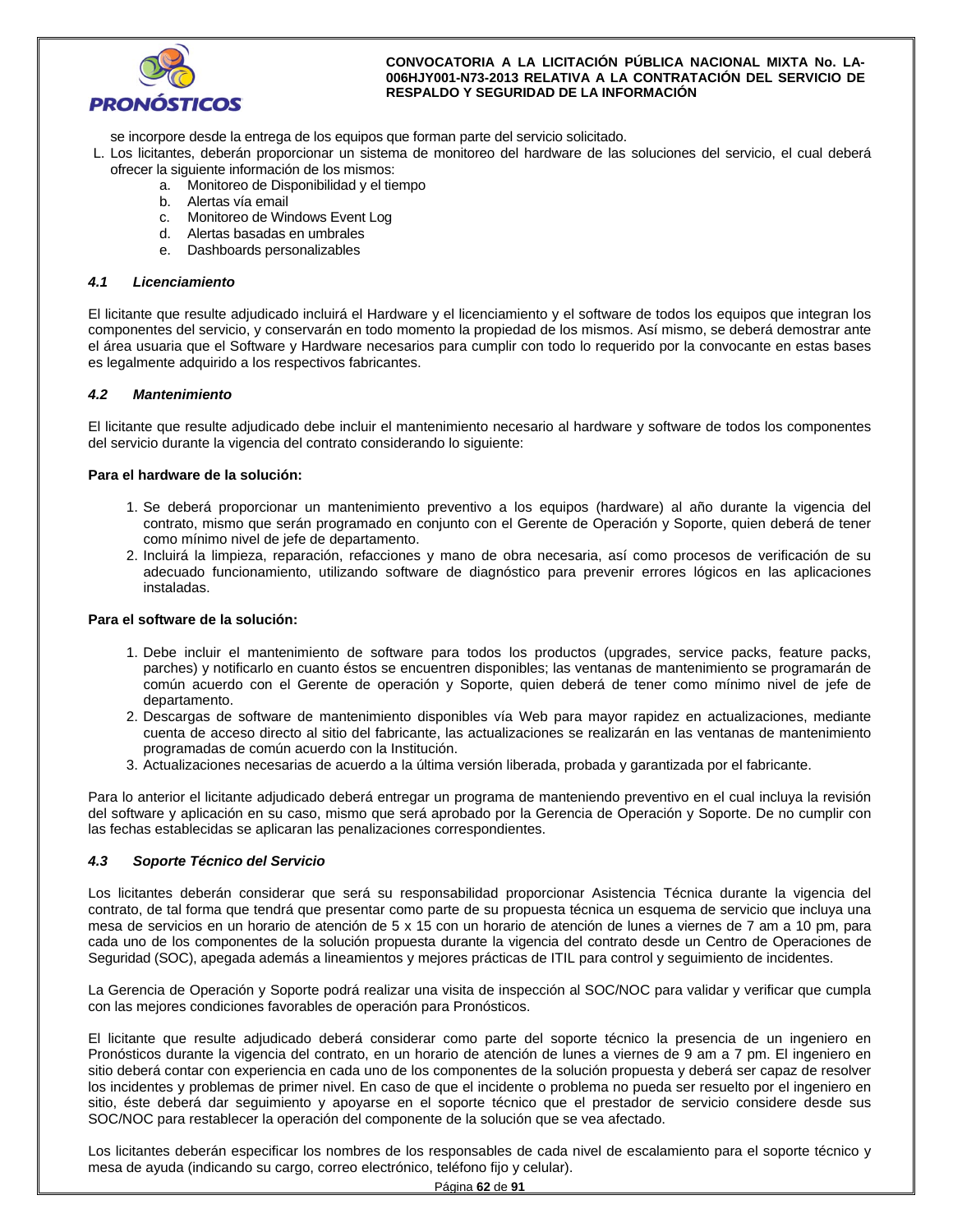se incorpore desde la entrega de los equipos que forman parte del servicio solicitado.

L. Los licitantes, deberán proporcionar un sistema de monitoreo del hardware de las soluciones del servicio, el cual deberá ofrecer la siguiente información de los mismos:
   a. Monitoreo de Disponibilidad y el tiempo
   b. Alertas vía email
   c. Monitoreo de Windows Event Log
   d. Alertas basadas en umbrales
   e. Dashboards personalizables

### *4.1 Licenciamiento*

El licitante que resulte adjudicado incluirá el Hardware y el licenciamiento y el software de todos los equipos que integran los componentes del servicio, y conservarán en todo momento la propiedad de los mismos. Así mismo, se deberá demostrar ante el área usuaria que el Software y Hardware necesarios para cumplir con todo lo requerido por la convocante en estas bases es legalmente adquirido a los respectivos fabricantes.

### *4.2 Mantenimiento*

El licitante que resulte adjudicado debe incluir el mantenimiento necesario al hardware y software de todos los componentes del servicio durante la vigencia del contrato considerando lo siguiente:

**Para el hardware de la solución:**

1. Se deberá proporcionar un mantenimiento preventivo a los equipos (hardware) al año durante la vigencia del contrato, mismo que serán programado en conjunto con el Gerente de Operación y Soporte, quien deberá de tener como mínimo nivel de jefe de departamento.
2. Incluirá la limpieza, reparación, refacciones y mano de obra necesaria, así como procesos de verificación de su adecuado funcionamiento, utilizando software de diagnóstico para prevenir errores lógicos en las aplicaciones instaladas.

**Para el software de la solución:**

1. Debe incluir el mantenimiento de software para todos los productos (upgrades, service packs, feature packs, parches) y notificarlo en cuanto éstos se encuentren disponibles; las ventanas de mantenimiento se programarán de común acuerdo con el Gerente de operación y Soporte, quien deberá de tener como mínimo nivel de jefe de departamento.
2. Descargas de software de mantenimiento disponibles vía Web para mayor rapidez en actualizaciones, mediante cuenta de acceso directo al sitio del fabricante, las actualizaciones se realizarán en las ventanas de mantenimiento programadas de común acuerdo con la Institución.
3. Actualizaciones necesarias de acuerdo a la última versión liberada, probada y garantizada por el fabricante.

Para lo anterior el licitante adjudicado deberá entregar un programa de manteniendo preventivo en el cual incluya la revisión del software y aplicación en su caso, mismo que será aprobado por la Gerencia de Operación y Soporte. De no cumplir con las fechas establecidas se aplicaran las penalizaciones correspondientes.

### *4.3 Soporte Técnico del Servicio*

Los licitantes deberán considerar que será su responsabilidad proporcionar Asistencia Técnica durante la vigencia del contrato, de tal forma que tendrá que presentar como parte de su propuesta técnica un esquema de servicio que incluya una mesa de servicios en un horario de atención de 5 x 15 con un horario de atención de lunes a viernes de 7 am a 10 pm, para cada uno de los componentes de la solución propuesta durante la vigencia del contrato desde un Centro de Operaciones de Seguridad (SOC), apegada además a lineamientos y mejores prácticas de ITIL para control y seguimiento de incidentes.

La Gerencia de Operación y Soporte podrá realizar una visita de inspección al SOC/NOC para validar y verificar que cumpla con las mejores condiciones favorables de operación para Pronósticos.

El licitante que resulte adjudicado deberá considerar como parte del soporte técnico la presencia de un ingeniero en Pronósticos durante la vigencia del contrato, en un horario de atención de lunes a viernes de 9 am a 7 pm. El ingeniero en sitio deberá contar con experiencia en cada uno de los componentes de la solución propuesta y deberá ser capaz de resolver los incidentes y problemas de primer nivel. En caso de que el incidente o problema no pueda ser resuelto por el ingeniero en sitio, éste deberá dar seguimiento y apoyarse en el soporte técnico que el prestador de servicio considere desde sus SOC/NOC para restablecer la operación del componente de la solución que se vea afectado.

Los licitantes deberán especificar los nombres de los responsables de cada nivel de escalamiento para el soporte técnico y mesa de ayuda (indicando su cargo, correo electrónico, teléfono fijo y celular).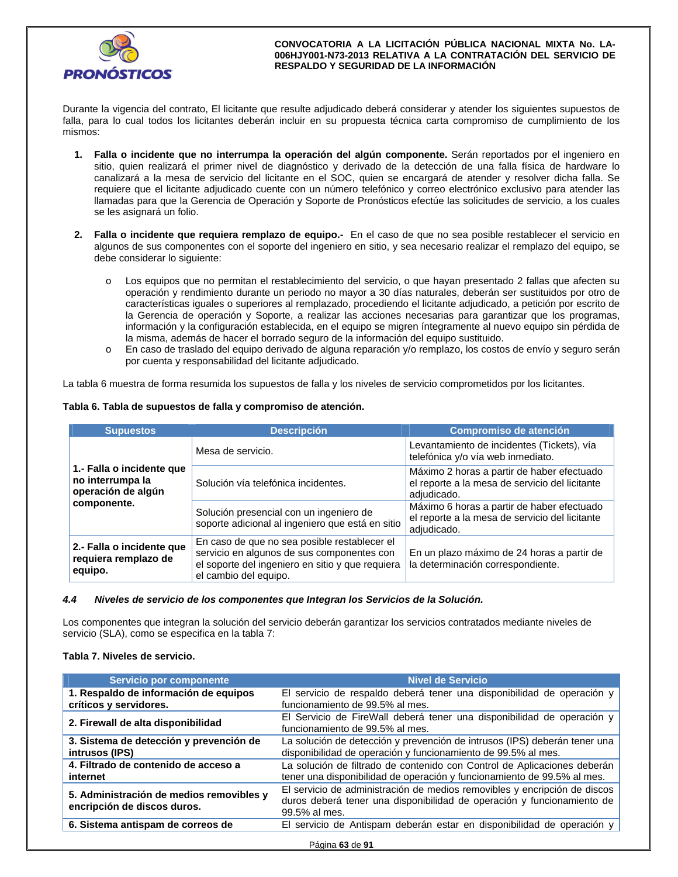Durante la vigencia del contrato, El licitante que resulte adjudicado deberá considerar y atender los siguientes supuestos de falla, para lo cual todos los licitantes deberán incluir en su propuesta técnica carta compromiso de cumplimiento de los mismos:

1. **Falla o incidente que no interrumpa la operación del algún componente.** Serán reportados por el ingeniero en sitio, quien realizará el primer nivel de diagnóstico y derivado de la detección de una falla física de hardware lo canalizará a la mesa de servicio del licitante en el SOC, quien se encargará de atender y resolver dicha falla. Se requiere que el licitante adjudicado cuente con un número telefónico y correo electrónico exclusivo para atender las llamadas para que la Gerencia de Operación y Soporte de Pronósticos efectúe las solicitudes de servicio, a los cuales se les asignará un folio.

2. **Falla o incidente que requiera remplazo de equipo.-** En el caso de que no sea posible restablecer el servicio en algunos de sus componentes con el soporte del ingeniero en sitio, y sea necesario realizar el remplazo del equipo, se debe considerar lo siguiente:

    - Los equipos que no permitan el restablecimiento del servicio, o que hayan presentado 2 fallas que afecten su operación y rendimiento durante un periodo no mayor a 30 días naturales, deberán ser sustituidos por otro de características iguales o superiores al remplazado, procediendo el licitante adjudicado, a petición por escrito de la Gerencia de operación y Soporte, a realizar las acciones necesarias para garantizar que los programas, información y la configuración establecida, en el equipo se migren íntegramente al nuevo equipo sin pérdida de la misma, además de hacer el borrado seguro de la información del equipo sustituido.
    - En caso de traslado del equipo derivado de alguna reparación y/o remplazo, los costos de envío y seguro serán por cuenta y responsabilidad del licitante adjudicado.

La tabla 6 muestra de forma resumida los supuestos de falla y los niveles de servicio comprometidos por los licitantes.

**Tabla 6. Tabla de supuestos de falla y compromiso de atención.**

| Supuestos | Descripción | Compromiso de atención |
|---|---|---|
| **1.- Falla o incidente que no interrumpa la operación de algún componente.** | Mesa de servicio. | Levantamiento de incidentes (Tickets), vía telefónica y/o vía web inmediato. |
| | Solución vía telefónica incidentes. | Máximo 2 horas a partir de haber efectuado el reporte a la mesa de servicio del licitante adjudicado. |
| | Solución presencial con un ingeniero de soporte adicional al ingeniero que está en sitio | Máximo 6 horas a partir de haber efectuado el reporte a la mesa de servicio del licitante adjudicado. |
| **2.- Falla o incidente que requiera remplazo de equipo.** | En caso de que no sea posible restablecer el servicio en algunos de sus componentes con el soporte del ingeniero en sitio y que requiera el cambio del equipo. | En un plazo máximo de 24 horas a partir de la determinación correspondiente. |

### *4.4 Niveles de servicio de los componentes que Integran los Servicios de la Solución.*

Los componentes que integran la solución del servicio deberán garantizar los servicios contratados mediante niveles de servicio (SLA), como se especifica en la tabla 7:

**Tabla 7. Niveles de servicio.**

| Servicio por componente | Nivel de Servicio |
|---|---|
| **1. Respaldo de información de equipos críticos y servidores.** | El servicio de respaldo deberá tener una disponibilidad de operación y funcionamiento de 99.5% al mes. |
| **2. Firewall de alta disponibilidad** | El Servicio de FireWall deberá tener una disponibilidad de operación y funcionamiento de 99.5% al mes. |
| **3. Sistema de detección y prevención de intrusos (IPS)** | La solución de detección y prevención de intrusos (IPS) deberán tener una disponibilidad de operación y funcionamiento de 99.5% al mes. |
| **4. Filtrado de contenido de acceso a internet** | La solución de filtrado de contenido con Control de Aplicaciones deberán tener una disponibilidad de operación y funcionamiento de 99.5% al mes. |
| **5. Administración de medios removibles y encripción de discos duros.** | El servicio de administración de medios removibles y encripción de discos duros deberá tener una disponibilidad de operación y funcionamiento de 99.5% al mes. |
| **6. Sistema antispam de correos de** | El servicio de Antispam deberán estar en disponibilidad de operación y |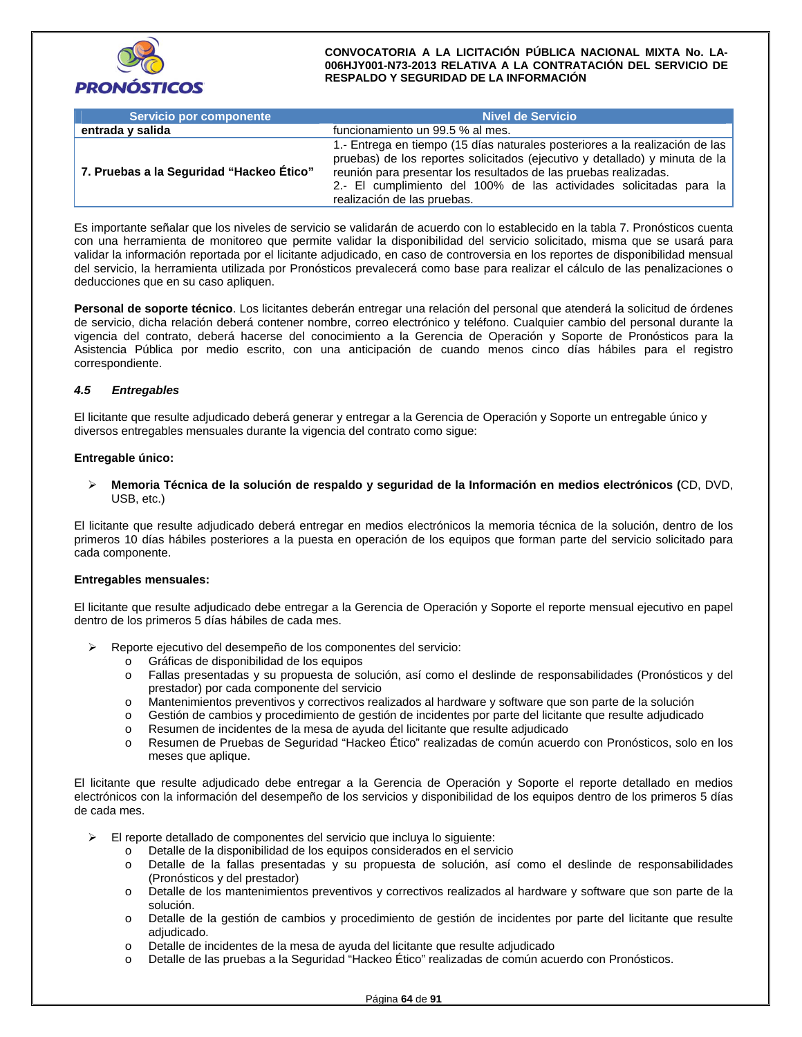| Servicio por componente | Nivel de Servicio |
|---|---|
| **entrada y salida** | funcionamiento un 99.5 % al mes. |
| **7. Pruebas a la Seguridad "Hackeo Ético"** | 1.- Entrega en tiempo (15 días naturales posteriores a la realización de las pruebas) de los reportes solicitados (ejecutivo y detallado) y minuta de la reunión para presentar los resultados de las pruebas realizadas.<br>2.- El cumplimiento del 100% de las actividades solicitadas para la realización de las pruebas. |

Es importante señalar que los niveles de servicio se validarán de acuerdo con lo establecido en la tabla 7. Pronósticos cuenta con una herramienta de monitoreo que permite validar la disponibilidad del servicio solicitado, misma que se usará para validar la información reportada por el licitante adjudicado, en caso de controversia en los reportes de disponibilidad mensual del servicio, la herramienta utilizada por Pronósticos prevalecerá como base para realizar el cálculo de las penalizaciones o deducciones que en su caso apliquen.

**Personal de soporte técnico**. Los licitantes deberán entregar una relación del personal que atenderá la solicitud de órdenes de servicio, dicha relación deberá contener nombre, correo electrónico y teléfono. Cualquier cambio del personal durante la vigencia del contrato, deberá hacerse del conocimiento a la Gerencia de Operación y Soporte de Pronósticos para la Asistencia Pública por medio escrito, con una anticipación de cuando menos cinco días hábiles para el registro correspondiente.

### *4.5 Entregables*

El licitante que resulte adjudicado deberá generar y entregar a la Gerencia de Operación y Soporte un entregable único y diversos entregables mensuales durante la vigencia del contrato como sigue:

**Entregable único:**

- **Memoria Técnica de la solución de respaldo y seguridad de la Información en medios electrónicos (**CD, DVD, USB, etc.)

El licitante que resulte adjudicado deberá entregar en medios electrónicos la memoria técnica de la solución, dentro de los primeros 10 días hábiles posteriores a la puesta en operación de los equipos que forman parte del servicio solicitado para cada componente.

**Entregables mensuales:**

El licitante que resulte adjudicado debe entregar a la Gerencia de Operación y Soporte el reporte mensual ejecutivo en papel dentro de los primeros 5 días hábiles de cada mes.

- Reporte ejecutivo del desempeño de los componentes del servicio:
  - Gráficas de disponibilidad de los equipos
  - Fallas presentadas y su propuesta de solución, así como el deslinde de responsabilidades (Pronósticos y del prestador) por cada componente del servicio
  - Mantenimientos preventivos y correctivos realizados al hardware y software que son parte de la solución
  - Gestión de cambios y procedimiento de gestión de incidentes por parte del licitante que resulte adjudicado
  - Resumen de incidentes de la mesa de ayuda del licitante que resulte adjudicado
  - Resumen de Pruebas de Seguridad "Hackeo Ético" realizadas de común acuerdo con Pronósticos, solo en los meses que aplique.

El licitante que resulte adjudicado debe entregar a la Gerencia de Operación y Soporte el reporte detallado en medios electrónicos con la información del desempeño de los servicios y disponibilidad de los equipos dentro de los primeros 5 días de cada mes.

- El reporte detallado de componentes del servicio que incluya lo siguiente:
  - Detalle de la disponibilidad de los equipos considerados en el servicio
  - Detalle de la fallas presentadas y su propuesta de solución, así como el deslinde de responsabilidades (Pronósticos y del prestador)
  - Detalle de los mantenimientos preventivos y correctivos realizados al hardware y software que son parte de la solución.
  - Detalle de la gestión de cambios y procedimiento de gestión de incidentes por parte del licitante que resulte adjudicado.
  - Detalle de incidentes de la mesa de ayuda del licitante que resulte adjudicado
  - Detalle de las pruebas a la Seguridad "Hackeo Ético" realizadas de común acuerdo con Pronósticos.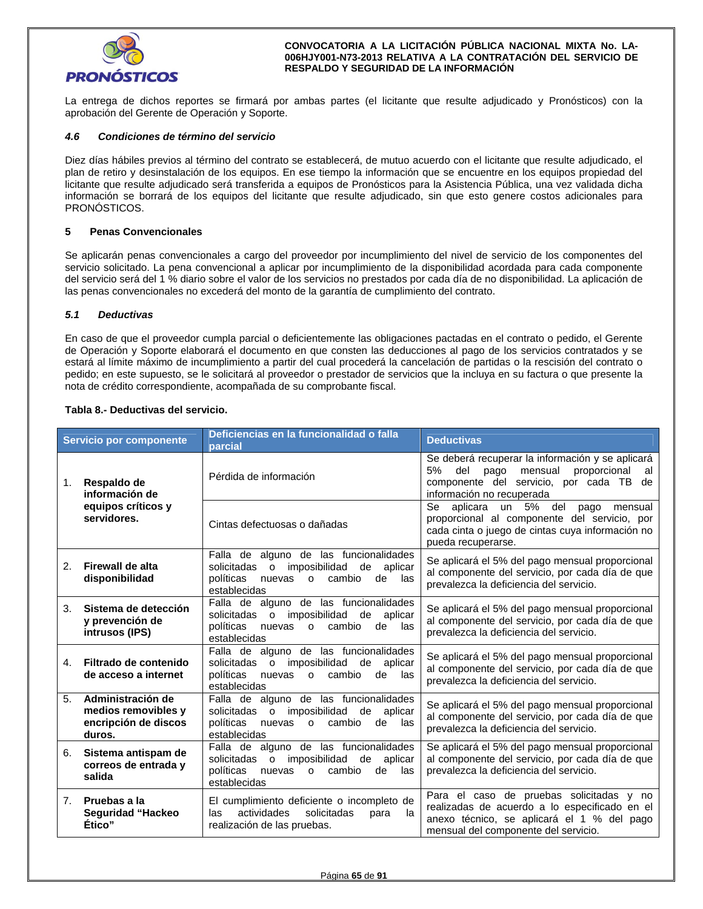La entrega de dichos reportes se firmará por ambas partes (el licitante que resulte adjudicado y Pronósticos) con la aprobación del Gerente de Operación y Soporte.

### *4.6 Condiciones de término del servicio*

Diez días hábiles previos al término del contrato se establecerá, de mutuo acuerdo con el licitante que resulte adjudicado, el plan de retiro y desinstalación de los equipos. En ese tiempo la información que se encuentre en los equipos propiedad del licitante que resulte adjudicado será transferida a equipos de Pronósticos para la Asistencia Pública, una vez validada dicha información se borrará de los equipos del licitante que resulte adjudicado, sin que esto genere costos adicionales para PRONÓSTICOS.

## 5 Penas Convencionales

Se aplicarán penas convencionales a cargo del proveedor por incumplimiento del nivel de servicio de los componentes del servicio solicitado. La pena convencional a aplicar por incumplimiento de la disponibilidad acordada para cada componente del servicio será del 1 % diario sobre el valor de los servicios no prestados por cada día de no disponibilidad. La aplicación de las penas convencionales no excederá del monto de la garantía de cumplimiento del contrato.

### *5.1 Deductivas*

En caso de que el proveedor cumpla parcial o deficientemente las obligaciones pactadas en el contrato o pedido, el Gerente de Operación y Soporte elaborará el documento en que consten las deducciones al pago de los servicios contratados y se estará al límite máximo de incumplimiento a partir del cual procederá la cancelación de partidas o la rescisión del contrato o pedido; en este supuesto, se le solicitará al proveedor o prestador de servicios que la incluya en su factura o que presente la nota de crédito correspondiente, acompañada de su comprobante fiscal.

**Tabla 8.- Deductivas del servicio.**

| Servicio por componente | Deficiencias en la funcionalidad o falla parcial | Deductivas |
|---|---|---|
| 1. **Respaldo de información de equipos críticos y servidores.** | Pérdida de información | Se deberá recuperar la información y se aplicará 5% del pago mensual proporcional al componente del servicio, por cada TB de información no recuperada |
| | Cintas defectuosas o dañadas | Se aplicara un 5% del pago mensual proporcional al componente del servicio, por cada cinta o juego de cintas cuya información no pueda recuperarse. |
| 2. **Firewall de alta disponibilidad** | Falla de alguno de las funcionalidades solicitadas o imposibilidad de aplicar políticas nuevas o cambio de las establecidas | Se aplicará el 5% del pago mensual proporcional al componente del servicio, por cada día de que prevalezca la deficiencia del servicio. |
| 3. **Sistema de detección y prevención de intrusos (IPS)** | Falla de alguno de las funcionalidades solicitadas o imposibilidad de aplicar políticas nuevas o cambio de las establecidas | Se aplicará el 5% del pago mensual proporcional al componente del servicio, por cada día de que prevalezca la deficiencia del servicio. |
| 4. **Filtrado de contenido de acceso a internet** | Falla de alguno de las funcionalidades solicitadas o imposibilidad de aplicar políticas nuevas o cambio de las establecidas | Se aplicará el 5% del pago mensual proporcional al componente del servicio, por cada día de que prevalezca la deficiencia del servicio. |
| 5. **Administración de medios removibles y encripción de discos duros.** | Falla de alguno de las funcionalidades solicitadas o imposibilidad de aplicar políticas nuevas o cambio de las establecidas | Se aplicará el 5% del pago mensual proporcional al componente del servicio, por cada día de que prevalezca la deficiencia del servicio. |
| 6. **Sistema antispam de correos de entrada y salida** | Falla de alguno de las funcionalidades solicitadas o imposibilidad de aplicar políticas nuevas o cambio de las establecidas | Se aplicará el 5% del pago mensual proporcional al componente del servicio, por cada día de que prevalezca la deficiencia del servicio. |
| 7. **Pruebas a la Seguridad "Hackeo Ético"** | El cumplimiento deficiente o incompleto de las actividades solicitadas para la realización de las pruebas. | Para el caso de pruebas solicitadas y no realizadas de acuerdo a lo especificado en el anexo técnico, se aplicará el 1 % del pago mensual del componente del servicio. |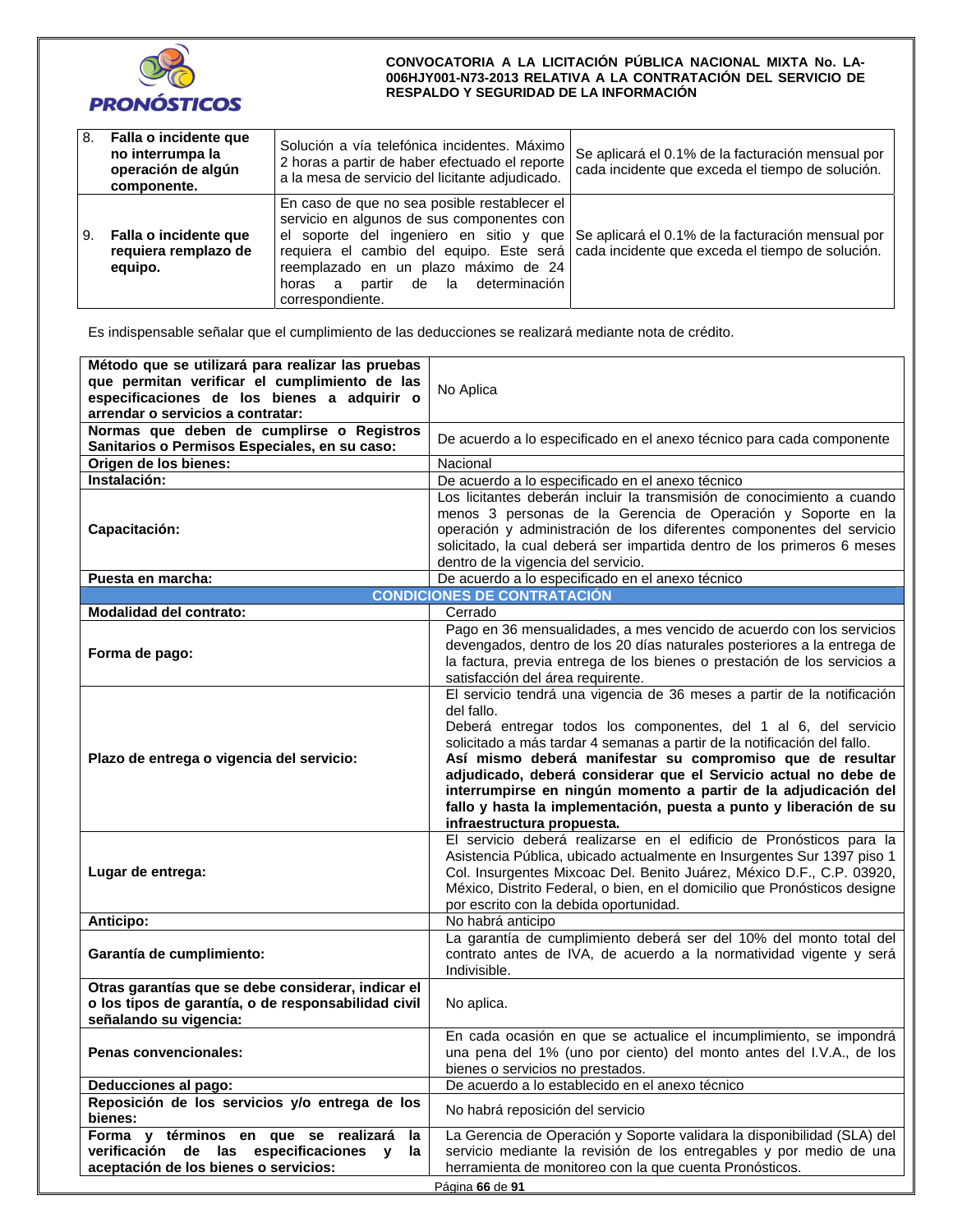| 8. | **Falla o incidente que no interrumpa la operación de algún componente.** | Solución a vía telefónica incidentes. Máximo 2 horas a partir de haber efectuado el reporte a la mesa de servicio del licitante adjudicado. | Se aplicará el 0.1% de la facturación mensual por cada incidente que exceda el tiempo de solución. |
|---|---|---|---|
| 9. | **Falla o incidente que requiera remplazo de equipo.** | En caso de que no sea posible restablecer el servicio en algunos de sus componentes con el soporte del ingeniero en sitio y que requiera el cambio del equipo. Este será reemplazado en un plazo máximo de 24 horas a partir de la determinación correspondiente. | Se aplicará el 0.1% de la facturación mensual por cada incidente que exceda el tiempo de solución. |

Es indispensable señalar que el cumplimiento de las deducciones se realizará mediante nota de crédito.

| **Método que se utilizará para realizar las pruebas que permitan verificar el cumplimiento de las especificaciones de los bienes a adquirir o arrendar o servicios a contratar:** | No Aplica |
|---|---|
| **Normas que deben de cumplirse o Registros Sanitarios o Permisos Especiales, en su caso:** | De acuerdo a lo especificado en el anexo técnico para cada componente |
| **Origen de los bienes:** | Nacional |
| **Instalación:** | De acuerdo a lo especificado en el anexo técnico |
| **Capacitación:** | Los licitantes deberán incluir la transmisión de conocimiento a cuando menos 3 personas de la Gerencia de Operación y Soporte en la operación y administración de los diferentes componentes del servicio solicitado, la cual deberá ser impartida dentro de los primeros 6 meses dentro de la vigencia del servicio. |
| **Puesta en marcha:** | De acuerdo a lo especificado en el anexo técnico |
| **CONDICIONES DE CONTRATACIÓN** | |
| **Modalidad del contrato:** | Cerrado |
| **Forma de pago:** | Pago en 36 mensualidades, a mes vencido de acuerdo con los servicios devengados, dentro de los 20 días naturales posteriores a la entrega de la factura, previa entrega de los bienes o prestación de los servicios a satisfacción del área requirente. |
| **Plazo de entrega o vigencia del servicio:** | El servicio tendrá una vigencia de 36 meses a partir de la notificación del fallo.<br>Deberá entregar todos los componentes, del 1 al 6, del servicio solicitado a más tardar 4 semanas a partir de la notificación del fallo.<br>**Así mismo deberá manifestar su compromiso que de resultar adjudicado, deberá considerar que el Servicio actual no debe de interrumpirse en ningún momento a partir de la adjudicación del fallo y hasta la implementación, puesta a punto y liberación de su infraestructura propuesta.** |
| **Lugar de entrega:** | El servicio deberá realizarse en el edificio de Pronósticos para la Asistencia Pública, ubicado actualmente en Insurgentes Sur 1397 piso 1 Col. Insurgentes Mixcoac Del. Benito Juárez, México D.F., C.P. 03920, México, Distrito Federal, o bien, en el domicilio que Pronósticos designe por escrito con la debida oportunidad. |
| **Anticipo:** | No habrá anticipo |
| **Garantía de cumplimiento:** | La garantía de cumplimiento deberá ser del 10% del monto total del contrato antes de IVA, de acuerdo a la normatividad vigente y será Indivisible. |
| **Otras garantías que se debe considerar, indicar el o los tipos de garantía, o de responsabilidad civil señalando su vigencia:** | No aplica. |
| **Penas convencionales:** | En cada ocasión en que se actualice el incumplimiento, se impondrá una pena del 1% (uno por ciento) del monto antes del I.V.A., de los bienes o servicios no prestados. |
| **Deducciones al pago:** | De acuerdo a lo establecido en el anexo técnico |
| **Reposición de los servicios y/o entrega de los bienes:** | No habrá reposición del servicio |
| **Forma y términos en que se realizará la verificación de las especificaciones y la aceptación de los bienes o servicios:** | La Gerencia de Operación y Soporte validara la disponibilidad (SLA) del servicio mediante la revisión de los entregables y por medio de una herramienta de monitoreo con la que cuenta Pronósticos. |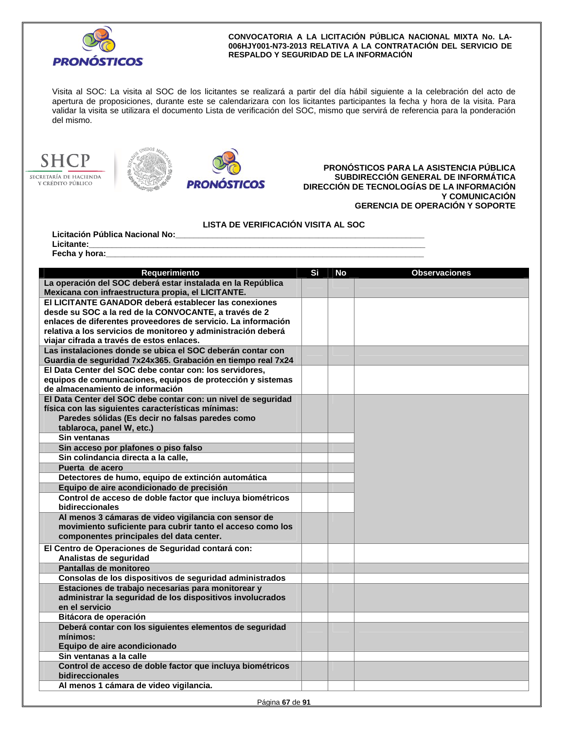Visita al SOC: La visita al SOC de los licitantes se realizará a partir del día hábil siguiente a la celebración del acto de apertura de proposiciones, durante este se calendarizara con los licitantes participantes la fecha y hora de la visita. Para validar la visita se utilizara el documento Lista de verificación del SOC, mismo que servirá de referencia para la ponderación del mismo.

**PRONÓSTICOS PARA LA ASISTENCIA PÚBLICA**
**SUBDIRECCIÓN GENERAL DE INFORMÁTICA**
**DIRECCIÓN DE TECNOLOGÍAS DE LA INFORMACIÓN Y COMUNICACIÓN**
**GERENCIA DE OPERACIÓN Y SOPORTE**

## LISTA DE VERIFICACIÓN VISITA AL SOC

**Licitación Pública Nacional No:**\_\_\_\_\_\_\_\_\_\_\_\_\_\_\_\_\_\_\_\_\_\_\_\_\_\_\_\_\_\_
**Licitante:**\_\_\_\_\_\_\_\_\_\_\_\_\_\_\_\_\_\_\_\_\_\_\_\_\_\_\_\_\_\_
**Fecha y hora:**\_\_\_\_\_\_\_\_\_\_\_\_\_\_\_\_\_\_\_\_\_\_\_\_\_\_\_\_\_\_

| Requerimiento | Si | No | Observaciones |
|---|---|---|---|
| **La operación del SOC deberá estar instalada en la República Mexicana con infraestructura propia, el LICITANTE.** | | | |
| **El LICITANTE GANADOR deberá establecer las conexiones desde su SOC a la red de la CONVOCANTE, a través de 2 enlaces de diferentes proveedores de servicio. La información relativa a los servicios de monitoreo y administración deberá viajar cifrada a través de estos enlaces.** | | | |
| **Las instalaciones donde se ubica el SOC deberán contar con Guardia de seguridad 7x24x365. Grabación en tiempo real 7x24** | | | |
| **El Data Center del SOC debe contar con: los servidores, equipos de comunicaciones, equipos de protección y sistemas de almacenamiento de información** | | | |
| **El Data Center del SOC debe contar con: un nivel de seguridad física con las siguientes características mínimas:** **Paredes sólidas (Es decir no falsas paredes como tablaroca, panel W, etc.)** | | | |
| **Sin ventanas** | | | |
| **Sin acceso por plafones o piso falso** | | | |
| **Sin colindancia directa a la calle,** | | | |
| **Puerta de acero** | | | |
| **Detectores de humo, equipo de extinción automática** | | | |
| **Equipo de aire acondicionado de precisión** | | | |
| **Control de acceso de doble factor que incluya biométricos bidireccionales** | | | |
| **Al menos 3 cámaras de video vigilancia con sensor de movimiento suficiente para cubrir tanto el acceso como los componentes principales del data center.** | | | |
| **El Centro de Operaciones de Seguridad contará con:** **Analistas de seguridad** | | | |
| **Pantallas de monitoreo** | | | |
| **Consolas de los dispositivos de seguridad administrados** | | | |
| **Estaciones de trabajo necesarias para monitorear y administrar la seguridad de los dispositivos involucrados en el servicio** | | | |
| **Bitácora de operación** | | | |
| **Deberá contar con los siguientes elementos de seguridad mínimos:** **Equipo de aire acondicionado** | | | |
| **Sin ventanas a la calle** | | | |
| **Control de acceso de doble factor que incluya biométricos bidireccionales** | | | |
| **Al menos 1 cámara de video vigilancia.** | | | |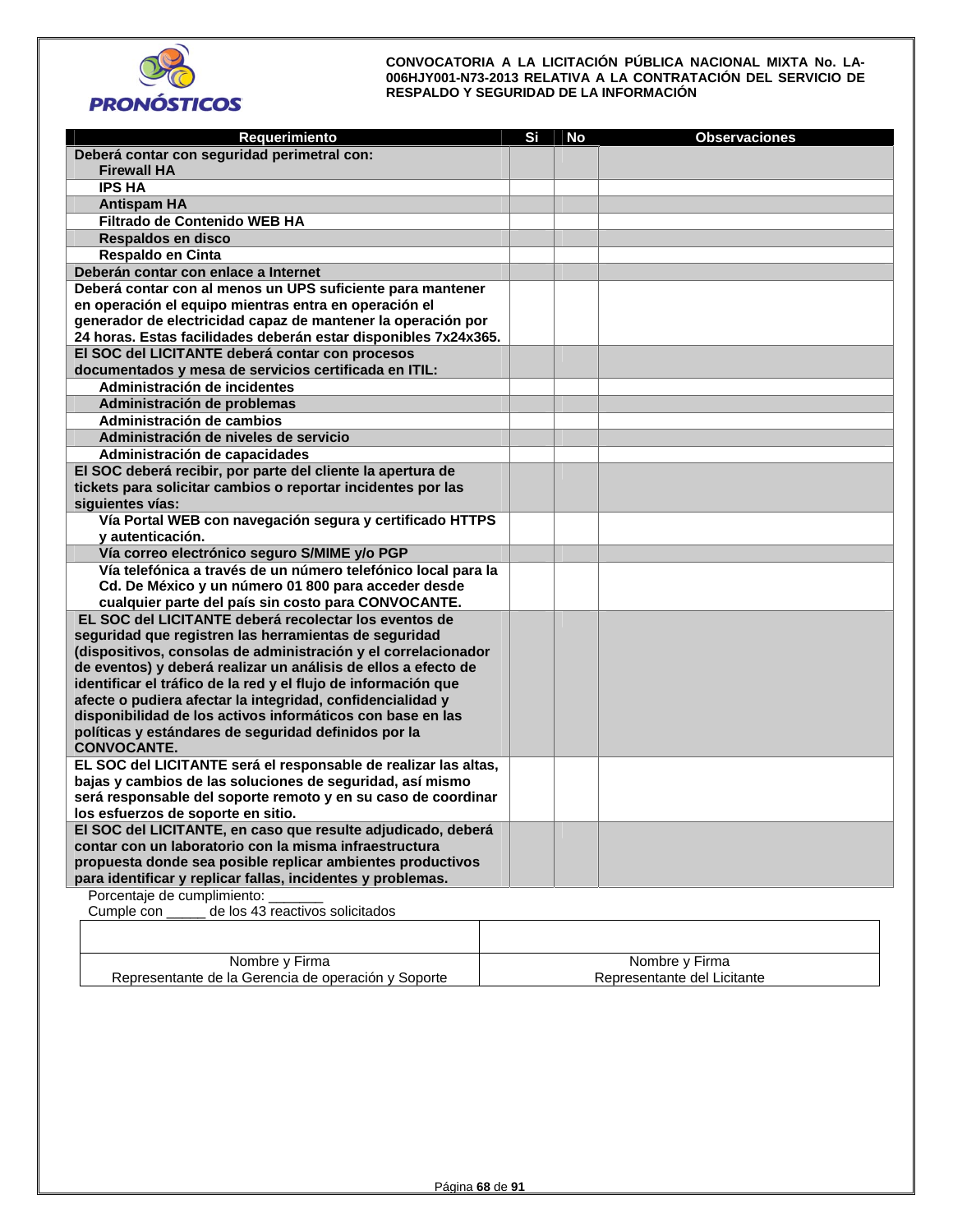| Requerimiento | Si | No | Observaciones |
|---|---|---|---|
| **Deberá contar con seguridad perimetral con:** **Firewall HA** | | | |
| **IPS HA** | | | |
| **Antispam HA** | | | |
| **Filtrado de Contenido WEB HA** | | | |
| **Respaldos en disco** | | | |
| **Respaldo en Cinta** | | | |
| **Deberán contar con enlace a Internet** | | | |
| **Deberá contar con al menos un UPS suficiente para mantener en operación el equipo mientras entra en operación el generador de electricidad capaz de mantener la operación por 24 horas. Estas facilidades deberán estar disponibles 7x24x365.** | | | |
| **El SOC del LICITANTE deberá contar con procesos documentados y mesa de servicios certificada en ITIL:** | | | |
| **Administración de incidentes** | | | |
| **Administración de problemas** | | | |
| **Administración de cambios** | | | |
| **Administración de niveles de servicio** | | | |
| **Administración de capacidades** | | | |
| **El SOC deberá recibir, por parte del cliente la apertura de tickets para solicitar cambios o reportar incidentes por las siguientes vías:** | | | |
| **Vía Portal WEB con navegación segura y certificado HTTPS y autenticación.** | | | |
| **Vía correo electrónico seguro S/MIME y/o PGP** | | | |
| **Vía telefónica a través de un número telefónico local para la Cd. De México y un número 01 800 para acceder desde cualquier parte del país sin costo para CONVOCANTE.** | | | |
| **EL SOC del LICITANTE deberá recolectar los eventos de seguridad que registren las herramientas de seguridad (dispositivos, consolas de administración y el correlacionador de eventos) y deberá realizar un análisis de ellos a efecto de identificar el tráfico de la red y el flujo de información que afecte o pudiera afectar la integridad, confidencialidad y disponibilidad de los activos informáticos con base en las políticas y estándares de seguridad definidos por la CONVOCANTE.** | | | |
| **EL SOC del LICITANTE será el responsable de realizar las altas, bajas y cambios de las soluciones de seguridad, así mismo será responsable del soporte remoto y en su caso de coordinar los esfuerzos de soporte en sitio.** | | | |
| **El SOC del LICITANTE, en caso que resulte adjudicado, deberá contar con un laboratorio con la misma infraestructura propuesta donde sea posible replicar ambientes productivos para identificar y replicar fallas, incidentes y problemas.** | | | |

Porcentaje de cumplimiento: _______

Cumple con _____ de los 43 reactivos solicitados

| | |
|---|---|
| Nombre y Firma<br>Representante de la Gerencia de operación y Soporte | Nombre y Firma<br>Representante del Licitante |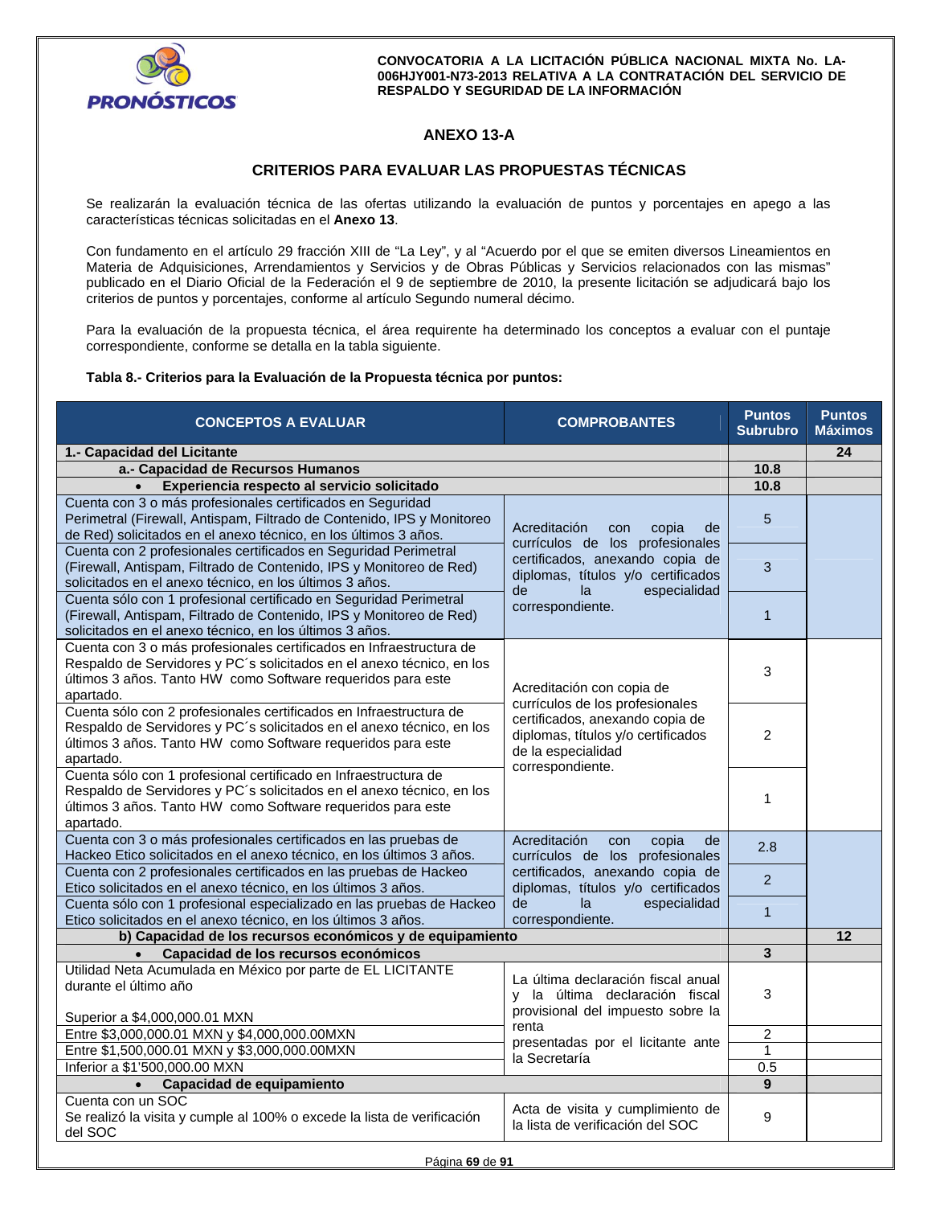## ANEXO 13-A

## CRITERIOS PARA EVALUAR LAS PROPUESTAS TÉCNICAS

Se realizarán la evaluación técnica de las ofertas utilizando la evaluación de puntos y porcentajes en apego a las características técnicas solicitadas en el **Anexo 13**.

Con fundamento en el artículo 29 fracción XIII de "La Ley", y al "Acuerdo por el que se emiten diversos Lineamientos en Materia de Adquisiciones, Arrendamientos y Servicios y de Obras Públicas y Servicios relacionados con las mismas" publicado en el Diario Oficial de la Federación el 9 de septiembre de 2010, la presente licitación se adjudicará bajo los criterios de puntos y porcentajes, conforme al artículo Segundo numeral décimo.

Para la evaluación de la propuesta técnica, el área requirente ha determinado los conceptos a evaluar con el puntaje correspondiente, conforme se detalla en la tabla siguiente.

**Tabla 8.- Criterios para la Evaluación de la Propuesta técnica por puntos:**

| CONCEPTOS A EVALUAR | COMPROBANTES | Puntos Subrubro | Puntos Máximos |
|---|---|---|---|
| **1.- Capacidad del Licitante** | | | **24** |
| **a.- Capacidad de Recursos Humanos** | | **10.8** | |
| • **Experiencia respecto al servicio solicitado** | | **10.8** | |
| Cuenta con 3 o más profesionales certificados en Seguridad Perimetral (Firewall, Antispam, Filtrado de Contenido, IPS y Monitoreo de Red) solicitados en el anexo técnico, en los últimos 3 años. | Acreditación con copia de currículos de los profesionales certificados, anexando copia de diplomas, títulos y/o certificados de la especialidad correspondiente. | 5 | |
| Cuenta con 2 profesionales certificados en Seguridad Perimetral (Firewall, Antispam, Filtrado de Contenido, IPS y Monitoreo de Red) solicitados en el anexo técnico, en los últimos 3 años. | | 3 | |
| Cuenta sólo con 1 profesional certificado en Seguridad Perimetral (Firewall, Antispam, Filtrado de Contenido, IPS y Monitoreo de Red) solicitados en el anexo técnico, en los últimos 3 años. | | 1 | |
| Cuenta con 3 o más profesionales certificados en Infraestructura de Respaldo de Servidores y PC´s solicitados en el anexo técnico, en los últimos 3 años. Tanto HW como Software requeridos para este apartado. | Acreditación con copia de currículos de los profesionales certificados, anexando copia de diplomas, títulos y/o certificados de la especialidad correspondiente. | 3 | |
| Cuenta sólo con 2 profesionales certificados en Infraestructura de Respaldo de Servidores y PC´s solicitados en el anexo técnico, en los últimos 3 años. Tanto HW como Software requeridos para este apartado. | | 2 | |
| Cuenta sólo con 1 profesional certificado en Infraestructura de Respaldo de Servidores y PC´s solicitados en el anexo técnico, en los últimos 3 años. Tanto HW como Software requeridos para este apartado. | | 1 | |
| Cuenta con 3 o más profesionales certificados en las pruebas de Hackeo Etico solicitados en el anexo técnico, en los últimos 3 años. | Acreditación con copia de currículos de los profesionales certificados, anexando copia de diplomas, títulos y/o certificados de la especialidad correspondiente. | 2.8 | |
| Cuenta con 2 profesionales certificados en las pruebas de Hackeo Etico solicitados en el anexo técnico, en los últimos 3 años. | | 2 | |
| Cuenta sólo con 1 profesional especializado en las pruebas de Hackeo Etico solicitados en el anexo técnico, en los últimos 3 años. | | 1 | |
| **b) Capacidad de los recursos económicos y de equipamiento** | | | **12** |
| • **Capacidad de los recursos económicos** | | **3** | |
| Utilidad Neta Acumulada en México por parte de EL LICITANTE durante el último año<br><br>Superior a $4,000,000.01 MXN | La última declaración fiscal anual y la última declaración fiscal provisional del impuesto sobre la renta presentadas por el licitante ante la Secretaría | 3 | |
| Entre $3,000,000.01 MXN y $4,000,000.00MXN | | 2 | |
| Entre $1,500,000.01 MXN y $3,000,000.00MXN | | 1 | |
| Inferior a $1'500,000.00 MXN | | 0.5 | |
| • **Capacidad de equipamiento** | | **9** | |
| Cuenta con un SOC<br>Se realizó la visita y cumple al 100% o excede la lista de verificación del SOC | Acta de visita y cumplimiento de la lista de verificación del SOC | 9 | |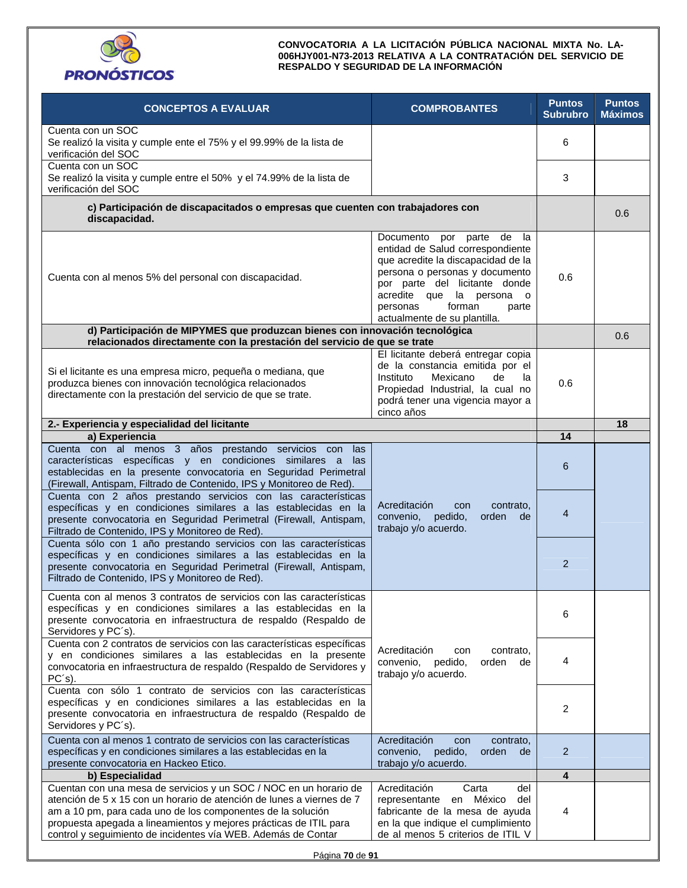| CONCEPTOS A EVALUAR | COMPROBANTES | Puntos Subrubro | Puntos Máximos |
|---|---|---|---|
| Cuenta con un SOC<br>Se realizó la visita y cumple ente el 75% y el 99.99% de la lista de verificación del SOC | | 6 | |
| Cuenta con un SOC<br>Se realizó la visita y cumple entre el 50% y el 74.99% de la lista de verificación del SOC | | 3 | |
| **c) Participación de discapacitados o empresas que cuenten con trabajadores con discapacidad.** | | | 0.6 |
| Cuenta con al menos 5% del personal con discapacidad. | Documento por parte de la entidad de Salud correspondiente que acredite la discapacidad de la persona o personas y documento por parte del licitante donde acredite que la persona o personas forman parte actualmente de su plantilla. | 0.6 | |
| **d) Participación de MIPYMES que produzcan bienes con innovación tecnológica relacionados directamente con la prestación del servicio de que se trate** | | | 0.6 |
| Si el licitante es una empresa micro, pequeña o mediana, que produzca bienes con innovación tecnológica relacionados directamente con la prestación del servicio de que se trate. | El licitante deberá entregar copia de la constancia emitida por el Instituto Mexicano de la Propiedad Industrial, la cual no podrá tener una vigencia mayor a cinco años | 0.6 | |
| **2.- Experiencia y especialidad del licitante** | | | **18** |
| **a) Experiencia** | | **14** | |
| Cuenta con al menos 3 años prestando servicios con las características específicas y en condiciones similares a las establecidas en la presente convocatoria en Seguridad Perimetral (Firewall, Antispam, Filtrado de Contenido, IPS y Monitoreo de Red). | Acreditación con contrato, convenio, pedido, orden de trabajo y/o acuerdo. | 6 | |
| Cuenta con 2 años prestando servicios con las características específicas y en condiciones similares a las establecidas en la presente convocatoria en Seguridad Perimetral (Firewall, Antispam, Filtrado de Contenido, IPS y Monitoreo de Red). | | 4 | |
| Cuenta sólo con 1 año prestando servicios con las características específicas y en condiciones similares a las establecidas en la presente convocatoria en Seguridad Perimetral (Firewall, Antispam, Filtrado de Contenido, IPS y Monitoreo de Red). | | 2 | |
| Cuenta con al menos 3 contratos de servicios con las características específicas y en condiciones similares a las establecidas en la presente convocatoria en infraestructura de respaldo (Respaldo de Servidores y PC´s). | Acreditación con contrato, convenio, pedido, orden de trabajo y/o acuerdo. | 6 | |
| Cuenta con 2 contratos de servicios con las características específicas y en condiciones similares a las establecidas en la presente convocatoria en infraestructura de respaldo (Respaldo de Servidores y PC´s). | | 4 | |
| Cuenta con sólo 1 contrato de servicios con las características específicas y en condiciones similares a las establecidas en la presente convocatoria en infraestructura de respaldo (Respaldo de Servidores y PC´s). | | 2 | |
| Cuenta con al menos 1 contrato de servicios con las características específicas y en condiciones similares a las establecidas en la presente convocatoria en Hackeo Etico. | Acreditación con contrato, convenio, pedido, orden de trabajo y/o acuerdo. | 2 | |
| **b) Especialidad** | | **4** | |
| Cuentan con una mesa de servicios y un SOC / NOC en un horario de atención de 5 x 15 con un horario de atención de lunes a viernes de 7 am a 10 pm, para cada uno de los componentes de la solución propuesta apegada a lineamientos y mejores prácticas de ITIL para control y seguimiento de incidentes vía WEB. Además de Contar | Acreditación Carta del representante en México del fabricante de la mesa de ayuda en la que indique el cumplimiento de al menos 5 criterios de ITIL V | 4 | |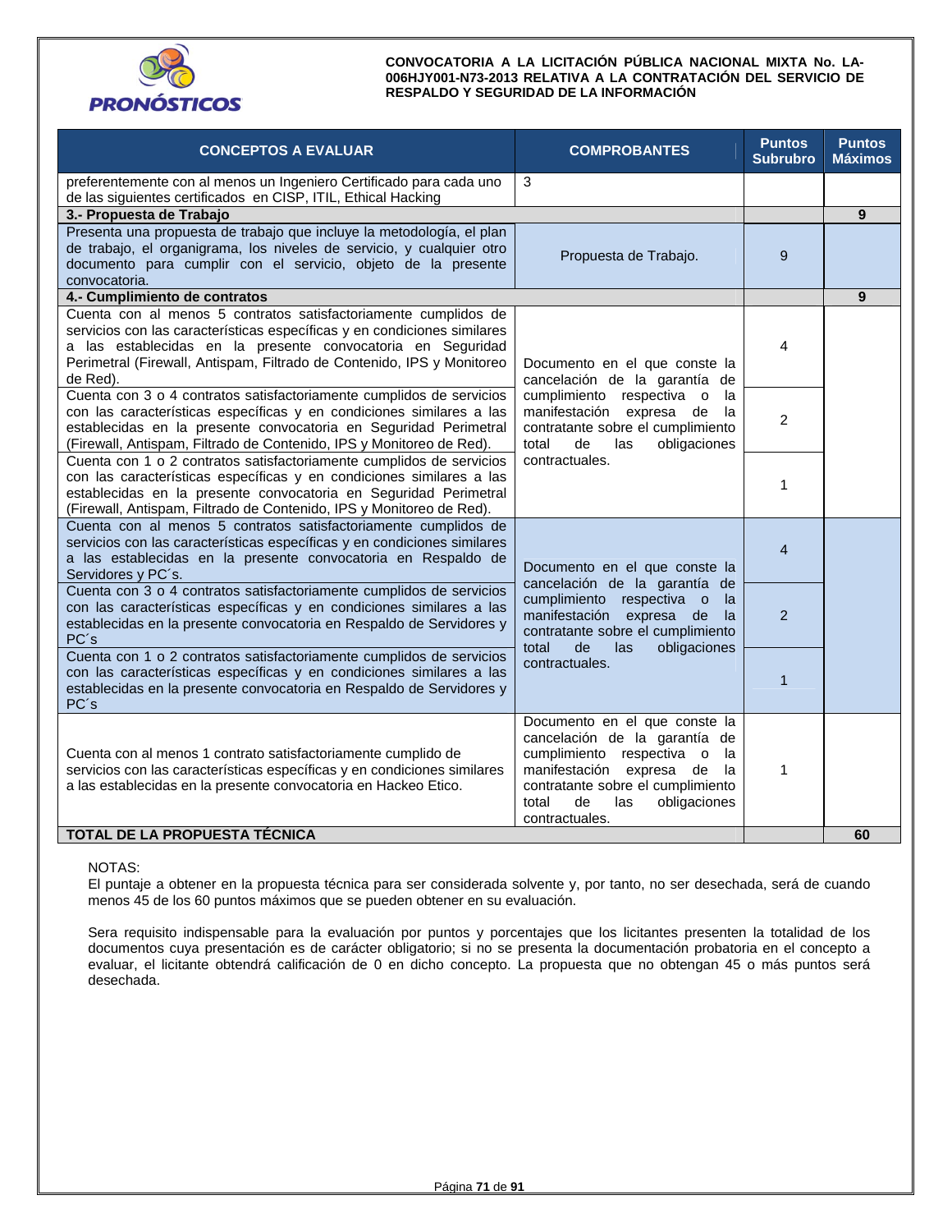**CONVOCATORIA A LA LICITACIÓN PÚBLICA NACIONAL MIXTA No. LA-006HJY001-N73-2013 RELATIVA A LA CONTRATACIÓN DEL SERVICIO DE RESPALDO Y SEGURIDAD DE LA INFORMACIÓN**

| CONCEPTOS A EVALUAR | COMPROBANTES | Puntos Subrubro | Puntos Máximos |
|---|---|---|---|
| preferentemente con al menos un Ingeniero Certificado para cada uno de las siguientes certificados en CISP, ITIL, Ethical Hacking | 3 | | |
| **3.- Propuesta de Trabajo** | | | **9** |
| Presenta una propuesta de trabajo que incluye la metodología, el plan de trabajo, el organigrama, los niveles de servicio, y cualquier otro documento para cumplir con el servicio, objeto de la presente convocatoria. | Propuesta de Trabajo. | 9 | |
| **4.- Cumplimiento de contratos** | | | **9** |
| Cuenta con al menos 5 contratos satisfactoriamente cumplidos de servicios con las características específicas y en condiciones similares a las establecidas en la presente convocatoria en Seguridad Perimetral (Firewall, Antispam, Filtrado de Contenido, IPS y Monitoreo de Red). | Documento en el que conste la cancelación de la garantía de cumplimiento respectiva o la manifestación expresa de la contratante sobre el cumplimiento total de las obligaciones contractuales. | 4 | |
| Cuenta con 3 o 4 contratos satisfactoriamente cumplidos de servicios con las características específicas y en condiciones similares a las establecidas en la presente convocatoria en Seguridad Perimetral (Firewall, Antispam, Filtrado de Contenido, IPS y Monitoreo de Red). | | 2 | |
| Cuenta con 1 o 2 contratos satisfactoriamente cumplidos de servicios con las características específicas y en condiciones similares a las establecidas en la presente convocatoria en Seguridad Perimetral (Firewall, Antispam, Filtrado de Contenido, IPS y Monitoreo de Red). | | 1 | |
| Cuenta con al menos 5 contratos satisfactoriamente cumplidos de servicios con las características específicas y en condiciones similares a las establecidas en la presente convocatoria en Respaldo de Servidores y PC´s. | Documento en el que conste la cancelación de la garantía de cumplimiento respectiva o la manifestación expresa de la contratante sobre el cumplimiento total de las obligaciones contractuales. | 4 | |
| Cuenta con 3 o 4 contratos satisfactoriamente cumplidos de servicios con las características específicas y en condiciones similares a las establecidas en la presente convocatoria en Respaldo de Servidores y PC´s | | 2 | |
| Cuenta con 1 o 2 contratos satisfactoriamente cumplidos de servicios con las características específicas y en condiciones similares a las establecidas en la presente convocatoria en Respaldo de Servidores y PC´s | | 1 | |
| Cuenta con al menos 1 contrato satisfactoriamente cumplido de servicios con las características específicas y en condiciones similares a las establecidas en la presente convocatoria en Hackeo Etico. | Documento en el que conste la cancelación de la garantía de cumplimiento respectiva o la manifestación expresa de la contratante sobre el cumplimiento total de las obligaciones contractuales. | 1 | |
| **TOTAL DE LA PROPUESTA TÉCNICA** | | | **60** |

NOTAS:
El puntaje a obtener en la propuesta técnica para ser considerada solvente y, por tanto, no ser desechada, será de cuando menos 45 de los 60 puntos máximos que se pueden obtener en su evaluación.

Sera requisito indispensable para la evaluación por puntos y porcentajes que los licitantes presenten la totalidad de los documentos cuya presentación es de carácter obligatorio; si no se presenta la documentación probatoria en el concepto a evaluar, el licitante obtendrá calificación de 0 en dicho concepto. La propuesta que no obtengan 45 o más puntos será desechada.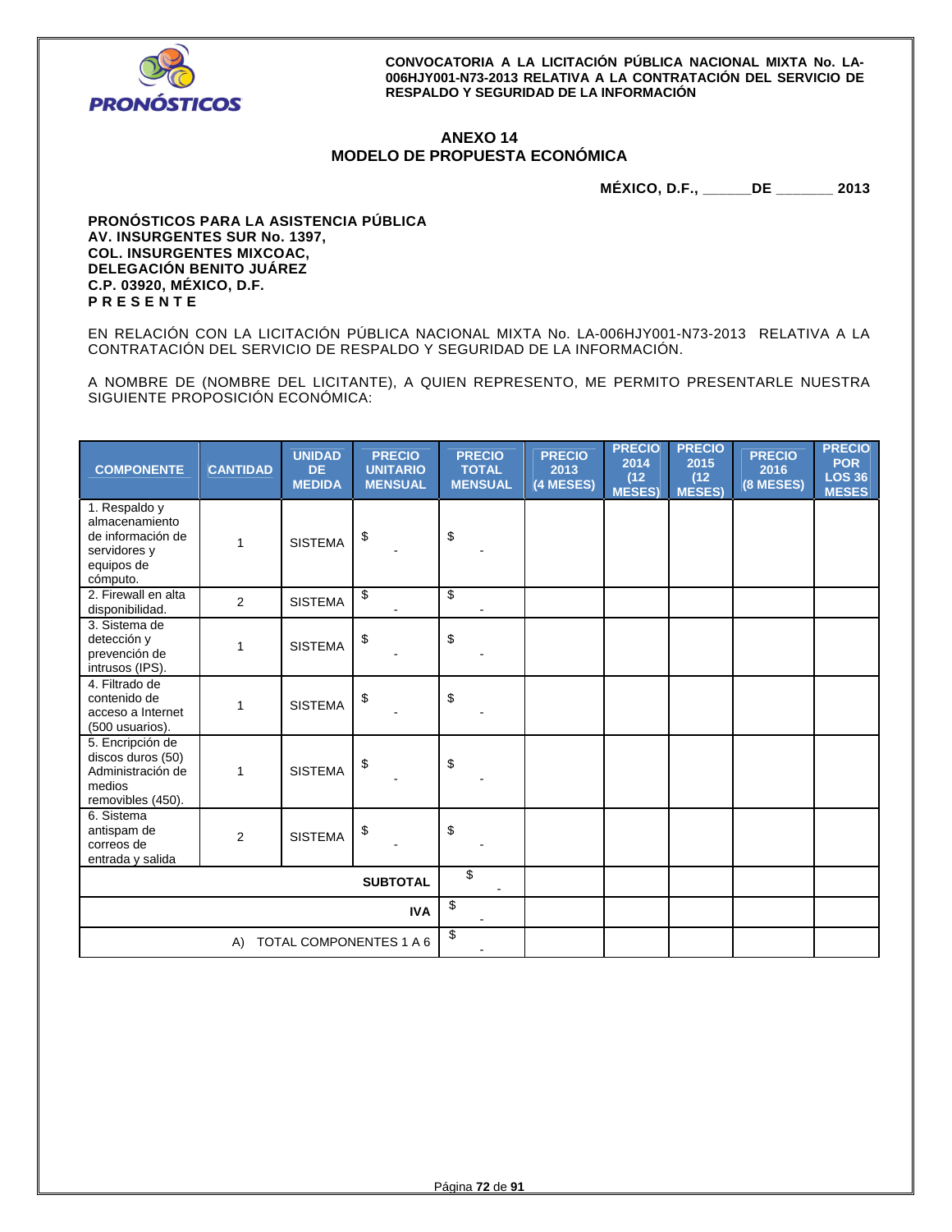**CONVOCATORIA A LA LICITACIÓN PÚBLICA NACIONAL MIXTA No. LA-006HJY001-N73-2013 RELATIVA A LA CONTRATACIÓN DEL SERVICIO DE RESPALDO Y SEGURIDAD DE LA INFORMACIÓN**

## ANEXO 14
## MODELO DE PROPUESTA ECONÓMICA

**MÉXICO, D.F., ______DE _______ 2013**

**PRONÓSTICOS PARA LA ASISTENCIA PÚBLICA**
**AV. INSURGENTES SUR No. 1397,**
**COL. INSURGENTES MIXCOAC,**
**DELEGACIÓN BENITO JUÁREZ**
**C.P. 03920, MÉXICO, D.F.**
**P R E S E N T E**

EN RELACIÓN CON LA LICITACIÓN PÚBLICA NACIONAL MIXTA No. LA-006HJY001-N73-2013 RELATIVA A LA CONTRATACIÓN DEL SERVICIO DE RESPALDO Y SEGURIDAD DE LA INFORMACIÓN.

A NOMBRE DE (NOMBRE DEL LICITANTE), A QUIEN REPRESENTO, ME PERMITO PRESENTARLE NUESTRA SIGUIENTE PROPOSICIÓN ECONÓMICA:

| COMPONENTE | CANTIDAD | UNIDAD DE MEDIDA | PRECIO UNITARIO MENSUAL | PRECIO TOTAL MENSUAL | PRECIO 2013 (4 MESES) | PRECIO 2014 (12 MESES) | PRECIO 2015 (12 MESES) | PRECIO 2016 (8 MESES) | PRECIO POR LOS 36 MESES |
|---|---|---|---|---|---|---|---|---|---|
| 1. Respaldo y almacenamiento de información de servidores y equipos de cómputo. | 1 | SISTEMA | $ - | $ - | | | | | |
| 2. Firewall en alta disponibilidad. | 2 | SISTEMA | $ - | $ - | | | | | |
| 3. Sistema de detección y prevención de intrusos (IPS). | 1 | SISTEMA | $ - | $ - | | | | | |
| 4. Filtrado de contenido de acceso a Internet (500 usuarios). | 1 | SISTEMA | $ - | $ - | | | | | |
| 5. Encripción de discos duros (50) Administración de medios removibles (450). | 1 | SISTEMA | $ - | $ - | | | | | |
| 6. Sistema antispam de correos de entrada y salida | 2 | SISTEMA | $ - | $ - | | | | | |
| | | | **SUBTOTAL** | $ - | | | | | |
| | | | **IVA** | $ - | | | | | |
| | | | A) TOTAL COMPONENTES 1 A 6 | $ - | | | | | |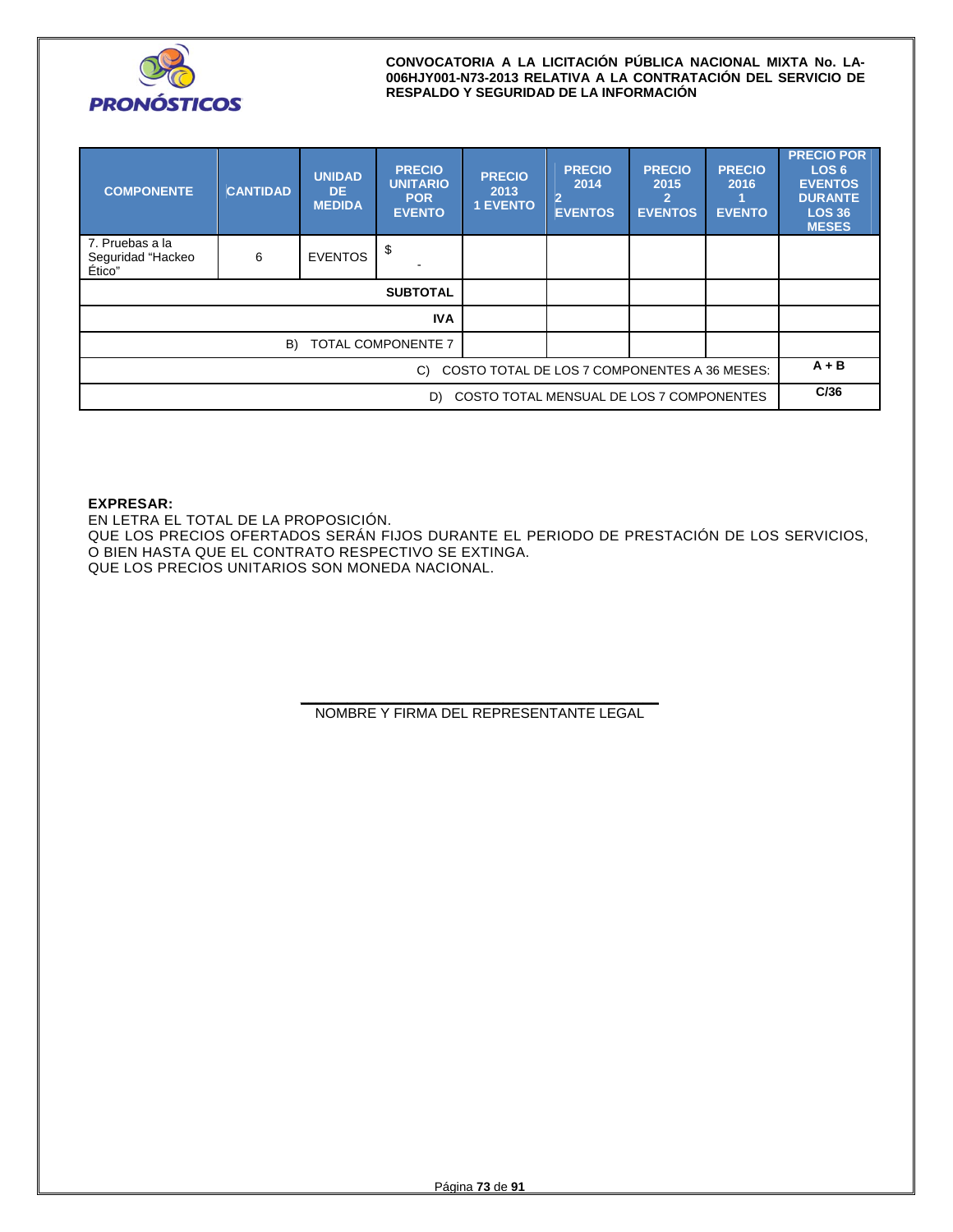| COMPONENTE | CANTIDAD | UNIDAD DE MEDIDA | PRECIO UNITARIO POR EVENTO | PRECIO 2013 1 EVENTO | PRECIO 2014 2 EVENTOS | PRECIO 2015 2 EVENTOS | PRECIO 2016 1 EVENTO | PRECIO POR LOS 6 EVENTOS DURANTE LOS 36 MESES |
|---|---|---|---|---|---|---|---|---|
| 7. Pruebas a la Seguridad "Hackeo Ético" | 6 | EVENTOS | $ - | | | | | |
| | | | SUBTOTAL | | | | | |
| | | | IVA | | | | | |
| | | | B) TOTAL COMPONENTE 7 | | | | | |
| | | | | | | | C) COSTO TOTAL DE LOS 7 COMPONENTES A 36 MESES: | A + B |
| | | | | | | | D) COSTO TOTAL MENSUAL DE LOS 7 COMPONENTES | C/36 |

**EXPRESAR:**

EN LETRA EL TOTAL DE LA PROPOSICIÓN.

QUE LOS PRECIOS OFERTADOS SERÁN FIJOS DURANTE EL PERIODO DE PRESTACIÓN DE LOS SERVICIOS, O BIEN HASTA QUE EL CONTRATO RESPECTIVO SE EXTINGA.

QUE LOS PRECIOS UNITARIOS SON MONEDA NACIONAL.

NOMBRE Y FIRMA DEL REPRESENTANTE LEGAL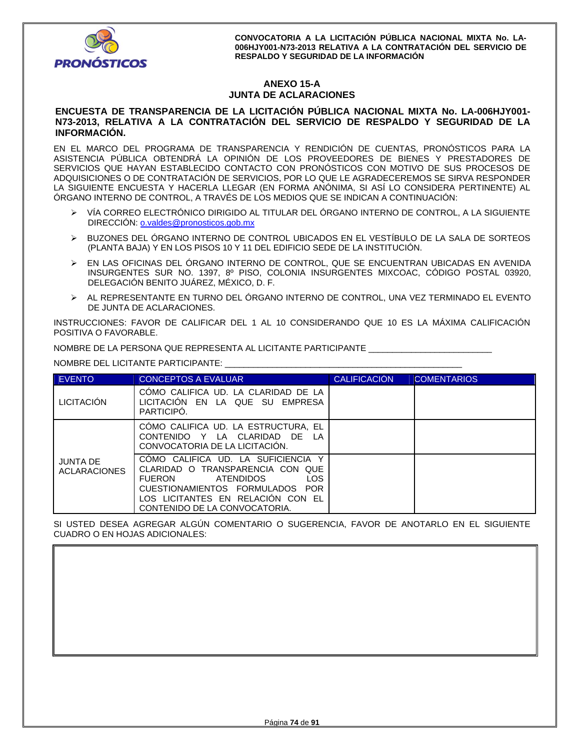## ANEXO 15-A
## JUNTA DE ACLARACIONES

### ENCUESTA DE TRANSPARENCIA DE LA LICITACIÓN PÚBLICA NACIONAL MIXTA No. LA-006HJY001-N73-2013, RELATIVA A LA CONTRATACIÓN DEL SERVICIO DE RESPALDO Y SEGURIDAD DE LA INFORMACIÓN.

EN EL MARCO DEL PROGRAMA DE TRANSPARENCIA Y RENDICIÓN DE CUENTAS, PRONÓSTICOS PARA LA ASISTENCIA PÚBLICA OBTENDRÁ LA OPINIÓN DE LOS PROVEEDORES DE BIENES Y PRESTADORES DE SERVICIOS QUE HAYAN ESTABLECIDO CONTACTO CON PRONÓSTICOS CON MOTIVO DE SUS PROCESOS DE ADQUISICIONES O DE CONTRATACIÓN DE SERVICIOS, POR LO QUE LE AGRADECEREMOS SE SIRVA RESPONDER LA SIGUIENTE ENCUESTA Y HACERLA LLEGAR (EN FORMA ANÓNIMA, SI ASÍ LO CONSIDERA PERTINENTE) AL ÓRGANO INTERNO DE CONTROL, A TRAVÉS DE LOS MEDIOS QUE SE INDICAN A CONTINUACIÓN:

- VÍA CORREO ELECTRÓNICO DIRIGIDO AL TITULAR DEL ÓRGANO INTERNO DE CONTROL, A LA SIGUIENTE DIRECCIÓN: o.valdes@pronosticos.gob.mx
- BUZONES DEL ÓRGANO INTERNO DE CONTROL UBICADOS EN EL VESTÍBULO DE LA SALA DE SORTEOS (PLANTA BAJA) Y EN LOS PISOS 10 Y 11 DEL EDIFICIO SEDE DE LA INSTITUCIÓN.
- EN LAS OFICINAS DEL ÓRGANO INTERNO DE CONTROL, QUE SE ENCUENTRAN UBICADAS EN AVENIDA INSURGENTES SUR NO. 1397, 8º PISO, COLONIA INSURGENTES MIXCOAC, CÓDIGO POSTAL 03920, DELEGACIÓN BENITO JUÁREZ, MÉXICO, D. F.
- AL REPRESENTANTE EN TURNO DEL ÓRGANO INTERNO DE CONTROL, UNA VEZ TERMINADO EL EVENTO DE JUNTA DE ACLARACIONES.

INSTRUCCIONES: FAVOR DE CALIFICAR DEL 1 AL 10 CONSIDERANDO QUE 10 ES LA MÁXIMA CALIFICACIÓN POSITIVA O FAVORABLE.

NOMBRE DE LA PERSONA QUE REPRESENTA AL LICITANTE PARTICIPANTE _________________________

NOMBRE DEL LICITANTE PARTICIPANTE: _________________________________________________

| EVENTO | CONCEPTOS A EVALUAR | CALIFICACIÓN | COMENTARIOS |
|---|---|---|---|
| LICITACIÓN | CÓMO CALIFICA UD. LA CLARIDAD DE LA LICITACIÓN EN LA QUE SU EMPRESA PARTICIPÓ. | | |
| JUNTA DE ACLARACIONES | CÓMO CALIFICA UD. LA ESTRUCTURA, EL CONTENIDO Y LA CLARIDAD DE LA CONVOCATORIA DE LA LICITACIÓN. | | |
| | CÓMO CALIFICA UD. LA SUFICIENCIA Y CLARIDAD O TRANSPARENCIA CON QUE FUERON ATENDIDOS LOS CUESTIONAMIENTOS FORMULADOS POR LOS LICITANTES EN RELACIÓN CON EL CONTENIDO DE LA CONVOCATORIA. | | |

SI USTED DESEA AGREGAR ALGÚN COMENTARIO O SUGERENCIA, FAVOR DE ANOTARLO EN EL SIGUIENTE CUADRO O EN HOJAS ADICIONALES:

| |
|---|
| |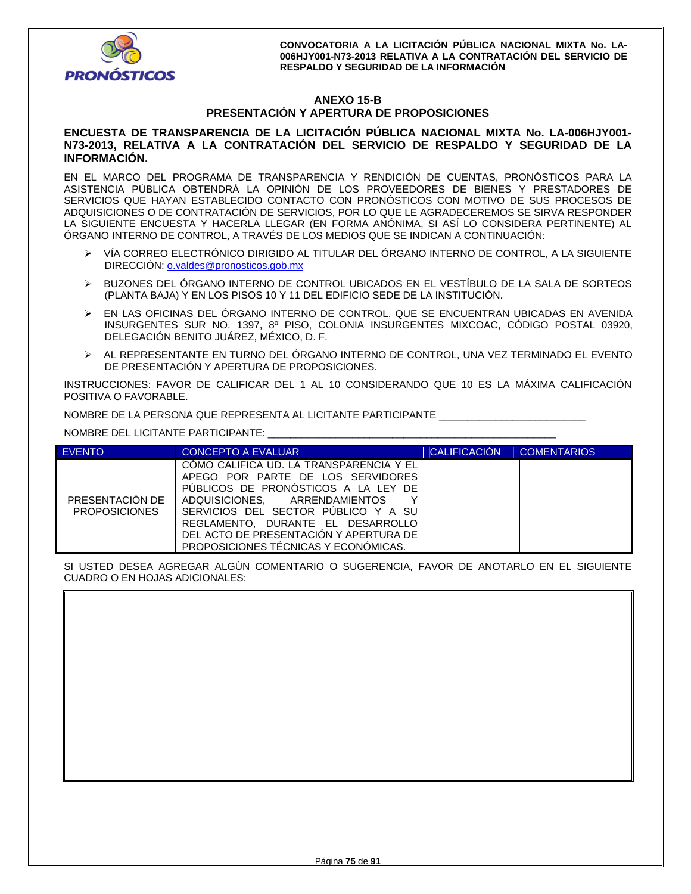**CONVOCATORIA A LA LICITACIÓN PÚBLICA NACIONAL MIXTA No. LA-006HJY001-N73-2013 RELATIVA A LA CONTRATACIÓN DEL SERVICIO DE RESPALDO Y SEGURIDAD DE LA INFORMACIÓN**

## ANEXO 15-B
## PRESENTACIÓN Y APERTURA DE PROPOSICIONES

**ENCUESTA DE TRANSPARENCIA DE LA LICITACIÓN PÚBLICA NACIONAL MIXTA No. LA-006HJY001-N73-2013, RELATIVA A LA CONTRATACIÓN DEL SERVICIO DE RESPALDO Y SEGURIDAD DE LA INFORMACIÓN.**

EN EL MARCO DEL PROGRAMA DE TRANSPARENCIA Y RENDICIÓN DE CUENTAS, PRONÓSTICOS PARA LA ASISTENCIA PÚBLICA OBTENDRÁ LA OPINIÓN DE LOS PROVEEDORES DE BIENES Y PRESTADORES DE SERVICIOS QUE HAYAN ESTABLECIDO CONTACTO CON PRONÓSTICOS CON MOTIVO DE SUS PROCESOS DE ADQUISICIONES O DE CONTRATACIÓN DE SERVICIOS, POR LO QUE LE AGRADECEREMOS SE SIRVA RESPONDER LA SIGUIENTE ENCUESTA Y HACERLA LLEGAR (EN FORMA ANÓNIMA, SI ASÍ LO CONSIDERA PERTINENTE) AL ÓRGANO INTERNO DE CONTROL, A TRAVÉS DE LOS MEDIOS QUE SE INDICAN A CONTINUACIÓN:

- VÍA CORREO ELECTRÓNICO DIRIGIDO AL TITULAR DEL ÓRGANO INTERNO DE CONTROL, A LA SIGUIENTE DIRECCIÓN: o.valdes@pronosticos.gob.mx
- BUZONES DEL ÓRGANO INTERNO DE CONTROL UBICADOS EN EL VESTÍBULO DE LA SALA DE SORTEOS (PLANTA BAJA) Y EN LOS PISOS 10 Y 11 DEL EDIFICIO SEDE DE LA INSTITUCIÓN.
- EN LAS OFICINAS DEL ÓRGANO INTERNO DE CONTROL, QUE SE ENCUENTRAN UBICADAS EN AVENIDA INSURGENTES SUR NO. 1397, 8º PISO, COLONIA INSURGENTES MIXCOAC, CÓDIGO POSTAL 03920, DELEGACIÓN BENITO JUÁREZ, MÉXICO, D. F.
- AL REPRESENTANTE EN TURNO DEL ÓRGANO INTERNO DE CONTROL, UNA VEZ TERMINADO EL EVENTO DE PRESENTACIÓN Y APERTURA DE PROPOSICIONES.

INSTRUCCIONES: FAVOR DE CALIFICAR DEL 1 AL 10 CONSIDERANDO QUE 10 ES LA MÁXIMA CALIFICACIÓN POSITIVA O FAVORABLE.

NOMBRE DE LA PERSONA QUE REPRESENTA AL LICITANTE PARTICIPANTE _________________________

NOMBRE DEL LICITANTE PARTICIPANTE: _________________________________________________

| EVENTO | CONCEPTO A EVALUAR | CALIFICACIÓN | COMENTARIOS |
|---|---|---|---|
| PRESENTACIÓN DE PROPOSICIONES | CÓMO CALIFICA UD. LA TRANSPARENCIA Y EL APEGO POR PARTE DE LOS SERVIDORES PÚBLICOS DE PRONÓSTICOS A LA LEY DE ADQUISICIONES, ARRENDAMIENTOS Y SERVICIOS DEL SECTOR PÚBLICO Y A SU REGLAMENTO, DURANTE EL DESARROLLO DEL ACTO DE PRESENTACIÓN Y APERTURA DE PROPOSICIONES TÉCNICAS Y ECONÓMICAS. | | |

SI USTED DESEA AGREGAR ALGÚN COMENTARIO O SUGERENCIA, FAVOR DE ANOTARLO EN EL SIGUIENTE CUADRO O EN HOJAS ADICIONALES:

| |
|---|
| |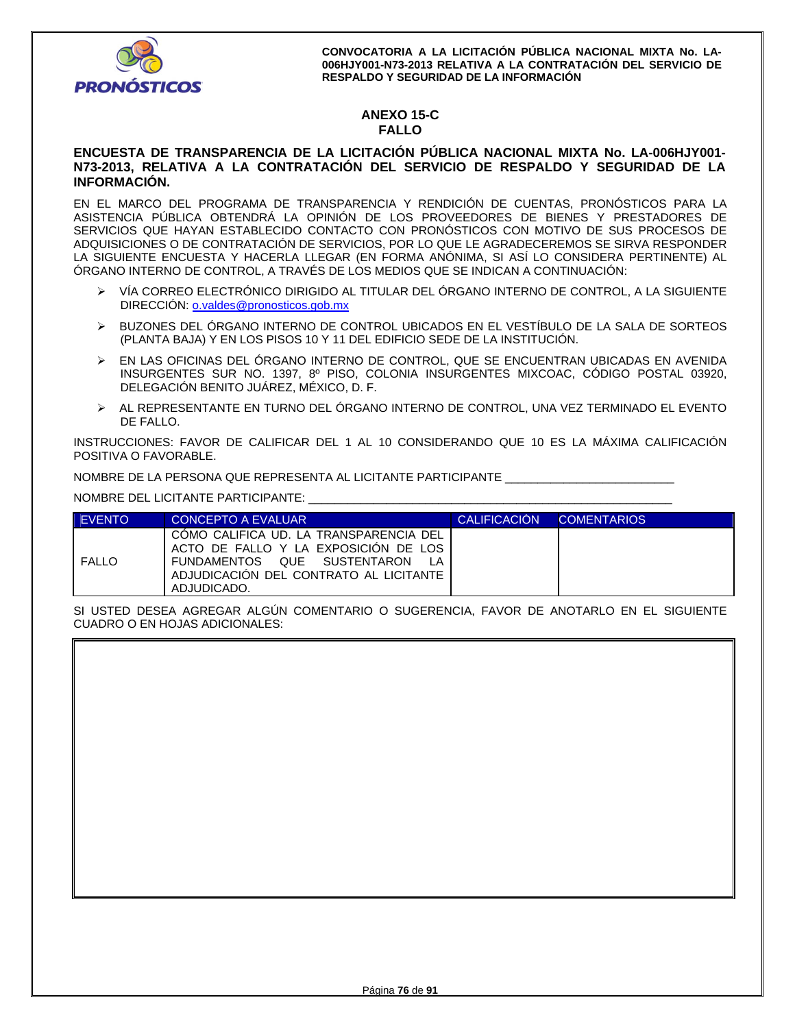## ANEXO 15-C
## FALLO

**ENCUESTA DE TRANSPARENCIA DE LA LICITACIÓN PÚBLICA NACIONAL MIXTA No. LA-006HJY001-N73-2013, RELATIVA A LA CONTRATACIÓN DEL SERVICIO DE RESPALDO Y SEGURIDAD DE LA INFORMACIÓN.**

EN EL MARCO DEL PROGRAMA DE TRANSPARENCIA Y RENDICIÓN DE CUENTAS, PRONÓSTICOS PARA LA ASISTENCIA PÚBLICA OBTENDRÁ LA OPINIÓN DE LOS PROVEEDORES DE BIENES Y PRESTADORES DE SERVICIOS QUE HAYAN ESTABLECIDO CONTACTO CON PRONÓSTICOS CON MOTIVO DE SUS PROCESOS DE ADQUISICIONES O DE CONTRATACIÓN DE SERVICIOS, POR LO QUE LE AGRADECEREMOS SE SIRVA RESPONDER LA SIGUIENTE ENCUESTA Y HACERLA LLEGAR (EN FORMA ANÓNIMA, SI ASÍ LO CONSIDERA PERTINENTE) AL ÓRGANO INTERNO DE CONTROL, A TRAVÉS DE LOS MEDIOS QUE SE INDICAN A CONTINUACIÓN:

- VÍA CORREO ELECTRÓNICO DIRIGIDO AL TITULAR DEL ÓRGANO INTERNO DE CONTROL, A LA SIGUIENTE DIRECCIÓN: o.valdes@pronosticos.gob.mx
- BUZONES DEL ÓRGANO INTERNO DE CONTROL UBICADOS EN EL VESTÍBULO DE LA SALA DE SORTEOS (PLANTA BAJA) Y EN LOS PISOS 10 Y 11 DEL EDIFICIO SEDE DE LA INSTITUCIÓN.
- EN LAS OFICINAS DEL ÓRGANO INTERNO DE CONTROL, QUE SE ENCUENTRAN UBICADAS EN AVENIDA INSURGENTES SUR NO. 1397, 8º PISO, COLONIA INSURGENTES MIXCOAC, CÓDIGO POSTAL 03920, DELEGACIÓN BENITO JUÁREZ, MÉXICO, D. F.
- AL REPRESENTANTE EN TURNO DEL ÓRGANO INTERNO DE CONTROL, UNA VEZ TERMINADO EL EVENTO DE FALLO.

INSTRUCCIONES: FAVOR DE CALIFICAR DEL 1 AL 10 CONSIDERANDO QUE 10 ES LA MÁXIMA CALIFICACIÓN POSITIVA O FAVORABLE.

NOMBRE DE LA PERSONA QUE REPRESENTA AL LICITANTE PARTICIPANTE _________________________

NOMBRE DEL LICITANTE PARTICIPANTE: ______________________________________________________

| EVENTO | CONCEPTO A EVALUAR | CALIFICACIÓN | COMENTARIOS |
|---|---|---|---|
| FALLO | CÓMO CALIFICA UD. LA TRANSPARENCIA DEL ACTO DE FALLO Y LA EXPOSICIÓN DE LOS FUNDAMENTOS QUE SUSTENTARON LA ADJUDICACIÓN DEL CONTRATO AL LICITANTE ADJUDICADO. | | |

SI USTED DESEA AGREGAR ALGÚN COMENTARIO O SUGERENCIA, FAVOR DE ANOTARLO EN EL SIGUIENTE CUADRO O EN HOJAS ADICIONALES: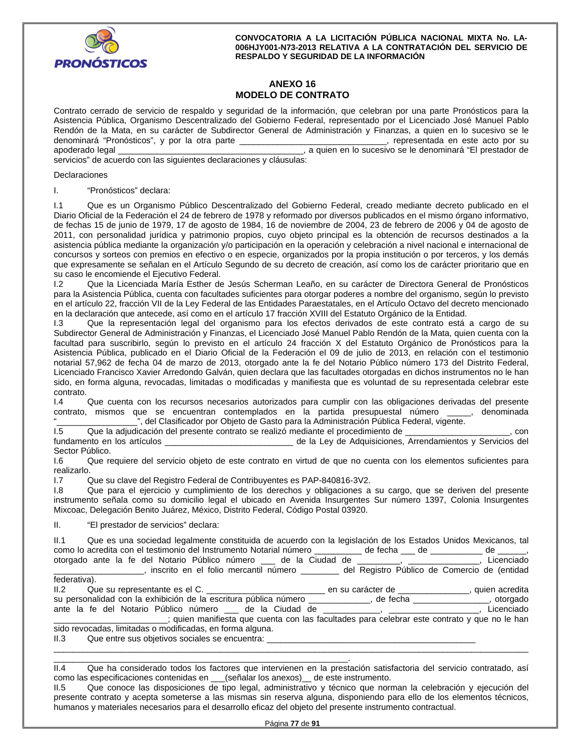## ANEXO 16
## MODELO DE CONTRATO

Contrato cerrado de servicio de respaldo y seguridad de la información, que celebran por una parte Pronósticos para la Asistencia Pública, Organismo Descentralizado del Gobierno Federal, representado por el Licenciado José Manuel Pablo Rendón de la Mata, en su carácter de Subdirector General de Administración y Finanzas, a quien en lo sucesivo se le denominará "Pronósticos", y por la otra parte _______________________________, representada en este acto por su apoderado legal ______________________________________, a quien en lo sucesivo se le denominará "El prestador de servicios" de acuerdo con las siguientes declaraciones y cláusulas:

Declaraciones

I. "Pronósticos" declara:

I.1 Que es un Organismo Público Descentralizado del Gobierno Federal, creado mediante decreto publicado en el Diario Oficial de la Federación el 24 de febrero de 1978 y reformado por diversos publicados en el mismo órgano informativo, de fechas 15 de junio de 1979, 17 de agosto de 1984, 16 de noviembre de 2004, 23 de febrero de 2006 y 04 de agosto de 2011, con personalidad jurídica y patrimonio propios, cuyo objeto principal es la obtención de recursos destinados a la asistencia pública mediante la organización y/o participación en la operación y celebración a nivel nacional e internacional de concursos y sorteos con premios en efectivo o en especie, organizados por la propia institución o por terceros, y los demás que expresamente se señalan en el Artículo Segundo de su decreto de creación, así como los de carácter prioritario que en su caso le encomiende el Ejecutivo Federal.

I.2 Que la Licenciada María Esther de Jesús Scherman Leaño, en su carácter de Directora General de Pronósticos para la Asistencia Pública, cuenta con facultades suficientes para otorgar poderes a nombre del organismo, según lo previsto en el artículo 22, fracción VII de la Ley Federal de las Entidades Paraestatales, en el Artículo Octavo del decreto mencionado en la declaración que antecede, así como en el artículo 17 fracción XVIII del Estatuto Orgánico de la Entidad.

I.3 Que la representación legal del organismo para los efectos derivados de este contrato está a cargo de su Subdirector General de Administración y Finanzas, el Licenciado José Manuel Pablo Rendón de la Mata, quien cuenta con la facultad para suscribirlo, según lo previsto en el artículo 24 fracción X del Estatuto Orgánico de Pronósticos para la Asistencia Pública, publicado en el Diario Oficial de la Federación el 09 de julio de 2013, en relación con el testimonio notarial 57,962 de fecha 04 de marzo de 2013, otorgado ante la fe del Notario Público número 173 del Distrito Federal, Licenciado Francisco Xavier Arredondo Galván, quien declara que las facultades otorgadas en dichos instrumentos no le han sido, en forma alguna, revocadas, limitadas o modificadas y manifiesta que es voluntad de su representada celebrar este contrato.

I.4 Que cuenta con los recursos necesarios autorizados para cumplir con las obligaciones derivadas del presente contrato, mismos que se encuentran contemplados en la partida presupuestal número _____, denominada "_________________", del Clasificador por Objeto de Gasto para la Administración Pública Federal, vigente.

I.5 Que la adjudicación del presente contrato se realizó mediante el procedimiento de ______________________, con fundamento en los artículos ___________________________ de la Ley de Adquisiciones, Arrendamientos y Servicios del Sector Público.

I.6 Que requiere del servicio objeto de este contrato en virtud de que no cuenta con los elementos suficientes para realizarlo.

I.7 Que su clave del Registro Federal de Contribuyentes es PAP-840816-3V2.

I.8 Que para el ejercicio y cumplimiento de los derechos y obligaciones a su cargo, que se deriven del presente instrumento señala como su domicilio legal el ubicado en Avenida Insurgentes Sur número 1397, Colonia Insurgentes Mixcoac, Delegación Benito Juárez, México, Distrito Federal, Código Postal 03920.

II. "El prestador de servicios" declara:

II.1 Que es una sociedad legalmente constituida de acuerdo con la legislación de los Estados Unidos Mexicanos, tal como lo acredita con el testimonio del Instrumento Notarial número __________ de fecha ___ de ___________ de ______, otorgado ante la fe del Notario Público número ___ de la Ciudad de _________, _______________, Licenciado ___________________, inscrito en el folio mercantil número ________ del Registro Público de Comercio de (entidad federativa).

II.2 Que su representante es el C. _________________________ en su carácter de _______________, quien acredita su personalidad con la exhibición de la escritura pública número _____________, de fecha ________________, otorgado ante la fe del Notario Público número ___ de la Ciudad de ____________, ___________________, Licenciado ________________________; quien manifiesta que cuenta con las facultades para celebrar este contrato y que no le han sido revocadas, limitadas o modificadas, en forma alguna.

II.3 Que entre sus objetivos sociales se encuentra: _____________________________________________
_____________________________________________________________________________________________
_______________________________________________________________.

II.4 Que ha considerado todos los factores que intervienen en la prestación satisfactoria del servicio contratado, así como las especificaciones contenidas en ___(señalar los anexos)__ de este instrumento.

II.5 Que conoce las disposiciones de tipo legal, administrativo y técnico que norman la celebración y ejecución del presente contrato y acepta someterse a las mismas sin reserva alguna, disponiendo para ello de los elementos técnicos, humanos y materiales necesarios para el desarrollo eficaz del objeto del presente instrumento contractual.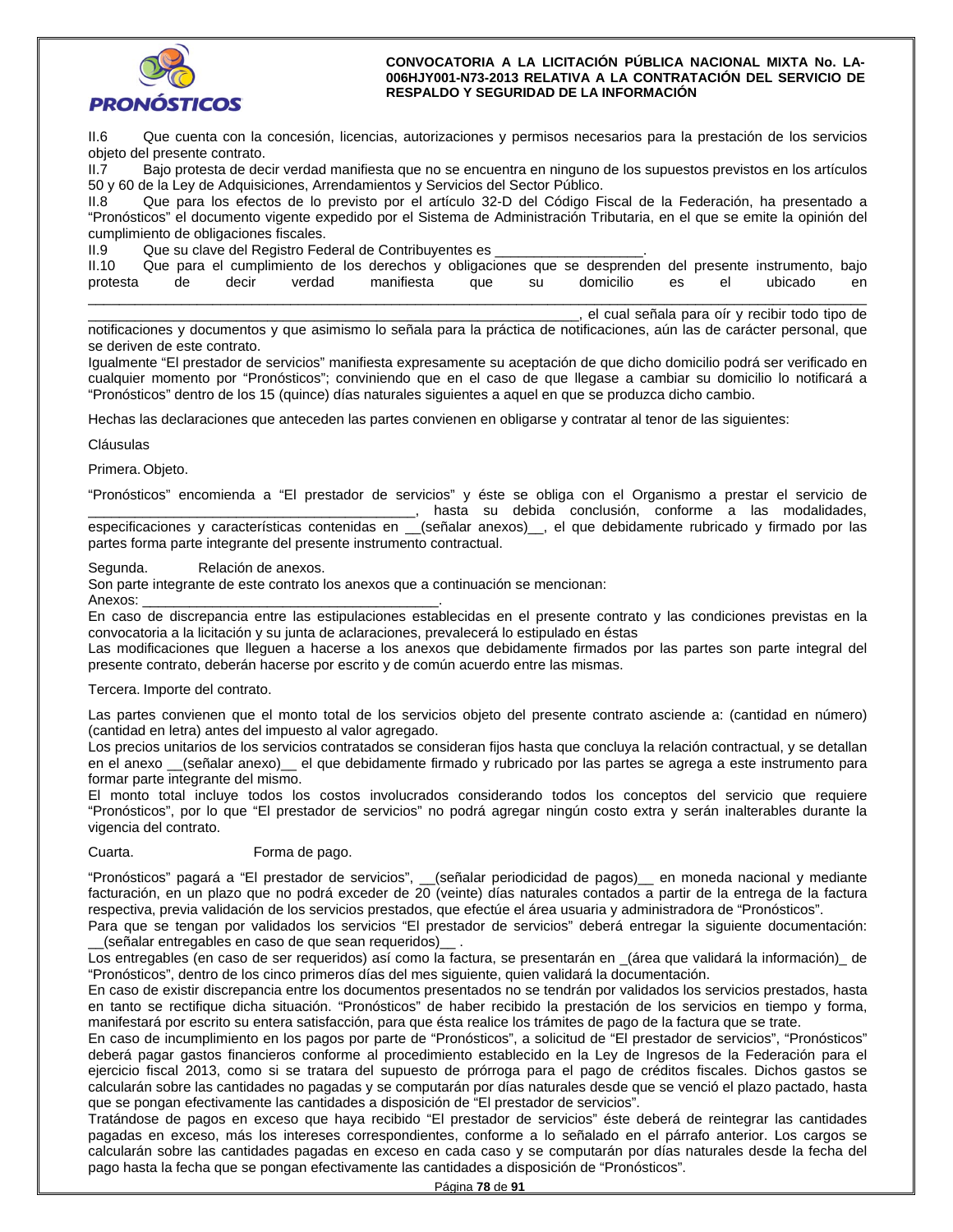II.6 Que cuenta con la concesión, licencias, autorizaciones y permisos necesarios para la prestación de los servicios objeto del presente contrato.

II.7 Bajo protesta de decir verdad manifiesta que no se encuentra en ninguno de los supuestos previstos en los artículos 50 y 60 de la Ley de Adquisiciones, Arrendamientos y Servicios del Sector Público.

II.8 Que para los efectos de lo previsto por el artículo 32-D del Código Fiscal de la Federación, ha presentado a “Pronósticos” el documento vigente expedido por el Sistema de Administración Tributaria, en el que se emite la opinión del cumplimiento de obligaciones fiscales.

II.9 Que su clave del Registro Federal de Contribuyentes es ___________________.

II.10 Que para el cumplimiento de los derechos y obligaciones que se desprenden del presente instrumento, bajo protesta de decir verdad manifiesta que su domicilio es el ubicado en ____________________________________________________________________________________________________________________________________________________________, el cual señala para oír y recibir todo tipo de notificaciones y documentos y que asimismo lo señala para la práctica de notificaciones, aún las de carácter personal, que se deriven de este contrato.

Igualmente “El prestador de servicios” manifiesta expresamente su aceptación de que dicho domicilio podrá ser verificado en cualquier momento por “Pronósticos”; conviniendo que en el caso de que llegase a cambiar su domicilio lo notificará a “Pronósticos” dentro de los 15 (quince) días naturales siguientes a aquel en que se produzca dicho cambio.

Hechas las declaraciones que anteceden las partes convienen en obligarse y contratar al tenor de las siguientes:

Cláusulas

Primera. Objeto.

“Pronósticos” encomienda a “El prestador de servicios” y éste se obliga con el Organismo a prestar el servicio de ________________________________________, hasta su debida conclusión, conforme a las modalidades, especificaciones y características contenidas en __(señalar anexos)__, el que debidamente rubricado y firmado por las partes forma parte integrante del presente instrumento contractual.

Segunda. Relación de anexos.

Son parte integrante de este contrato los anexos que a continuación se mencionan:

Anexos: ______________________________________.

En caso de discrepancia entre las estipulaciones establecidas en el presente contrato y las condiciones previstas en la convocatoria a la licitación y su junta de aclaraciones, prevalecerá lo estipulado en éstas

Las modificaciones que lleguen a hacerse a los anexos que debidamente firmados por las partes son parte integral del presente contrato, deberán hacerse por escrito y de común acuerdo entre las mismas.

Tercera. Importe del contrato.

Las partes convienen que el monto total de los servicios objeto del presente contrato asciende a: (cantidad en número) (cantidad en letra) antes del impuesto al valor agregado.

Los precios unitarios de los servicios contratados se consideran fijos hasta que concluya la relación contractual, y se detallan en el anexo __(señalar anexo)__ el que debidamente firmado y rubricado por las partes se agrega a este instrumento para formar parte integrante del mismo.

El monto total incluye todos los costos involucrados considerando todos los conceptos del servicio que requiere “Pronósticos”, por lo que “El prestador de servicios” no podrá agregar ningún costo extra y serán inalterables durante la vigencia del contrato.

Cuarta. Forma de pago.

“Pronósticos” pagará a “El prestador de servicios”, __(señalar periodicidad de pagos)__ en moneda nacional y mediante facturación, en un plazo que no podrá exceder de 20 (veinte) días naturales contados a partir de la entrega de la factura respectiva, previa validación de los servicios prestados, que efectúe el área usuaria y administradora de “Pronósticos”.

Para que se tengan por validados los servicios “El prestador de servicios” deberá entregar la siguiente documentación: __(señalar entregables en caso de que sean requeridos)__ .

Los entregables (en caso de ser requeridos) así como la factura, se presentarán en _(área que validará la información)_ de “Pronósticos”, dentro de los cinco primeros días del mes siguiente, quien validará la documentación.

En caso de existir discrepancia entre los documentos presentados no se tendrán por validados los servicios prestados, hasta en tanto se rectifique dicha situación. “Pronósticos” de haber recibido la prestación de los servicios en tiempo y forma, manifestará por escrito su entera satisfacción, para que ésta realice los trámites de pago de la factura que se trate.

En caso de incumplimiento en los pagos por parte de “Pronósticos”, a solicitud de “El prestador de servicios”, “Pronósticos” deberá pagar gastos financieros conforme al procedimiento establecido en la Ley de Ingresos de la Federación para el ejercicio fiscal 2013, como si se tratara del supuesto de prórroga para el pago de créditos fiscales. Dichos gastos se calcularán sobre las cantidades no pagadas y se computarán por días naturales desde que se venció el plazo pactado, hasta que se pongan efectivamente las cantidades a disposición de “El prestador de servicios”.

Tratándose de pagos en exceso que haya recibido “El prestador de servicios” éste deberá de reintegrar las cantidades pagadas en exceso, más los intereses correspondientes, conforme a lo señalado en el párrafo anterior. Los cargos se calcularán sobre las cantidades pagadas en exceso en cada caso y se computarán por días naturales desde la fecha del pago hasta la fecha que se pongan efectivamente las cantidades a disposición de “Pronósticos”.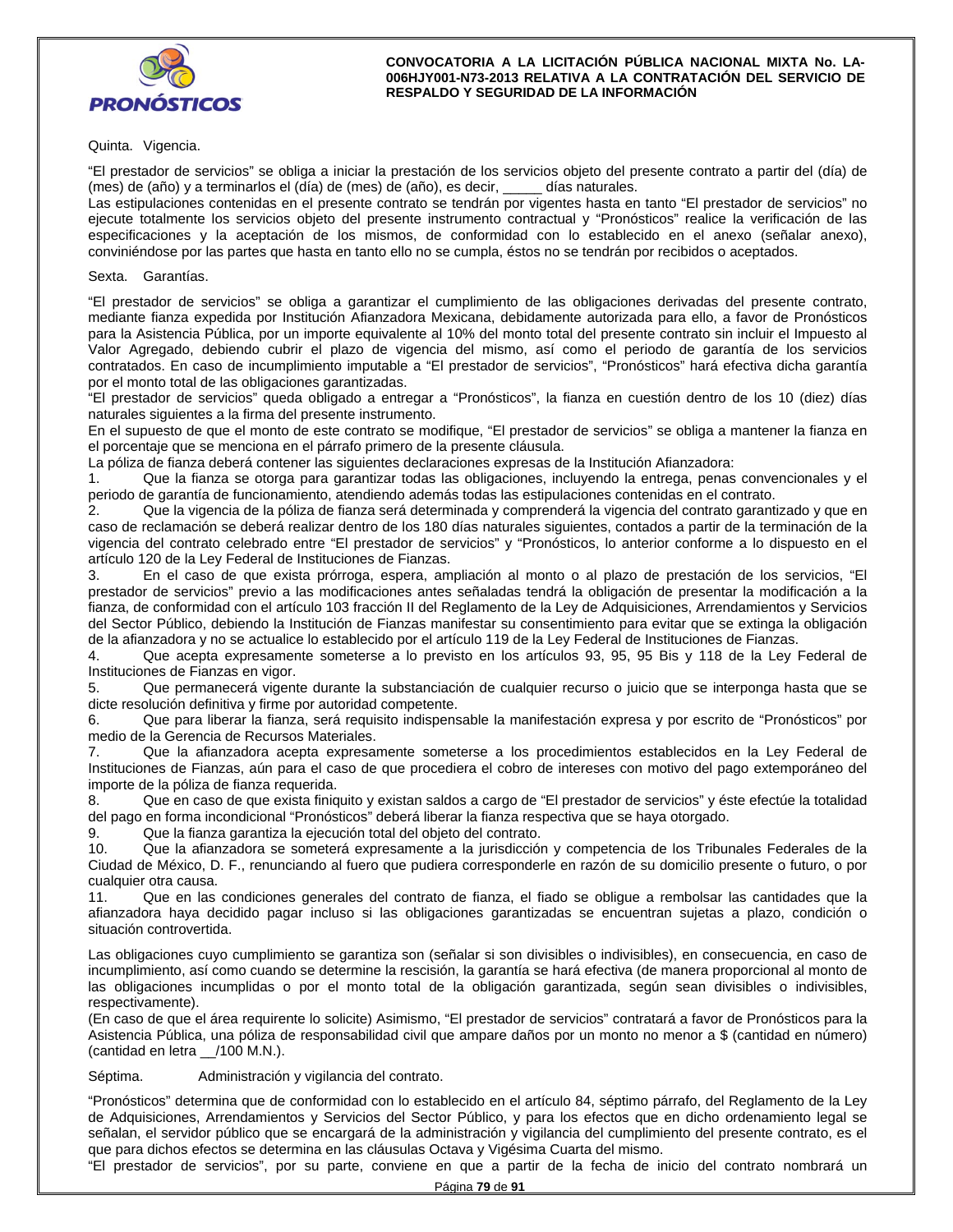Quinta. Vigencia.

"El prestador de servicios" se obliga a iniciar la prestación de los servicios objeto del presente contrato a partir del (día) de (mes) de (año) y a terminarlos el (día) de (mes) de (año), es decir, _____ días naturales.
Las estipulaciones contenidas en el presente contrato se tendrán por vigentes hasta en tanto "El prestador de servicios" no ejecute totalmente los servicios objeto del presente instrumento contractual y "Pronósticos" realice la verificación de las especificaciones y la aceptación de los mismos, de conformidad con lo establecido en el anexo (señalar anexo), conviniéndose por las partes que hasta en tanto ello no se cumpla, éstos no se tendrán por recibidos o aceptados.

Sexta. Garantías.

"El prestador de servicios" se obliga a garantizar el cumplimiento de las obligaciones derivadas del presente contrato, mediante fianza expedida por Institución Afianzadora Mexicana, debidamente autorizada para ello, a favor de Pronósticos para la Asistencia Pública, por un importe equivalente al 10% del monto total del presente contrato sin incluir el Impuesto al Valor Agregado, debiendo cubrir el plazo de vigencia del mismo, así como el periodo de garantía de los servicios contratados. En caso de incumplimiento imputable a "El prestador de servicios", "Pronósticos" hará efectiva dicha garantía por el monto total de las obligaciones garantizadas.
"El prestador de servicios" queda obligado a entregar a "Pronósticos", la fianza en cuestión dentro de los 10 (diez) días naturales siguientes a la firma del presente instrumento.
En el supuesto de que el monto de este contrato se modifique, "El prestador de servicios" se obliga a mantener la fianza en el porcentaje que se menciona en el párrafo primero de la presente cláusula.
La póliza de fianza deberá contener las siguientes declaraciones expresas de la Institución Afianzadora:

1. Que la fianza se otorga para garantizar todas las obligaciones, incluyendo la entrega, penas convencionales y el periodo de garantía de funcionamiento, atendiendo además todas las estipulaciones contenidas en el contrato.
2. Que la vigencia de la póliza de fianza será determinada y comprenderá la vigencia del contrato garantizado y que en caso de reclamación se deberá realizar dentro de los 180 días naturales siguientes, contados a partir de la terminación de la vigencia del contrato celebrado entre "El prestador de servicios" y "Pronósticos, lo anterior conforme a lo dispuesto en el artículo 120 de la Ley Federal de Instituciones de Fianzas.
3. En el caso de que exista prórroga, espera, ampliación al monto o al plazo de prestación de los servicios, "El prestador de servicios" previo a las modificaciones antes señaladas tendrá la obligación de presentar la modificación a la fianza, de conformidad con el artículo 103 fracción II del Reglamento de la Ley de Adquisiciones, Arrendamientos y Servicios del Sector Público, debiendo la Institución de Fianzas manifestar su consentimiento para evitar que se extinga la obligación de la afianzadora y no se actualice lo establecido por el artículo 119 de la Ley Federal de Instituciones de Fianzas.
4. Que acepta expresamente someterse a lo previsto en los artículos 93, 95, 95 Bis y 118 de la Ley Federal de Instituciones de Fianzas en vigor.
5. Que permanecerá vigente durante la substanciación de cualquier recurso o juicio que se interponga hasta que se dicte resolución definitiva y firme por autoridad competente.
6. Que para liberar la fianza, será requisito indispensable la manifestación expresa y por escrito de "Pronósticos" por medio de la Gerencia de Recursos Materiales.
7. Que la afianzadora acepta expresamente someterse a los procedimientos establecidos en la Ley Federal de Instituciones de Fianzas, aún para el caso de que procediera el cobro de intereses con motivo del pago extemporáneo del importe de la póliza de fianza requerida.
8. Que en caso de que exista finiquito y existan saldos a cargo de "El prestador de servicios" y éste efectúe la totalidad del pago en forma incondicional "Pronósticos" deberá liberar la fianza respectiva que se haya otorgado.
9. Que la fianza garantiza la ejecución total del objeto del contrato.
10. Que la afianzadora se someterá expresamente a la jurisdicción y competencia de los Tribunales Federales de la Ciudad de México, D. F., renunciando al fuero que pudiera corresponderle en razón de su domicilio presente o futuro, o por cualquier otra causa.
11. Que en las condiciones generales del contrato de fianza, el fiado se obligue a rembolsar las cantidades que la afianzadora haya decidido pagar incluso si las obligaciones garantizadas se encuentran sujetas a plazo, condición o situación controvertida.

Las obligaciones cuyo cumplimiento se garantiza son (señalar si son divisibles o indivisibles), en consecuencia, en caso de incumplimiento, así como cuando se determine la rescisión, la garantía se hará efectiva (de manera proporcional al monto de las obligaciones incumplidas o por el monto total de la obligación garantizada, según sean divisibles o indivisibles, respectivamente).
(En caso de que el área requirente lo solicite) Asimismo, "El prestador de servicios" contratará a favor de Pronósticos para la Asistencia Pública, una póliza de responsabilidad civil que ampare daños por un monto no menor a $ (cantidad en número) (cantidad en letra __/100 M.N.).

Séptima. Administración y vigilancia del contrato.

"Pronósticos" determina que de conformidad con lo establecido en el artículo 84, séptimo párrafo, del Reglamento de la Ley de Adquisiciones, Arrendamientos y Servicios del Sector Público, y para los efectos que en dicho ordenamiento legal se señalan, el servidor público que se encargará de la administración y vigilancia del cumplimiento del presente contrato, es el que para dichos efectos se determina en las cláusulas Octava y Vigésima Cuarta del mismo.
"El prestador de servicios", por su parte, conviene en que a partir de la fecha de inicio del contrato nombrará un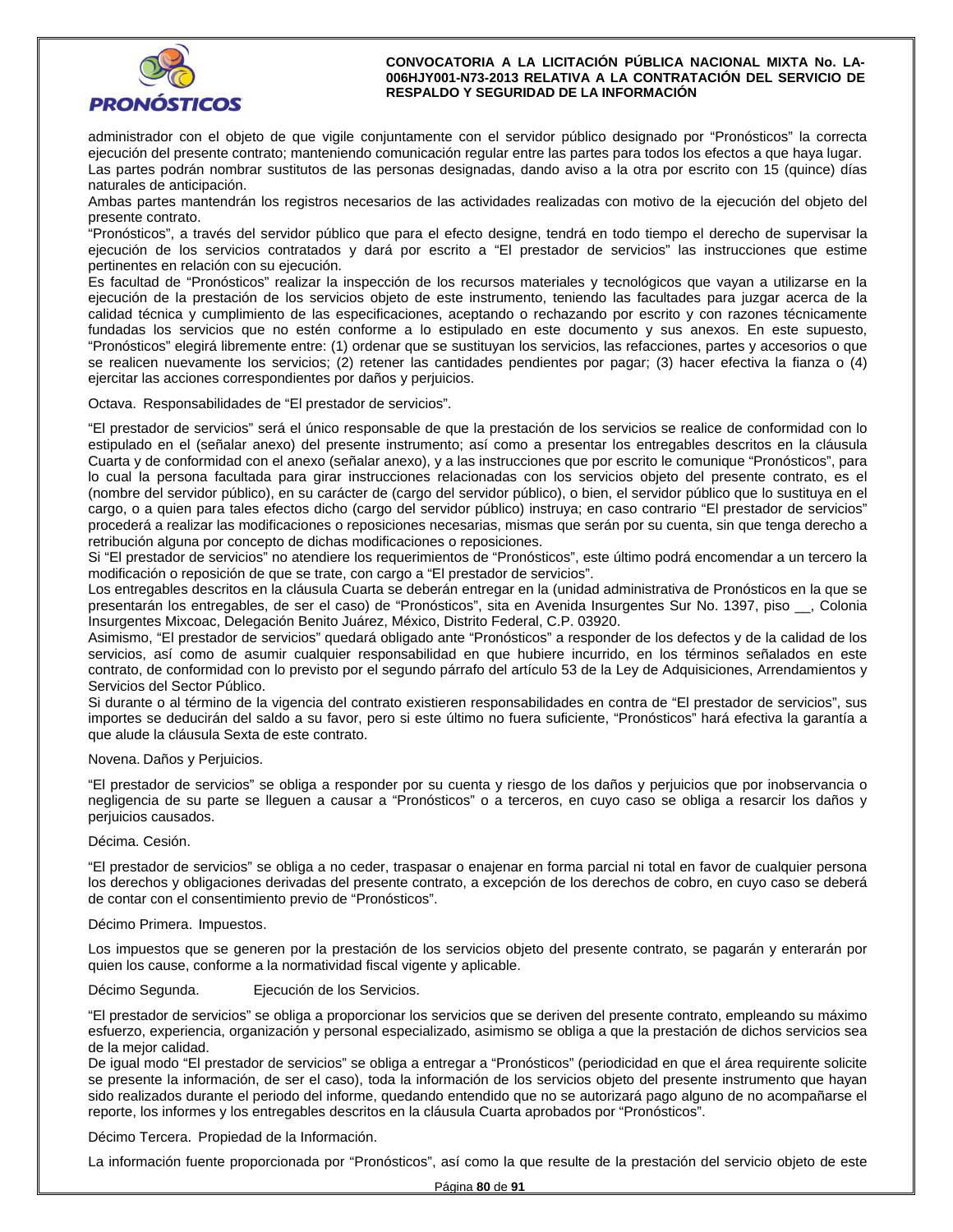administrador con el objeto de que vigile conjuntamente con el servidor público designado por "Pronósticos" la correcta ejecución del presente contrato; manteniendo comunicación regular entre las partes para todos los efectos a que haya lugar.
Las partes podrán nombrar sustitutos de las personas designadas, dando aviso a la otra por escrito con 15 (quince) días naturales de anticipación.
Ambas partes mantendrán los registros necesarios de las actividades realizadas con motivo de la ejecución del objeto del presente contrato.
"Pronósticos", a través del servidor público que para el efecto designe, tendrá en todo tiempo el derecho de supervisar la ejecución de los servicios contratados y dará por escrito a "El prestador de servicios" las instrucciones que estime pertinentes en relación con su ejecución.
Es facultad de "Pronósticos" realizar la inspección de los recursos materiales y tecnológicos que vayan a utilizarse en la ejecución de la prestación de los servicios objeto de este instrumento, teniendo las facultades para juzgar acerca de la calidad técnica y cumplimiento de las especificaciones, aceptando o rechazando por escrito y con razones técnicamente fundadas los servicios que no estén conforme a lo estipulado en este documento y sus anexos. En este supuesto, "Pronósticos" elegirá libremente entre: (1) ordenar que se sustituyan los servicios, las refacciones, partes y accesorios o que se realicen nuevamente los servicios; (2) retener las cantidades pendientes por pagar; (3) hacer efectiva la fianza o (4) ejercitar las acciones correspondientes por daños y perjuicios.

Octava. Responsabilidades de "El prestador de servicios".

"El prestador de servicios" será el único responsable de que la prestación de los servicios se realice de conformidad con lo estipulado en el (señalar anexo) del presente instrumento; así como a presentar los entregables descritos en la cláusula Cuarta y de conformidad con el anexo (señalar anexo), y a las instrucciones que por escrito le comunique "Pronósticos", para lo cual la persona facultada para girar instrucciones relacionadas con los servicios objeto del presente contrato, es el (nombre del servidor público), en su carácter de (cargo del servidor público), o bien, el servidor público que lo sustituya en el cargo, o a quien para tales efectos dicho (cargo del servidor público) instruya; en caso contrario "El prestador de servicios" procederá a realizar las modificaciones o reposiciones necesarias, mismas que serán por su cuenta, sin que tenga derecho a retribución alguna por concepto de dichas modificaciones o reposiciones.
Si "El prestador de servicios" no atendiere los requerimientos de "Pronósticos", este último podrá encomendar a un tercero la modificación o reposición de que se trate, con cargo a "El prestador de servicios".
Los entregables descritos en la cláusula Cuarta se deberán entregar en la (unidad administrativa de Pronósticos en la que se presentarán los entregables, de ser el caso) de "Pronósticos", sita en Avenida Insurgentes Sur No. 1397, piso __, Colonia Insurgentes Mixcoac, Delegación Benito Juárez, México, Distrito Federal, C.P. 03920.
Asimismo, "El prestador de servicios" quedará obligado ante "Pronósticos" a responder de los defectos y de la calidad de los servicios, así como de asumir cualquier responsabilidad en que hubiere incurrido, en los términos señalados en este contrato, de conformidad con lo previsto por el segundo párrafo del artículo 53 de la Ley de Adquisiciones, Arrendamientos y Servicios del Sector Público.
Si durante o al término de la vigencia del contrato existieren responsabilidades en contra de "El prestador de servicios", sus importes se deducirán del saldo a su favor, pero si este último no fuera suficiente, "Pronósticos" hará efectiva la garantía a que alude la cláusula Sexta de este contrato.

Novena. Daños y Perjuicios.

"El prestador de servicios" se obliga a responder por su cuenta y riesgo de los daños y perjuicios que por inobservancia o negligencia de su parte se lleguen a causar a "Pronósticos" o a terceros, en cuyo caso se obliga a resarcir los daños y perjuicios causados.

Décima. Cesión.

"El prestador de servicios" se obliga a no ceder, traspasar o enajenar en forma parcial ni total en favor de cualquier persona los derechos y obligaciones derivadas del presente contrato, a excepción de los derechos de cobro, en cuyo caso se deberá de contar con el consentimiento previo de "Pronósticos".

Décimo Primera. Impuestos.

Los impuestos que se generen por la prestación de los servicios objeto del presente contrato, se pagarán y enterarán por quien los cause, conforme a la normatividad fiscal vigente y aplicable.

Décimo Segunda. Ejecución de los Servicios.

"El prestador de servicios" se obliga a proporcionar los servicios que se deriven del presente contrato, empleando su máximo esfuerzo, experiencia, organización y personal especializado, asimismo se obliga a que la prestación de dichos servicios sea de la mejor calidad.
De igual modo "El prestador de servicios" se obliga a entregar a "Pronósticos" (periodicidad en que el área requirente solicite se presente la información, de ser el caso), toda la información de los servicios objeto del presente instrumento que hayan sido realizados durante el periodo del informe, quedando entendido que no se autorizará pago alguno de no acompañarse el reporte, los informes y los entregables descritos en la cláusula Cuarta aprobados por "Pronósticos".

Décimo Tercera. Propiedad de la Información.

La información fuente proporcionada por "Pronósticos", así como la que resulte de la prestación del servicio objeto de este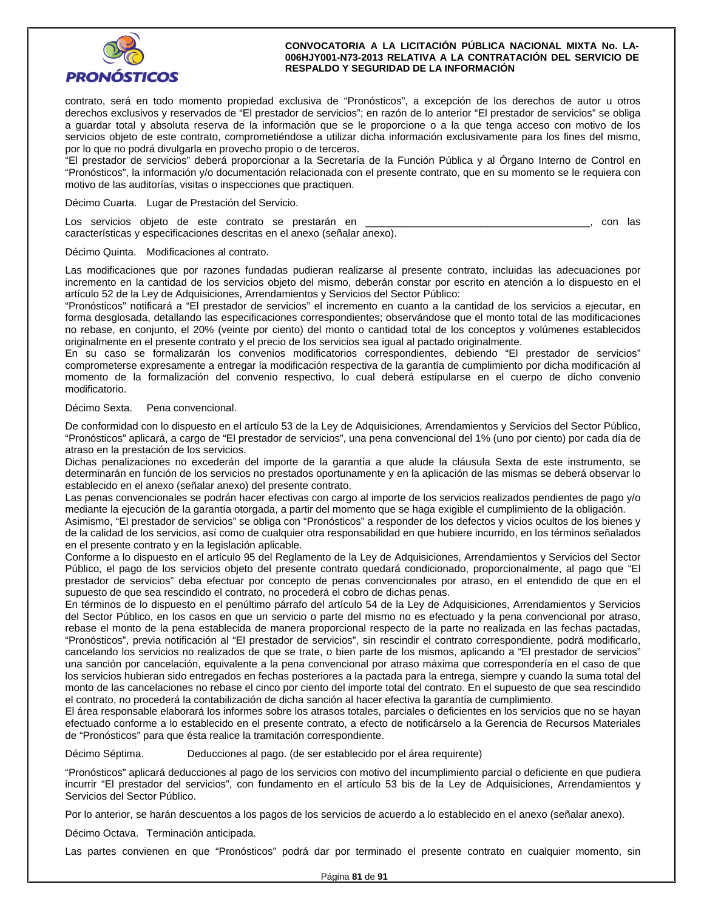contrato, será en todo momento propiedad exclusiva de "Pronósticos", a excepción de los derechos de autor u otros derechos exclusivos y reservados de "El prestador de servicios"; en razón de lo anterior "El prestador de servicios" se obliga a guardar total y absoluta reserva de la información que se le proporcione o a la que tenga acceso con motivo de los servicios objeto de este contrato, comprometiéndose a utilizar dicha información exclusivamente para los fines del mismo, por lo que no podrá divulgarla en provecho propio o de terceros.
"El prestador de servicios" deberá proporcionar a la Secretaría de la Función Pública y al Órgano Interno de Control en "Pronósticos", la información y/o documentación relacionada con el presente contrato, que en su momento se le requiera con motivo de las auditorías, visitas o inspecciones que practiquen.

Décimo Cuarta. Lugar de Prestación del Servicio.

Los servicios objeto de este contrato se prestarán en ______________________________________, con las características y especificaciones descritas en el anexo (señalar anexo).

Décimo Quinta. Modificaciones al contrato.

Las modificaciones que por razones fundadas pudieran realizarse al presente contrato, incluidas las adecuaciones por incremento en la cantidad de los servicios objeto del mismo, deberán constar por escrito en atención a lo dispuesto en el artículo 52 de la Ley de Adquisiciones, Arrendamientos y Servicios del Sector Público:
"Pronósticos" notificará a "El prestador de servicios" el incremento en cuanto a la cantidad de los servicios a ejecutar, en forma desglosada, detallando las especificaciones correspondientes; observándose que el monto total de las modificaciones no rebase, en conjunto, el 20% (veinte por ciento) del monto o cantidad total de los conceptos y volúmenes establecidos originalmente en el presente contrato y el precio de los servicios sea igual al pactado originalmente.
En su caso se formalizarán los convenios modificatorios correspondientes, debiendo "El prestador de servicios" comprometerse expresamente a entregar la modificación respectiva de la garantía de cumplimiento por dicha modificación al momento de la formalización del convenio respectivo, lo cual deberá estipularse en el cuerpo de dicho convenio modificatorio.

Décimo Sexta. Pena convencional.

De conformidad con lo dispuesto en el artículo 53 de la Ley de Adquisiciones, Arrendamientos y Servicios del Sector Público, "Pronósticos" aplicará, a cargo de "El prestador de servicios", una pena convencional del 1% (uno por ciento) por cada día de atraso en la prestación de los servicios.
Dichas penalizaciones no excederán del importe de la garantía a que alude la cláusula Sexta de este instrumento, se determinarán en función de los servicios no prestados oportunamente y en la aplicación de las mismas se deberá observar lo establecido en el anexo (señalar anexo) del presente contrato.
Las penas convencionales se podrán hacer efectivas con cargo al importe de los servicios realizados pendientes de pago y/o mediante la ejecución de la garantía otorgada, a partir del momento que se haga exigible el cumplimiento de la obligación.
Asimismo, "El prestador de servicios" se obliga con "Pronósticos" a responder de los defectos y vicios ocultos de los bienes y de la calidad de los servicios, así como de cualquier otra responsabilidad en que hubiere incurrido, en los términos señalados en el presente contrato y en la legislación aplicable.
Conforme a lo dispuesto en el artículo 95 del Reglamento de la Ley de Adquisiciones, Arrendamientos y Servicios del Sector Público, el pago de los servicios objeto del presente contrato quedará condicionado, proporcionalmente, al pago que "El prestador de servicios" deba efectuar por concepto de penas convencionales por atraso, en el entendido de que en el supuesto de que sea rescindido el contrato, no procederá el cobro de dichas penas.
En términos de lo dispuesto en el penúltimo párrafo del artículo 54 de la Ley de Adquisiciones, Arrendamientos y Servicios del Sector Público, en los casos en que un servicio o parte del mismo no es efectuado y la pena convencional por atraso, rebase el monto de la pena establecida de manera proporcional respecto de la parte no realizada en las fechas pactadas, "Pronósticos", previa notificación al "El prestador de servicios", sin rescindir el contrato correspondiente, podrá modificarlo, cancelando los servicios no realizados de que se trate, o bien parte de los mismos, aplicando a "El prestador de servicios" una sanción por cancelación, equivalente a la pena convencional por atraso máxima que correspondería en el caso de que los servicios hubieran sido entregados en fechas posteriores a la pactada para la entrega, siempre y cuando la suma total del monto de las cancelaciones no rebase el cinco por ciento del importe total del contrato. En el supuesto de que sea rescindido el contrato, no procederá la contabilización de dicha sanción al hacer efectiva la garantía de cumplimiento.
El área responsable elaborará los informes sobre los atrasos totales, parciales o deficientes en los servicios que no se hayan efectuado conforme a lo establecido en el presente contrato, a efecto de notificárselo a la Gerencia de Recursos Materiales de "Pronósticos" para que ésta realice la tramitación correspondiente.

Décimo Séptima. Deducciones al pago. (de ser establecido por el área requirente)

"Pronósticos" aplicará deducciones al pago de los servicios con motivo del incumplimiento parcial o deficiente en que pudiera incurrir "El prestador de servicios", con fundamento en el artículo 53 bis de la Ley de Adquisiciones, Arrendamientos y Servicios del Sector Público.

Por lo anterior, se harán descuentos a los pagos de los servicios de acuerdo a lo establecido en el anexo (señalar anexo).

Décimo Octava. Terminación anticipada.

Las partes convienen en que "Pronósticos" podrá dar por terminado el presente contrato en cualquier momento, sin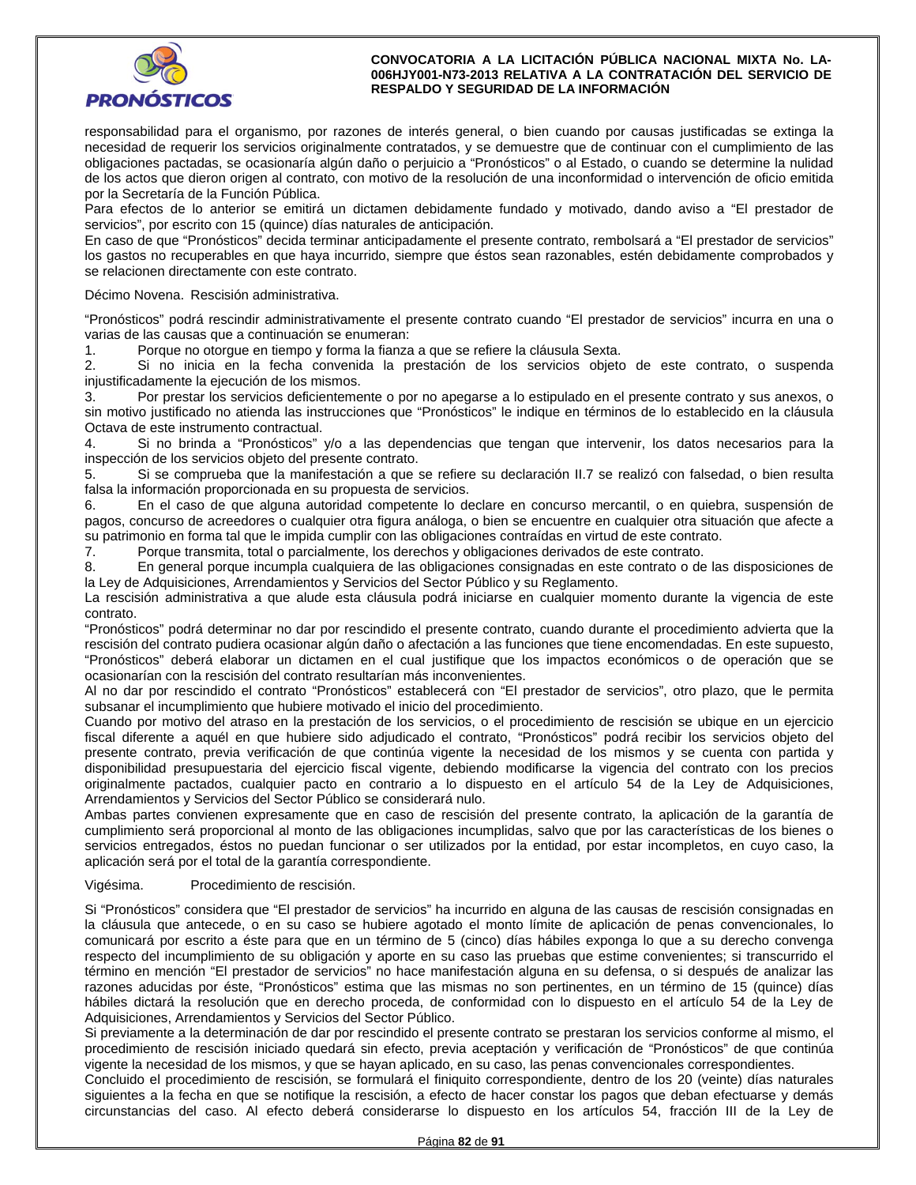responsabilidad para el organismo, por razones de interés general, o bien cuando por causas justificadas se extinga la necesidad de requerir los servicios originalmente contratados, y se demuestre que de continuar con el cumplimiento de las obligaciones pactadas, se ocasionaría algún daño o perjuicio a "Pronósticos" o al Estado, o cuando se determine la nulidad de los actos que dieron origen al contrato, con motivo de la resolución de una inconformidad o intervención de oficio emitida por la Secretaría de la Función Pública.

Para efectos de lo anterior se emitirá un dictamen debidamente fundado y motivado, dando aviso a "El prestador de servicios", por escrito con 15 (quince) días naturales de anticipación.

En caso de que "Pronósticos" decida terminar anticipadamente el presente contrato, rembolsará a "El prestador de servicios" los gastos no recuperables en que haya incurrido, siempre que éstos sean razonables, estén debidamente comprobados y se relacionen directamente con este contrato.

Décimo Novena. Rescisión administrativa.

"Pronósticos" podrá rescindir administrativamente el presente contrato cuando "El prestador de servicios" incurra en una o varias de las causas que a continuación se enumeran:

1. Porque no otorgue en tiempo y forma la fianza a que se refiere la cláusula Sexta.
2. Si no inicia en la fecha convenida la prestación de los servicios objeto de este contrato, o suspenda injustificadamente la ejecución de los mismos.
3. Por prestar los servicios deficientemente o por no apegarse a lo estipulado en el presente contrato y sus anexos, o sin motivo justificado no atienda las instrucciones que "Pronósticos" le indique en términos de lo establecido en la cláusula Octava de este instrumento contractual.
4. Si no brinda a "Pronósticos" y/o a las dependencias que tengan que intervenir, los datos necesarios para la inspección de los servicios objeto del presente contrato.
5. Si se comprueba que la manifestación a que se refiere su declaración II.7 se realizó con falsedad, o bien resulta falsa la información proporcionada en su propuesta de servicios.
6. En el caso de que alguna autoridad competente lo declare en concurso mercantil, o en quiebra, suspensión de pagos, concurso de acreedores o cualquier otra figura análoga, o bien se encuentre en cualquier otra situación que afecte a su patrimonio en forma tal que le impida cumplir con las obligaciones contraídas en virtud de este contrato.
7. Porque transmita, total o parcialmente, los derechos y obligaciones derivados de este contrato.
8. En general porque incumpla cualquiera de las obligaciones consignadas en este contrato o de las disposiciones de la Ley de Adquisiciones, Arrendamientos y Servicios del Sector Público y su Reglamento.

La rescisión administrativa a que alude esta cláusula podrá iniciarse en cualquier momento durante la vigencia de este contrato.

"Pronósticos" podrá determinar no dar por rescindido el presente contrato, cuando durante el procedimiento advierta que la rescisión del contrato pudiera ocasionar algún daño o afectación a las funciones que tiene encomendadas. En este supuesto, "Pronósticos" deberá elaborar un dictamen en el cual justifique que los impactos económicos o de operación que se ocasionarían con la rescisión del contrato resultarían más inconvenientes.

Al no dar por rescindido el contrato "Pronósticos" establecerá con "El prestador de servicios", otro plazo, que le permita subsanar el incumplimiento que hubiere motivado el inicio del procedimiento.

Cuando por motivo del atraso en la prestación de los servicios, o el procedimiento de rescisión se ubique en un ejercicio fiscal diferente a aquél en que hubiere sido adjudicado el contrato, "Pronósticos" podrá recibir los servicios objeto del presente contrato, previa verificación de que continúa vigente la necesidad de los mismos y se cuenta con partida y disponibilidad presupuestaria del ejercicio fiscal vigente, debiendo modificarse la vigencia del contrato con los precios originalmente pactados, cualquier pacto en contrario a lo dispuesto en el artículo 54 de la Ley de Adquisiciones, Arrendamientos y Servicios del Sector Público se considerará nulo.

Ambas partes convienen expresamente que en caso de rescisión del presente contrato, la aplicación de la garantía de cumplimiento será proporcional al monto de las obligaciones incumplidas, salvo que por las características de los bienes o servicios entregados, éstos no puedan funcionar o ser utilizados por la entidad, por estar incompletos, en cuyo caso, la aplicación será por el total de la garantía correspondiente.

Vigésima. Procedimiento de rescisión.

Si "Pronósticos" considera que "El prestador de servicios" ha incurrido en alguna de las causas de rescisión consignadas en la cláusula que antecede, o en su caso se hubiere agotado el monto límite de aplicación de penas convencionales, lo comunicará por escrito a éste para que en un término de 5 (cinco) días hábiles exponga lo que a su derecho convenga respecto del incumplimiento de su obligación y aporte en su caso las pruebas que estime convenientes; si transcurrido el término en mención "El prestador de servicios" no hace manifestación alguna en su defensa, o si después de analizar las razones aducidas por éste, "Pronósticos" estima que las mismas no son pertinentes, en un término de 15 (quince) días hábiles dictará la resolución que en derecho proceda, de conformidad con lo dispuesto en el artículo 54 de la Ley de Adquisiciones, Arrendamientos y Servicios del Sector Público.

Si previamente a la determinación de dar por rescindido el presente contrato se prestaran los servicios conforme al mismo, el procedimiento de rescisión iniciado quedará sin efecto, previa aceptación y verificación de "Pronósticos" de que continúa vigente la necesidad de los mismos, y que se hayan aplicado, en su caso, las penas convencionales correspondientes.

Concluido el procedimiento de rescisión, se formulará el finiquito correspondiente, dentro de los 20 (veinte) días naturales siguientes a la fecha en que se notifique la rescisión, a efecto de hacer constar los pagos que deban efectuarse y demás circunstancias del caso. Al efecto deberá considerarse lo dispuesto en los artículos 54, fracción III de la Ley de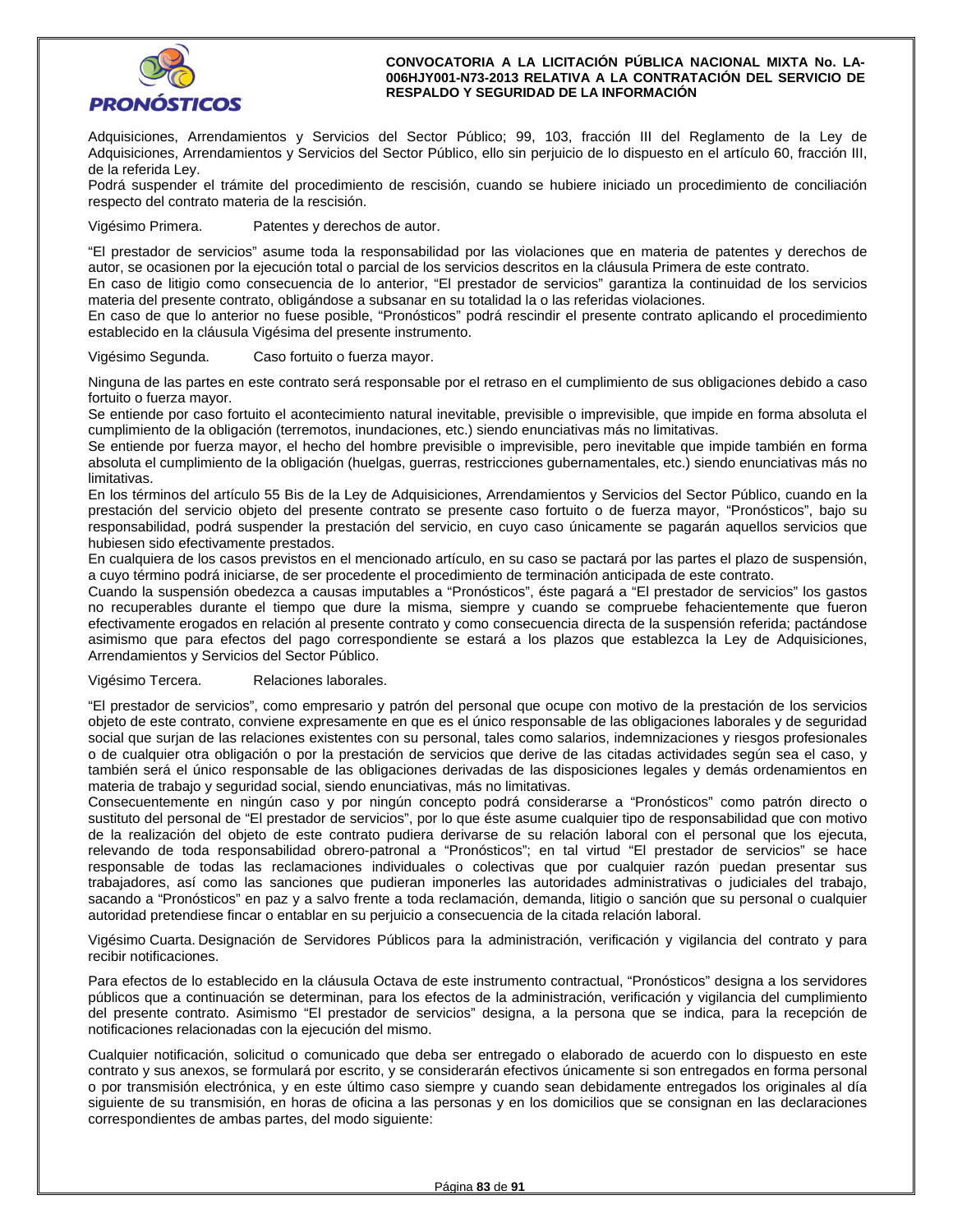Adquisiciones, Arrendamientos y Servicios del Sector Público; 99, 103, fracción III del Reglamento de la Ley de Adquisiciones, Arrendamientos y Servicios del Sector Público, ello sin perjuicio de lo dispuesto en el artículo 60, fracción III, de la referida Ley.
Podrá suspender el trámite del procedimiento de rescisión, cuando se hubiere iniciado un procedimiento de conciliación respecto del contrato materia de la rescisión.

Vigésimo Primera. Patentes y derechos de autor.

"El prestador de servicios" asume toda la responsabilidad por las violaciones que en materia de patentes y derechos de autor, se ocasionen por la ejecución total o parcial de los servicios descritos en la cláusula Primera de este contrato.
En caso de litigio como consecuencia de lo anterior, "El prestador de servicios" garantiza la continuidad de los servicios materia del presente contrato, obligándose a subsanar en su totalidad la o las referidas violaciones.
En caso de que lo anterior no fuese posible, "Pronósticos" podrá rescindir el presente contrato aplicando el procedimiento establecido en la cláusula Vigésima del presente instrumento.

Vigésimo Segunda. Caso fortuito o fuerza mayor.

Ninguna de las partes en este contrato será responsable por el retraso en el cumplimiento de sus obligaciones debido a caso fortuito o fuerza mayor.
Se entiende por caso fortuito el acontecimiento natural inevitable, previsible o imprevisible, que impide en forma absoluta el cumplimiento de la obligación (terremotos, inundaciones, etc.) siendo enunciativas más no limitativas.
Se entiende por fuerza mayor, el hecho del hombre previsible o imprevisible, pero inevitable que impide también en forma absoluta el cumplimiento de la obligación (huelgas, guerras, restricciones gubernamentales, etc.) siendo enunciativas más no limitativas.
En los términos del artículo 55 Bis de la Ley de Adquisiciones, Arrendamientos y Servicios del Sector Público, cuando en la prestación del servicio objeto del presente contrato se presente caso fortuito o de fuerza mayor, "Pronósticos", bajo su responsabilidad, podrá suspender la prestación del servicio, en cuyo caso únicamente se pagarán aquellos servicios que hubiesen sido efectivamente prestados.
En cualquiera de los casos previstos en el mencionado artículo, en su caso se pactará por las partes el plazo de suspensión, a cuyo término podrá iniciarse, de ser procedente el procedimiento de terminación anticipada de este contrato.
Cuando la suspensión obedezca a causas imputables a "Pronósticos", éste pagará a "El prestador de servicios" los gastos no recuperables durante el tiempo que dure la misma, siempre y cuando se compruebe fehacientemente que fueron efectivamente erogados en relación al presente contrato y como consecuencia directa de la suspensión referida; pactándose asimismo que para efectos del pago correspondiente se estará a los plazos que establezca la Ley de Adquisiciones, Arrendamientos y Servicios del Sector Público.

Vigésimo Tercera. Relaciones laborales.

"El prestador de servicios", como empresario y patrón del personal que ocupe con motivo de la prestación de los servicios objeto de este contrato, conviene expresamente en que es el único responsable de las obligaciones laborales y de seguridad social que surjan de las relaciones existentes con su personal, tales como salarios, indemnizaciones y riesgos profesionales o de cualquier otra obligación o por la prestación de servicios que derive de las citadas actividades según sea el caso, y también será el único responsable de las obligaciones derivadas de las disposiciones legales y demás ordenamientos en materia de trabajo y seguridad social, siendo enunciativas, más no limitativas.
Consecuentemente en ningún caso y por ningún concepto podrá considerarse a "Pronósticos" como patrón directo o sustituto del personal de "El prestador de servicios", por lo que éste asume cualquier tipo de responsabilidad que con motivo de la realización del objeto de este contrato pudiera derivarse de su relación laboral con el personal que los ejecuta, relevando de toda responsabilidad obrero-patronal a "Pronósticos"; en tal virtud "El prestador de servicios" se hace responsable de todas las reclamaciones individuales o colectivas que por cualquier razón puedan presentar sus trabajadores, así como las sanciones que pudieran imponerles las autoridades administrativas o judiciales del trabajo, sacando a "Pronósticos" en paz y a salvo frente a toda reclamación, demanda, litigio o sanción que su personal o cualquier autoridad pretendiese fincar o entablar en su perjuicio a consecuencia de la citada relación laboral.

Vigésimo Cuarta. Designación de Servidores Públicos para la administración, verificación y vigilancia del contrato y para recibir notificaciones.

Para efectos de lo establecido en la cláusula Octava de este instrumento contractual, "Pronósticos" designa a los servidores públicos que a continuación se determinan, para los efectos de la administración, verificación y vigilancia del cumplimiento del presente contrato. Asimismo "El prestador de servicios" designa, a la persona que se indica, para la recepción de notificaciones relacionadas con la ejecución del mismo.

Cualquier notificación, solicitud o comunicado que deba ser entregado o elaborado de acuerdo con lo dispuesto en este contrato y sus anexos, se formulará por escrito, y se considerarán efectivos únicamente si son entregados en forma personal o por transmisión electrónica, y en este último caso siempre y cuando sean debidamente entregados los originales al día siguiente de su transmisión, en horas de oficina a las personas y en los domicilios que se consignan en las declaraciones correspondientes de ambas partes, del modo siguiente: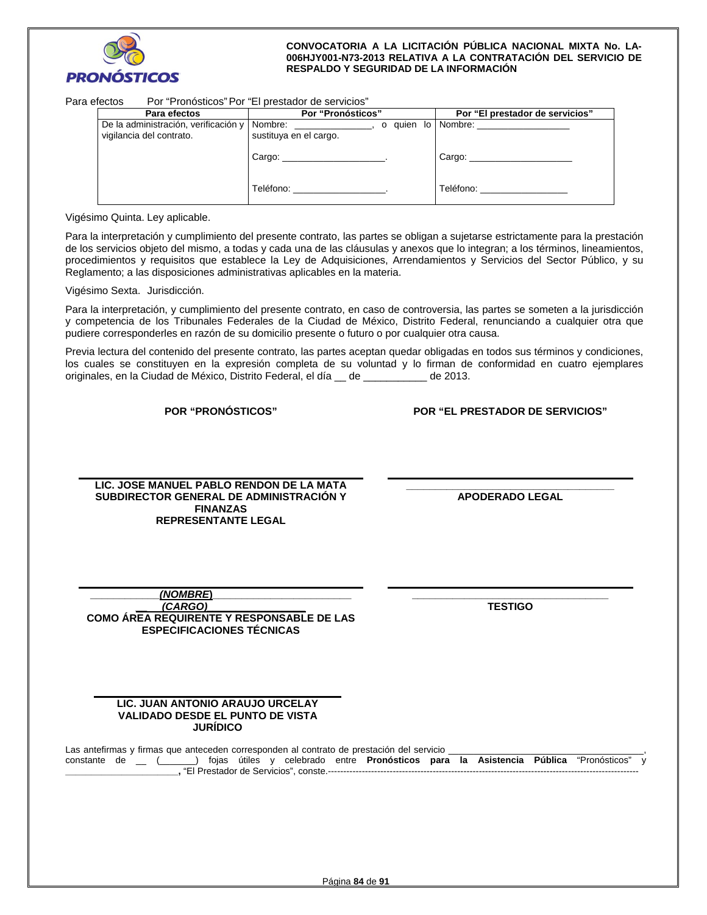Para efectos Por "Pronósticos" Por "El prestador de servicios"

| Para efectos | Por "Pronósticos" | Por "El prestador de servicios" |
|---|---|---|
| De la administración, verificación y vigilancia del contrato. | Nombre: _______________, o quien lo sustituya en el cargo.<br><br>Cargo: ____________________.<br><br>Teléfono: __________________. | Nombre: __________________<br><br>Cargo: ____________________<br><br>Teléfono: ________________ |

Vigésimo Quinta. Ley aplicable.

Para la interpretación y cumplimiento del presente contrato, las partes se obligan a sujetarse estrictamente para la prestación de los servicios objeto del mismo, a todas y cada una de las cláusulas y anexos que lo integran; a los términos, lineamientos, procedimientos y requisitos que establece la Ley de Adquisiciones, Arrendamientos y Servicios del Sector Público, y su Reglamento; a las disposiciones administrativas aplicables en la materia.

Vigésimo Sexta. Jurisdicción.

Para la interpretación, y cumplimiento del presente contrato, en caso de controversia, las partes se someten a la jurisdicción y competencia de los Tribunales Federales de la Ciudad de México, Distrito Federal, renunciando a cualquier otra que pudiere corresponderles en razón de su domicilio presente o futuro o por cualquier otra causa.

Previa lectura del contenido del presente contrato, las partes aceptan quedar obligadas en todos sus términos y condiciones, los cuales se constituyen en la expresión completa de su voluntad y lo firman de conformidad en cuatro ejemplares originales, en la Ciudad de México, Distrito Federal, el día __ de ___________ de 2013.

**POR "PRONÓSTICOS"**

**LIC. JOSE MANUEL PABLO RENDON DE LA MATA**
**SUBDIRECTOR GENERAL DE ADMINISTRACIÓN Y FINANZAS**
**REPRESENTANTE LEGAL**

**POR "EL PRESTADOR DE SERVICIOS"**

___________________________________
**APODERADO LEGAL**

***(NOMBRE)***
***(CARGO)***
**COMO ÁREA REQUIRENTE Y RESPONSABLE DE LAS ESPECIFICACIONES TÉCNICAS**

___________________________________
**TESTIGO**

**LIC. JUAN ANTONIO ARAUJO URCELAY**
**VALIDADO DESDE EL PUNTO DE VISTA JURÍDICO**

Las antefirmas y firmas que anteceden corresponden al contrato de prestación del servicio _____________________________________, constante de __ (_______) fojas útiles y celebrado entre **Pronósticos para la Asistencia Pública** "Pronósticos" y **______________________,** "El Prestador de Servicios", conste.-----------------------------------------------------------------------------------------------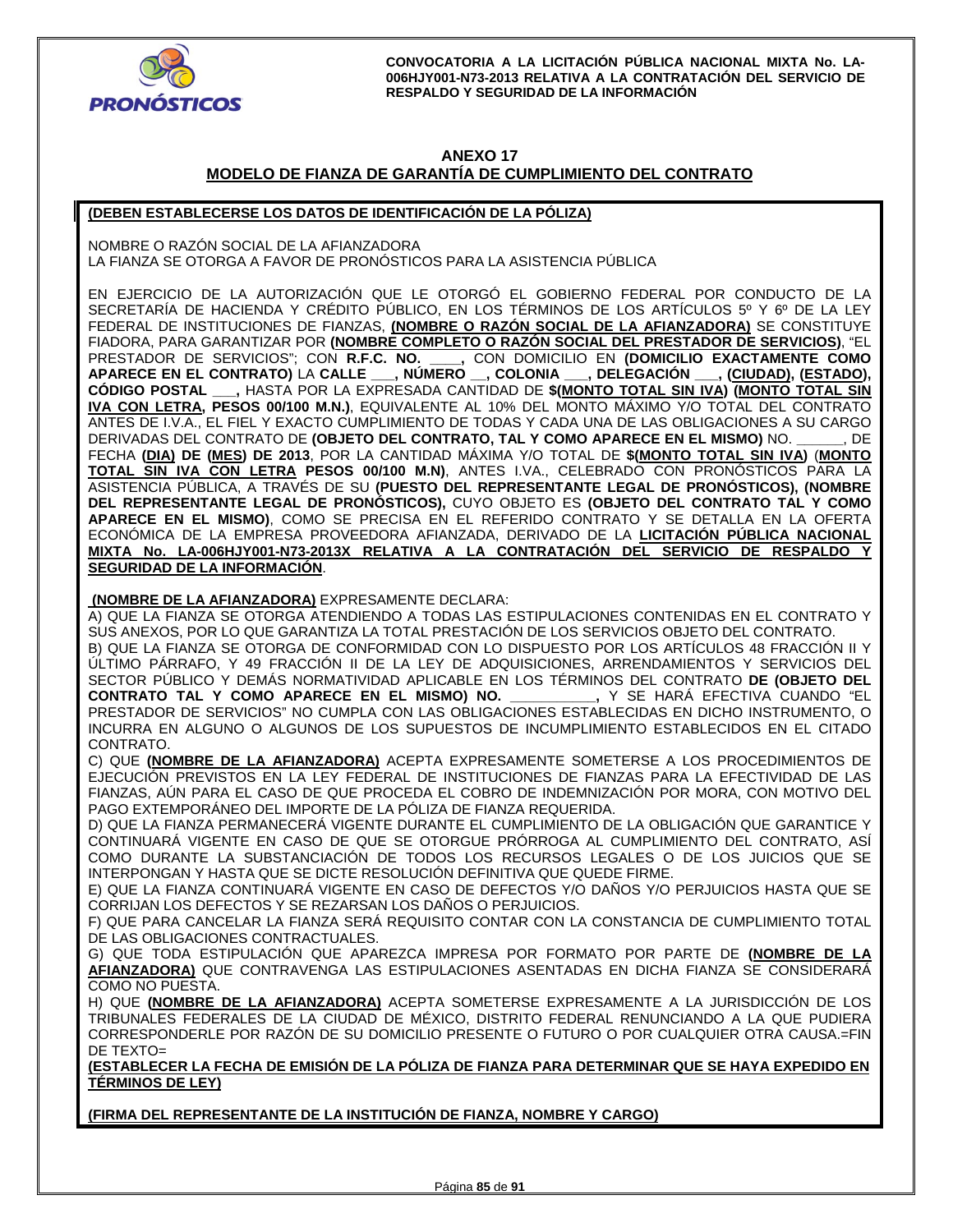## ANEXO 17
## MODELO DE FIANZA DE GARANTÍA DE CUMPLIMIENTO DEL CONTRATO

**(DEBEN ESTABLECERSE LOS DATOS DE IDENTIFICACIÓN DE LA PÓLIZA)**

NOMBRE O RAZÓN SOCIAL DE LA AFIANZADORA
LA FIANZA SE OTORGA A FAVOR DE PRONÓSTICOS PARA LA ASISTENCIA PÚBLICA

EN EJERCICIO DE LA AUTORIZACIÓN QUE LE OTORGÓ EL GOBIERNO FEDERAL POR CONDUCTO DE LA SECRETARÍA DE HACIENDA Y CRÉDITO PÚBLICO, EN LOS TÉRMINOS DE LOS ARTÍCULOS 5º Y 6º DE LA LEY FEDERAL DE INSTITUCIONES DE FIANZAS, **(NOMBRE O RAZÓN SOCIAL DE LA AFIANZADORA)** SE CONSTITUYE FIADORA, PARA GARANTIZAR POR **(NOMBRE COMPLETO O RAZÓN SOCIAL DEL PRESTADOR DE SERVICIOS)**, "EL PRESTADOR DE SERVICIOS"; CON **R.F.C. NO. ____,** CON DOMICILIO EN **(DOMICILIO EXACTAMENTE COMO APARECE EN EL CONTRATO)** LA **CALLE ___, NÚMERO __, COLONIA ___, DELEGACIÓN ___, (CIUDAD), (ESTADO), CÓDIGO POSTAL ___,** HASTA POR LA EXPRESADA CANTIDAD DE **$(MONTO TOTAL SIN IVA) (MONTO TOTAL SIN IVA CON LETRA, PESOS 00/100 M.N.)**, EQUIVALENTE AL 10% DEL MONTO MÁXIMO Y/O TOTAL DEL CONTRATO ANTES DE I.V.A., EL FIEL Y EXACTO CUMPLIMIENTO DE TODAS Y CADA UNA DE LAS OBLIGACIONES A SU CARGO DERIVADAS DEL CONTRATO DE **(OBJETO DEL CONTRATO, TAL Y COMO APARECE EN EL MISMO)** NO. ______, DE FECHA **(DIA) DE (MES) DE 2013**, POR LA CANTIDAD MÁXIMA Y/O TOTAL DE **$(MONTO TOTAL SIN IVA)** (**MONTO TOTAL SIN IVA CON LETRA PESOS 00/100 M.N)**, ANTES I.VA., CELEBRADO CON PRONÓSTICOS PARA LA ASISTENCIA PÚBLICA, A TRAVÉS DE SU **(PUESTO DEL REPRESENTANTE LEGAL DE PRONÓSTICOS), (NOMBRE DEL REPRESENTANTE LEGAL DE PRONÓSTICOS),** CUYO OBJETO ES **(OBJETO DEL CONTRATO TAL Y COMO APARECE EN EL MISMO)**, COMO SE PRECISA EN EL REFERIDO CONTRATO Y SE DETALLA EN LA OFERTA ECONÓMICA DE LA EMPRESA PROVEEDORA AFIANZADA, DERIVADO DE LA **LICITACIÓN PÚBLICA NACIONAL MIXTA No. LA-006HJY001-N73-2013X RELATIVA A LA CONTRATACIÓN DEL SERVICIO DE RESPALDO Y SEGURIDAD DE LA INFORMACIÓN**.

**(NOMBRE DE LA AFIANZADORA)** EXPRESAMENTE DECLARA:

A) QUE LA FIANZA SE OTORGA ATENDIENDO A TODAS LAS ESTIPULACIONES CONTENIDAS EN EL CONTRATO Y SUS ANEXOS, POR LO QUE GARANTIZA LA TOTAL PRESTACIÓN DE LOS SERVICIOS OBJETO DEL CONTRATO.

B) QUE LA FIANZA SE OTORGA DE CONFORMIDAD CON LO DISPUESTO POR LOS ARTÍCULOS 48 FRACCIÓN II Y ÚLTIMO PÁRRAFO, Y 49 FRACCIÓN II DE LA LEY DE ADQUISICIONES, ARRENDAMIENTOS Y SERVICIOS DEL SECTOR PÚBLICO Y DEMÁS NORMATIVIDAD APLICABLE EN LOS TÉRMINOS DEL CONTRATO **DE (OBJETO DEL CONTRATO TAL Y COMO APARECE EN EL MISMO) NO. __________,** Y SE HARÁ EFECTIVA CUANDO "EL PRESTADOR DE SERVICIOS" NO CUMPLA CON LAS OBLIGACIONES ESTABLECIDAS EN DICHO INSTRUMENTO, O INCURRA EN ALGUNO O ALGUNOS DE LOS SUPUESTOS DE INCUMPLIMIENTO ESTABLECIDOS EN EL CITADO CONTRATO.

C) QUE **(NOMBRE DE LA AFIANZADORA)** ACEPTA EXPRESAMENTE SOMETERSE A LOS PROCEDIMIENTOS DE EJECUCIÓN PREVISTOS EN LA LEY FEDERAL DE INSTITUCIONES DE FIANZAS PARA LA EFECTIVIDAD DE LAS FIANZAS, AÚN PARA EL CASO DE QUE PROCEDA EL COBRO DE INDEMNIZACIÓN POR MORA, CON MOTIVO DEL PAGO EXTEMPORÁNEO DEL IMPORTE DE LA PÓLIZA DE FIANZA REQUERIDA.

D) QUE LA FIANZA PERMANECERÁ VIGENTE DURANTE EL CUMPLIMIENTO DE LA OBLIGACIÓN QUE GARANTICE Y CONTINUARÁ VIGENTE EN CASO DE QUE SE OTORGUE PRÓRROGA AL CUMPLIMIENTO DEL CONTRATO, ASÍ COMO DURANTE LA SUBSTANCIACIÓN DE TODOS LOS RECURSOS LEGALES O DE LOS JUICIOS QUE SE INTERPONGAN Y HASTA QUE SE DICTE RESOLUCIÓN DEFINITIVA QUE QUEDE FIRME.

E) QUE LA FIANZA CONTINUARÁ VIGENTE EN CASO DE DEFECTOS Y/O DAÑOS Y/O PERJUICIOS HASTA QUE SE CORRIJAN LOS DEFECTOS Y SE REZARSAN LOS DAÑOS O PERJUICIOS.

F) QUE PARA CANCELAR LA FIANZA SERÁ REQUISITO CONTAR CON LA CONSTANCIA DE CUMPLIMIENTO TOTAL DE LAS OBLIGACIONES CONTRACTUALES.

G) QUE TODA ESTIPULACIÓN QUE APAREZCA IMPRESA POR FORMATO POR PARTE DE **(NOMBRE DE LA AFIANZADORA)** QUE CONTRAVENGA LAS ESTIPULACIONES ASENTADAS EN DICHA FIANZA SE CONSIDERARÁ COMO NO PUESTA.

H) QUE **(NOMBRE DE LA AFIANZADORA)** ACEPTA SOMETERSE EXPRESAMENTE A LA JURISDICCIÓN DE LOS TRIBUNALES FEDERALES DE LA CIUDAD DE MÉXICO, DISTRITO FEDERAL RENUNCIANDO A LA QUE PUDIERA CORRESPONDERLE POR RAZÓN DE SU DOMICILIO PRESENTE O FUTURO O POR CUALQUIER OTRA CAUSA.=FIN DE TEXTO=

**(ESTABLECER LA FECHA DE EMISIÓN DE LA PÓLIZA DE FIANZA PARA DETERMINAR QUE SE HAYA EXPEDIDO EN TÉRMINOS DE LEY)**

**(FIRMA DEL REPRESENTANTE DE LA INSTITUCIÓN DE FIANZA, NOMBRE Y CARGO)**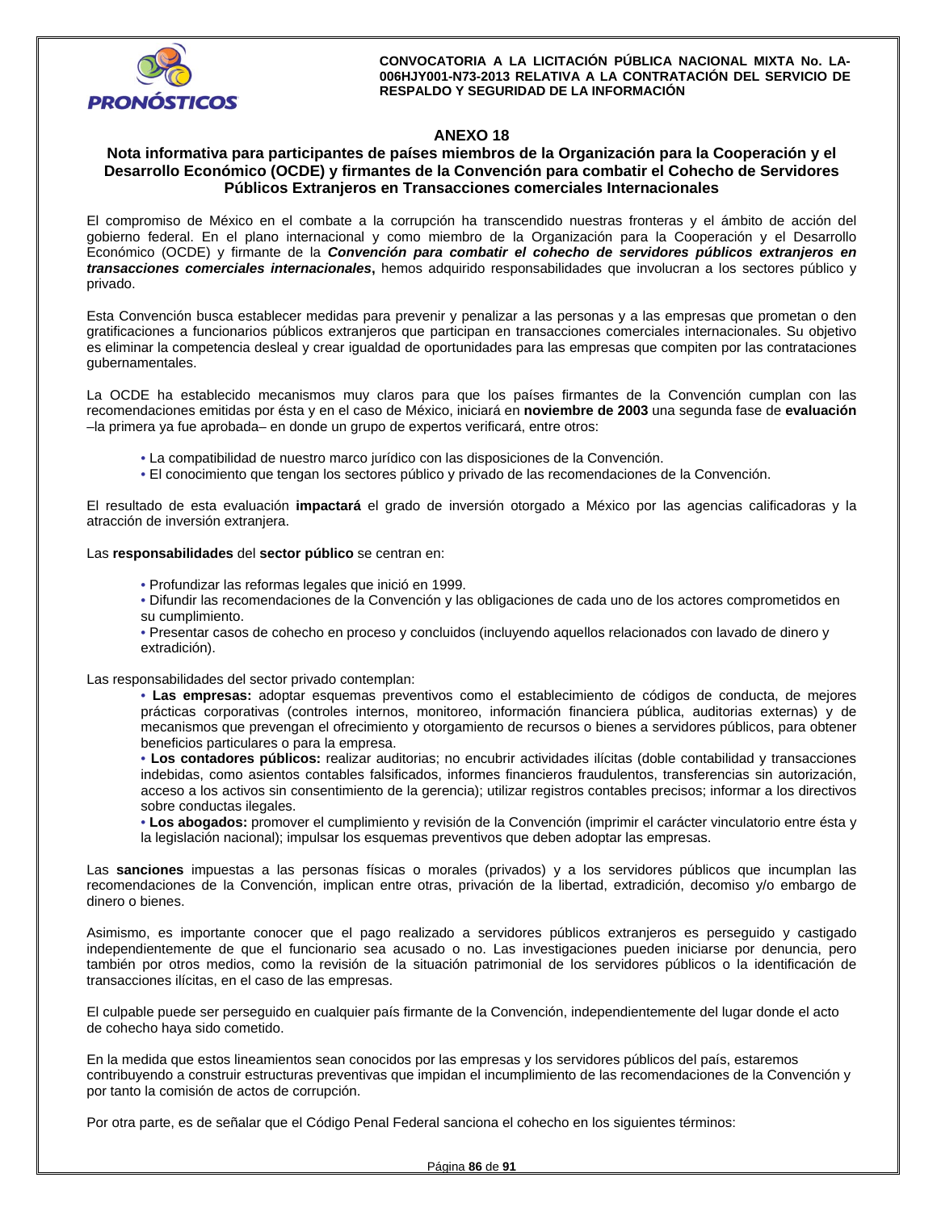## ANEXO 18

### Nota informativa para participantes de países miembros de la Organización para la Cooperación y el Desarrollo Económico (OCDE) y firmantes de la Convención para combatir el Cohecho de Servidores Públicos Extranjeros en Transacciones comerciales Internacionales

El compromiso de México en el combate a la corrupción ha transcendido nuestras fronteras y el ámbito de acción del gobierno federal. En el plano internacional y como miembro de la Organización para la Cooperación y el Desarrollo Económico (OCDE) y firmante de la ***Convención para combatir el cohecho de servidores públicos extranjeros en transacciones comerciales internacionales*****,** hemos adquirido responsabilidades que involucran a los sectores público y privado.

Esta Convención busca establecer medidas para prevenir y penalizar a las personas y a las empresas que prometan o den gratificaciones a funcionarios públicos extranjeros que participan en transacciones comerciales internacionales. Su objetivo es eliminar la competencia desleal y crear igualdad de oportunidades para las empresas que compiten por las contrataciones gubernamentales.

La OCDE ha establecido mecanismos muy claros para que los países firmantes de la Convención cumplan con las recomendaciones emitidas por ésta y en el caso de México, iniciará en **noviembre de 2003** una segunda fase de **evaluación** –la primera ya fue aprobada– en donde un grupo de expertos verificará, entre otros:

- La compatibilidad de nuestro marco jurídico con las disposiciones de la Convención.
- El conocimiento que tengan los sectores público y privado de las recomendaciones de la Convención.

El resultado de esta evaluación **impactará** el grado de inversión otorgado a México por las agencias calificadoras y la atracción de inversión extranjera.

Las **responsabilidades** del **sector público** se centran en:

- Profundizar las reformas legales que inició en 1999.
- Difundir las recomendaciones de la Convención y las obligaciones de cada uno de los actores comprometidos en su cumplimiento.
- Presentar casos de cohecho en proceso y concluidos (incluyendo aquellos relacionados con lavado de dinero y extradición).

Las responsabilidades del sector privado contemplan:

- **Las empresas:** adoptar esquemas preventivos como el establecimiento de códigos de conducta, de mejores prácticas corporativas (controles internos, monitoreo, información financiera pública, auditorias externas) y de mecanismos que prevengan el ofrecimiento y otorgamiento de recursos o bienes a servidores públicos, para obtener beneficios particulares o para la empresa.
- **Los contadores públicos:** realizar auditorias; no encubrir actividades ilícitas (doble contabilidad y transacciones indebidas, como asientos contables falsificados, informes financieros fraudulentos, transferencias sin autorización, acceso a los activos sin consentimiento de la gerencia); utilizar registros contables precisos; informar a los directivos sobre conductas ilegales.
- **Los abogados:** promover el cumplimiento y revisión de la Convención (imprimir el carácter vinculatorio entre ésta y la legislación nacional); impulsar los esquemas preventivos que deben adoptar las empresas.

Las **sanciones** impuestas a las personas físicas o morales (privados) y a los servidores públicos que incumplan las recomendaciones de la Convención, implican entre otras, privación de la libertad, extradición, decomiso y/o embargo de dinero o bienes.

Asimismo, es importante conocer que el pago realizado a servidores públicos extranjeros es perseguido y castigado independientemente de que el funcionario sea acusado o no. Las investigaciones pueden iniciarse por denuncia, pero también por otros medios, como la revisión de la situación patrimonial de los servidores públicos o la identificación de transacciones ilícitas, en el caso de las empresas.

El culpable puede ser perseguido en cualquier país firmante de la Convención, independientemente del lugar donde el acto de cohecho haya sido cometido.

En la medida que estos lineamientos sean conocidos por las empresas y los servidores públicos del país, estaremos contribuyendo a construir estructuras preventivas que impidan el incumplimiento de las recomendaciones de la Convención y por tanto la comisión de actos de corrupción.

Por otra parte, es de señalar que el Código Penal Federal sanciona el cohecho en los siguientes términos: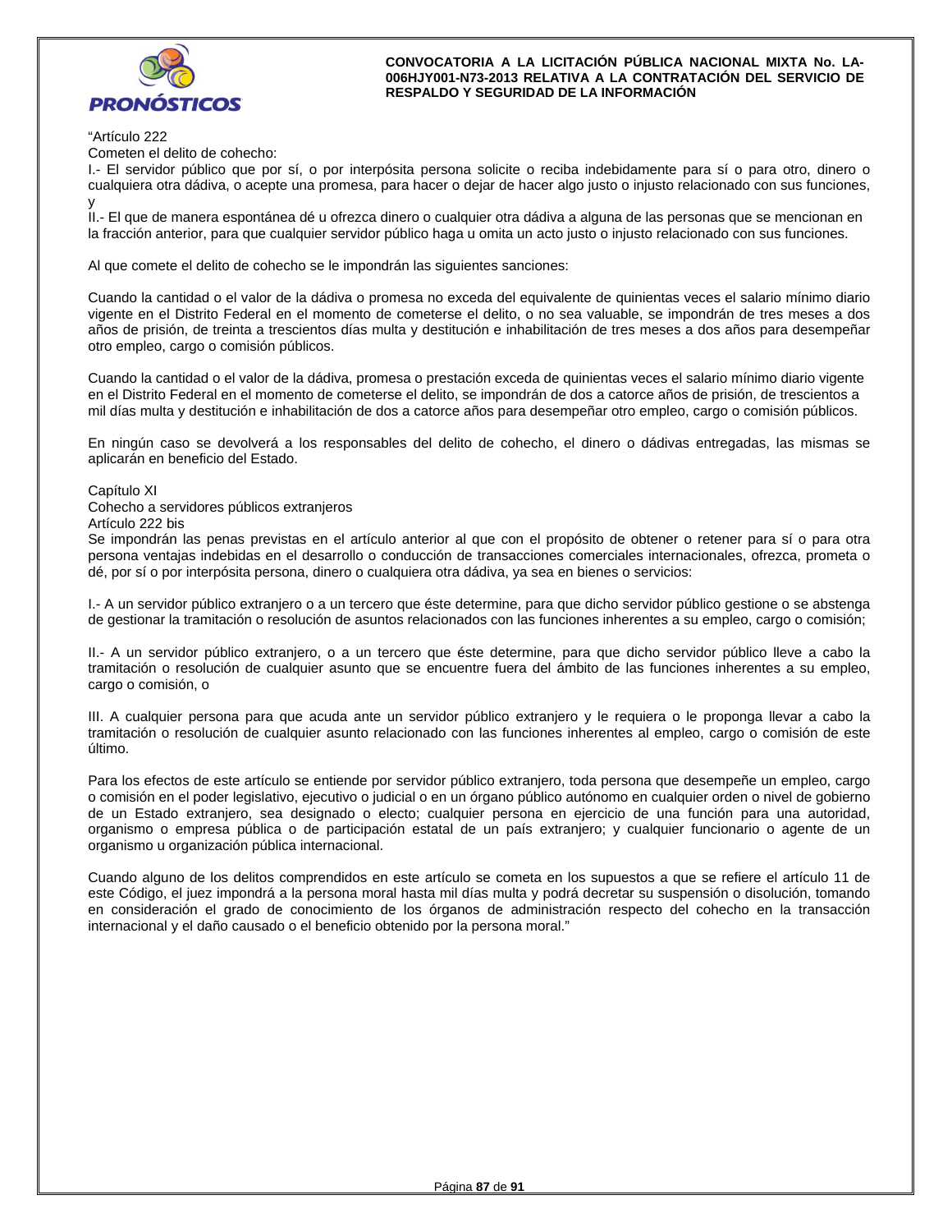"Artículo 222

Cometen el delito de cohecho:

I.- El servidor público que por sí, o por interpósita persona solicite o reciba indebidamente para sí o para otro, dinero o cualquiera otra dádiva, o acepte una promesa, para hacer o dejar de hacer algo justo o injusto relacionado con sus funciones, y

II.- El que de manera espontánea dé u ofrezca dinero o cualquier otra dádiva a alguna de las personas que se mencionan en la fracción anterior, para que cualquier servidor público haga u omita un acto justo o injusto relacionado con sus funciones.

Al que comete el delito de cohecho se le impondrán las siguientes sanciones:

Cuando la cantidad o el valor de la dádiva o promesa no exceda del equivalente de quinientas veces el salario mínimo diario vigente en el Distrito Federal en el momento de cometerse el delito, o no sea valuable, se impondrán de tres meses a dos años de prisión, de treinta a trescientos días multa y destitución e inhabilitación de tres meses a dos años para desempeñar otro empleo, cargo o comisión públicos.

Cuando la cantidad o el valor de la dádiva, promesa o prestación exceda de quinientas veces el salario mínimo diario vigente en el Distrito Federal en el momento de cometerse el delito, se impondrán de dos a catorce años de prisión, de trescientos a mil días multa y destitución e inhabilitación de dos a catorce años para desempeñar otro empleo, cargo o comisión públicos.

En ningún caso se devolverá a los responsables del delito de cohecho, el dinero o dádivas entregadas, las mismas se aplicarán en beneficio del Estado.

Capítulo XI

Cohecho a servidores públicos extranjeros

Artículo 222 bis

Se impondrán las penas previstas en el artículo anterior al que con el propósito de obtener o retener para sí o para otra persona ventajas indebidas en el desarrollo o conducción de transacciones comerciales internacionales, ofrezca, prometa o dé, por sí o por interpósita persona, dinero o cualquiera otra dádiva, ya sea en bienes o servicios:

I.- A un servidor público extranjero o a un tercero que éste determine, para que dicho servidor público gestione o se abstenga de gestionar la tramitación o resolución de asuntos relacionados con las funciones inherentes a su empleo, cargo o comisión;

II.- A un servidor público extranjero, o a un tercero que éste determine, para que dicho servidor público lleve a cabo la tramitación o resolución de cualquier asunto que se encuentre fuera del ámbito de las funciones inherentes a su empleo, cargo o comisión, o

III. A cualquier persona para que acuda ante un servidor público extranjero y le requiera o le proponga llevar a cabo la tramitación o resolución de cualquier asunto relacionado con las funciones inherentes al empleo, cargo o comisión de este último.

Para los efectos de este artículo se entiende por servidor público extranjero, toda persona que desempeñe un empleo, cargo o comisión en el poder legislativo, ejecutivo o judicial o en un órgano público autónomo en cualquier orden o nivel de gobierno de un Estado extranjero, sea designado o electo; cualquier persona en ejercicio de una función para una autoridad, organismo o empresa pública o de participación estatal de un país extranjero; y cualquier funcionario o agente de un organismo u organización pública internacional.

Cuando alguno de los delitos comprendidos en este artículo se cometa en los supuestos a que se refiere el artículo 11 de este Código, el juez impondrá a la persona moral hasta mil días multa y podrá decretar su suspensión o disolución, tomando en consideración el grado de conocimiento de los órganos de administración respecto del cohecho en la transacción internacional y el daño causado o el beneficio obtenido por la persona moral."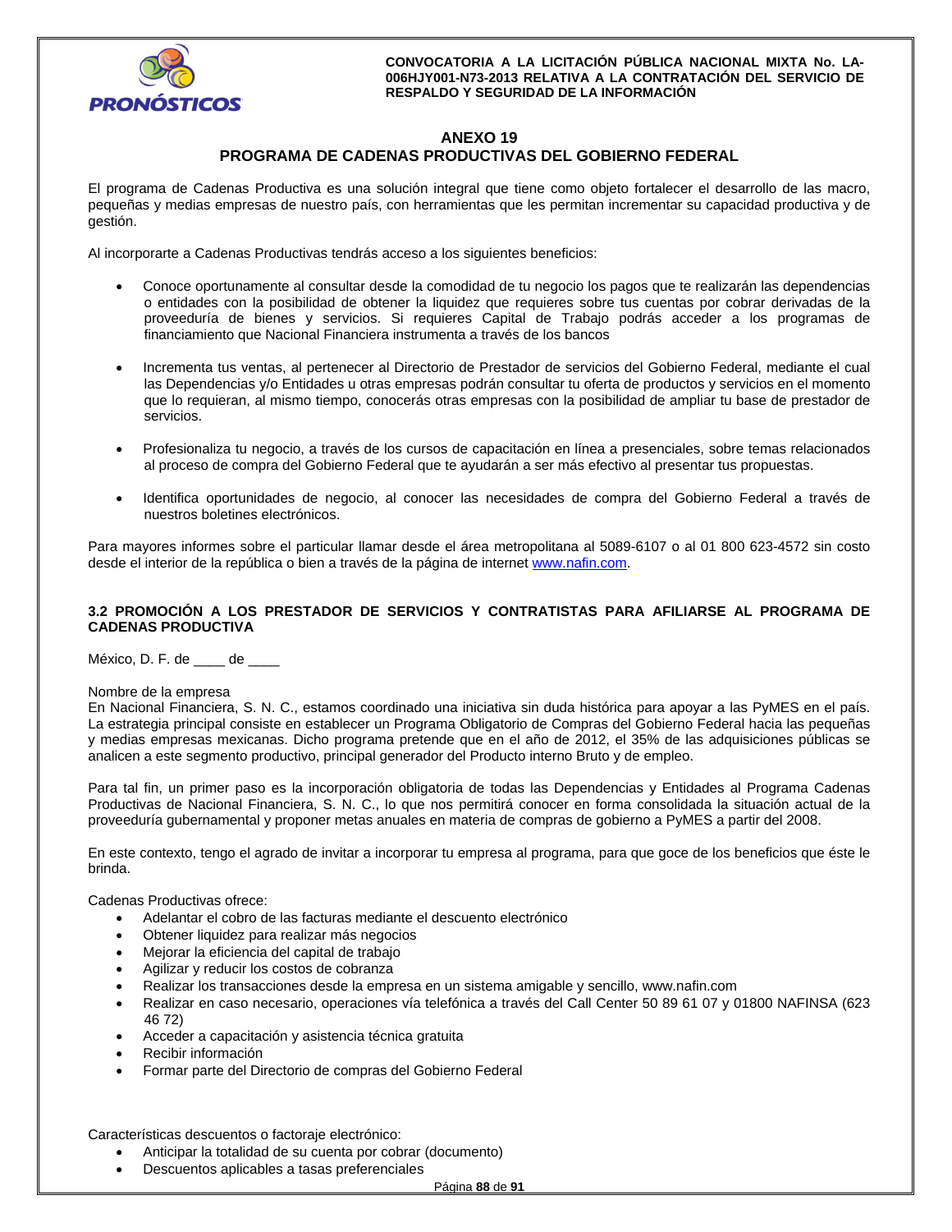## ANEXO 19
## PROGRAMA DE CADENAS PRODUCTIVAS DEL GOBIERNO FEDERAL

El programa de Cadenas Productiva es una solución integral que tiene como objeto fortalecer el desarrollo de las macro, pequeñas y medias empresas de nuestro país, con herramientas que les permitan incrementar su capacidad productiva y de gestión.

Al incorporarte a Cadenas Productivas tendrás acceso a los siguientes beneficios:

- Conoce oportunamente al consultar desde la comodidad de tu negocio los pagos que te realizarán las dependencias o entidades con la posibilidad de obtener la liquidez que requieres sobre tus cuentas por cobrar derivadas de la proveeduría de bienes y servicios. Si requieres Capital de Trabajo podrás acceder a los programas de financiamiento que Nacional Financiera instrumenta a través de los bancos

- Incrementa tus ventas, al pertenecer al Directorio de Prestador de servicios del Gobierno Federal, mediante el cual las Dependencias y/o Entidades u otras empresas podrán consultar tu oferta de productos y servicios en el momento que lo requieran, al mismo tiempo, conocerás otras empresas con la posibilidad de ampliar tu base de prestador de servicios.

- Profesionaliza tu negocio, a través de los cursos de capacitación en línea a presenciales, sobre temas relacionados al proceso de compra del Gobierno Federal que te ayudarán a ser más efectivo al presentar tus propuestas.

- Identifica oportunidades de negocio, al conocer las necesidades de compra del Gobierno Federal a través de nuestros boletines electrónicos.

Para mayores informes sobre el particular llamar desde el área metropolitana al 5089-6107 o al 01 800 623-4572 sin costo desde el interior de la república o bien a través de la página de internet www.nafin.com.

### 3.2 PROMOCIÓN A LOS PRESTADOR DE SERVICIOS Y CONTRATISTAS PARA AFILIARSE AL PROGRAMA DE CADENAS PRODUCTIVA

México, D. F. de ____ de ____

Nombre de la empresa
En Nacional Financiera, S. N. C., estamos coordinado una iniciativa sin duda histórica para apoyar a las PyMES en el país. La estrategia principal consiste en establecer un Programa Obligatorio de Compras del Gobierno Federal hacia las pequeñas y medias empresas mexicanas. Dicho programa pretende que en el año de 2012, el 35% de las adquisiciones públicas se analicen a este segmento productivo, principal generador del Producto interno Bruto y de empleo.

Para tal fin, un primer paso es la incorporación obligatoria de todas las Dependencias y Entidades al Programa Cadenas Productivas de Nacional Financiera, S. N. C., lo que nos permitirá conocer en forma consolidada la situación actual de la proveeduría gubernamental y proponer metas anuales en materia de compras de gobierno a PyMES a partir del 2008.

En este contexto, tengo el agrado de invitar a incorporar tu empresa al programa, para que goce de los beneficios que éste le brinda.

Cadenas Productivas ofrece:

- Adelantar el cobro de las facturas mediante el descuento electrónico
- Obtener liquidez para realizar más negocios
- Mejorar la eficiencia del capital de trabajo
- Agilizar y reducir los costos de cobranza
- Realizar los transacciones desde la empresa en un sistema amigable y sencillo, www.nafin.com
- Realizar en caso necesario, operaciones vía telefónica a través del Call Center 50 89 61 07 y 01800 NAFINSA (623 46 72)
- Acceder a capacitación y asistencia técnica gratuita
- Recibir información
- Formar parte del Directorio de compras del Gobierno Federal

Características descuentos o factoraje electrónico:

- Anticipar la totalidad de su cuenta por cobrar (documento)
- Descuentos aplicables a tasas preferenciales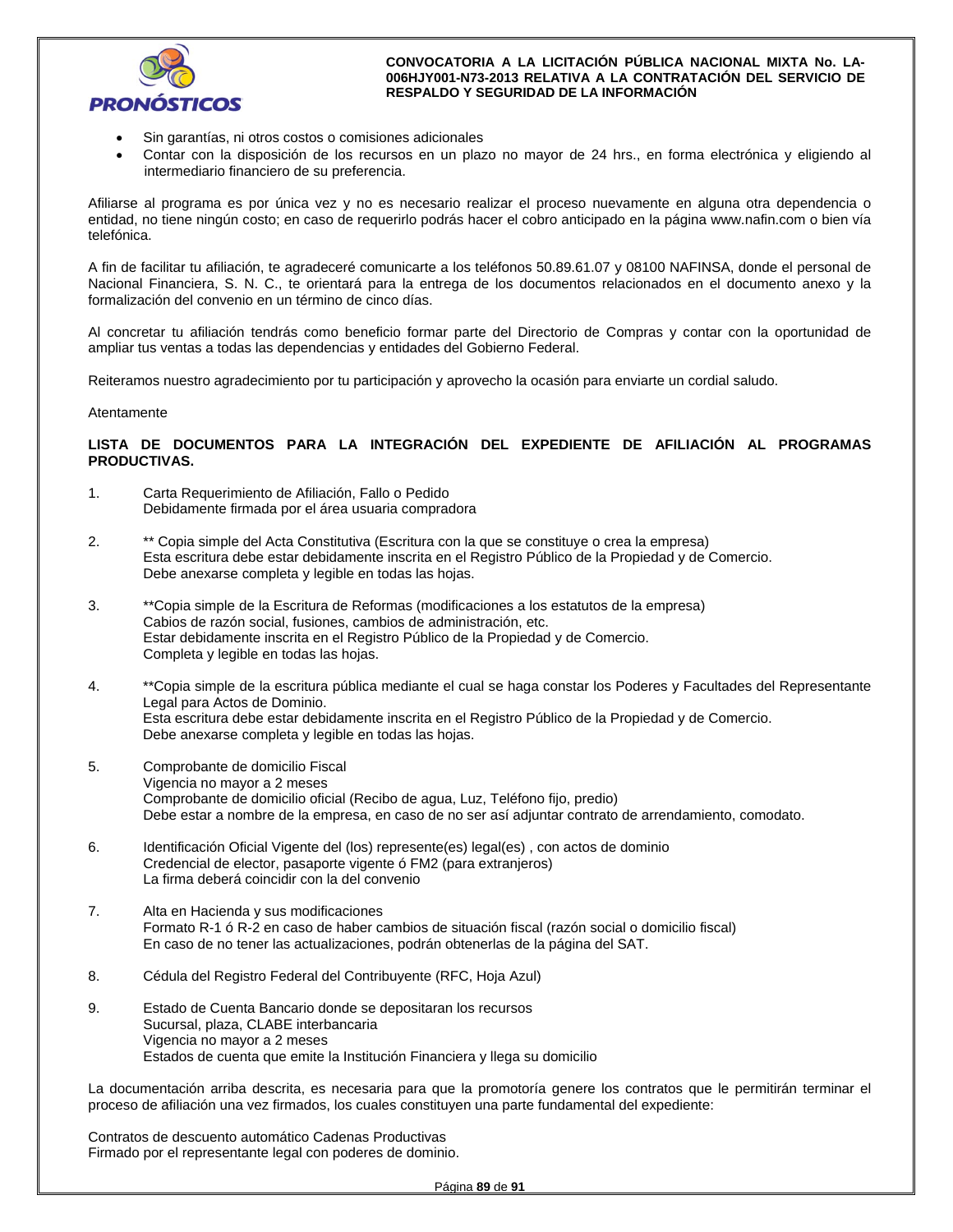- Sin garantías, ni otros costos o comisiones adicionales
- Contar con la disposición de los recursos en un plazo no mayor de 24 hrs., en forma electrónica y eligiendo al intermediario financiero de su preferencia.

Afiliarse al programa es por única vez y no es necesario realizar el proceso nuevamente en alguna otra dependencia o entidad, no tiene ningún costo; en caso de requerirlo podrás hacer el cobro anticipado en la página www.nafin.com o bien vía telefónica.

A fin de facilitar tu afiliación, te agradeceré comunicarte a los teléfonos 50.89.61.07 y 08100 NAFINSA, donde el personal de Nacional Financiera, S. N. C., te orientará para la entrega de los documentos relacionados en el documento anexo y la formalización del convenio en un término de cinco días.

Al concretar tu afiliación tendrás como beneficio formar parte del Directorio de Compras y contar con la oportunidad de ampliar tus ventas a todas las dependencias y entidades del Gobierno Federal.

Reiteramos nuestro agradecimiento por tu participación y aprovecho la ocasión para enviarte un cordial saludo.

Atentamente

**LISTA DE DOCUMENTOS PARA LA INTEGRACIÓN DEL EXPEDIENTE DE AFILIACIÓN AL PROGRAMAS PRODUCTIVAS.**

1. Carta Requerimiento de Afiliación, Fallo o Pedido
   Debidamente firmada por el área usuaria compradora

2. ** Copia simple del Acta Constitutiva (Escritura con la que se constituye o crea la empresa)
   Esta escritura debe estar debidamente inscrita en el Registro Público de la Propiedad y de Comercio.
   Debe anexarse completa y legible en todas las hojas.

3. **Copia simple de la Escritura de Reformas (modificaciones a los estatutos de la empresa)
   Cabios de razón social, fusiones, cambios de administración, etc.
   Estar debidamente inscrita en el Registro Público de la Propiedad y de Comercio.
   Completa y legible en todas las hojas.

4. **Copia simple de la escritura pública mediante el cual se haga constar los Poderes y Facultades del Representante Legal para Actos de Dominio.
   Esta escritura debe estar debidamente inscrita en el Registro Público de la Propiedad y de Comercio.
   Debe anexarse completa y legible en todas las hojas.

5. Comprobante de domicilio Fiscal
   Vigencia no mayor a 2 meses
   Comprobante de domicilio oficial (Recibo de agua, Luz, Teléfono fijo, predio)
   Debe estar a nombre de la empresa, en caso de no ser así adjuntar contrato de arrendamiento, comodato.

6. Identificación Oficial Vigente del (los) represente(es) legal(es) , con actos de dominio
   Credencial de elector, pasaporte vigente ó FM2 (para extranjeros)
   La firma deberá coincidir con la del convenio

7. Alta en Hacienda y sus modificaciones
   Formato R-1 ó R-2 en caso de haber cambios de situación fiscal (razón social o domicilio fiscal)
   En caso de no tener las actualizaciones, podrán obtenerlas de la página del SAT.

8. Cédula del Registro Federal del Contribuyente (RFC, Hoja Azul)

9. Estado de Cuenta Bancario donde se depositaran los recursos
   Sucursal, plaza, CLABE interbancaria
   Vigencia no mayor a 2 meses
   Estados de cuenta que emite la Institución Financiera y llega su domicilio

La documentación arriba descrita, es necesaria para que la promotoría genere los contratos que le permitirán terminar el proceso de afiliación una vez firmados, los cuales constituyen una parte fundamental del expediente:

Contratos de descuento automático Cadenas Productivas
Firmado por el representante legal con poderes de dominio.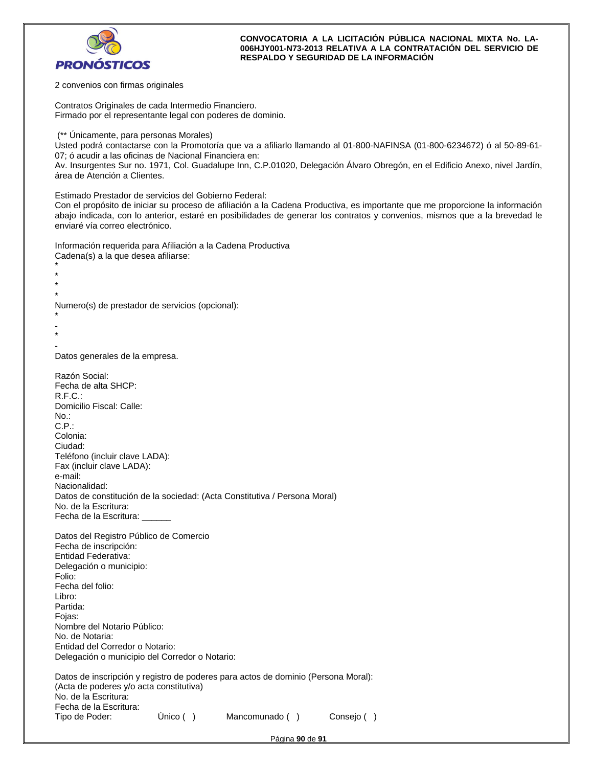2 convenios con firmas originales

Contratos Originales de cada Intermedio Financiero.
Firmado por el representante legal con poderes de dominio.

(** Únicamente, para personas Morales)
Usted podrá contactarse con la Promotoría que va a afiliarlo llamando al 01-800-NAFINSA (01-800-6234672) ó al 50-89-61-07; ó acudir a las oficinas de Nacional Financiera en:
Av. Insurgentes Sur no. 1971, Col. Guadalupe Inn, C.P.01020, Delegación Álvaro Obregón, en el Edificio Anexo, nivel Jardín, área de Atención a Clientes.

Estimado Prestador de servicios del Gobierno Federal:
Con el propósito de iniciar su proceso de afiliación a la Cadena Productiva, es importante que me proporcione la información abajo indicada, con lo anterior, estaré en posibilidades de generar los contratos y convenios, mismos que a la brevedad le enviaré vía correo electrónico.

Información requerida para Afiliación a la Cadena Productiva
Cadena(s) a la que desea afiliarse:
*
*
*
*
Numero(s) de prestador de servicios (opcional):
*
-
*
-
Datos generales de la empresa.

Razón Social:
Fecha de alta SHCP:
R.F.C.:
Domicilio Fiscal: Calle:
No.:
C.P.:
Colonia:
Ciudad:
Teléfono (incluir clave LADA):
Fax (incluir clave LADA):
e-mail:
Nacionalidad:
Datos de constitución de la sociedad: (Acta Constitutiva / Persona Moral)
No. de la Escritura:
Fecha de la Escritura: ______

Datos del Registro Público de Comercio
Fecha de inscripción:
Entidad Federativa:
Delegación o municipio:
Folio:
Fecha del folio:
Libro:
Partida:
Fojas:
Nombre del Notario Público:
No. de Notaria:
Entidad del Corredor o Notario:
Delegación o municipio del Corredor o Notario:

Datos de inscripción y registro de poderes para actos de dominio (Persona Moral):
(Acta de poderes y/o acta constitutiva)
No. de la Escritura:
Fecha de la Escritura:
Tipo de Poder: Único ( ) Mancomunado ( ) Consejo ( )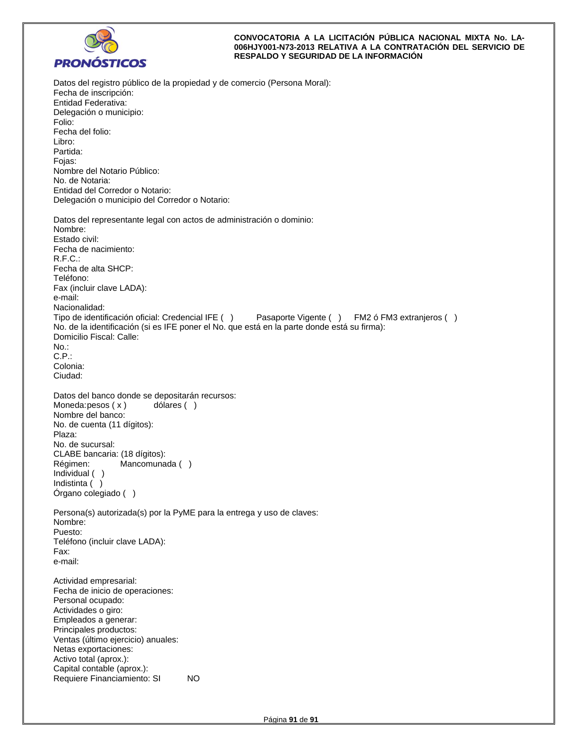Datos del registro público de la propiedad y de comercio (Persona Moral):
Fecha de inscripción:
Entidad Federativa:
Delegación o municipio:
Folio:
Fecha del folio:
Libro:
Partida:
Fojas:
Nombre del Notario Público:
No. de Notaria:
Entidad del Corredor o Notario:
Delegación o municipio del Corredor o Notario:

Datos del representante legal con actos de administración o dominio:
Nombre:
Estado civil:
Fecha de nacimiento:
R.F.C.:
Fecha de alta SHCP:
Teléfono:
Fax (incluir clave LADA):
e-mail:
Nacionalidad:
Tipo de identificación oficial: Credencial IFE ( ) Pasaporte Vigente ( ) FM2 ó FM3 extranjeros ( )
No. de la identificación (si es IFE poner el No. que está en la parte donde está su firma):
Domicilio Fiscal: Calle:
No.:
C.P.:
Colonia:
Ciudad:

Datos del banco donde se depositarán recursos:
Moneda: pesos ( x ) dólares ( )
Nombre del banco:
No. de cuenta (11 dígitos):
Plaza:
No. de sucursal:
CLABE bancaria: (18 dígitos):
Régimen: Mancomunada ( )
Individual ( )
Indistinta ( )
Órgano colegiado ( )

Persona(s) autorizada(s) por la PyME para la entrega y uso de claves:
Nombre:
Puesto:
Teléfono (incluir clave LADA):
Fax:
e-mail:

Actividad empresarial:
Fecha de inicio de operaciones:
Personal ocupado:
Actividades o giro:
Empleados a generar:
Principales productos:
Ventas (último ejercicio) anuales:
Netas exportaciones:
Activo total (aprox.):
Capital contable (aprox.):
Requiere Financiamiento: SI NO